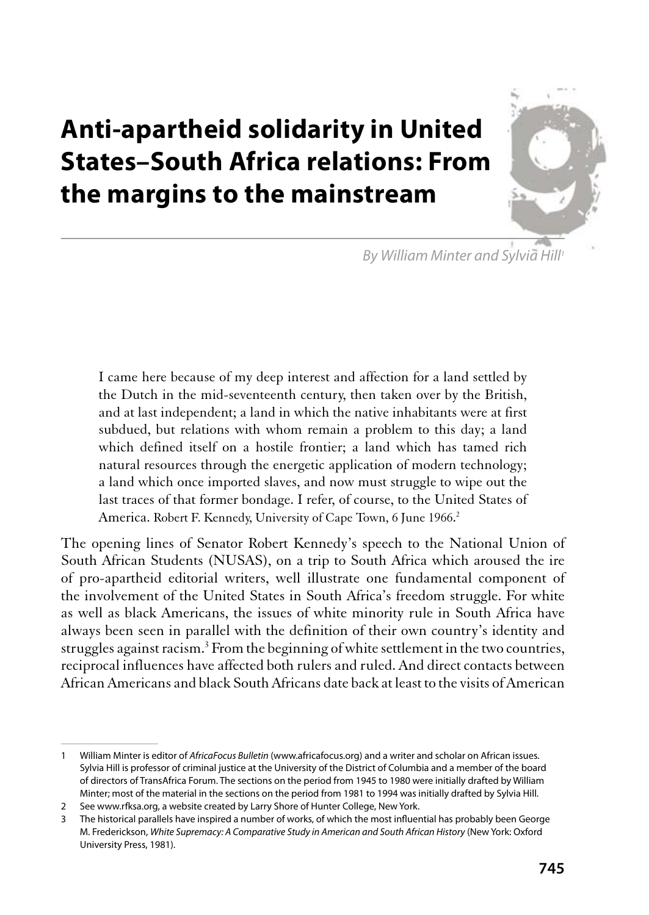# Anti-apartheid solidarity in United States–South Africa relations: From the margins to the mainstream

*By William Minter and Sylvia Hill*[1]

> I came here because of my deep interest and affection for a land settled by the Dutch in the mid-seventeenth century, then taken over by the British, and at last independent; a land in which the native inhabitants were at first subdued, but relations with whom remain a problem to this day; a land which defined itself on a hostile frontier; a land which has tamed rich natural resources through the energetic application of modern technology; a land which once imported slaves, and now must struggle to wipe out the last traces of that former bondage. I refer, of course, to the United States of America. Robert F. Kennedy, University of Cape Town, 6 June 1966.[2]

The opening lines of Senator Robert Kennedy's speech to the National Union of South African Students (NUSAS), on a trip to South Africa which aroused the ire of pro-apartheid editorial writers, well illustrate one fundamental component of the involvement of the United States in South Africa's freedom struggle. For white as well as black Americans, the issues of white minority rule in South Africa have always been seen in parallel with the definition of their own country's identity and struggles against racism.[3] From the beginning of white settlement in the two countries, reciprocal influences have affected both rulers and ruled. And direct contacts between African Americans and black South Africans date back at least to the visits of American

---

1 William Minter is editor of *AfricaFocus Bulletin* (www.africafocus.org) and a writer and scholar on African issues. Sylvia Hill is professor of criminal justice at the University of the District of Columbia and a member of the board of directors of TransAfrica Forum. The sections on the period from 1945 to 1980 were initially drafted by William Minter; most of the material in the sections on the period from 1981 to 1994 was initially drafted by Sylvia Hill.

2 See www.rfksa.org, a website created by Larry Shore of Hunter College, New York.

3 The historical parallels have inspired a number of works, of which the most influential has probably been George M. Frederickson, *White Supremacy: A Comparative Study in American and South African History* (New York: Oxford University Press, 1981).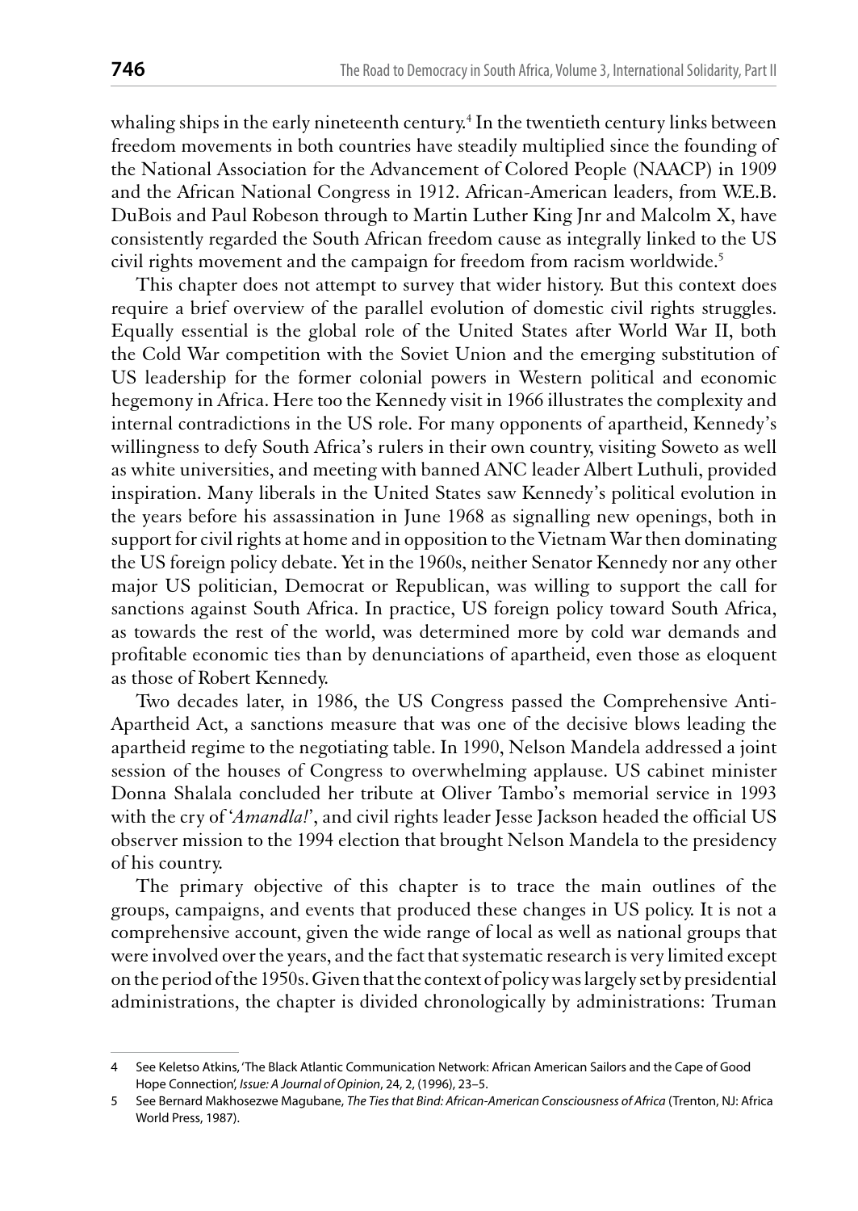whaling ships in the early nineteenth century.[4] In the twentieth century links between freedom movements in both countries have steadily multiplied since the founding of the National Association for the Advancement of Colored People (NAACP) in 1909 and the African National Congress in 1912. African-American leaders, from W.E.B. DuBois and Paul Robeson through to Martin Luther King Jnr and Malcolm X, have consistently regarded the South African freedom cause as integrally linked to the US civil rights movement and the campaign for freedom from racism worldwide.[5]

This chapter does not attempt to survey that wider history. But this context does require a brief overview of the parallel evolution of domestic civil rights struggles. Equally essential is the global role of the United States after World War II, both the Cold War competition with the Soviet Union and the emerging substitution of US leadership for the former colonial powers in Western political and economic hegemony in Africa. Here too the Kennedy visit in 1966 illustrates the complexity and internal contradictions in the US role. For many opponents of apartheid, Kennedy's willingness to defy South Africa's rulers in their own country, visiting Soweto as well as white universities, and meeting with banned ANC leader Albert Luthuli, provided inspiration. Many liberals in the United States saw Kennedy's political evolution in the years before his assassination in June 1968 as signalling new openings, both in support for civil rights at home and in opposition to the Vietnam War then dominating the US foreign policy debate. Yet in the 1960s, neither Senator Kennedy nor any other major US politician, Democrat or Republican, was willing to support the call for sanctions against South Africa. In practice, US foreign policy toward South Africa, as towards the rest of the world, was determined more by cold war demands and profitable economic ties than by denunciations of apartheid, even those as eloquent as those of Robert Kennedy.

Two decades later, in 1986, the US Congress passed the Comprehensive Anti-Apartheid Act, a sanctions measure that was one of the decisive blows leading the apartheid regime to the negotiating table. In 1990, Nelson Mandela addressed a joint session of the houses of Congress to overwhelming applause. US cabinet minister Donna Shalala concluded her tribute at Oliver Tambo's memorial service in 1993 with the cry of '*Amandla!*', and civil rights leader Jesse Jackson headed the official US observer mission to the 1994 election that brought Nelson Mandela to the presidency of his country.

The primary objective of this chapter is to trace the main outlines of the groups, campaigns, and events that produced these changes in US policy. It is not a comprehensive account, given the wide range of local as well as national groups that were involved over the years, and the fact that systematic research is very limited except on the period of the 1950s. Given that the context of policy was largely set by presidential administrations, the chapter is divided chronologically by administrations: Truman

---

4 See Keletso Atkins, 'The Black Atlantic Communication Network: African American Sailors and the Cape of Good Hope Connection', *Issue: A Journal of Opinion*, 24, 2, (1996), 23–5.

5 See Bernard Makhosezwe Magubane, *The Ties that Bind: African-American Consciousness of Africa* (Trenton, NJ: Africa World Press, 1987).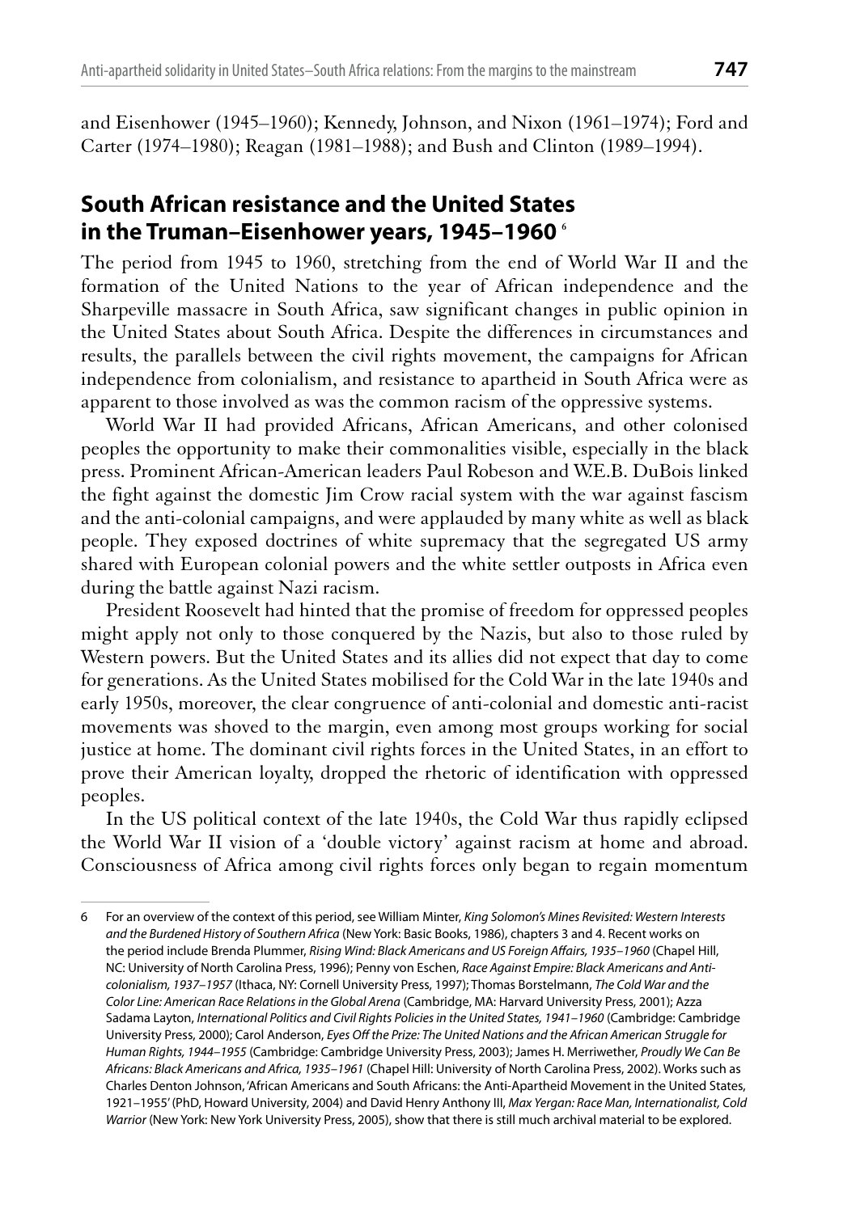and Eisenhower (1945–1960); Kennedy, Johnson, and Nixon (1961–1974); Ford and Carter (1974–1980); Reagan (1981–1988); and Bush and Clinton (1989–1994).

## South African resistance and the United States in the Truman–Eisenhower years, 1945–1960 [6]

The period from 1945 to 1960, stretching from the end of World War II and the formation of the United Nations to the year of African independence and the Sharpeville massacre in South Africa, saw significant changes in public opinion in the United States about South Africa. Despite the differences in circumstances and results, the parallels between the civil rights movement, the campaigns for African independence from colonialism, and resistance to apartheid in South Africa were as apparent to those involved as was the common racism of the oppressive systems.

World War II had provided Africans, African Americans, and other colonised peoples the opportunity to make their commonalities visible, especially in the black press. Prominent African-American leaders Paul Robeson and W.E.B. DuBois linked the fight against the domestic Jim Crow racial system with the war against fascism and the anti-colonial campaigns, and were applauded by many white as well as black people. They exposed doctrines of white supremacy that the segregated US army shared with European colonial powers and the white settler outposts in Africa even during the battle against Nazi racism.

President Roosevelt had hinted that the promise of freedom for oppressed peoples might apply not only to those conquered by the Nazis, but also to those ruled by Western powers. But the United States and its allies did not expect that day to come for generations. As the United States mobilised for the Cold War in the late 1940s and early 1950s, moreover, the clear congruence of anti-colonial and domestic anti-racist movements was shoved to the margin, even among most groups working for social justice at home. The dominant civil rights forces in the United States, in an effort to prove their American loyalty, dropped the rhetoric of identification with oppressed peoples.

In the US political context of the late 1940s, the Cold War thus rapidly eclipsed the World War II vision of a 'double victory' against racism at home and abroad. Consciousness of Africa among civil rights forces only began to regain momentum

---

6 For an overview of the context of this period, see William Minter, *King Solomon's Mines Revisited: Western Interests and the Burdened History of Southern Africa* (New York: Basic Books, 1986), chapters 3 and 4. Recent works on the period include Brenda Plummer, *Rising Wind: Black Americans and US Foreign Affairs, 1935–1960* (Chapel Hill, NC: University of North Carolina Press, 1996); Penny von Eschen, *Race Against Empire: Black Americans and Anti-colonialism, 1937–1957* (Ithaca, NY: Cornell University Press, 1997); Thomas Borstelmann, *The Cold War and the Color Line: American Race Relations in the Global Arena* (Cambridge, MA: Harvard University Press, 2001); Azza Sadama Layton, *International Politics and Civil Rights Policies in the United States, 1941–1960* (Cambridge: Cambridge University Press, 2000); Carol Anderson, *Eyes Off the Prize: The United Nations and the African American Struggle for Human Rights, 1944–1955* (Cambridge: Cambridge University Press, 2003); James H. Merriwether, *Proudly We Can Be Africans: Black Americans and Africa, 1935–1961* (Chapel Hill: University of North Carolina Press, 2002). Works such as Charles Denton Johnson, 'African Americans and South Africans: the Anti-Apartheid Movement in the United States, 1921–1955' (PhD, Howard University, 2004) and David Henry Anthony III, *Max Yergan: Race Man, Internationalist, Cold Warrior* (New York: New York University Press, 2005), show that there is still much archival material to be explored.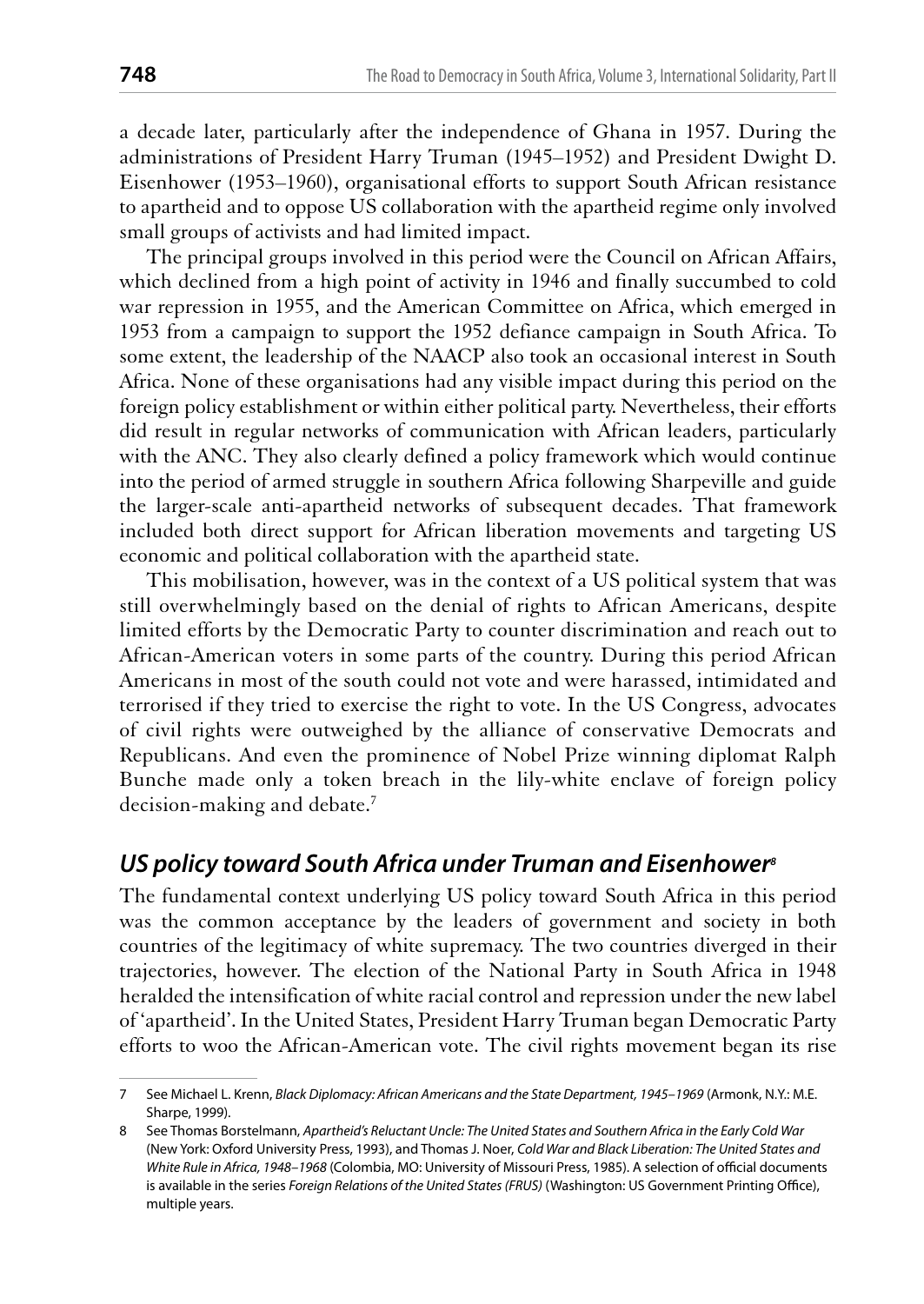a decade later, particularly after the independence of Ghana in 1957. During the administrations of President Harry Truman (1945–1952) and President Dwight D. Eisenhower (1953–1960), organisational efforts to support South African resistance to apartheid and to oppose US collaboration with the apartheid regime only involved small groups of activists and had limited impact.

The principal groups involved in this period were the Council on African Affairs, which declined from a high point of activity in 1946 and finally succumbed to cold war repression in 1955, and the American Committee on Africa, which emerged in 1953 from a campaign to support the 1952 defiance campaign in South Africa. To some extent, the leadership of the NAACP also took an occasional interest in South Africa. None of these organisations had any visible impact during this period on the foreign policy establishment or within either political party. Nevertheless, their efforts did result in regular networks of communication with African leaders, particularly with the ANC. They also clearly defined a policy framework which would continue into the period of armed struggle in southern Africa following Sharpeville and guide the larger-scale anti-apartheid networks of subsequent decades. That framework included both direct support for African liberation movements and targeting US economic and political collaboration with the apartheid state.

This mobilisation, however, was in the context of a US political system that was still overwhelmingly based on the denial of rights to African Americans, despite limited efforts by the Democratic Party to counter discrimination and reach out to African-American voters in some parts of the country. During this period African Americans in most of the south could not vote and were harassed, intimidated and terrorised if they tried to exercise the right to vote. In the US Congress, advocates of civil rights were outweighed by the alliance of conservative Democrats and Republicans. And even the prominence of Nobel Prize winning diplomat Ralph Bunche made only a token breach in the lily-white enclave of foreign policy decision-making and debate.[7]

## *US policy toward South Africa under Truman and Eisenhower*[8]

The fundamental context underlying US policy toward South Africa in this period was the common acceptance by the leaders of government and society in both countries of the legitimacy of white supremacy. The two countries diverged in their trajectories, however. The election of the National Party in South Africa in 1948 heralded the intensification of white racial control and repression under the new label of 'apartheid'. In the United States, President Harry Truman began Democratic Party efforts to woo the African-American vote. The civil rights movement began its rise

---

7 See Michael L. Krenn, *Black Diplomacy: African Americans and the State Department, 1945–1969* (Armonk, N.Y.: M.E. Sharpe, 1999).

8 See Thomas Borstelmann, *Apartheid's Reluctant Uncle: The United States and Southern Africa in the Early Cold War* (New York: Oxford University Press, 1993), and Thomas J. Noer, *Cold War and Black Liberation: The United States and White Rule in Africa, 1948–1968* (Colombia, MO: University of Missouri Press, 1985). A selection of official documents is available in the series *Foreign Relations of the United States (FRUS)* (Washington: US Government Printing Office), multiple years.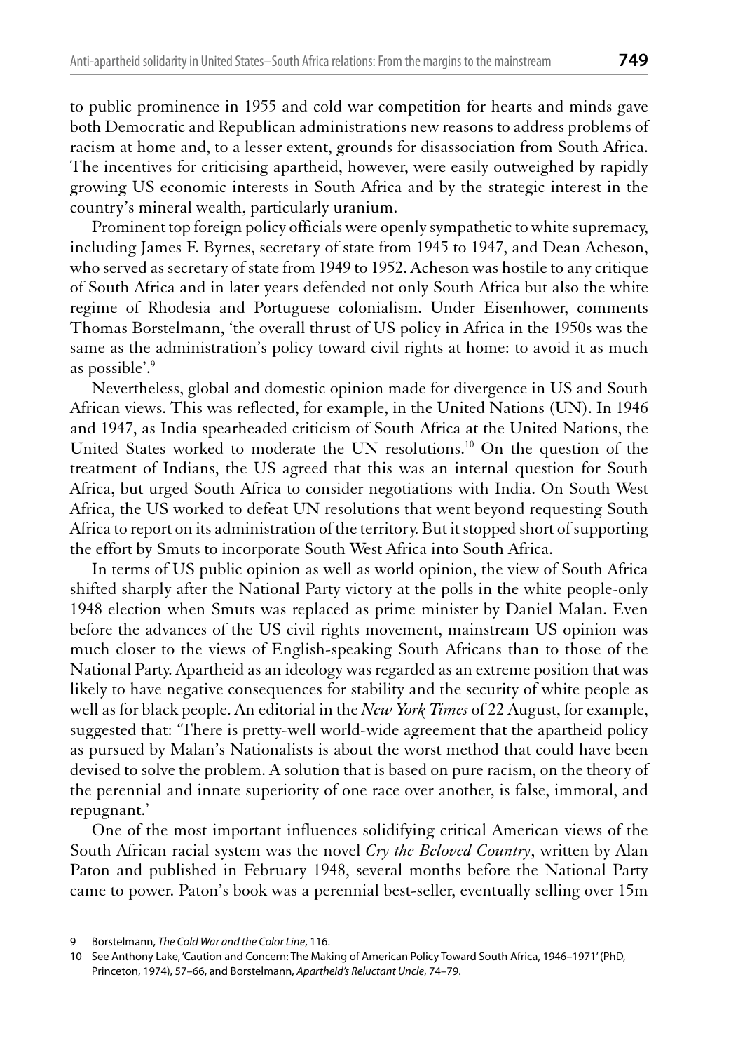to public prominence in 1955 and cold war competition for hearts and minds gave both Democratic and Republican administrations new reasons to address problems of racism at home and, to a lesser extent, grounds for disassociation from South Africa. The incentives for criticising apartheid, however, were easily outweighed by rapidly growing US economic interests in South Africa and by the strategic interest in the country's mineral wealth, particularly uranium.

Prominent top foreign policy officials were openly sympathetic to white supremacy, including James F. Byrnes, secretary of state from 1945 to 1947, and Dean Acheson, who served as secretary of state from 1949 to 1952. Acheson was hostile to any critique of South Africa and in later years defended not only South Africa but also the white regime of Rhodesia and Portuguese colonialism. Under Eisenhower, comments Thomas Borstelmann, 'the overall thrust of US policy in Africa in the 1950s was the same as the administration's policy toward civil rights at home: to avoid it as much as possible'.[9]

Nevertheless, global and domestic opinion made for divergence in US and South African views. This was reflected, for example, in the United Nations (UN). In 1946 and 1947, as India spearheaded criticism of South Africa at the United Nations, the United States worked to moderate the UN resolutions.[10] On the question of the treatment of Indians, the US agreed that this was an internal question for South Africa, but urged South Africa to consider negotiations with India. On South West Africa, the US worked to defeat UN resolutions that went beyond requesting South Africa to report on its administration of the territory. But it stopped short of supporting the effort by Smuts to incorporate South West Africa into South Africa.

In terms of US public opinion as well as world opinion, the view of South Africa shifted sharply after the National Party victory at the polls in the white people-only 1948 election when Smuts was replaced as prime minister by Daniel Malan. Even before the advances of the US civil rights movement, mainstream US opinion was much closer to the views of English-speaking South Africans than to those of the National Party. Apartheid as an ideology was regarded as an extreme position that was likely to have negative consequences for stability and the security of white people as well as for black people. An editorial in the *New York Times* of 22 August, for example, suggested that: 'There is pretty-well world-wide agreement that the apartheid policy as pursued by Malan's Nationalists is about the worst method that could have been devised to solve the problem. A solution that is based on pure racism, on the theory of the perennial and innate superiority of one race over another, is false, immoral, and repugnant.'

One of the most important influences solidifying critical American views of the South African racial system was the novel *Cry the Beloved Country*, written by Alan Paton and published in February 1948, several months before the National Party came to power. Paton's book was a perennial best-seller, eventually selling over 15m

---

9 Borstelmann, *The Cold War and the Color Line*, 116.

10 See Anthony Lake, 'Caution and Concern: The Making of American Policy Toward South Africa, 1946–1971' (PhD, Princeton, 1974), 57–66, and Borstelmann, *Apartheid's Reluctant Uncle*, 74–79.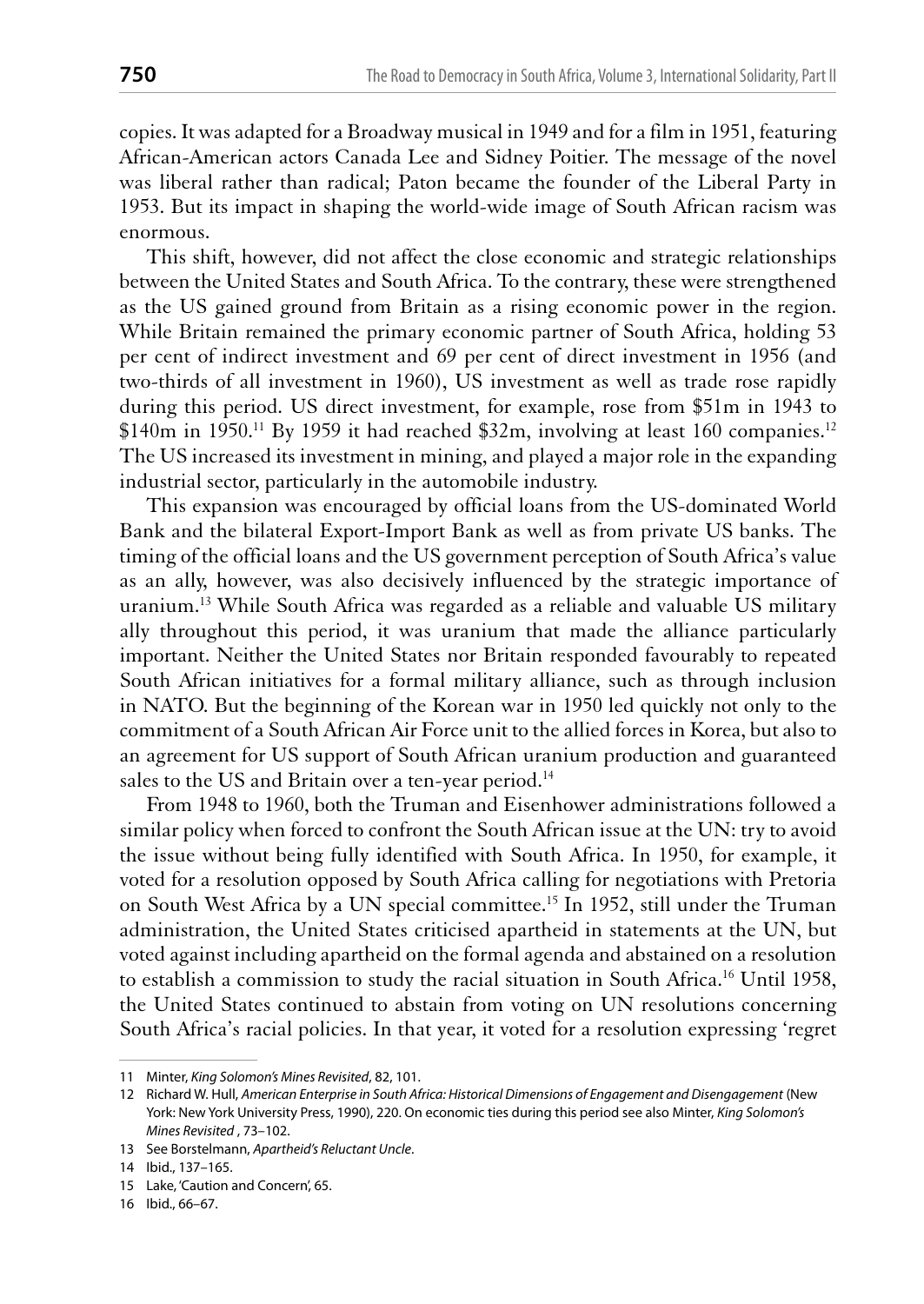copies. It was adapted for a Broadway musical in 1949 and for a film in 1951, featuring African-American actors Canada Lee and Sidney Poitier. The message of the novel was liberal rather than radical; Paton became the founder of the Liberal Party in 1953. But its impact in shaping the world-wide image of South African racism was enormous.

This shift, however, did not affect the close economic and strategic relationships between the United States and South Africa. To the contrary, these were strengthened as the US gained ground from Britain as a rising economic power in the region. While Britain remained the primary economic partner of South Africa, holding 53 per cent of indirect investment and 69 per cent of direct investment in 1956 (and two-thirds of all investment in 1960), US investment as well as trade rose rapidly during this period. US direct investment, for example, rose from $51m in 1943 to $140m in 1950.[11] By 1959 it had reached $32m, involving at least 160 companies.[12] The US increased its investment in mining, and played a major role in the expanding industrial sector, particularly in the automobile industry.

This expansion was encouraged by official loans from the US-dominated World Bank and the bilateral Export-Import Bank as well as from private US banks. The timing of the official loans and the US government perception of South Africa's value as an ally, however, was also decisively influenced by the strategic importance of uranium.[13] While South Africa was regarded as a reliable and valuable US military ally throughout this period, it was uranium that made the alliance particularly important. Neither the United States nor Britain responded favourably to repeated South African initiatives for a formal military alliance, such as through inclusion in NATO. But the beginning of the Korean war in 1950 led quickly not only to the commitment of a South African Air Force unit to the allied forces in Korea, but also to an agreement for US support of South African uranium production and guaranteed sales to the US and Britain over a ten-year period.[14]

From 1948 to 1960, both the Truman and Eisenhower administrations followed a similar policy when forced to confront the South African issue at the UN: try to avoid the issue without being fully identified with South Africa. In 1950, for example, it voted for a resolution opposed by South Africa calling for negotiations with Pretoria on South West Africa by a UN special committee.[15] In 1952, still under the Truman administration, the United States criticised apartheid in statements at the UN, but voted against including apartheid on the formal agenda and abstained on a resolution to establish a commission to study the racial situation in South Africa.[16] Until 1958, the United States continued to abstain from voting on UN resolutions concerning South Africa's racial policies. In that year, it voted for a resolution expressing 'regret

---

11 Minter, *King Solomon's Mines Revisited*, 82, 101.

12 Richard W. Hull, *American Enterprise in South Africa: Historical Dimensions of Engagement and Disengagement* (New York: New York University Press, 1990), 220. On economic ties during this period see also Minter, *King Solomon's Mines Revisited* , 73–102.

13 See Borstelmann, *Apartheid's Reluctant Uncle*.

14 Ibid., 137–165.

15 Lake, 'Caution and Concern', 65.

16 Ibid., 66–67.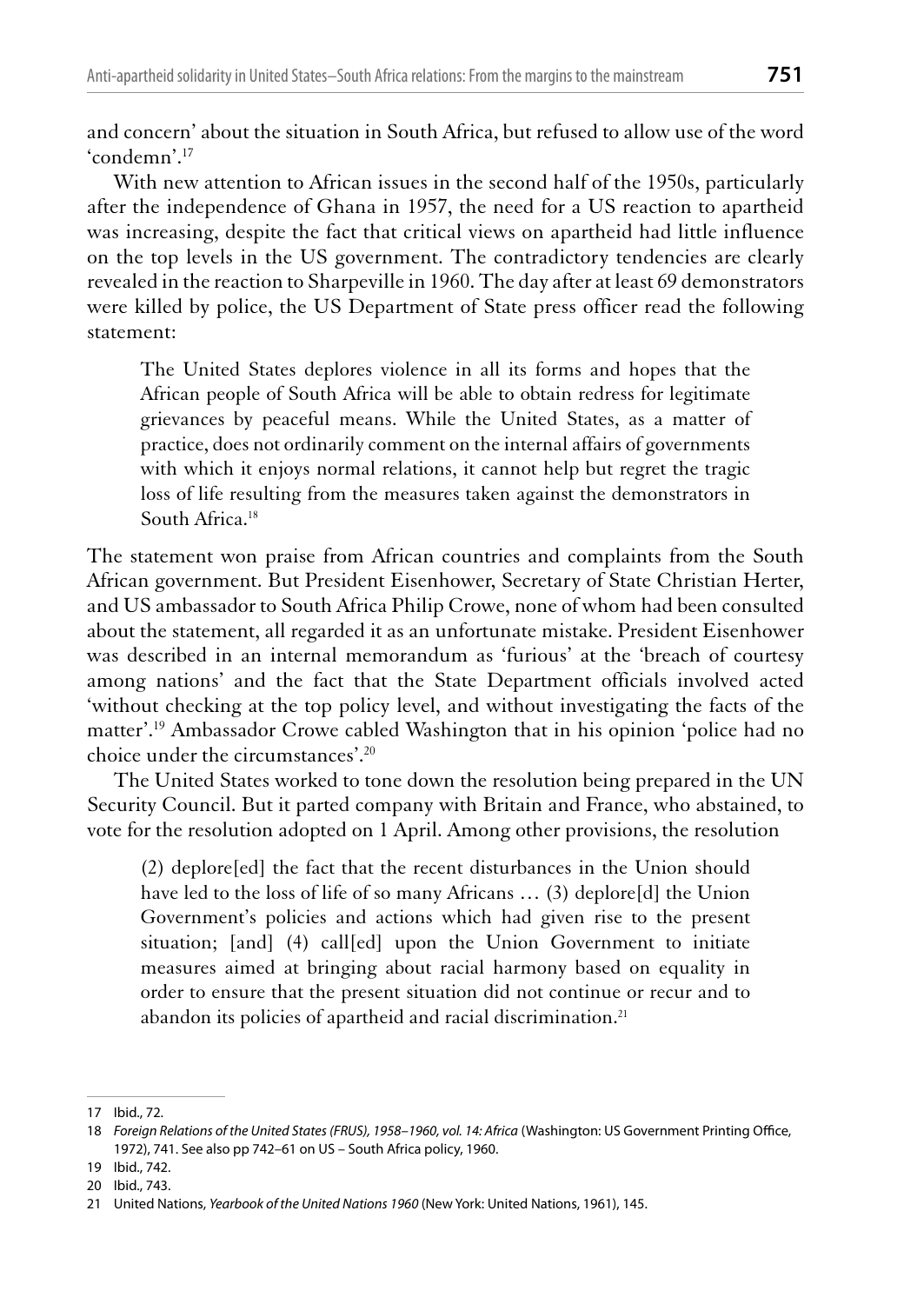and concern' about the situation in South Africa, but refused to allow use of the word 'condemn'.[17]

With new attention to African issues in the second half of the 1950s, particularly after the independence of Ghana in 1957, the need for a US reaction to apartheid was increasing, despite the fact that critical views on apartheid had little influence on the top levels in the US government. The contradictory tendencies are clearly revealed in the reaction to Sharpeville in 1960. The day after at least 69 demonstrators were killed by police, the US Department of State press officer read the following statement:

> The United States deplores violence in all its forms and hopes that the African people of South Africa will be able to obtain redress for legitimate grievances by peaceful means. While the United States, as a matter of practice, does not ordinarily comment on the internal affairs of governments with which it enjoys normal relations, it cannot help but regret the tragic loss of life resulting from the measures taken against the demonstrators in South Africa.[18]

The statement won praise from African countries and complaints from the South African government. But President Eisenhower, Secretary of State Christian Herter, and US ambassador to South Africa Philip Crowe, none of whom had been consulted about the statement, all regarded it as an unfortunate mistake. President Eisenhower was described in an internal memorandum as 'furious' at the 'breach of courtesy among nations' and the fact that the State Department officials involved acted 'without checking at the top policy level, and without investigating the facts of the matter'.[19] Ambassador Crowe cabled Washington that in his opinion 'police had no choice under the circumstances'.[20]

The United States worked to tone down the resolution being prepared in the UN Security Council. But it parted company with Britain and France, who abstained, to vote for the resolution adopted on 1 April. Among other provisions, the resolution

> (2) deplore[ed] the fact that the recent disturbances in the Union should have led to the loss of life of so many Africans … (3) deplore[d] the Union Government's policies and actions which had given rise to the present situation; [and] (4) call[ed] upon the Union Government to initiate measures aimed at bringing about racial harmony based on equality in order to ensure that the present situation did not continue or recur and to abandon its policies of apartheid and racial discrimination.[21]

---

17 Ibid., 72.

18 *Foreign Relations of the United States (FRUS), 1958–1960, vol. 14: Africa* (Washington: US Government Printing Office, 1972), 741. See also pp 742–61 on US – South Africa policy, 1960.

19 Ibid., 742.

20 Ibid., 743.

21 United Nations, *Yearbook of the United Nations 1960* (New York: United Nations, 1961), 145.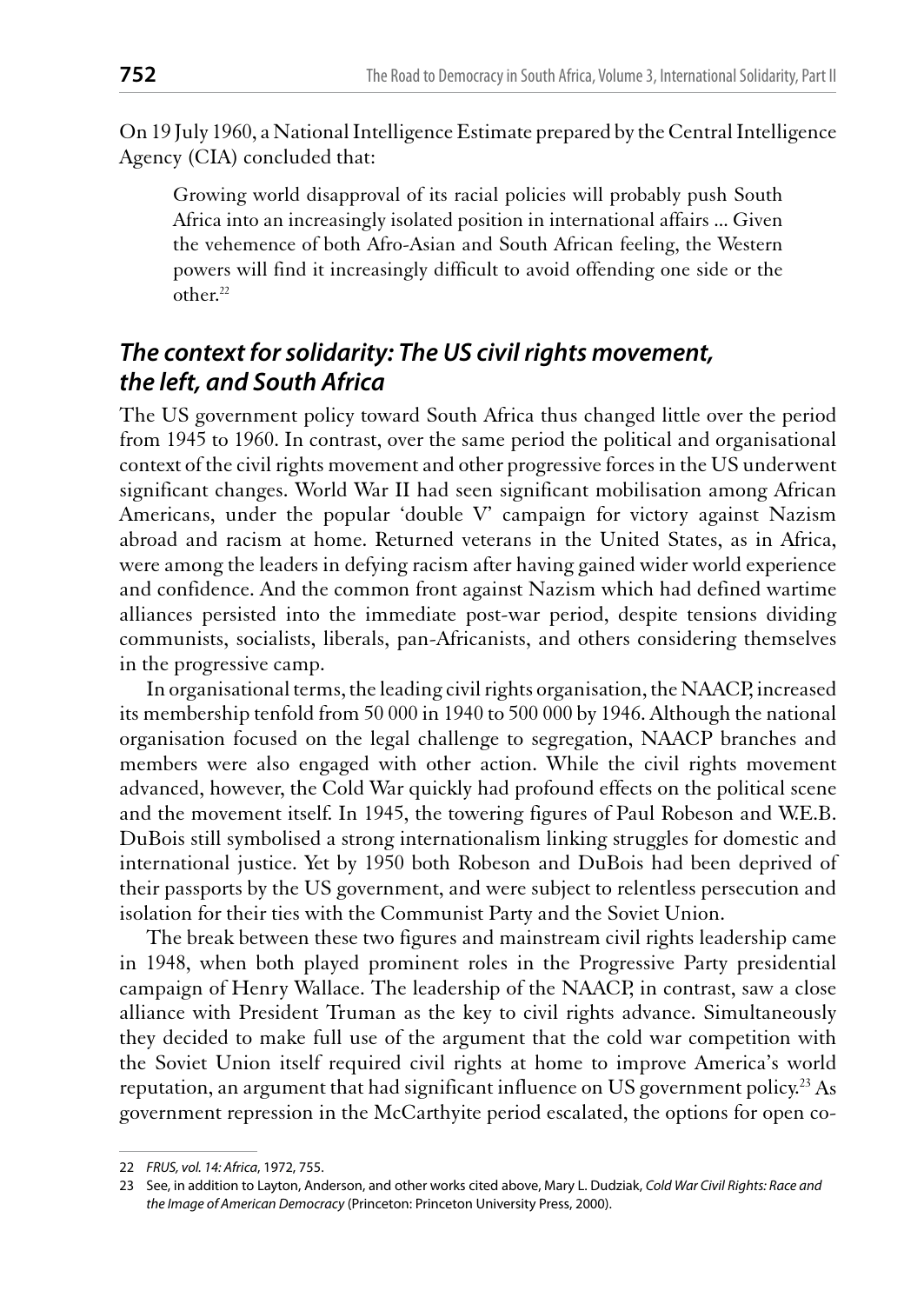On 19 July 1960, a National Intelligence Estimate prepared by the Central Intelligence Agency (CIA) concluded that:

> Growing world disapproval of its racial policies will probably push South Africa into an increasingly isolated position in international affairs ... Given the vehemence of both Afro-Asian and South African feeling, the Western powers will find it increasingly difficult to avoid offending one side or the other.[22]

## *The context for solidarity: The US civil rights movement, the left, and South Africa*

The US government policy toward South Africa thus changed little over the period from 1945 to 1960. In contrast, over the same period the political and organisational context of the civil rights movement and other progressive forces in the US underwent significant changes. World War II had seen significant mobilisation among African Americans, under the popular 'double V' campaign for victory against Nazism abroad and racism at home. Returned veterans in the United States, as in Africa, were among the leaders in defying racism after having gained wider world experience and confidence. And the common front against Nazism which had defined wartime alliances persisted into the immediate post-war period, despite tensions dividing communists, socialists, liberals, pan-Africanists, and others considering themselves in the progressive camp.

In organisational terms, the leading civil rights organisation, the NAACP, increased its membership tenfold from 50 000 in 1940 to 500 000 by 1946. Although the national organisation focused on the legal challenge to segregation, NAACP branches and members were also engaged with other action. While the civil rights movement advanced, however, the Cold War quickly had profound effects on the political scene and the movement itself. In 1945, the towering figures of Paul Robeson and W.E.B. DuBois still symbolised a strong internationalism linking struggles for domestic and international justice. Yet by 1950 both Robeson and DuBois had been deprived of their passports by the US government, and were subject to relentless persecution and isolation for their ties with the Communist Party and the Soviet Union.

The break between these two figures and mainstream civil rights leadership came in 1948, when both played prominent roles in the Progressive Party presidential campaign of Henry Wallace. The leadership of the NAACP, in contrast, saw a close alliance with President Truman as the key to civil rights advance. Simultaneously they decided to make full use of the argument that the cold war competition with the Soviet Union itself required civil rights at home to improve America's world reputation, an argument that had significant influence on US government policy.[23] As government repression in the McCarthyite period escalated, the options for open co-

---

22 *FRUS, vol. 14: Africa*, 1972, 755.

23 See, in addition to Layton, Anderson, and other works cited above, Mary L. Dudziak, *Cold War Civil Rights: Race and the Image of American Democracy* (Princeton: Princeton University Press, 2000).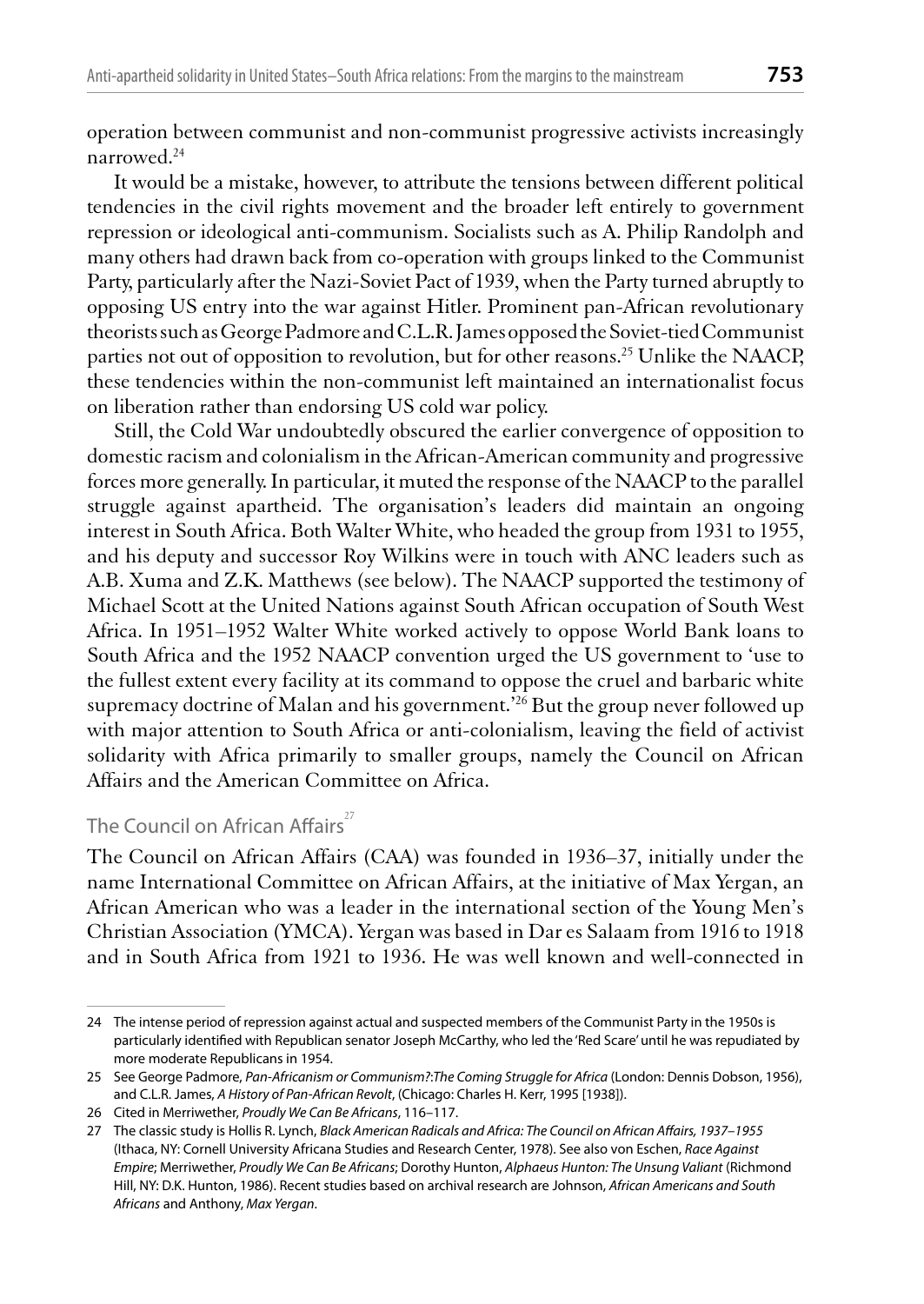operation between communist and non-communist progressive activists increasingly narrowed.[24]

It would be a mistake, however, to attribute the tensions between different political tendencies in the civil rights movement and the broader left entirely to government repression or ideological anti-communism. Socialists such as A. Philip Randolph and many others had drawn back from co-operation with groups linked to the Communist Party, particularly after the Nazi-Soviet Pact of 1939, when the Party turned abruptly to opposing US entry into the war against Hitler. Prominent pan-African revolutionary theorists such as George Padmore and C.L.R. James opposed the Soviet-tied Communist parties not out of opposition to revolution, but for other reasons.[25] Unlike the NAACP, these tendencies within the non-communist left maintained an internationalist focus on liberation rather than endorsing US cold war policy.

Still, the Cold War undoubtedly obscured the earlier convergence of opposition to domestic racism and colonialism in the African-American community and progressive forces more generally. In particular, it muted the response of the NAACP to the parallel struggle against apartheid. The organisation's leaders did maintain an ongoing interest in South Africa. Both Walter White, who headed the group from 1931 to 1955, and his deputy and successor Roy Wilkins were in touch with ANC leaders such as A.B. Xuma and Z.K. Matthews (see below). The NAACP supported the testimony of Michael Scott at the United Nations against South African occupation of South West Africa. In 1951–1952 Walter White worked actively to oppose World Bank loans to South Africa and the 1952 NAACP convention urged the US government to 'use to the fullest extent every facility at its command to oppose the cruel and barbaric white supremacy doctrine of Malan and his government.'[26] But the group never followed up with major attention to South Africa or anti-colonialism, leaving the field of activist solidarity with Africa primarily to smaller groups, namely the Council on African Affairs and the American Committee on Africa.

## The Council on African Affairs[27]

The Council on African Affairs (CAA) was founded in 1936–37, initially under the name International Committee on African Affairs, at the initiative of Max Yergan, an African American who was a leader in the international section of the Young Men's Christian Association (YMCA). Yergan was based in Dar es Salaam from 1916 to 1918 and in South Africa from 1921 to 1936. He was well known and well-connected in

---

24 The intense period of repression against actual and suspected members of the Communist Party in the 1950s is particularly identified with Republican senator Joseph McCarthy, who led the 'Red Scare' until he was repudiated by more moderate Republicans in 1954.

25 See George Padmore, *Pan-Africanism or Communism?:The Coming Struggle for Africa* (London: Dennis Dobson, 1956), and C.L.R. James, *A History of Pan-African Revolt*, (Chicago: Charles H. Kerr, 1995 [1938]).

26 Cited in Merriwether, *Proudly We Can Be Africans*, 116–117.

27 The classic study is Hollis R. Lynch, *Black American Radicals and Africa: The Council on African Affairs, 1937–1955* (Ithaca, NY: Cornell University Africana Studies and Research Center, 1978). See also von Eschen, *Race Against Empire*; Merriwether, *Proudly We Can Be Africans*; Dorothy Hunton, *Alphaeus Hunton: The Unsung Valiant* (Richmond Hill, NY: D.K. Hunton, 1986). Recent studies based on archival research are Johnson, *African Americans and South Africans* and Anthony, *Max Yergan*.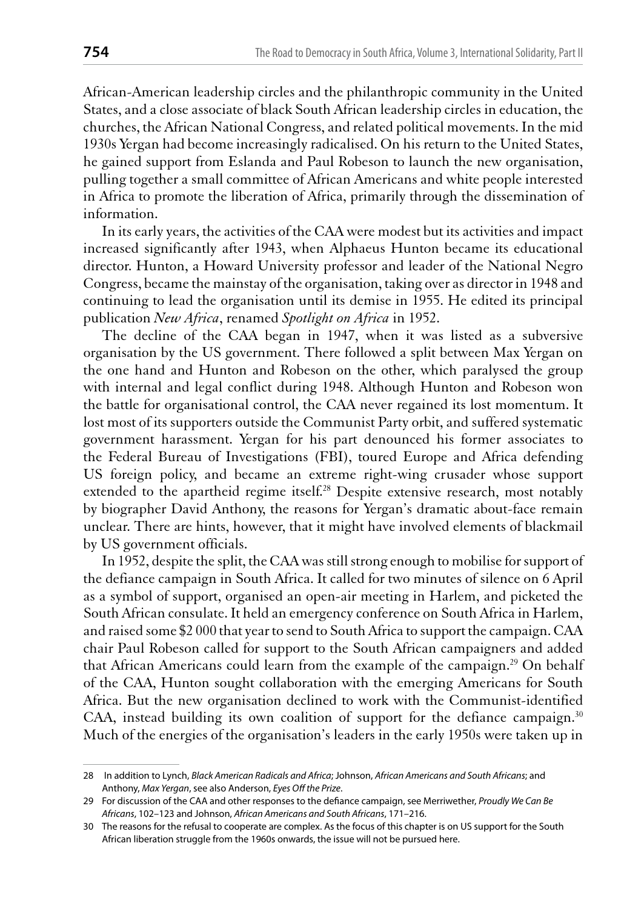African-American leadership circles and the philanthropic community in the United States, and a close associate of black South African leadership circles in education, the churches, the African National Congress, and related political movements. In the mid 1930s Yergan had become increasingly radicalised. On his return to the United States, he gained support from Eslanda and Paul Robeson to launch the new organisation, pulling together a small committee of African Americans and white people interested in Africa to promote the liberation of Africa, primarily through the dissemination of information.

In its early years, the activities of the CAA were modest but its activities and impact increased significantly after 1943, when Alphaeus Hunton became its educational director. Hunton, a Howard University professor and leader of the National Negro Congress, became the mainstay of the organisation, taking over as director in 1948 and continuing to lead the organisation until its demise in 1955. He edited its principal publication *New Africa*, renamed *Spotlight on Africa* in 1952.

The decline of the CAA began in 1947, when it was listed as a subversive organisation by the US government. There followed a split between Max Yergan on the one hand and Hunton and Robeson on the other, which paralysed the group with internal and legal conflict during 1948. Although Hunton and Robeson won the battle for organisational control, the CAA never regained its lost momentum. It lost most of its supporters outside the Communist Party orbit, and suffered systematic government harassment. Yergan for his part denounced his former associates to the Federal Bureau of Investigations (FBI), toured Europe and Africa defending US foreign policy, and became an extreme right-wing crusader whose support extended to the apartheid regime itself.[28] Despite extensive research, most notably by biographer David Anthony, the reasons for Yergan's dramatic about-face remain unclear. There are hints, however, that it might have involved elements of blackmail by US government officials.

In 1952, despite the split, the CAA was still strong enough to mobilise for support of the defiance campaign in South Africa. It called for two minutes of silence on 6 April as a symbol of support, organised an open-air meeting in Harlem, and picketed the South African consulate. It held an emergency conference on South Africa in Harlem, and raised some $2 000 that year to send to South Africa to support the campaign. CAA chair Paul Robeson called for support to the South African campaigners and added that African Americans could learn from the example of the campaign.[29] On behalf of the CAA, Hunton sought collaboration with the emerging Americans for South Africa. But the new organisation declined to work with the Communist-identified CAA, instead building its own coalition of support for the defiance campaign.[30] Much of the energies of the organisation's leaders in the early 1950s were taken up in

---

28 In addition to Lynch, *Black American Radicals and Africa*; Johnson, *African Americans and South Africans*; and Anthony, *Max Yergan*, see also Anderson, *Eyes Off the Prize*.

29 For discussion of the CAA and other responses to the defiance campaign, see Merriwether, *Proudly We Can Be Africans*, 102–123 and Johnson, *African Americans and South Africans*, 171–216.

30 The reasons for the refusal to cooperate are complex. As the focus of this chapter is on US support for the South African liberation struggle from the 1960s onwards, the issue will not be pursued here.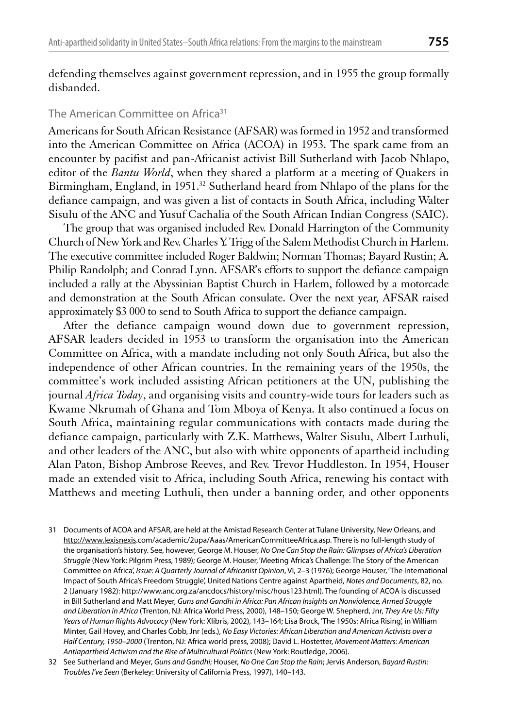defending themselves against government repression, and in 1955 the group formally disbanded.

### The American Committee on Africa[31]

Americans for South African Resistance (AFSAR) was formed in 1952 and transformed into the American Committee on Africa (ACOA) in 1953. The spark came from an encounter by pacifist and pan-Africanist activist Bill Sutherland with Jacob Nhlapo, editor of the *Bantu World*, when they shared a platform at a meeting of Quakers in Birmingham, England, in 1951.[32] Sutherland heard from Nhlapo of the plans for the defiance campaign, and was given a list of contacts in South Africa, including Walter Sisulu of the ANC and Yusuf Cachalia of the South African Indian Congress (SAIC).

The group that was organised included Rev. Donald Harrington of the Community Church of New York and Rev. Charles Y. Trigg of the Salem Methodist Church in Harlem. The executive committee included Roger Baldwin; Norman Thomas; Bayard Rustin; A. Philip Randolph; and Conrad Lynn. AFSAR's efforts to support the defiance campaign included a rally at the Abyssinian Baptist Church in Harlem, followed by a motorcade and demonstration at the South African consulate. Over the next year, AFSAR raised approximately \$3 000 to send to South Africa to support the defiance campaign.

After the defiance campaign wound down due to government repression, AFSAR leaders decided in 1953 to transform the organisation into the American Committee on Africa, with a mandate including not only South Africa, but also the independence of other African countries. In the remaining years of the 1950s, the committee's work included assisting African petitioners at the UN, publishing the journal *Africa Today*, and organising visits and country-wide tours for leaders such as Kwame Nkrumah of Ghana and Tom Mboya of Kenya. It also continued a focus on South Africa, maintaining regular communications with contacts made during the defiance campaign, particularly with Z.K. Matthews, Walter Sisulu, Albert Luthuli, and other leaders of the ANC, but also with white opponents of apartheid including Alan Paton, Bishop Ambrose Reeves, and Rev. Trevor Huddleston. In 1954, Houser made an extended visit to Africa, including South Africa, renewing his contact with Matthews and meeting Luthuli, then under a banning order, and other opponents

---

31 Documents of ACOA and AFSAR, are held at the Amistad Research Center at Tulane University, New Orleans, and http://www.lexisnexis.com/academic/2upa/Aaas/AmericanCommitteeAfrica.asp. There is no full-length study of the organisation's history. See, however, George M. Houser, *No One Can Stop the Rain: Glimpses of Africa's Liberation Struggle* (New York: Pilgrim Press, 1989); George M. Houser, 'Meeting Africa's Challenge: The Story of the American Committee on Africa', *Issue: A Quarterly Journal of Africanist Opinion*, VI, 2–3 (1976); George Houser, 'The International Impact of South Africa's Freedom Struggle', United Nations Centre against Apartheid, *Notes and Documents*, 82, no. 2 (January 1982): http://www.anc.org.za/ancdocs/history/misc/hous123.html). The founding of ACOA is discussed in Bill Sutherland and Matt Meyer, *Guns and Gandhi in Africa: Pan African Insights on Nonviolence, Armed Struggle and Liberation in Africa* (Trenton, NJ: Africa World Press, 2000), 148–150; George W. Shepherd, Jnr, *They Are Us: Fifty Years of Human Rights Advocacy* (New York: Xlibris, 2002), 143–164; Lisa Brock, 'The 1950s: Africa Rising', in William Minter, Gail Hovey, and Charles Cobb, Jnr (eds.), *No Easy Victories: African Liberation and American Activists over a Half Century, 1950–2000* (Trenton, NJ: Africa world press, 2008); David L. Hostetter, *Movement Matters: American Antiapartheid Activism and the Rise of Multicultural Politics* (New York: Routledge, 2006).

32 See Sutherland and Meyer, *Guns and Gandhi*; Houser, *No One Can Stop the Rain*; Jervis Anderson, *Bayard Rustin: Troubles I've Seen* (Berkeley: University of California Press, 1997), 140–143.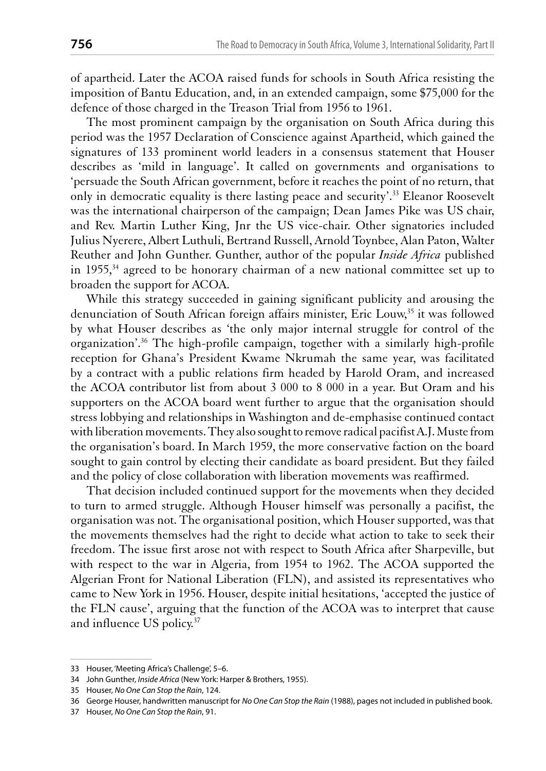of apartheid. Later the ACOA raised funds for schools in South Africa resisting the imposition of Bantu Education, and, in an extended campaign, some $75,000 for the defence of those charged in the Treason Trial from 1956 to 1961.

The most prominent campaign by the organisation on South Africa during this period was the 1957 Declaration of Conscience against Apartheid, which gained the signatures of 133 prominent world leaders in a consensus statement that Houser describes as 'mild in language'. It called on governments and organisations to 'persuade the South African government, before it reaches the point of no return, that only in democratic equality is there lasting peace and security'.[33] Eleanor Roosevelt was the international chairperson of the campaign; Dean James Pike was US chair, and Rev. Martin Luther King, Jnr the US vice-chair. Other signatories included Julius Nyerere, Albert Luthuli, Bertrand Russell, Arnold Toynbee, Alan Paton, Walter Reuther and John Gunther. Gunther, author of the popular *Inside Africa* published in 1955,[34] agreed to be honorary chairman of a new national committee set up to broaden the support for ACOA.

While this strategy succeeded in gaining significant publicity and arousing the denunciation of South African foreign affairs minister, Eric Louw,[35] it was followed by what Houser describes as 'the only major internal struggle for control of the organization'.[36] The high-profile campaign, together with a similarly high-profile reception for Ghana's President Kwame Nkrumah the same year, was facilitated by a contract with a public relations firm headed by Harold Oram, and increased the ACOA contributor list from about 3 000 to 8 000 in a year. But Oram and his supporters on the ACOA board went further to argue that the organisation should stress lobbying and relationships in Washington and de-emphasise continued contact with liberation movements. They also sought to remove radical pacifist A.J. Muste from the organisation's board. In March 1959, the more conservative faction on the board sought to gain control by electing their candidate as board president. But they failed and the policy of close collaboration with liberation movements was reaffirmed.

That decision included continued support for the movements when they decided to turn to armed struggle. Although Houser himself was personally a pacifist, the organisation was not. The organisational position, which Houser supported, was that the movements themselves had the right to decide what action to take to seek their freedom. The issue first arose not with respect to South Africa after Sharpeville, but with respect to the war in Algeria, from 1954 to 1962. The ACOA supported the Algerian Front for National Liberation (FLN), and assisted its representatives who came to New York in 1956. Houser, despite initial hesitations, 'accepted the justice of the FLN cause', arguing that the function of the ACOA was to interpret that cause and influence US policy.[37]

---

33 Houser, 'Meeting Africa's Challenge', 5–6.

34 John Gunther, *Inside Africa* (New York: Harper & Brothers, 1955).

35 Houser, *No One Can Stop the Rain*, 124.

36 George Houser, handwritten manuscript for *No One Can Stop the Rain* (1988), pages not included in published book.

37 Houser, *No One Can Stop the Rain*, 91.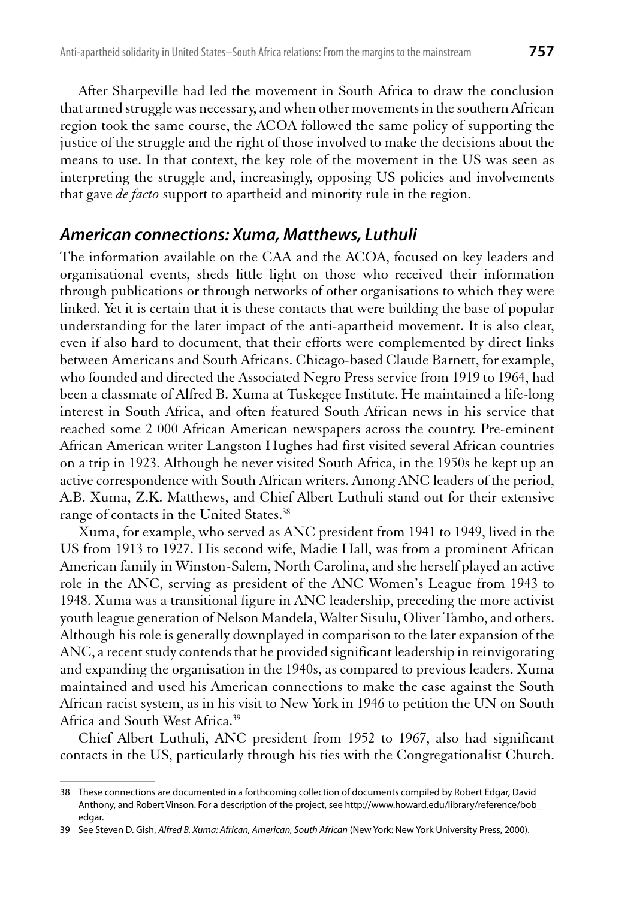After Sharpeville had led the movement in South Africa to draw the conclusion that armed struggle was necessary, and when other movements in the southern African region took the same course, the ACOA followed the same policy of supporting the justice of the struggle and the right of those involved to make the decisions about the means to use. In that context, the key role of the movement in the US was seen as interpreting the struggle and, increasingly, opposing US policies and involvements that gave *de facto* support to apartheid and minority rule in the region.

### *American connections: Xuma, Matthews, Luthuli*

The information available on the CAA and the ACOA, focused on key leaders and organisational events, sheds little light on those who received their information through publications or through networks of other organisations to which they were linked. Yet it is certain that it is these contacts that were building the base of popular understanding for the later impact of the anti-apartheid movement. It is also clear, even if also hard to document, that their efforts were complemented by direct links between Americans and South Africans. Chicago-based Claude Barnett, for example, who founded and directed the Associated Negro Press service from 1919 to 1964, had been a classmate of Alfred B. Xuma at Tuskegee Institute. He maintained a life-long interest in South Africa, and often featured South African news in his service that reached some 2 000 African American newspapers across the country. Pre-eminent African American writer Langston Hughes had first visited several African countries on a trip in 1923. Although he never visited South Africa, in the 1950s he kept up an active correspondence with South African writers. Among ANC leaders of the period, A.B. Xuma, Z.K. Matthews, and Chief Albert Luthuli stand out for their extensive range of contacts in the United States.[38]

Xuma, for example, who served as ANC president from 1941 to 1949, lived in the US from 1913 to 1927. His second wife, Madie Hall, was from a prominent African American family in Winston-Salem, North Carolina, and she herself played an active role in the ANC, serving as president of the ANC Women's League from 1943 to 1948. Xuma was a transitional figure in ANC leadership, preceding the more activist youth league generation of Nelson Mandela, Walter Sisulu, Oliver Tambo, and others. Although his role is generally downplayed in comparison to the later expansion of the ANC, a recent study contends that he provided significant leadership in reinvigorating and expanding the organisation in the 1940s, as compared to previous leaders. Xuma maintained and used his American connections to make the case against the South African racist system, as in his visit to New York in 1946 to petition the UN on South Africa and South West Africa.[39]

Chief Albert Luthuli, ANC president from 1952 to 1967, also had significant contacts in the US, particularly through his ties with the Congregationalist Church.

---

38 These connections are documented in a forthcoming collection of documents compiled by Robert Edgar, David Anthony, and Robert Vinson. For a description of the project, see http://www.howard.edu/library/reference/bob_edgar.

39 See Steven D. Gish, *Alfred B. Xuma: African, American, South African* (New York: New York University Press, 2000).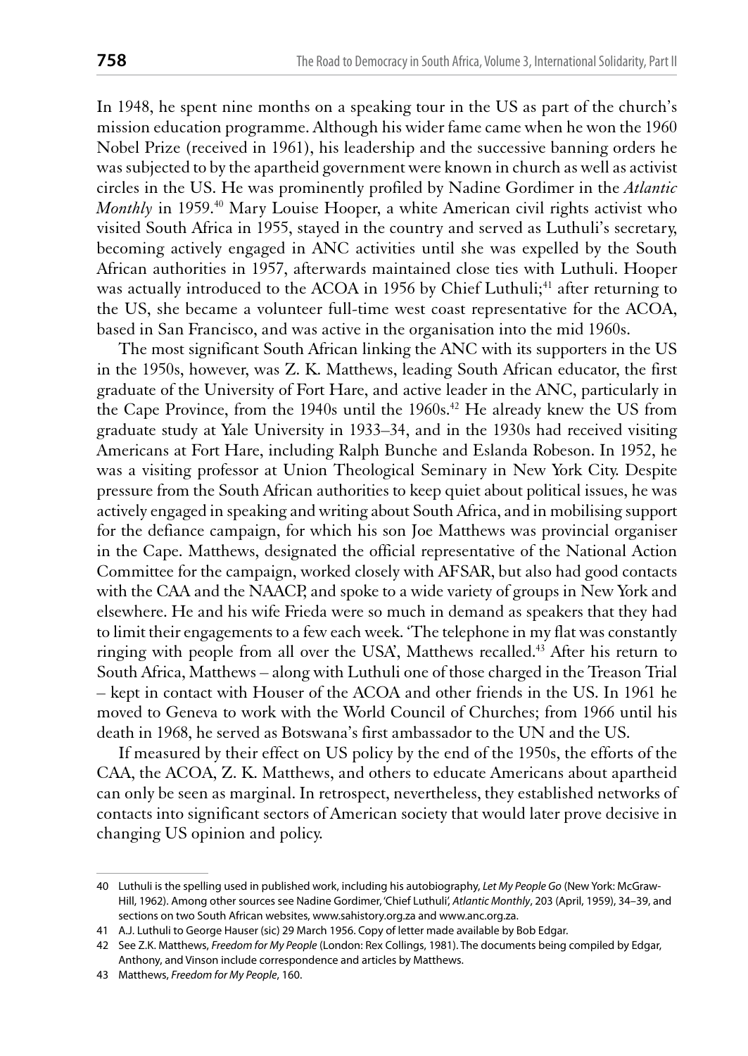In 1948, he spent nine months on a speaking tour in the US as part of the church's mission education programme. Although his wider fame came when he won the 1960 Nobel Prize (received in 1961), his leadership and the successive banning orders he was subjected to by the apartheid government were known in church as well as activist circles in the US. He was prominently profiled by Nadine Gordimer in the *Atlantic Monthly* in 1959.[40] Mary Louise Hooper, a white American civil rights activist who visited South Africa in 1955, stayed in the country and served as Luthuli's secretary, becoming actively engaged in ANC activities until she was expelled by the South African authorities in 1957, afterwards maintained close ties with Luthuli. Hooper was actually introduced to the ACOA in 1956 by Chief Luthuli;[41] after returning to the US, she became a volunteer full-time west coast representative for the ACOA, based in San Francisco, and was active in the organisation into the mid 1960s.

The most significant South African linking the ANC with its supporters in the US in the 1950s, however, was Z. K. Matthews, leading South African educator, the first graduate of the University of Fort Hare, and active leader in the ANC, particularly in the Cape Province, from the 1940s until the 1960s.[42] He already knew the US from graduate study at Yale University in 1933–34, and in the 1930s had received visiting Americans at Fort Hare, including Ralph Bunche and Eslanda Robeson. In 1952, he was a visiting professor at Union Theological Seminary in New York City. Despite pressure from the South African authorities to keep quiet about political issues, he was actively engaged in speaking and writing about South Africa, and in mobilising support for the defiance campaign, for which his son Joe Matthews was provincial organiser in the Cape. Matthews, designated the official representative of the National Action Committee for the campaign, worked closely with AFSAR, but also had good contacts with the CAA and the NAACP, and spoke to a wide variety of groups in New York and elsewhere. He and his wife Frieda were so much in demand as speakers that they had to limit their engagements to a few each week. 'The telephone in my flat was constantly ringing with people from all over the USA', Matthews recalled.[43] After his return to South Africa, Matthews – along with Luthuli one of those charged in the Treason Trial – kept in contact with Houser of the ACOA and other friends in the US. In 1961 he moved to Geneva to work with the World Council of Churches; from 1966 until his death in 1968, he served as Botswana's first ambassador to the UN and the US.

If measured by their effect on US policy by the end of the 1950s, the efforts of the CAA, the ACOA, Z. K. Matthews, and others to educate Americans about apartheid can only be seen as marginal. In retrospect, nevertheless, they established networks of contacts into significant sectors of American society that would later prove decisive in changing US opinion and policy.

---

40 Luthuli is the spelling used in published work, including his autobiography, *Let My People Go* (New York: McGraw-Hill, 1962). Among other sources see Nadine Gordimer, 'Chief Luthuli', *Atlantic Monthly*, 203 (April, 1959), 34–39, and sections on two South African websites, www.sahistory.org.za and www.anc.org.za.

41 A.J. Luthuli to George Hauser (sic) 29 March 1956. Copy of letter made available by Bob Edgar.

42 See Z.K. Matthews, *Freedom for My People* (London: Rex Collings, 1981). The documents being compiled by Edgar, Anthony, and Vinson include correspondence and articles by Matthews.

43 Matthews, *Freedom for My People*, 160.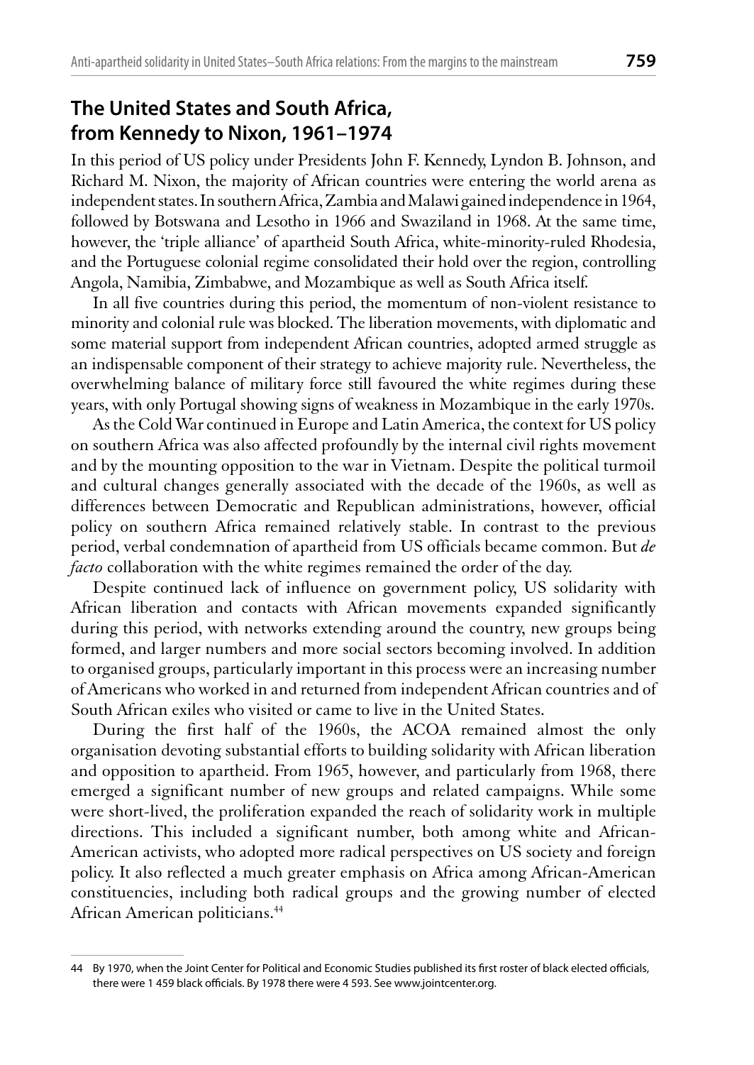## The United States and South Africa, from Kennedy to Nixon, 1961–1974

In this period of US policy under Presidents John F. Kennedy, Lyndon B. Johnson, and Richard M. Nixon, the majority of African countries were entering the world arena as independent states. In southern Africa, Zambia and Malawi gained independence in 1964, followed by Botswana and Lesotho in 1966 and Swaziland in 1968. At the same time, however, the 'triple alliance' of apartheid South Africa, white-minority-ruled Rhodesia, and the Portuguese colonial regime consolidated their hold over the region, controlling Angola, Namibia, Zimbabwe, and Mozambique as well as South Africa itself.

In all five countries during this period, the momentum of non-violent resistance to minority and colonial rule was blocked. The liberation movements, with diplomatic and some material support from independent African countries, adopted armed struggle as an indispensable component of their strategy to achieve majority rule. Nevertheless, the overwhelming balance of military force still favoured the white regimes during these years, with only Portugal showing signs of weakness in Mozambique in the early 1970s.

As the Cold War continued in Europe and Latin America, the context for US policy on southern Africa was also affected profoundly by the internal civil rights movement and by the mounting opposition to the war in Vietnam. Despite the political turmoil and cultural changes generally associated with the decade of the 1960s, as well as differences between Democratic and Republican administrations, however, official policy on southern Africa remained relatively stable. In contrast to the previous period, verbal condemnation of apartheid from US officials became common. But *de facto* collaboration with the white regimes remained the order of the day.

Despite continued lack of influence on government policy, US solidarity with African liberation and contacts with African movements expanded significantly during this period, with networks extending around the country, new groups being formed, and larger numbers and more social sectors becoming involved. In addition to organised groups, particularly important in this process were an increasing number of Americans who worked in and returned from independent African countries and of South African exiles who visited or came to live in the United States.

During the first half of the 1960s, the ACOA remained almost the only organisation devoting substantial efforts to building solidarity with African liberation and opposition to apartheid. From 1965, however, and particularly from 1968, there emerged a significant number of new groups and related campaigns. While some were short-lived, the proliferation expanded the reach of solidarity work in multiple directions. This included a significant number, both among white and African-American activists, who adopted more radical perspectives on US society and foreign policy. It also reflected a much greater emphasis on Africa among African-American constituencies, including both radical groups and the growing number of elected African American politicians.[44]

---

44 By 1970, when the Joint Center for Political and Economic Studies published its first roster of black elected officials, there were 1 459 black officials. By 1978 there were 4 593. See www.jointcenter.org.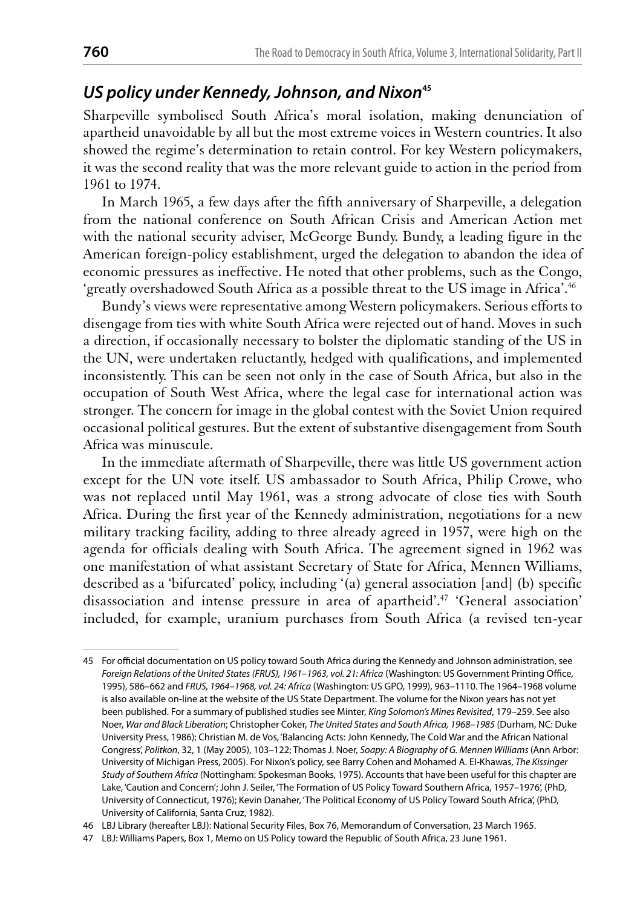## *US policy under Kennedy, Johnson, and Nixon*[45]

Sharpeville symbolised South Africa's moral isolation, making denunciation of apartheid unavoidable by all but the most extreme voices in Western countries. It also showed the regime's determination to retain control. For key Western policymakers, it was the second reality that was the more relevant guide to action in the period from 1961 to 1974.

In March 1965, a few days after the fifth anniversary of Sharpeville, a delegation from the national conference on South African Crisis and American Action met with the national security adviser, McGeorge Bundy. Bundy, a leading figure in the American foreign-policy establishment, urged the delegation to abandon the idea of economic pressures as ineffective. He noted that other problems, such as the Congo, 'greatly overshadowed South Africa as a possible threat to the US image in Africa'.[46]

Bundy's views were representative among Western policymakers. Serious efforts to disengage from ties with white South Africa were rejected out of hand. Moves in such a direction, if occasionally necessary to bolster the diplomatic standing of the US in the UN, were undertaken reluctantly, hedged with qualifications, and implemented inconsistently. This can be seen not only in the case of South Africa, but also in the occupation of South West Africa, where the legal case for international action was stronger. The concern for image in the global contest with the Soviet Union required occasional political gestures. But the extent of substantive disengagement from South Africa was minuscule.

In the immediate aftermath of Sharpeville, there was little US government action except for the UN vote itself. US ambassador to South Africa, Philip Crowe, who was not replaced until May 1961, was a strong advocate of close ties with South Africa. During the first year of the Kennedy administration, negotiations for a new military tracking facility, adding to three already agreed in 1957, were high on the agenda for officials dealing with South Africa. The agreement signed in 1962 was one manifestation of what assistant Secretary of State for Africa, Mennen Williams, described as a 'bifurcated' policy, including '(a) general association [and] (b) specific disassociation and intense pressure in area of apartheid'.[47] 'General association' included, for example, uranium purchases from South Africa (a revised ten-year

---

45 For official documentation on US policy toward South Africa during the Kennedy and Johnson administration, see *Foreign Relations of the United States (FRUS), 1961–1963, vol. 21: Africa* (Washington: US Government Printing Office, 1995), 586–662 and *FRUS, 1964–1968, vol. 24: Africa* (Washington: US GPO, 1999), 963–1110. The 1964–1968 volume is also available on-line at the website of the US State Department. The volume for the Nixon years has not yet been published. For a summary of published studies see Minter, *King Solomon's Mines Revisited*, 179–259. See also Noer, *War and Black Liberation*; Christopher Coker, *The United States and South Africa, 1968–1985* (Durham, NC: Duke University Press, 1986); Christian M. de Vos, 'Balancing Acts: John Kennedy, The Cold War and the African National Congress', *Politkon*, 32, 1 (May 2005), 103–122; Thomas J. Noer, *Soapy: A Biography of G. Mennen Williams* (Ann Arbor: University of Michigan Press, 2005). For Nixon's policy, see Barry Cohen and Mohamed A. El-Khawas, *The Kissinger Study of Southern Africa* (Nottingham: Spokesman Books, 1975). Accounts that have been useful for this chapter are Lake, 'Caution and Concern'; John J. Seiler, 'The Formation of US Policy Toward Southern Africa, 1957–1976', (PhD, University of Connecticut, 1976); Kevin Danaher, 'The Political Economy of US Policy Toward South Africa', (PhD, University of California, Santa Cruz, 1982).

46 LBJ Library (hereafter LBJ): National Security Files, Box 76, Memorandum of Conversation, 23 March 1965.

47 LBJ: Williams Papers, Box 1, Memo on US Policy toward the Republic of South Africa, 23 June 1961.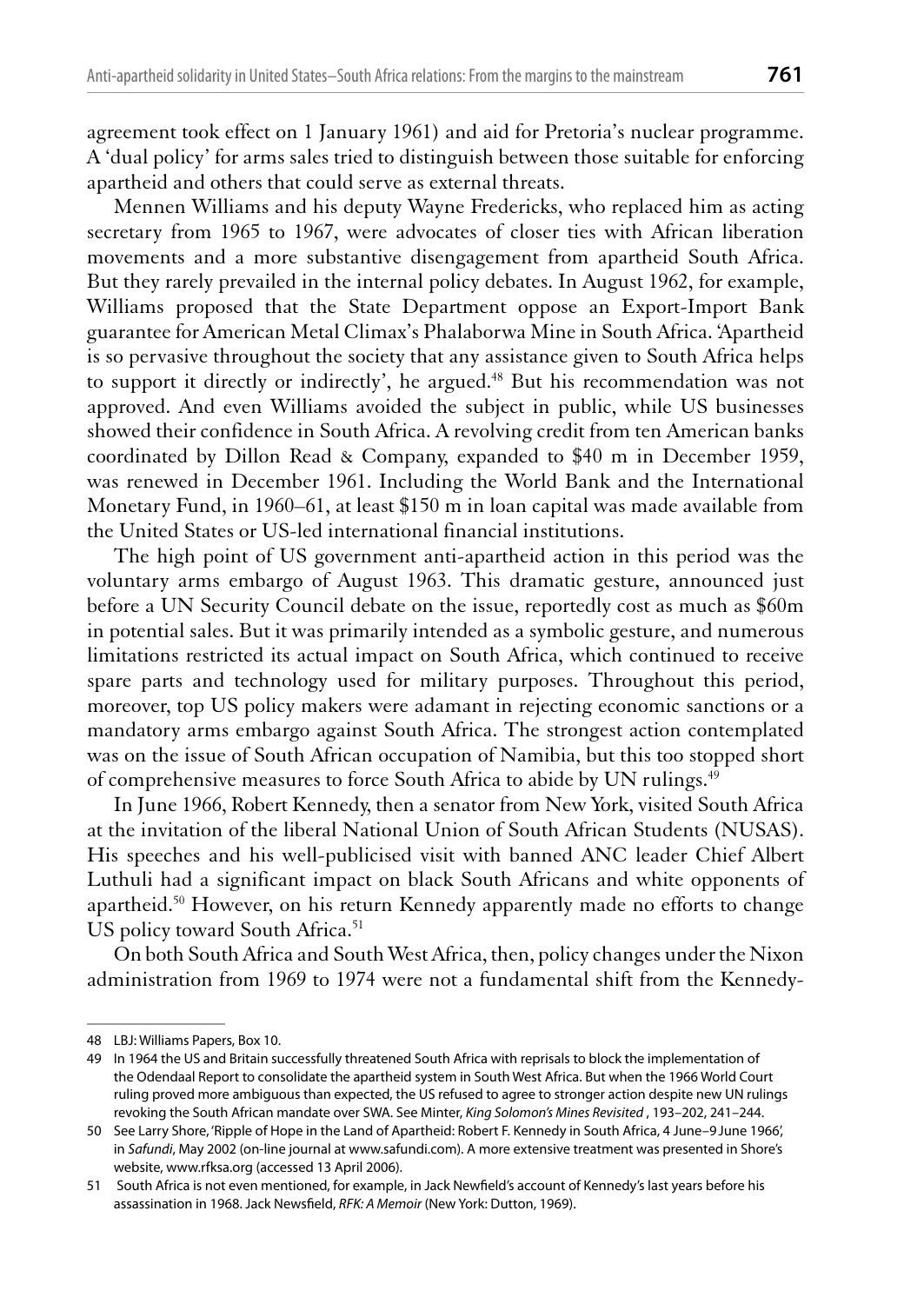agreement took effect on 1 January 1961) and aid for Pretoria's nuclear programme. A 'dual policy' for arms sales tried to distinguish between those suitable for enforcing apartheid and others that could serve as external threats.

Mennen Williams and his deputy Wayne Fredericks, who replaced him as acting secretary from 1965 to 1967, were advocates of closer ties with African liberation movements and a more substantive disengagement from apartheid South Africa. But they rarely prevailed in the internal policy debates. In August 1962, for example, Williams proposed that the State Department oppose an Export-Import Bank guarantee for American Metal Climax's Phalaborwa Mine in South Africa. 'Apartheid is so pervasive throughout the society that any assistance given to South Africa helps to support it directly or indirectly', he argued.[48] But his recommendation was not approved. And even Williams avoided the subject in public, while US businesses showed their confidence in South Africa. A revolving credit from ten American banks coordinated by Dillon Read & Company, expanded to $40 m in December 1959, was renewed in December 1961. Including the World Bank and the International Monetary Fund, in 1960–61, at least $150 m in loan capital was made available from the United States or US-led international financial institutions.

The high point of US government anti-apartheid action in this period was the voluntary arms embargo of August 1963. This dramatic gesture, announced just before a UN Security Council debate on the issue, reportedly cost as much as $60m in potential sales. But it was primarily intended as a symbolic gesture, and numerous limitations restricted its actual impact on South Africa, which continued to receive spare parts and technology used for military purposes. Throughout this period, moreover, top US policy makers were adamant in rejecting economic sanctions or a mandatory arms embargo against South Africa. The strongest action contemplated was on the issue of South African occupation of Namibia, but this too stopped short of comprehensive measures to force South Africa to abide by UN rulings.[49]

In June 1966, Robert Kennedy, then a senator from New York, visited South Africa at the invitation of the liberal National Union of South African Students (NUSAS). His speeches and his well-publicised visit with banned ANC leader Chief Albert Luthuli had a significant impact on black South Africans and white opponents of apartheid.[50] However, on his return Kennedy apparently made no efforts to change US policy toward South Africa.[51]

On both South Africa and South West Africa, then, policy changes under the Nixon administration from 1969 to 1974 were not a fundamental shift from the Kennedy-

---

48 LBJ: Williams Papers, Box 10.

49 In 1964 the US and Britain successfully threatened South Africa with reprisals to block the implementation of the Odendaal Report to consolidate the apartheid system in South West Africa. But when the 1966 World Court ruling proved more ambiguous than expected, the US refused to agree to stronger action despite new UN rulings revoking the South African mandate over SWA. See Minter, *King Solomon's Mines Revisited* , 193–202, 241–244.

50 See Larry Shore, 'Ripple of Hope in the Land of Apartheid: Robert F. Kennedy in South Africa, 4 June–9 June 1966', in *Safundi*, May 2002 (on-line journal at www.safundi.com). A more extensive treatment was presented in Shore's website, www.rfksa.org (accessed 13 April 2006).

51 South Africa is not even mentioned, for example, in Jack Newfield's account of Kennedy's last years before his assassination in 1968. Jack Newsfield, *RFK: A Memoir* (New York: Dutton, 1969).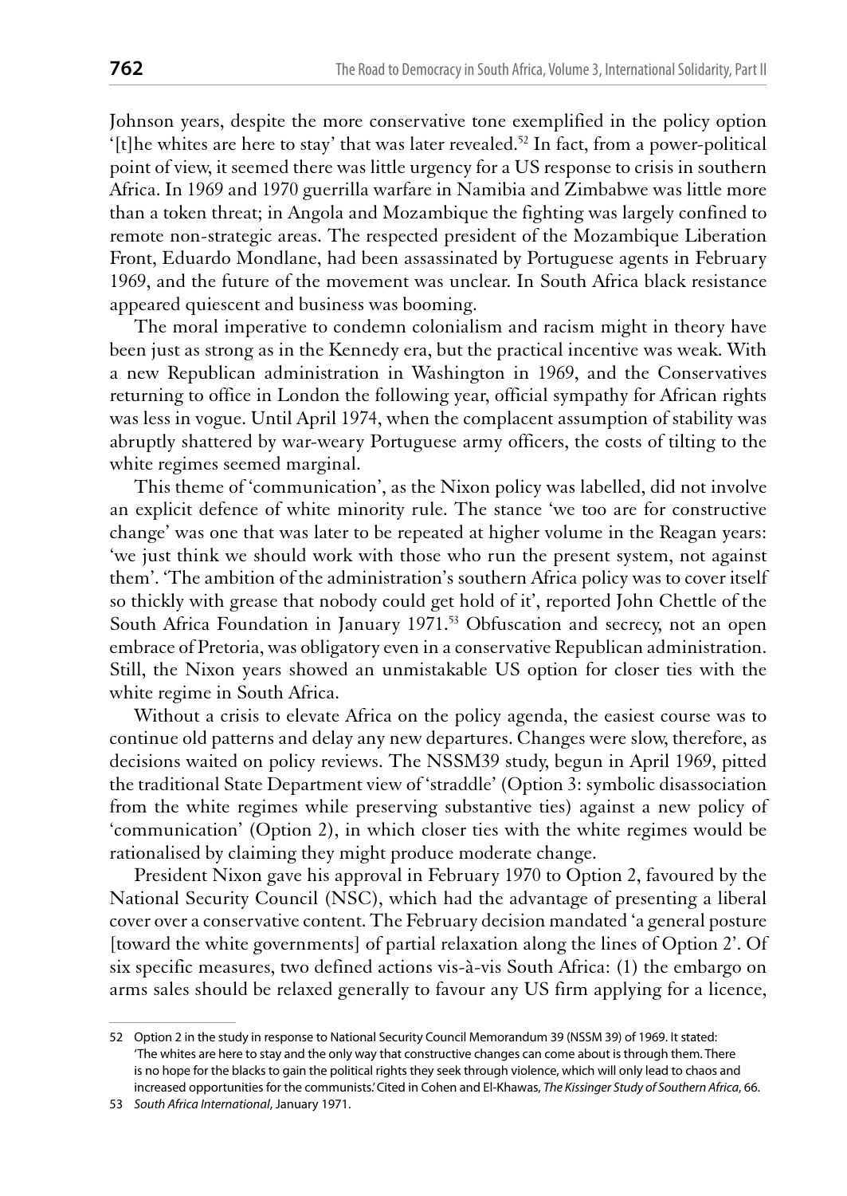Johnson years, despite the more conservative tone exemplified in the policy option '[t]he whites are here to stay' that was later revealed.[52] In fact, from a power-political point of view, it seemed there was little urgency for a US response to crisis in southern Africa. In 1969 and 1970 guerrilla warfare in Namibia and Zimbabwe was little more than a token threat; in Angola and Mozambique the fighting was largely confined to remote non-strategic areas. The respected president of the Mozambique Liberation Front, Eduardo Mondlane, had been assassinated by Portuguese agents in February 1969, and the future of the movement was unclear. In South Africa black resistance appeared quiescent and business was booming.

The moral imperative to condemn colonialism and racism might in theory have been just as strong as in the Kennedy era, but the practical incentive was weak. With a new Republican administration in Washington in 1969, and the Conservatives returning to office in London the following year, official sympathy for African rights was less in vogue. Until April 1974, when the complacent assumption of stability was abruptly shattered by war-weary Portuguese army officers, the costs of tilting to the white regimes seemed marginal.

This theme of 'communication', as the Nixon policy was labelled, did not involve an explicit defence of white minority rule. The stance 'we too are for constructive change' was one that was later to be repeated at higher volume in the Reagan years: 'we just think we should work with those who run the present system, not against them'. 'The ambition of the administration's southern Africa policy was to cover itself so thickly with grease that nobody could get hold of it', reported John Chettle of the South Africa Foundation in January 1971.[53] Obfuscation and secrecy, not an open embrace of Pretoria, was obligatory even in a conservative Republican administration. Still, the Nixon years showed an unmistakable US option for closer ties with the white regime in South Africa.

Without a crisis to elevate Africa on the policy agenda, the easiest course was to continue old patterns and delay any new departures. Changes were slow, therefore, as decisions waited on policy reviews. The NSSM39 study, begun in April 1969, pitted the traditional State Department view of 'straddle' (Option 3: symbolic disassociation from the white regimes while preserving substantive ties) against a new policy of 'communication' (Option 2), in which closer ties with the white regimes would be rationalised by claiming they might produce moderate change.

President Nixon gave his approval in February 1970 to Option 2, favoured by the National Security Council (NSC), which had the advantage of presenting a liberal cover over a conservative content. The February decision mandated 'a general posture [toward the white governments] of partial relaxation along the lines of Option 2'. Of six specific measures, two defined actions vis-à-vis South Africa: (1) the embargo on arms sales should be relaxed generally to favour any US firm applying for a licence,

---

52 Option 2 in the study in response to National Security Council Memorandum 39 (NSSM 39) of 1969. It stated: 'The whites are here to stay and the only way that constructive changes can come about is through them. There is no hope for the blacks to gain the political rights they seek through violence, which will only lead to chaos and increased opportunities for the communists.' Cited in Cohen and El-Khawas, *The Kissinger Study of Southern Africa*, 66.

53 *South Africa International*, January 1971.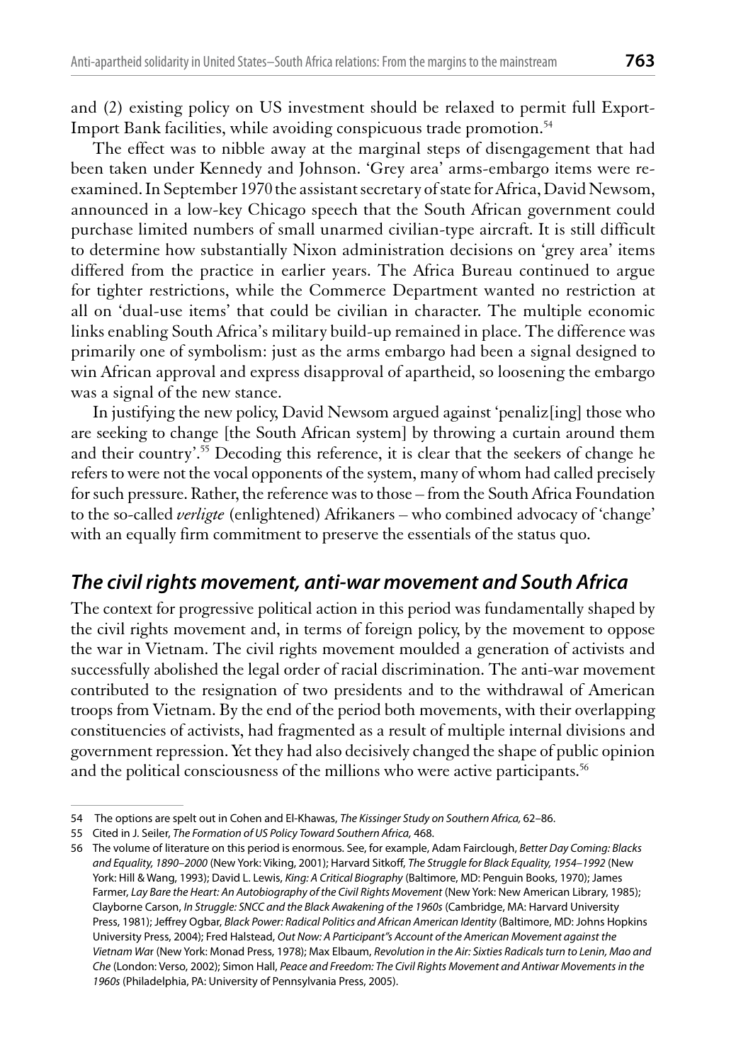and (2) existing policy on US investment should be relaxed to permit full Export-Import Bank facilities, while avoiding conspicuous trade promotion.[54]

The effect was to nibble away at the marginal steps of disengagement that had been taken under Kennedy and Johnson. 'Grey area' arms-embargo items were re-examined. In September 1970 the assistant secretary of state for Africa, David Newsom, announced in a low-key Chicago speech that the South African government could purchase limited numbers of small unarmed civilian-type aircraft. It is still difficult to determine how substantially Nixon administration decisions on 'grey area' items differed from the practice in earlier years. The Africa Bureau continued to argue for tighter restrictions, while the Commerce Department wanted no restriction at all on 'dual-use items' that could be civilian in character. The multiple economic links enabling South Africa's military build-up remained in place. The difference was primarily one of symbolism: just as the arms embargo had been a signal designed to win African approval and express disapproval of apartheid, so loosening the embargo was a signal of the new stance.

In justifying the new policy, David Newsom argued against 'penaliz[ing] those who are seeking to change [the South African system] by throwing a curtain around them and their country'.[55] Decoding this reference, it is clear that the seekers of change he refers to were not the vocal opponents of the system, many of whom had called precisely for such pressure. Rather, the reference was to those – from the South Africa Foundation to the so-called *verligte* (enlightened) Afrikaners – who combined advocacy of 'change' with an equally firm commitment to preserve the essentials of the status quo.

## *The civil rights movement, anti-war movement and South Africa*

The context for progressive political action in this period was fundamentally shaped by the civil rights movement and, in terms of foreign policy, by the movement to oppose the war in Vietnam. The civil rights movement moulded a generation of activists and successfully abolished the legal order of racial discrimination. The anti-war movement contributed to the resignation of two presidents and to the withdrawal of American troops from Vietnam. By the end of the period both movements, with their overlapping constituencies of activists, had fragmented as a result of multiple internal divisions and government repression. Yet they had also decisively changed the shape of public opinion and the political consciousness of the millions who were active participants.[56]

---

54 The options are spelt out in Cohen and El-Khawas, *The Kissinger Study on Southern Africa,* 62–86.

55 Cited in J. Seiler, *The Formation of US Policy Toward Southern Africa,* 468.

56 The volume of literature on this period is enormous. See, for example, Adam Fairclough, *Better Day Coming: Blacks and Equality, 1890–2000* (New York: Viking, 2001); Harvard Sitkoff, *The Struggle for Black Equality, 1954–1992* (New York: Hill & Wang, 1993); David L. Lewis, *King: A Critical Biography* (Baltimore, MD: Penguin Books, 1970); James Farmer, *Lay Bare the Heart: An Autobiography of the Civil Rights Movement* (New York: New American Library, 1985); Clayborne Carson, *In Struggle: SNCC and the Black Awakening of the 1960s* (Cambridge, MA: Harvard University Press, 1981); Jeffrey Ogbar, *Black Power: Radical Politics and African American Identity* (Baltimore, MD: Johns Hopkins University Press, 2004); Fred Halstead, *Out Now: A Participant"s Account of the American Movement against the Vietnam War* (New York: Monad Press, 1978); Max Elbaum, *Revolution in the Air: Sixties Radicals turn to Lenin, Mao and Che* (London: Verso, 2002); Simon Hall, *Peace and Freedom: The Civil Rights Movement and Antiwar Movements in the 1960s* (Philadelphia, PA: University of Pennsylvania Press, 2005).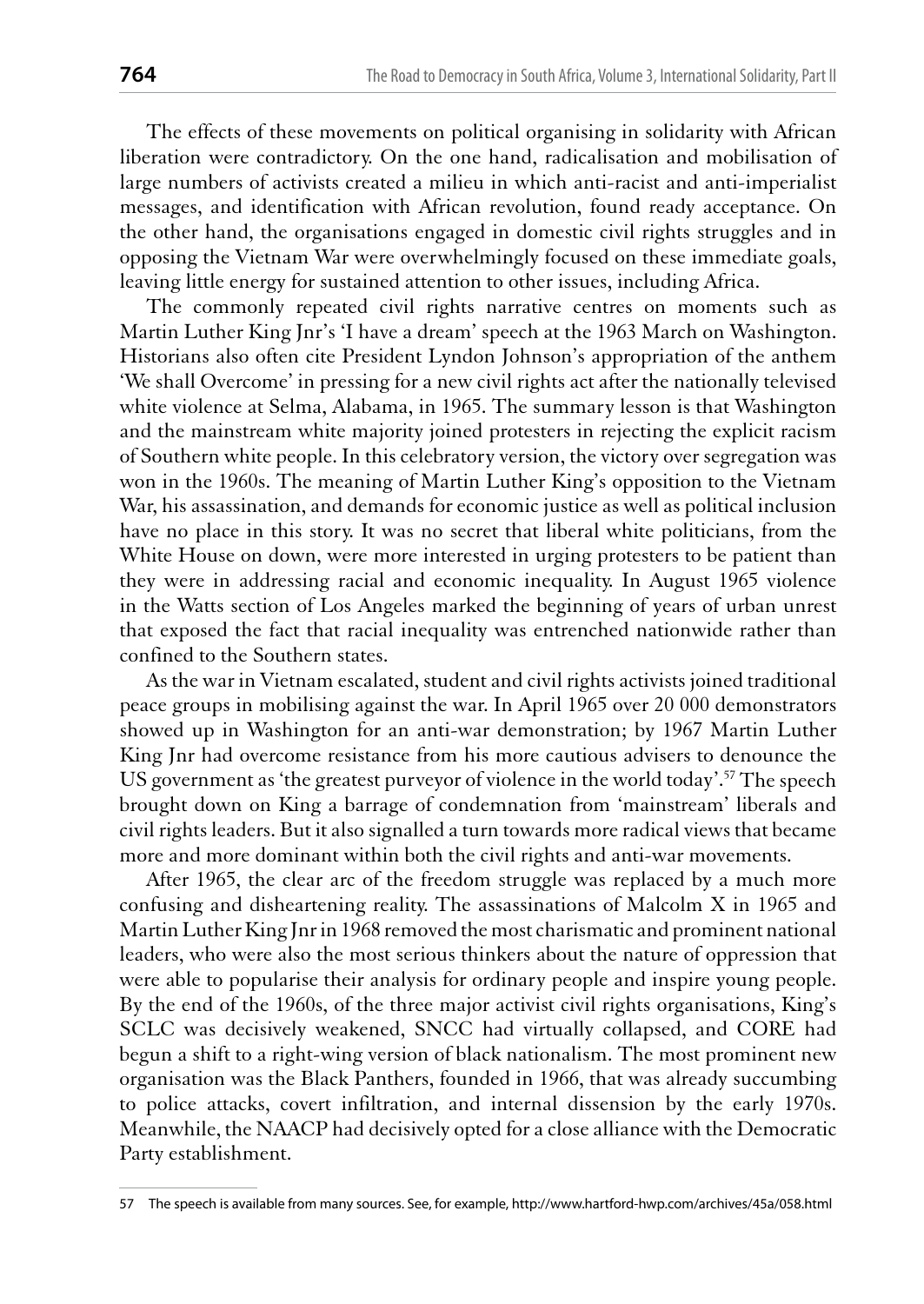The effects of these movements on political organising in solidarity with African liberation were contradictory. On the one hand, radicalisation and mobilisation of large numbers of activists created a milieu in which anti-racist and anti-imperialist messages, and identification with African revolution, found ready acceptance. On the other hand, the organisations engaged in domestic civil rights struggles and in opposing the Vietnam War were overwhelmingly focused on these immediate goals, leaving little energy for sustained attention to other issues, including Africa.

The commonly repeated civil rights narrative centres on moments such as Martin Luther King Jnr's 'I have a dream' speech at the 1963 March on Washington. Historians also often cite President Lyndon Johnson's appropriation of the anthem 'We shall Overcome' in pressing for a new civil rights act after the nationally televised white violence at Selma, Alabama, in 1965. The summary lesson is that Washington and the mainstream white majority joined protesters in rejecting the explicit racism of Southern white people. In this celebratory version, the victory over segregation was won in the 1960s. The meaning of Martin Luther King's opposition to the Vietnam War, his assassination, and demands for economic justice as well as political inclusion have no place in this story. It was no secret that liberal white politicians, from the White House on down, were more interested in urging protesters to be patient than they were in addressing racial and economic inequality. In August 1965 violence in the Watts section of Los Angeles marked the beginning of years of urban unrest that exposed the fact that racial inequality was entrenched nationwide rather than confined to the Southern states.

As the war in Vietnam escalated, student and civil rights activists joined traditional peace groups in mobilising against the war. In April 1965 over 20 000 demonstrators showed up in Washington for an anti-war demonstration; by 1967 Martin Luther King Jnr had overcome resistance from his more cautious advisers to denounce the US government as 'the greatest purveyor of violence in the world today'.[57] The speech brought down on King a barrage of condemnation from 'mainstream' liberals and civil rights leaders. But it also signalled a turn towards more radical views that became more and more dominant within both the civil rights and anti-war movements.

After 1965, the clear arc of the freedom struggle was replaced by a much more confusing and disheartening reality. The assassinations of Malcolm X in 1965 and Martin Luther King Jnr in 1968 removed the most charismatic and prominent national leaders, who were also the most serious thinkers about the nature of oppression that were able to popularise their analysis for ordinary people and inspire young people. By the end of the 1960s, of the three major activist civil rights organisations, King's SCLC was decisively weakened, SNCC had virtually collapsed, and CORE had begun a shift to a right-wing version of black nationalism. The most prominent new organisation was the Black Panthers, founded in 1966, that was already succumbing to police attacks, covert infiltration, and internal dissension by the early 1970s. Meanwhile, the NAACP had decisively opted for a close alliance with the Democratic Party establishment.

57 The speech is available from many sources. See, for example, http://www.hartford-hwp.com/archives/45a/058.html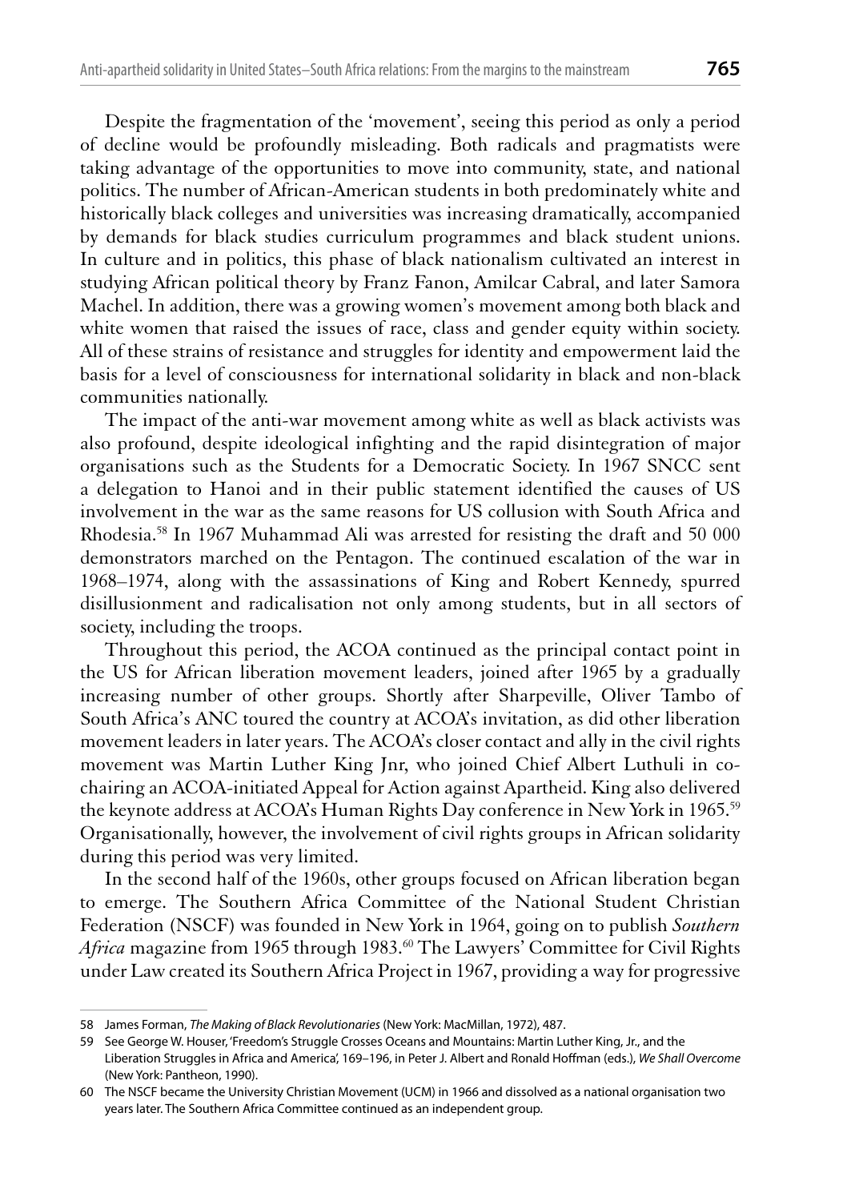Despite the fragmentation of the 'movement', seeing this period as only a period of decline would be profoundly misleading. Both radicals and pragmatists were taking advantage of the opportunities to move into community, state, and national politics. The number of African-American students in both predominately white and historically black colleges and universities was increasing dramatically, accompanied by demands for black studies curriculum programmes and black student unions. In culture and in politics, this phase of black nationalism cultivated an interest in studying African political theory by Franz Fanon, Amilcar Cabral, and later Samora Machel. In addition, there was a growing women's movement among both black and white women that raised the issues of race, class and gender equity within society. All of these strains of resistance and struggles for identity and empowerment laid the basis for a level of consciousness for international solidarity in black and non-black communities nationally.

The impact of the anti-war movement among white as well as black activists was also profound, despite ideological infighting and the rapid disintegration of major organisations such as the Students for a Democratic Society. In 1967 SNCC sent a delegation to Hanoi and in their public statement identified the causes of US involvement in the war as the same reasons for US collusion with South Africa and Rhodesia.[58] In 1967 Muhammad Ali was arrested for resisting the draft and 50 000 demonstrators marched on the Pentagon. The continued escalation of the war in 1968–1974, along with the assassinations of King and Robert Kennedy, spurred disillusionment and radicalisation not only among students, but in all sectors of society, including the troops.

Throughout this period, the ACOA continued as the principal contact point in the US for African liberation movement leaders, joined after 1965 by a gradually increasing number of other groups. Shortly after Sharpeville, Oliver Tambo of South Africa's ANC toured the country at ACOA's invitation, as did other liberation movement leaders in later years. The ACOA's closer contact and ally in the civil rights movement was Martin Luther King Jnr, who joined Chief Albert Luthuli in co-chairing an ACOA-initiated Appeal for Action against Apartheid. King also delivered the keynote address at ACOA's Human Rights Day conference in New York in 1965.[59] Organisationally, however, the involvement of civil rights groups in African solidarity during this period was very limited.

In the second half of the 1960s, other groups focused on African liberation began to emerge. The Southern Africa Committee of the National Student Christian Federation (NSCF) was founded in New York in 1964, going on to publish *Southern Africa* magazine from 1965 through 1983.[60] The Lawyers' Committee for Civil Rights under Law created its Southern Africa Project in 1967, providing a way for progressive

---

58 James Forman, *The Making of Black Revolutionaries* (New York: MacMillan, 1972), 487.

59 See George W. Houser, 'Freedom's Struggle Crosses Oceans and Mountains: Martin Luther King, Jr., and the Liberation Struggles in Africa and America', 169–196, in Peter J. Albert and Ronald Hoffman (eds.), *We Shall Overcome* (New York: Pantheon, 1990).

60 The NSCF became the University Christian Movement (UCM) in 1966 and dissolved as a national organisation two years later. The Southern Africa Committee continued as an independent group.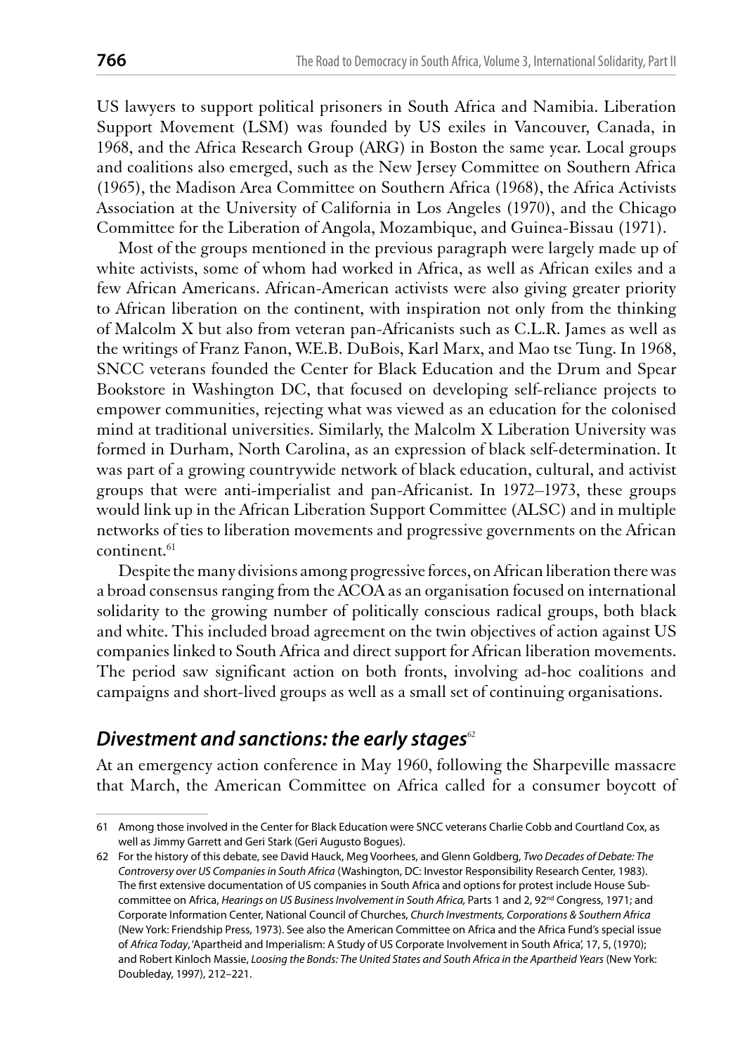US lawyers to support political prisoners in South Africa and Namibia. Liberation Support Movement (LSM) was founded by US exiles in Vancouver, Canada, in 1968, and the Africa Research Group (ARG) in Boston the same year. Local groups and coalitions also emerged, such as the New Jersey Committee on Southern Africa (1965), the Madison Area Committee on Southern Africa (1968), the Africa Activists Association at the University of California in Los Angeles (1970), and the Chicago Committee for the Liberation of Angola, Mozambique, and Guinea-Bissau (1971).

Most of the groups mentioned in the previous paragraph were largely made up of white activists, some of whom had worked in Africa, as well as African exiles and a few African Americans. African-American activists were also giving greater priority to African liberation on the continent, with inspiration not only from the thinking of Malcolm X but also from veteran pan-Africanists such as C.L.R. James as well as the writings of Franz Fanon, W.E.B. DuBois, Karl Marx, and Mao tse Tung. In 1968, SNCC veterans founded the Center for Black Education and the Drum and Spear Bookstore in Washington DC, that focused on developing self-reliance projects to empower communities, rejecting what was viewed as an education for the colonised mind at traditional universities. Similarly, the Malcolm X Liberation University was formed in Durham, North Carolina, as an expression of black self-determination. It was part of a growing countrywide network of black education, cultural, and activist groups that were anti-imperialist and pan-Africanist. In 1972–1973, these groups would link up in the African Liberation Support Committee (ALSC) and in multiple networks of ties to liberation movements and progressive governments on the African continent.[61]

Despite the many divisions among progressive forces, on African liberation there was a broad consensus ranging from the ACOA as an organisation focused on international solidarity to the growing number of politically conscious radical groups, both black and white. This included broad agreement on the twin objectives of action against US companies linked to South Africa and direct support for African liberation movements. The period saw significant action on both fronts, involving ad-hoc coalitions and campaigns and short-lived groups as well as a small set of continuing organisations.

## *Divestment and sanctions: the early stages*[62]

At an emergency action conference in May 1960, following the Sharpeville massacre that March, the American Committee on Africa called for a consumer boycott of

---

61 Among those involved in the Center for Black Education were SNCC veterans Charlie Cobb and Courtland Cox, as well as Jimmy Garrett and Geri Stark (Geri Augusto Bogues).

62 For the history of this debate, see David Hauck, Meg Voorhees, and Glenn Goldberg, *Two Decades of Debate: The Controversy over US Companies in South Africa* (Washington, DC: Investor Responsibility Research Center, 1983). The first extensive documentation of US companies in South Africa and options for protest include House Subcommittee on Africa, *Hearings on US Business Involvement in South Africa,* Parts 1 and 2, 92nd Congress, 1971; and Corporate Information Center, National Council of Churches, *Church Investments, Corporations & Southern Africa* (New York: Friendship Press, 1973). See also the American Committee on Africa and the Africa Fund's special issue of *Africa Today*, 'Apartheid and Imperialism: A Study of US Corporate Involvement in South Africa', 17, 5, (1970); and Robert Kinloch Massie, *Loosing the Bonds: The United States and South Africa in the Apartheid Years* (New York: Doubleday, 1997), 212–221.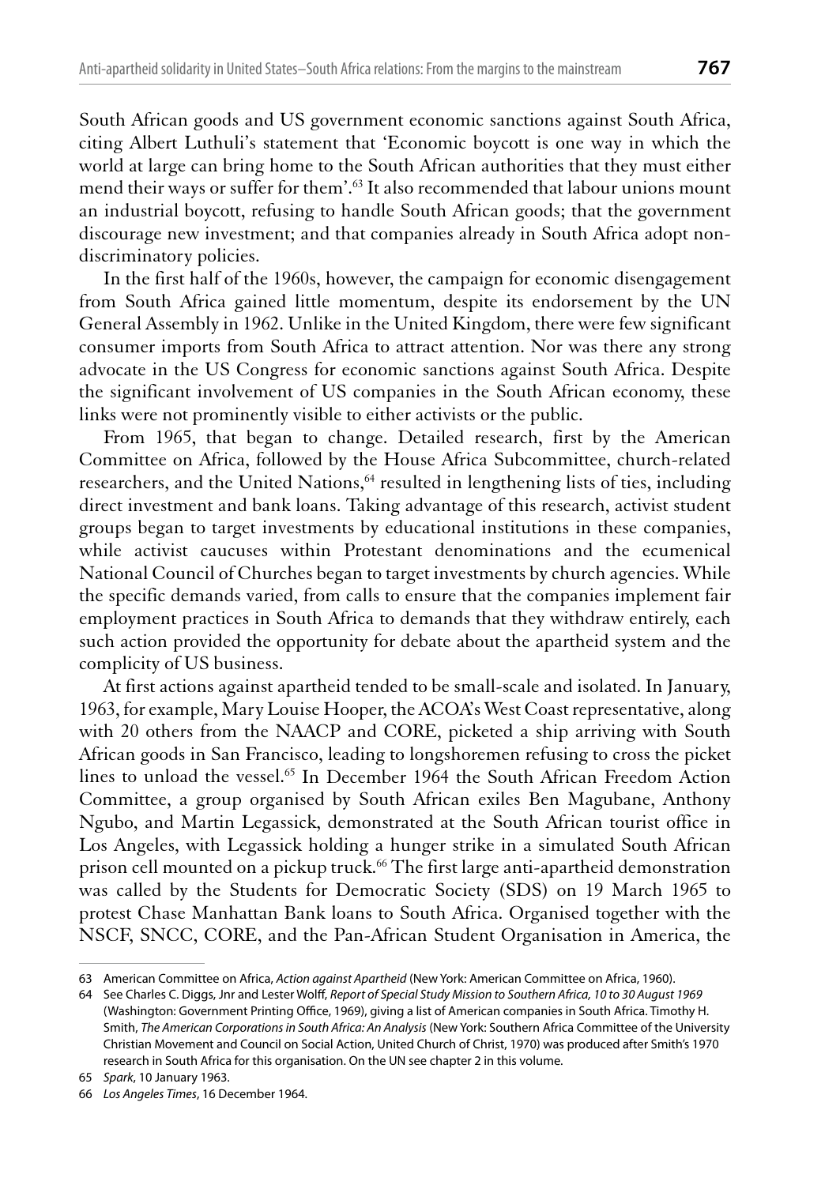South African goods and US government economic sanctions against South Africa, citing Albert Luthuli's statement that 'Economic boycott is one way in which the world at large can bring home to the South African authorities that they must either mend their ways or suffer for them'.[63] It also recommended that labour unions mount an industrial boycott, refusing to handle South African goods; that the government discourage new investment; and that companies already in South Africa adopt non-discriminatory policies.

In the first half of the 1960s, however, the campaign for economic disengagement from South Africa gained little momentum, despite its endorsement by the UN General Assembly in 1962. Unlike in the United Kingdom, there were few significant consumer imports from South Africa to attract attention. Nor was there any strong advocate in the US Congress for economic sanctions against South Africa. Despite the significant involvement of US companies in the South African economy, these links were not prominently visible to either activists or the public.

From 1965, that began to change. Detailed research, first by the American Committee on Africa, followed by the House Africa Subcommittee, church-related researchers, and the United Nations,[64] resulted in lengthening lists of ties, including direct investment and bank loans. Taking advantage of this research, activist student groups began to target investments by educational institutions in these companies, while activist caucuses within Protestant denominations and the ecumenical National Council of Churches began to target investments by church agencies. While the specific demands varied, from calls to ensure that the companies implement fair employment practices in South Africa to demands that they withdraw entirely, each such action provided the opportunity for debate about the apartheid system and the complicity of US business.

At first actions against apartheid tended to be small-scale and isolated. In January, 1963, for example, Mary Louise Hooper, the ACOA's West Coast representative, along with 20 others from the NAACP and CORE, picketed a ship arriving with South African goods in San Francisco, leading to longshoremen refusing to cross the picket lines to unload the vessel.[65] In December 1964 the South African Freedom Action Committee, a group organised by South African exiles Ben Magubane, Anthony Ngubo, and Martin Legassick, demonstrated at the South African tourist office in Los Angeles, with Legassick holding a hunger strike in a simulated South African prison cell mounted on a pickup truck.[66] The first large anti-apartheid demonstration was called by the Students for Democratic Society (SDS) on 19 March 1965 to protest Chase Manhattan Bank loans to South Africa. Organised together with the NSCF, SNCC, CORE, and the Pan-African Student Organisation in America, the

---

63 American Committee on Africa, *Action against Apartheid* (New York: American Committee on Africa, 1960).

64 See Charles C. Diggs, Jnr and Lester Wolff, *Report of Special Study Mission to Southern Africa, 10 to 30 August 1969* (Washington: Government Printing Office, 1969), giving a list of American companies in South Africa. Timothy H. Smith, *The American Corporations in South Africa: An Analysis* (New York: Southern Africa Committee of the University Christian Movement and Council on Social Action, United Church of Christ, 1970) was produced after Smith's 1970 research in South Africa for this organisation. On the UN see chapter 2 in this volume.

65 *Spark*, 10 January 1963.

66 *Los Angeles Times*, 16 December 1964.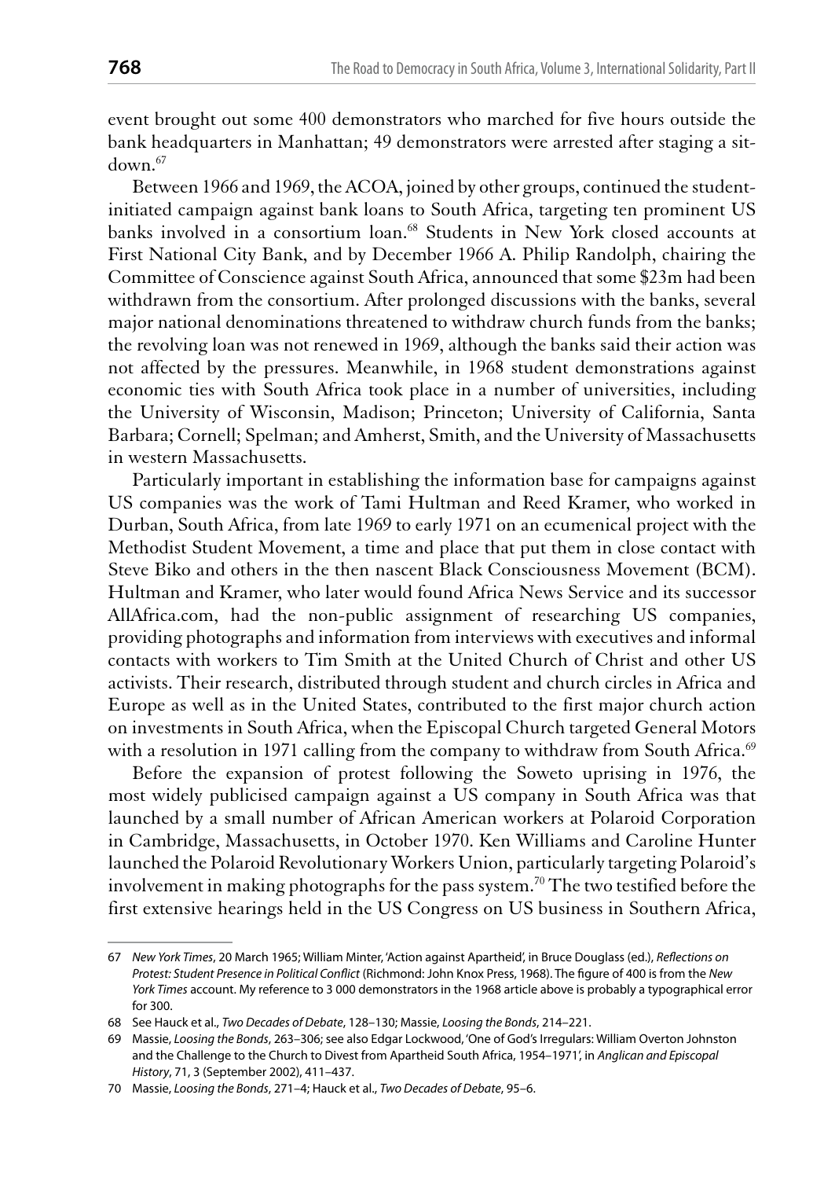event brought out some 400 demonstrators who marched for five hours outside the bank headquarters in Manhattan; 49 demonstrators were arrested after staging a sit-down.[67]

Between 1966 and 1969, the ACOA, joined by other groups, continued the student-initiated campaign against bank loans to South Africa, targeting ten prominent US banks involved in a consortium loan.[68] Students in New York closed accounts at First National City Bank, and by December 1966 A. Philip Randolph, chairing the Committee of Conscience against South Africa, announced that some $23m had been withdrawn from the consortium. After prolonged discussions with the banks, several major national denominations threatened to withdraw church funds from the banks; the revolving loan was not renewed in 1969, although the banks said their action was not affected by the pressures. Meanwhile, in 1968 student demonstrations against economic ties with South Africa took place in a number of universities, including the University of Wisconsin, Madison; Princeton; University of California, Santa Barbara; Cornell; Spelman; and Amherst, Smith, and the University of Massachusetts in western Massachusetts.

Particularly important in establishing the information base for campaigns against US companies was the work of Tami Hultman and Reed Kramer, who worked in Durban, South Africa, from late 1969 to early 1971 on an ecumenical project with the Methodist Student Movement, a time and place that put them in close contact with Steve Biko and others in the then nascent Black Consciousness Movement (BCM). Hultman and Kramer, who later would found Africa News Service and its successor AllAfrica.com, had the non-public assignment of researching US companies, providing photographs and information from interviews with executives and informal contacts with workers to Tim Smith at the United Church of Christ and other US activists. Their research, distributed through student and church circles in Africa and Europe as well as in the United States, contributed to the first major church action on investments in South Africa, when the Episcopal Church targeted General Motors with a resolution in 1971 calling from the company to withdraw from South Africa.[69]

Before the expansion of protest following the Soweto uprising in 1976, the most widely publicised campaign against a US company in South Africa was that launched by a small number of African American workers at Polaroid Corporation in Cambridge, Massachusetts, in October 1970. Ken Williams and Caroline Hunter launched the Polaroid Revolutionary Workers Union, particularly targeting Polaroid's involvement in making photographs for the pass system.[70] The two testified before the first extensive hearings held in the US Congress on US business in Southern Africa,

---

67 *New York Times*, 20 March 1965; William Minter, 'Action against Apartheid', in Bruce Douglass (ed.), *Reflections on Protest: Student Presence in Political Conflict* (Richmond: John Knox Press, 1968). The figure of 400 is from the *New York Times* account. My reference to 3 000 demonstrators in the 1968 article above is probably a typographical error for 300.

68 See Hauck et al., *Two Decades of Debate*, 128–130; Massie, *Loosing the Bonds*, 214–221.

69 Massie, *Loosing the Bonds*, 263–306; see also Edgar Lockwood, 'One of God's Irregulars: William Overton Johnston and the Challenge to the Church to Divest from Apartheid South Africa, 1954–1971', in *Anglican and Episcopal History*, 71, 3 (September 2002), 411–437.

70 Massie, *Loosing the Bonds*, 271–4; Hauck et al., *Two Decades of Debate*, 95–6.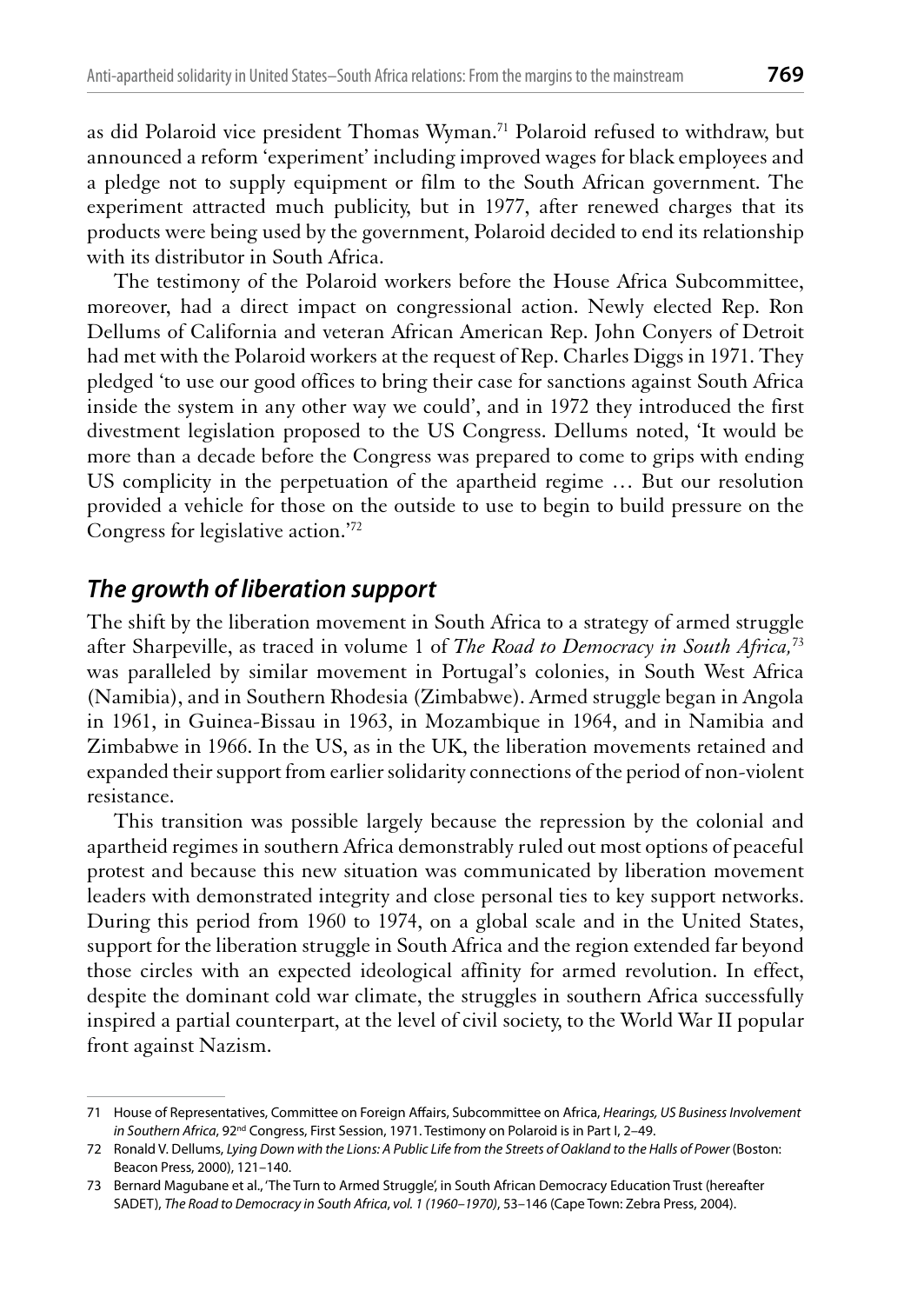as did Polaroid vice president Thomas Wyman.[71] Polaroid refused to withdraw, but announced a reform 'experiment' including improved wages for black employees and a pledge not to supply equipment or film to the South African government. The experiment attracted much publicity, but in 1977, after renewed charges that its products were being used by the government, Polaroid decided to end its relationship with its distributor in South Africa.

The testimony of the Polaroid workers before the House Africa Subcommittee, moreover, had a direct impact on congressional action. Newly elected Rep. Ron Dellums of California and veteran African American Rep. John Conyers of Detroit had met with the Polaroid workers at the request of Rep. Charles Diggs in 1971. They pledged 'to use our good offices to bring their case for sanctions against South Africa inside the system in any other way we could', and in 1972 they introduced the first divestment legislation proposed to the US Congress. Dellums noted, 'It would be more than a decade before the Congress was prepared to come to grips with ending US complicity in the perpetuation of the apartheid regime … But our resolution provided a vehicle for those on the outside to use to begin to build pressure on the Congress for legislative action.'[72]

## *The growth of liberation support*

The shift by the liberation movement in South Africa to a strategy of armed struggle after Sharpeville, as traced in volume 1 of *The Road to Democracy in South Africa,*[73] was paralleled by similar movement in Portugal's colonies, in South West Africa (Namibia), and in Southern Rhodesia (Zimbabwe). Armed struggle began in Angola in 1961, in Guinea-Bissau in 1963, in Mozambique in 1964, and in Namibia and Zimbabwe in 1966. In the US, as in the UK, the liberation movements retained and expanded their support from earlier solidarity connections of the period of non-violent resistance.

This transition was possible largely because the repression by the colonial and apartheid regimes in southern Africa demonstrably ruled out most options of peaceful protest and because this new situation was communicated by liberation movement leaders with demonstrated integrity and close personal ties to key support networks. During this period from 1960 to 1974, on a global scale and in the United States, support for the liberation struggle in South Africa and the region extended far beyond those circles with an expected ideological affinity for armed revolution. In effect, despite the dominant cold war climate, the struggles in southern Africa successfully inspired a partial counterpart, at the level of civil society, to the World War II popular front against Nazism.

---

71 House of Representatives, Committee on Foreign Affairs, Subcommittee on Africa, *Hearings, US Business Involvement in Southern Africa*, 92nd Congress, First Session, 1971. Testimony on Polaroid is in Part I, 2–49.

72 Ronald V. Dellums, *Lying Down with the Lions: A Public Life from the Streets of Oakland to the Halls of Power* (Boston: Beacon Press, 2000), 121–140.

73 Bernard Magubane et al., 'The Turn to Armed Struggle', in South African Democracy Education Trust (hereafter SADET), *The Road to Democracy in South Africa, vol. 1 (1960–1970)*, 53–146 (Cape Town: Zebra Press, 2004).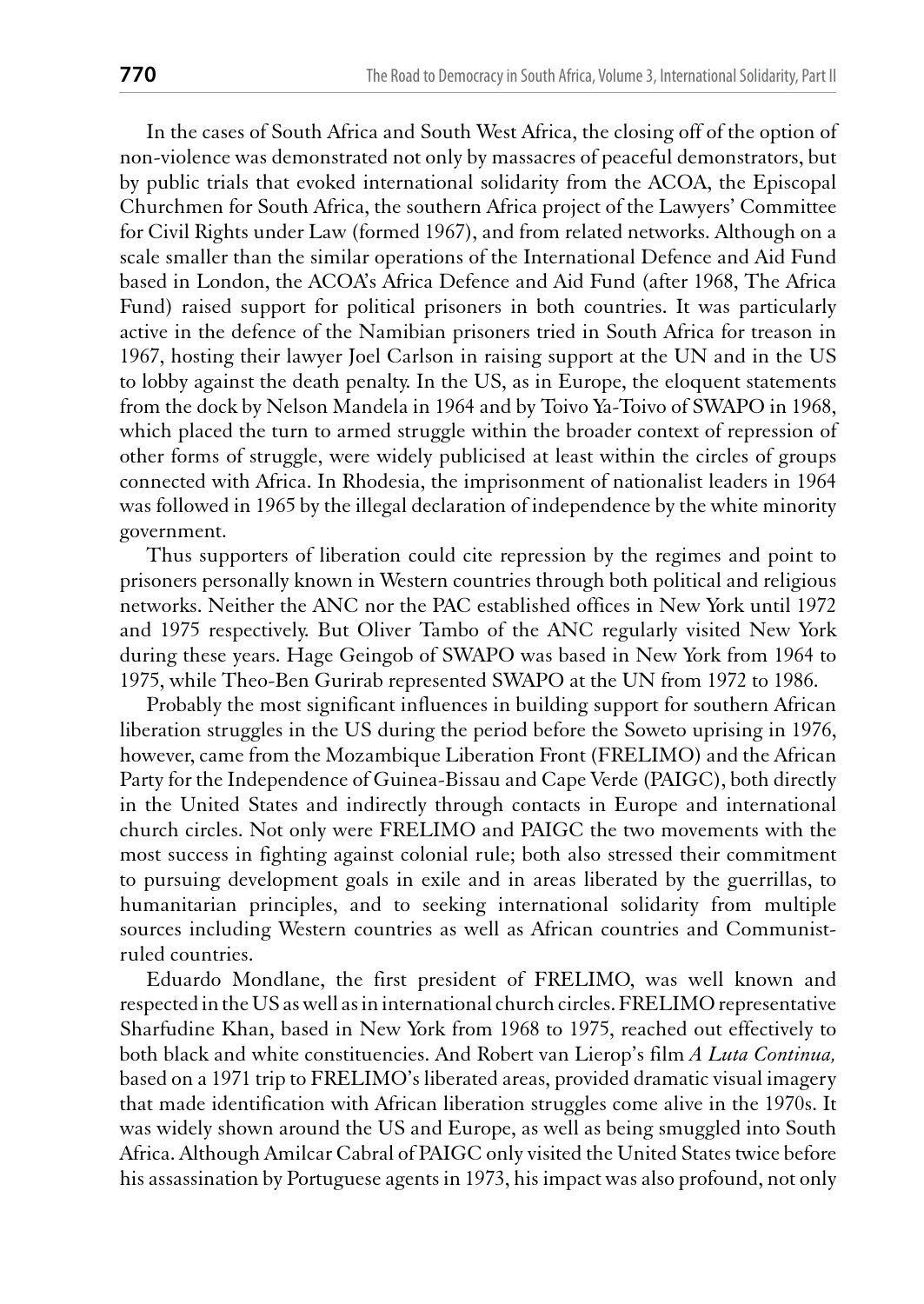In the cases of South Africa and South West Africa, the closing off of the option of non-violence was demonstrated not only by massacres of peaceful demonstrators, but by public trials that evoked international solidarity from the ACOA, the Episcopal Churchmen for South Africa, the southern Africa project of the Lawyers' Committee for Civil Rights under Law (formed 1967), and from related networks. Although on a scale smaller than the similar operations of the International Defence and Aid Fund based in London, the ACOA's Africa Defence and Aid Fund (after 1968, The Africa Fund) raised support for political prisoners in both countries. It was particularly active in the defence of the Namibian prisoners tried in South Africa for treason in 1967, hosting their lawyer Joel Carlson in raising support at the UN and in the US to lobby against the death penalty. In the US, as in Europe, the eloquent statements from the dock by Nelson Mandela in 1964 and by Toivo Ya-Toivo of SWAPO in 1968, which placed the turn to armed struggle within the broader context of repression of other forms of struggle, were widely publicised at least within the circles of groups connected with Africa. In Rhodesia, the imprisonment of nationalist leaders in 1964 was followed in 1965 by the illegal declaration of independence by the white minority government.

Thus supporters of liberation could cite repression by the regimes and point to prisoners personally known in Western countries through both political and religious networks. Neither the ANC nor the PAC established offices in New York until 1972 and 1975 respectively. But Oliver Tambo of the ANC regularly visited New York during these years. Hage Geingob of SWAPO was based in New York from 1964 to 1975, while Theo-Ben Gurirab represented SWAPO at the UN from 1972 to 1986.

Probably the most significant influences in building support for southern African liberation struggles in the US during the period before the Soweto uprising in 1976, however, came from the Mozambique Liberation Front (FRELIMO) and the African Party for the Independence of Guinea-Bissau and Cape Verde (PAIGC), both directly in the United States and indirectly through contacts in Europe and international church circles. Not only were FRELIMO and PAIGC the two movements with the most success in fighting against colonial rule; both also stressed their commitment to pursuing development goals in exile and in areas liberated by the guerrillas, to humanitarian principles, and to seeking international solidarity from multiple sources including Western countries as well as African countries and Communist-ruled countries.

Eduardo Mondlane, the first president of FRELIMO, was well known and respected in the US as well as in international church circles. FRELIMO representative Sharfudine Khan, based in New York from 1968 to 1975, reached out effectively to both black and white constituencies. And Robert van Lierop's film *A Luta Continua,* based on a 1971 trip to FRELIMO's liberated areas, provided dramatic visual imagery that made identification with African liberation struggles come alive in the 1970s. It was widely shown around the US and Europe, as well as being smuggled into South Africa. Although Amilcar Cabral of PAIGC only visited the United States twice before his assassination by Portuguese agents in 1973, his impact was also profound, not only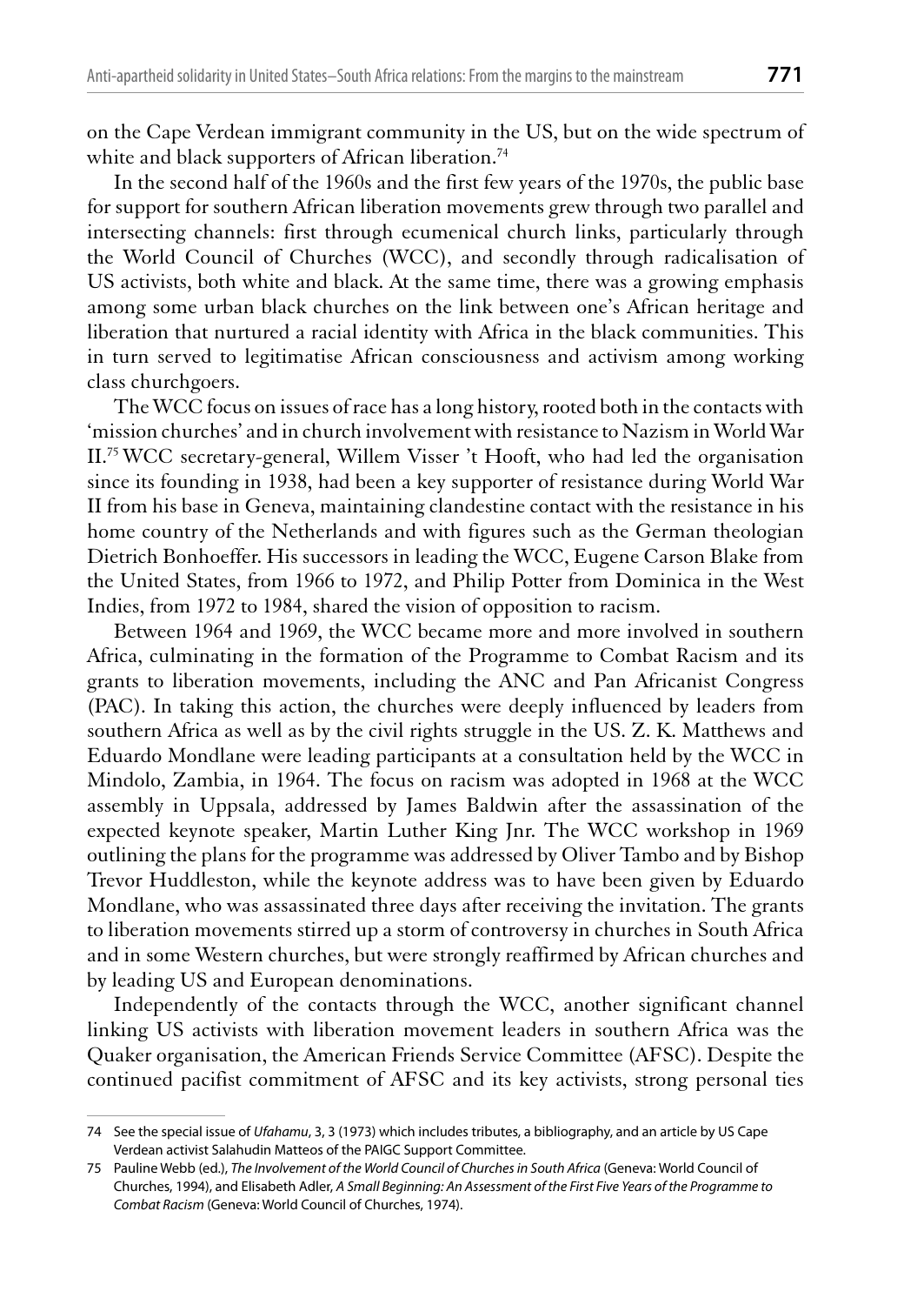on the Cape Verdean immigrant community in the US, but on the wide spectrum of white and black supporters of African liberation.[74]

In the second half of the 1960s and the first few years of the 1970s, the public base for support for southern African liberation movements grew through two parallel and intersecting channels: first through ecumenical church links, particularly through the World Council of Churches (WCC), and secondly through radicalisation of US activists, both white and black. At the same time, there was a growing emphasis among some urban black churches on the link between one's African heritage and liberation that nurtured a racial identity with Africa in the black communities. This in turn served to legitimatise African consciousness and activism among working class churchgoers.

The WCC focus on issues of race has a long history, rooted both in the contacts with 'mission churches' and in church involvement with resistance to Nazism in World War II.[75] WCC secretary-general, Willem Visser 't Hooft, who had led the organisation since its founding in 1938, had been a key supporter of resistance during World War II from his base in Geneva, maintaining clandestine contact with the resistance in his home country of the Netherlands and with figures such as the German theologian Dietrich Bonhoeffer. His successors in leading the WCC, Eugene Carson Blake from the United States, from 1966 to 1972, and Philip Potter from Dominica in the West Indies, from 1972 to 1984, shared the vision of opposition to racism.

Between 1964 and 1969, the WCC became more and more involved in southern Africa, culminating in the formation of the Programme to Combat Racism and its grants to liberation movements, including the ANC and Pan Africanist Congress (PAC). In taking this action, the churches were deeply influenced by leaders from southern Africa as well as by the civil rights struggle in the US. Z. K. Matthews and Eduardo Mondlane were leading participants at a consultation held by the WCC in Mindolo, Zambia, in 1964. The focus on racism was adopted in 1968 at the WCC assembly in Uppsala, addressed by James Baldwin after the assassination of the expected keynote speaker, Martin Luther King Jnr. The WCC workshop in 1969 outlining the plans for the programme was addressed by Oliver Tambo and by Bishop Trevor Huddleston, while the keynote address was to have been given by Eduardo Mondlane, who was assassinated three days after receiving the invitation. The grants to liberation movements stirred up a storm of controversy in churches in South Africa and in some Western churches, but were strongly reaffirmed by African churches and by leading US and European denominations.

Independently of the contacts through the WCC, another significant channel linking US activists with liberation movement leaders in southern Africa was the Quaker organisation, the American Friends Service Committee (AFSC). Despite the continued pacifist commitment of AFSC and its key activists, strong personal ties

---

74 See the special issue of *Ufahamu*, 3, 3 (1973) which includes tributes, a bibliography, and an article by US Cape Verdean activist Salahudin Matteos of the PAIGC Support Committee.

75 Pauline Webb (ed.), *The Involvement of the World Council of Churches in South Africa* (Geneva: World Council of Churches, 1994), and Elisabeth Adler, *A Small Beginning: An Assessment of the First Five Years of the Programme to Combat Racism* (Geneva: World Council of Churches, 1974).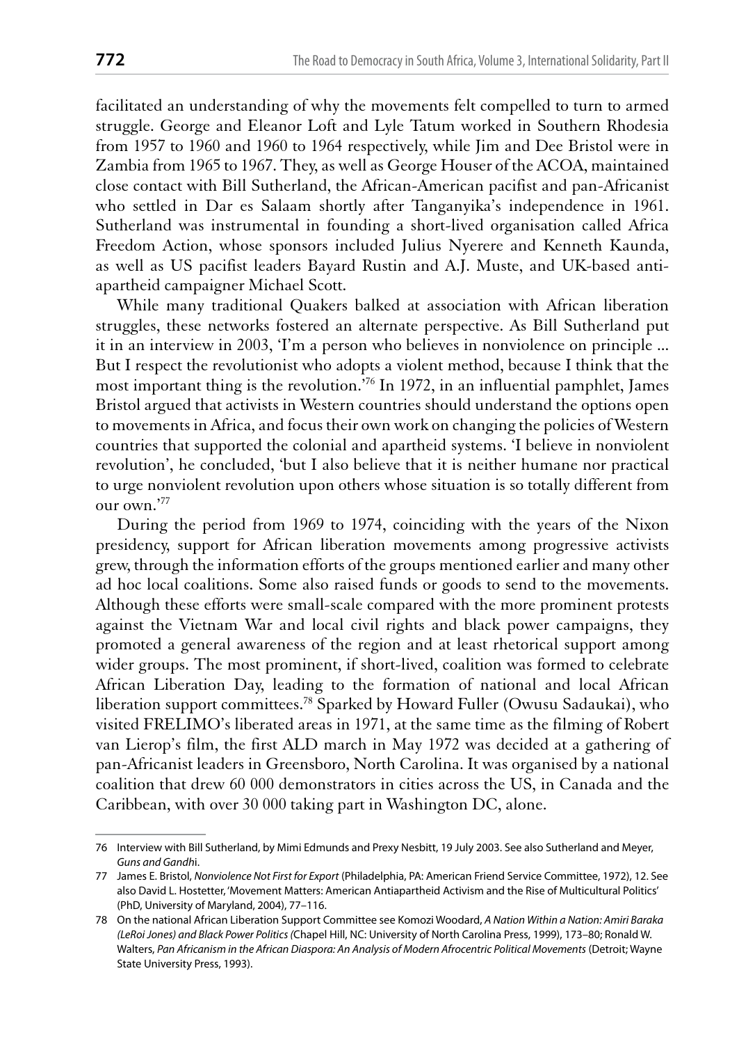facilitated an understanding of why the movements felt compelled to turn to armed struggle. George and Eleanor Loft and Lyle Tatum worked in Southern Rhodesia from 1957 to 1960 and 1960 to 1964 respectively, while Jim and Dee Bristol were in Zambia from 1965 to 1967. They, as well as George Houser of the ACOA, maintained close contact with Bill Sutherland, the African-American pacifist and pan-Africanist who settled in Dar es Salaam shortly after Tanganyika's independence in 1961. Sutherland was instrumental in founding a short-lived organisation called Africa Freedom Action, whose sponsors included Julius Nyerere and Kenneth Kaunda, as well as US pacifist leaders Bayard Rustin and A.J. Muste, and UK-based anti-apartheid campaigner Michael Scott.

While many traditional Quakers balked at association with African liberation struggles, these networks fostered an alternate perspective. As Bill Sutherland put it in an interview in 2003, 'I'm a person who believes in nonviolence on principle ... But I respect the revolutionist who adopts a violent method, because I think that the most important thing is the revolution.'[76] In 1972, in an influential pamphlet, James Bristol argued that activists in Western countries should understand the options open to movements in Africa, and focus their own work on changing the policies of Western countries that supported the colonial and apartheid systems. 'I believe in nonviolent revolution', he concluded, 'but I also believe that it is neither humane nor practical to urge nonviolent revolution upon others whose situation is so totally different from our own.'[77]

During the period from 1969 to 1974, coinciding with the years of the Nixon presidency, support for African liberation movements among progressive activists grew, through the information efforts of the groups mentioned earlier and many other ad hoc local coalitions. Some also raised funds or goods to send to the movements. Although these efforts were small-scale compared with the more prominent protests against the Vietnam War and local civil rights and black power campaigns, they promoted a general awareness of the region and at least rhetorical support among wider groups. The most prominent, if short-lived, coalition was formed to celebrate African Liberation Day, leading to the formation of national and local African liberation support committees.[78] Sparked by Howard Fuller (Owusu Sadaukai), who visited FRELIMO's liberated areas in 1971, at the same time as the filming of Robert van Lierop's film, the first ALD march in May 1972 was decided at a gathering of pan-Africanist leaders in Greensboro, North Carolina. It was organised by a national coalition that drew 60 000 demonstrators in cities across the US, in Canada and the Caribbean, with over 30 000 taking part in Washington DC, alone.

---

76 Interview with Bill Sutherland, by Mimi Edmunds and Prexy Nesbitt, 19 July 2003. See also Sutherland and Meyer, *Guns and Gandhi*.

77 James E. Bristol, *Nonviolence Not First for Export* (Philadelphia, PA: American Friend Service Committee, 1972), 12. See also David L. Hostetter, 'Movement Matters: American Antiapartheid Activism and the Rise of Multicultural Politics' (PhD, University of Maryland, 2004), 77–116.

78 On the national African Liberation Support Committee see Komozi Woodard, *A Nation Within a Nation: Amiri Baraka (LeRoi Jones) and Black Power Politics* (Chapel Hill, NC: University of North Carolina Press, 1999), 173–80; Ronald W. Walters, *Pan Africanism in the African Diaspora: An Analysis of Modern Afrocentric Political Movements* (Detroit; Wayne State University Press, 1993).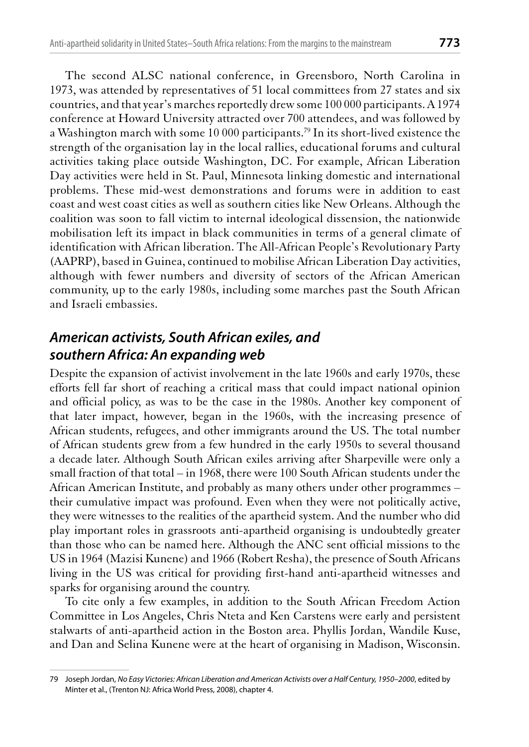The second ALSC national conference, in Greensboro, North Carolina in 1973, was attended by representatives of 51 local committees from 27 states and six countries, and that year's marches reportedly drew some 100 000 participants. A 1974 conference at Howard University attracted over 700 attendees, and was followed by a Washington march with some 10 000 participants.[79] In its short-lived existence the strength of the organisation lay in the local rallies, educational forums and cultural activities taking place outside Washington, DC. For example, African Liberation Day activities were held in St. Paul, Minnesota linking domestic and international problems. These mid-west demonstrations and forums were in addition to east coast and west coast cities as well as southern cities like New Orleans. Although the coalition was soon to fall victim to internal ideological dissension, the nationwide mobilisation left its impact in black communities in terms of a general climate of identification with African liberation. The All-African People's Revolutionary Party (AAPRP), based in Guinea, continued to mobilise African Liberation Day activities, although with fewer numbers and diversity of sectors of the African American community, up to the early 1980s, including some marches past the South African and Israeli embassies.

## *American activists, South African exiles, and southern Africa: An expanding web*

Despite the expansion of activist involvement in the late 1960s and early 1970s, these efforts fell far short of reaching a critical mass that could impact national opinion and official policy, as was to be the case in the 1980s. Another key component of that later impact, however, began in the 1960s, with the increasing presence of African students, refugees, and other immigrants around the US. The total number of African students grew from a few hundred in the early 1950s to several thousand a decade later. Although South African exiles arriving after Sharpeville were only a small fraction of that total – in 1968, there were 100 South African students under the African American Institute, and probably as many others under other programmes – their cumulative impact was profound. Even when they were not politically active, they were witnesses to the realities of the apartheid system. And the number who did play important roles in grassroots anti-apartheid organising is undoubtedly greater than those who can be named here. Although the ANC sent official missions to the US in 1964 (Mazisi Kunene) and 1966 (Robert Resha), the presence of South Africans living in the US was critical for providing first-hand anti-apartheid witnesses and sparks for organising around the country.

To cite only a few examples, in addition to the South African Freedom Action Committee in Los Angeles, Chris Nteta and Ken Carstens were early and persistent stalwarts of anti-apartheid action in the Boston area. Phyllis Jordan, Wandile Kuse, and Dan and Selina Kunene were at the heart of organising in Madison, Wisconsin.

---

79 Joseph Jordan, *No Easy Victories: African Liberation and American Activists over a Half Century, 1950–2000*, edited by Minter et al., (Trenton NJ: Africa World Press, 2008), chapter 4.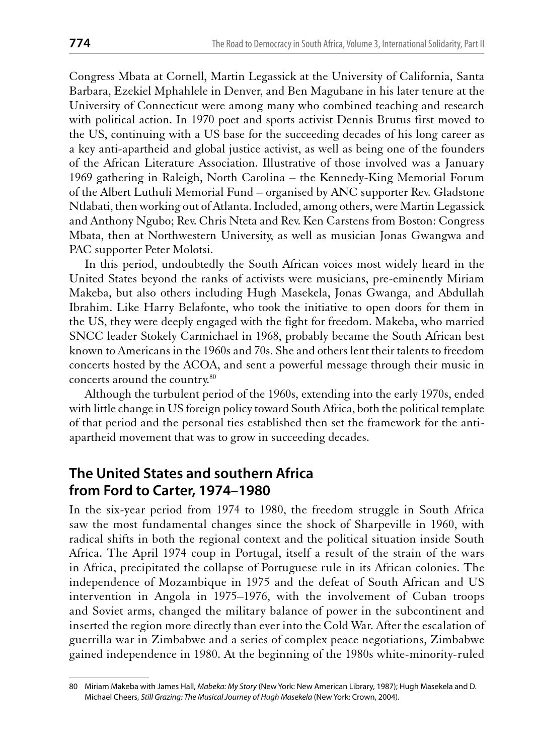Congress Mbata at Cornell, Martin Legassick at the University of California, Santa Barbara, Ezekiel Mphahlele in Denver, and Ben Magubane in his later tenure at the University of Connecticut were among many who combined teaching and research with political action. In 1970 poet and sports activist Dennis Brutus first moved to the US, continuing with a US base for the succeeding decades of his long career as a key anti-apartheid and global justice activist, as well as being one of the founders of the African Literature Association. Illustrative of those involved was a January 1969 gathering in Raleigh, North Carolina – the Kennedy-King Memorial Forum of the Albert Luthuli Memorial Fund – organised by ANC supporter Rev. Gladstone Ntlabati, then working out of Atlanta. Included, among others, were Martin Legassick and Anthony Ngubo; Rev. Chris Nteta and Rev. Ken Carstens from Boston: Congress Mbata, then at Northwestern University, as well as musician Jonas Gwangwa and PAC supporter Peter Molotsi.

In this period, undoubtedly the South African voices most widely heard in the United States beyond the ranks of activists were musicians, pre-eminently Miriam Makeba, but also others including Hugh Masekela, Jonas Gwanga, and Abdullah Ibrahim. Like Harry Belafonte, who took the initiative to open doors for them in the US, they were deeply engaged with the fight for freedom. Makeba, who married SNCC leader Stokely Carmichael in 1968, probably became the South African best known to Americans in the 1960s and 70s. She and others lent their talents to freedom concerts hosted by the ACOA, and sent a powerful message through their music in concerts around the country.[80]

Although the turbulent period of the 1960s, extending into the early 1970s, ended with little change in US foreign policy toward South Africa, both the political template of that period and the personal ties established then set the framework for the anti-apartheid movement that was to grow in succeeding decades.

## The United States and southern Africa from Ford to Carter, 1974–1980

In the six-year period from 1974 to 1980, the freedom struggle in South Africa saw the most fundamental changes since the shock of Sharpeville in 1960, with radical shifts in both the regional context and the political situation inside South Africa. The April 1974 coup in Portugal, itself a result of the strain of the wars in Africa, precipitated the collapse of Portuguese rule in its African colonies. The independence of Mozambique in 1975 and the defeat of South African and US intervention in Angola in 1975–1976, with the involvement of Cuban troops and Soviet arms, changed the military balance of power in the subcontinent and inserted the region more directly than ever into the Cold War. After the escalation of guerrilla war in Zimbabwe and a series of complex peace negotiations, Zimbabwe gained independence in 1980. At the beginning of the 1980s white-minority-ruled

80 Miriam Makeba with James Hall, *Mabeka: My Story* (New York: New American Library, 1987); Hugh Masekela and D. Michael Cheers, *Still Grazing: The Musical Journey of Hugh Masekela* (New York: Crown, 2004).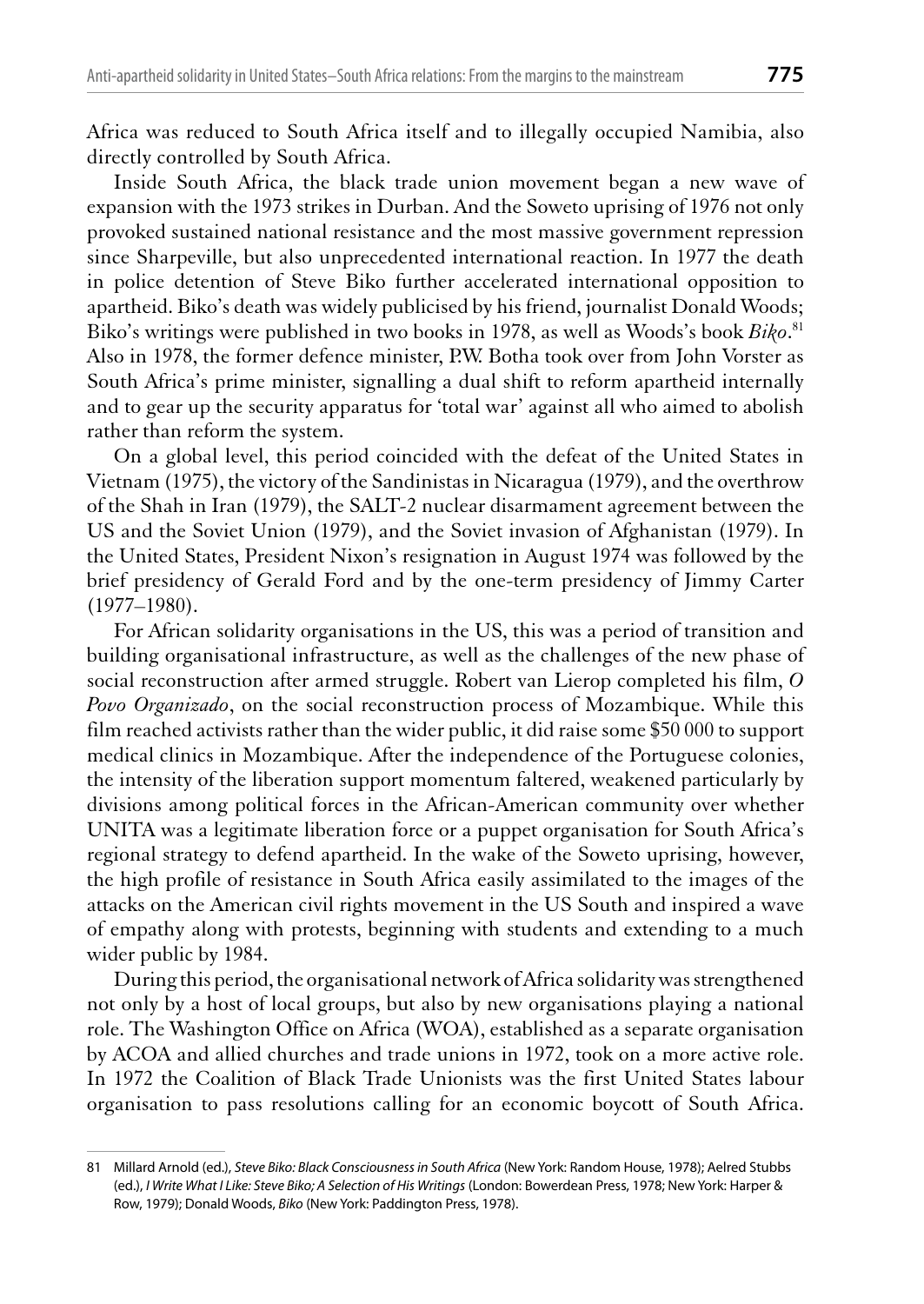Africa was reduced to South Africa itself and to illegally occupied Namibia, also directly controlled by South Africa.

Inside South Africa, the black trade union movement began a new wave of expansion with the 1973 strikes in Durban. And the Soweto uprising of 1976 not only provoked sustained national resistance and the most massive government repression since Sharpeville, but also unprecedented international reaction. In 1977 the death in police detention of Steve Biko further accelerated international opposition to apartheid. Biko's death was widely publicised by his friend, journalist Donald Woods; Biko's writings were published in two books in 1978, as well as Woods's book *Biko*.[81] Also in 1978, the former defence minister, P.W. Botha took over from John Vorster as South Africa's prime minister, signalling a dual shift to reform apartheid internally and to gear up the security apparatus for 'total war' against all who aimed to abolish rather than reform the system.

On a global level, this period coincided with the defeat of the United States in Vietnam (1975), the victory of the Sandinistas in Nicaragua (1979), and the overthrow of the Shah in Iran (1979), the SALT-2 nuclear disarmament agreement between the US and the Soviet Union (1979), and the Soviet invasion of Afghanistan (1979). In the United States, President Nixon's resignation in August 1974 was followed by the brief presidency of Gerald Ford and by the one-term presidency of Jimmy Carter (1977–1980).

For African solidarity organisations in the US, this was a period of transition and building organisational infrastructure, as well as the challenges of the new phase of social reconstruction after armed struggle. Robert van Lierop completed his film, *O Povo Organizado*, on the social reconstruction process of Mozambique. While this film reached activists rather than the wider public, it did raise some \$50 000 to support medical clinics in Mozambique. After the independence of the Portuguese colonies, the intensity of the liberation support momentum faltered, weakened particularly by divisions among political forces in the African-American community over whether UNITA was a legitimate liberation force or a puppet organisation for South Africa's regional strategy to defend apartheid. In the wake of the Soweto uprising, however, the high profile of resistance in South Africa easily assimilated to the images of the attacks on the American civil rights movement in the US South and inspired a wave of empathy along with protests, beginning with students and extending to a much wider public by 1984.

During this period, the organisational network of Africa solidarity was strengthened not only by a host of local groups, but also by new organisations playing a national role. The Washington Office on Africa (WOA), established as a separate organisation by ACOA and allied churches and trade unions in 1972, took on a more active role. In 1972 the Coalition of Black Trade Unionists was the first United States labour organisation to pass resolutions calling for an economic boycott of South Africa.

81 Millard Arnold (ed.), *Steve Biko: Black Consciousness in South Africa* (New York: Random House, 1978); Aelred Stubbs (ed.), *I Write What I Like: Steve Biko; A Selection of His Writings* (London: Bowerdean Press, 1978; New York: Harper & Row, 1979); Donald Woods, *Biko* (New York: Paddington Press, 1978).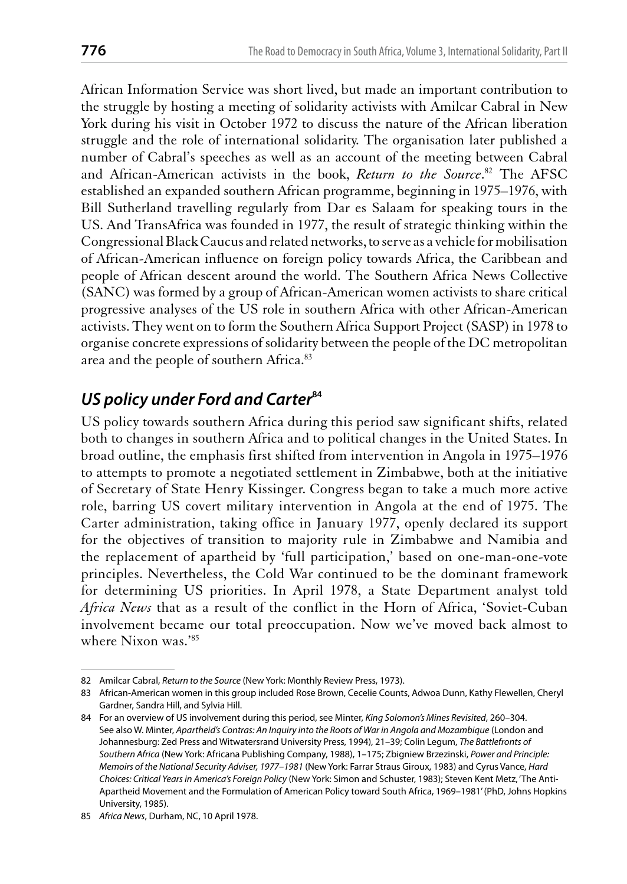African Information Service was short lived, but made an important contribution to the struggle by hosting a meeting of solidarity activists with Amilcar Cabral in New York during his visit in October 1972 to discuss the nature of the African liberation struggle and the role of international solidarity. The organisation later published a number of Cabral's speeches as well as an account of the meeting between Cabral and African-American activists in the book, *Return to the Source*.[82] The AFSC established an expanded southern African programme, beginning in 1975–1976, with Bill Sutherland travelling regularly from Dar es Salaam for speaking tours in the US. And TransAfrica was founded in 1977, the result of strategic thinking within the Congressional Black Caucus and related networks, to serve as a vehicle for mobilisation of African-American influence on foreign policy towards Africa, the Caribbean and people of African descent around the world. The Southern Africa News Collective (SANC) was formed by a group of African-American women activists to share critical progressive analyses of the US role in southern Africa with other African-American activists. They went on to form the Southern Africa Support Project (SASP) in 1978 to organise concrete expressions of solidarity between the people of the DC metropolitan area and the people of southern Africa.[83]

## *US policy under Ford and Carter*[84]

US policy towards southern Africa during this period saw significant shifts, related both to changes in southern Africa and to political changes in the United States. In broad outline, the emphasis first shifted from intervention in Angola in 1975–1976 to attempts to promote a negotiated settlement in Zimbabwe, both at the initiative of Secretary of State Henry Kissinger. Congress began to take a much more active role, barring US covert military intervention in Angola at the end of 1975. The Carter administration, taking office in January 1977, openly declared its support for the objectives of transition to majority rule in Zimbabwe and Namibia and the replacement of apartheid by 'full participation,' based on one-man-one-vote principles. Nevertheless, the Cold War continued to be the dominant framework for determining US priorities. In April 1978, a State Department analyst told *Africa News* that as a result of the conflict in the Horn of Africa, 'Soviet-Cuban involvement became our total preoccupation. Now we've moved back almost to where Nixon was.'[85]

---

82 Amilcar Cabral, *Return to the Source* (New York: Monthly Review Press, 1973).

83 African-American women in this group included Rose Brown, Cecelie Counts, Adwoa Dunn, Kathy Flewellen, Cheryl Gardner, Sandra Hill, and Sylvia Hill.

84 For an overview of US involvement during this period, see Minter, *King Solomon's Mines Revisited*, 260–304. See also W. Minter, *Apartheid's Contras: An Inquiry into the Roots of War in Angola and Mozambique* (London and Johannesburg: Zed Press and Witwatersrand University Press, 1994), 21–39; Colin Legum, *The Battlefronts of Southern Africa* (New York: Africana Publishing Company, 1988), 1–175; Zbigniew Brzezinski, *Power and Principle: Memoirs of the National Security Adviser, 1977–1981* (New York: Farrar Straus Giroux, 1983) and Cyrus Vance, *Hard Choices: Critical Years in America's Foreign Policy* (New York: Simon and Schuster, 1983); Steven Kent Metz, 'The Anti-Apartheid Movement and the Formulation of American Policy toward South Africa, 1969–1981' (PhD, Johns Hopkins University, 1985).

85 *Africa News*, Durham, NC, 10 April 1978.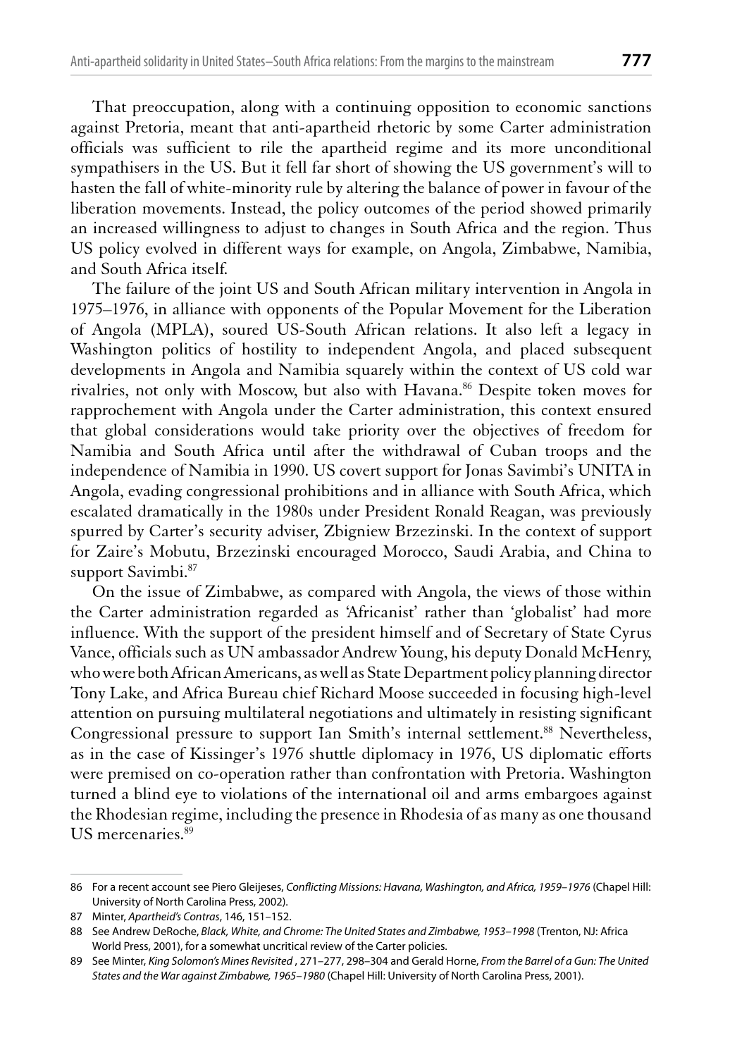That preoccupation, along with a continuing opposition to economic sanctions against Pretoria, meant that anti-apartheid rhetoric by some Carter administration officials was sufficient to rile the apartheid regime and its more unconditional sympathisers in the US. But it fell far short of showing the US government's will to hasten the fall of white-minority rule by altering the balance of power in favour of the liberation movements. Instead, the policy outcomes of the period showed primarily an increased willingness to adjust to changes in South Africa and the region. Thus US policy evolved in different ways for example, on Angola, Zimbabwe, Namibia, and South Africa itself.

The failure of the joint US and South African military intervention in Angola in 1975–1976, in alliance with opponents of the Popular Movement for the Liberation of Angola (MPLA), soured US-South African relations. It also left a legacy in Washington politics of hostility to independent Angola, and placed subsequent developments in Angola and Namibia squarely within the context of US cold war rivalries, not only with Moscow, but also with Havana.[86] Despite token moves for rapprochement with Angola under the Carter administration, this context ensured that global considerations would take priority over the objectives of freedom for Namibia and South Africa until after the withdrawal of Cuban troops and the independence of Namibia in 1990. US covert support for Jonas Savimbi's UNITA in Angola, evading congressional prohibitions and in alliance with South Africa, which escalated dramatically in the 1980s under President Ronald Reagan, was previously spurred by Carter's security adviser, Zbigniew Brzezinski. In the context of support for Zaire's Mobutu, Brzezinski encouraged Morocco, Saudi Arabia, and China to support Savimbi.[87]

On the issue of Zimbabwe, as compared with Angola, the views of those within the Carter administration regarded as 'Africanist' rather than 'globalist' had more influence. With the support of the president himself and of Secretary of State Cyrus Vance, officials such as UN ambassador Andrew Young, his deputy Donald McHenry, who were both African Americans, as well as State Department policy planning director Tony Lake, and Africa Bureau chief Richard Moose succeeded in focusing high-level attention on pursuing multilateral negotiations and ultimately in resisting significant Congressional pressure to support Ian Smith's internal settlement.[88] Nevertheless, as in the case of Kissinger's 1976 shuttle diplomacy in 1976, US diplomatic efforts were premised on co-operation rather than confrontation with Pretoria. Washington turned a blind eye to violations of the international oil and arms embargoes against the Rhodesian regime, including the presence in Rhodesia of as many as one thousand US mercenaries.[89]

---

86 For a recent account see Piero Gleijeses, *Conflicting Missions: Havana, Washington, and Africa, 1959–1976* (Chapel Hill: University of North Carolina Press, 2002).

87 Minter, *Apartheid's Contras*, 146, 151–152.

88 See Andrew DeRoche, *Black, White, and Chrome: The United States and Zimbabwe, 1953–1998* (Trenton, NJ: Africa World Press, 2001), for a somewhat uncritical review of the Carter policies.

89 See Minter, *King Solomon's Mines Revisited* , 271–277, 298–304 and Gerald Horne, *From the Barrel of a Gun: The United States and the War against Zimbabwe, 1965–1980* (Chapel Hill: University of North Carolina Press, 2001).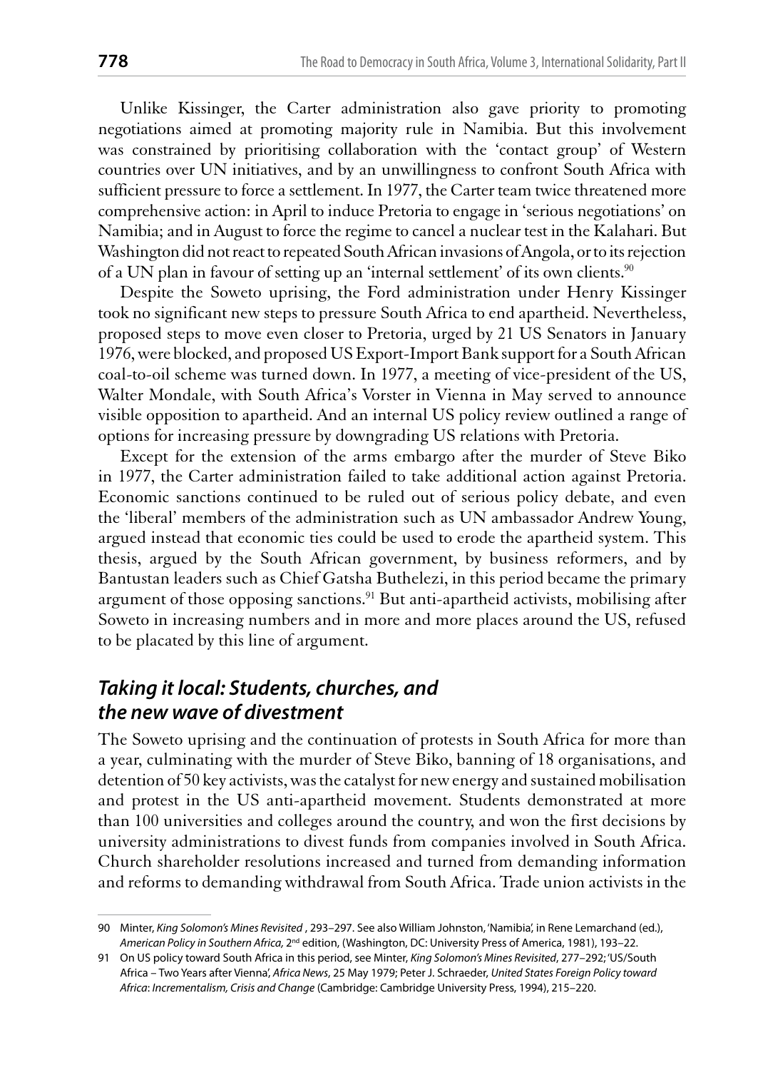Unlike Kissinger, the Carter administration also gave priority to promoting negotiations aimed at promoting majority rule in Namibia. But this involvement was constrained by prioritising collaboration with the 'contact group' of Western countries over UN initiatives, and by an unwillingness to confront South Africa with sufficient pressure to force a settlement. In 1977, the Carter team twice threatened more comprehensive action: in April to induce Pretoria to engage in 'serious negotiations' on Namibia; and in August to force the regime to cancel a nuclear test in the Kalahari. But Washington did not react to repeated South African invasions of Angola, or to its rejection of a UN plan in favour of setting up an 'internal settlement' of its own clients.[90]

Despite the Soweto uprising, the Ford administration under Henry Kissinger took no significant new steps to pressure South Africa to end apartheid. Nevertheless, proposed steps to move even closer to Pretoria, urged by 21 US Senators in January 1976, were blocked, and proposed US Export-Import Bank support for a South African coal-to-oil scheme was turned down. In 1977, a meeting of vice-president of the US, Walter Mondale, with South Africa's Vorster in Vienna in May served to announce visible opposition to apartheid. And an internal US policy review outlined a range of options for increasing pressure by downgrading US relations with Pretoria.

Except for the extension of the arms embargo after the murder of Steve Biko in 1977, the Carter administration failed to take additional action against Pretoria. Economic sanctions continued to be ruled out of serious policy debate, and even the 'liberal' members of the administration such as UN ambassador Andrew Young, argued instead that economic ties could be used to erode the apartheid system. This thesis, argued by the South African government, by business reformers, and by Bantustan leaders such as Chief Gatsha Buthelezi, in this period became the primary argument of those opposing sanctions.[91] But anti-apartheid activists, mobilising after Soweto in increasing numbers and in more and more places around the US, refused to be placated by this line of argument.

## *Taking it local: Students, churches, and the new wave of divestment*

The Soweto uprising and the continuation of protests in South Africa for more than a year, culminating with the murder of Steve Biko, banning of 18 organisations, and detention of 50 key activists, was the catalyst for new energy and sustained mobilisation and protest in the US anti-apartheid movement. Students demonstrated at more than 100 universities and colleges around the country, and won the first decisions by university administrations to divest funds from companies involved in South Africa. Church shareholder resolutions increased and turned from demanding information and reforms to demanding withdrawal from South Africa. Trade union activists in the

---

90 Minter, *King Solomon's Mines Revisited* , 293–297. See also William Johnston, 'Namibia', in Rene Lemarchand (ed.), *American Policy in Southern Africa,* 2nd edition, (Washington, DC: University Press of America, 1981), 193–22.

91 On US policy toward South Africa in this period, see Minter, *King Solomon's Mines Revisited*, 277–292; 'US/South Africa – Two Years after Vienna', *Africa News*, 25 May 1979; Peter J. Schraeder, *United States Foreign Policy toward Africa*: *Incrementalism, Crisis and Change* (Cambridge: Cambridge University Press, 1994), 215–220.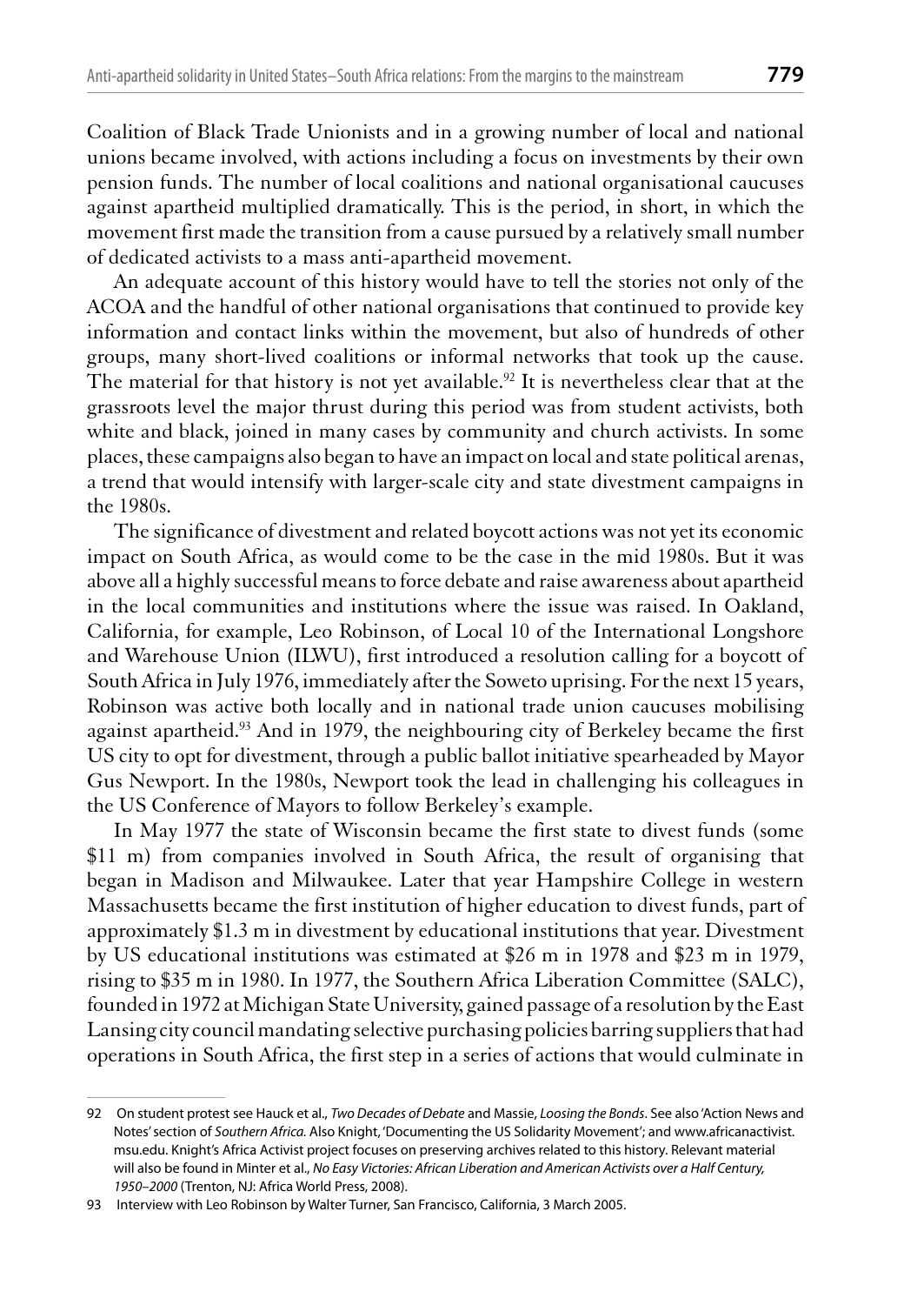Coalition of Black Trade Unionists and in a growing number of local and national unions became involved, with actions including a focus on investments by their own pension funds. The number of local coalitions and national organisational caucuses against apartheid multiplied dramatically. This is the period, in short, in which the movement first made the transition from a cause pursued by a relatively small number of dedicated activists to a mass anti-apartheid movement.

An adequate account of this history would have to tell the stories not only of the ACOA and the handful of other national organisations that continued to provide key information and contact links within the movement, but also of hundreds of other groups, many short-lived coalitions or informal networks that took up the cause. The material for that history is not yet available.[92] It is nevertheless clear that at the grassroots level the major thrust during this period was from student activists, both white and black, joined in many cases by community and church activists. In some places, these campaigns also began to have an impact on local and state political arenas, a trend that would intensify with larger-scale city and state divestment campaigns in the 1980s.

The significance of divestment and related boycott actions was not yet its economic impact on South Africa, as would come to be the case in the mid 1980s. But it was above all a highly successful means to force debate and raise awareness about apartheid in the local communities and institutions where the issue was raised. In Oakland, California, for example, Leo Robinson, of Local 10 of the International Longshore and Warehouse Union (ILWU), first introduced a resolution calling for a boycott of South Africa in July 1976, immediately after the Soweto uprising. For the next 15 years, Robinson was active both locally and in national trade union caucuses mobilising against apartheid.[93] And in 1979, the neighbouring city of Berkeley became the first US city to opt for divestment, through a public ballot initiative spearheaded by Mayor Gus Newport. In the 1980s, Newport took the lead in challenging his colleagues in the US Conference of Mayors to follow Berkeley's example.

In May 1977 the state of Wisconsin became the first state to divest funds (some \$11 m) from companies involved in South Africa, the result of organising that began in Madison and Milwaukee. Later that year Hampshire College in western Massachusetts became the first institution of higher education to divest funds, part of approximately \$1.3 m in divestment by educational institutions that year. Divestment by US educational institutions was estimated at \$26 m in 1978 and \$23 m in 1979, rising to \$35 m in 1980. In 1977, the Southern Africa Liberation Committee (SALC), founded in 1972 at Michigan State University, gained passage of a resolution by the East Lansing city council mandating selective purchasing policies barring suppliers that had operations in South Africa, the first step in a series of actions that would culminate in

---

92 On student protest see Hauck et al., *Two Decades of Debate* and Massie, *Loosing the Bonds*. See also 'Action News and Notes' section of *Southern Africa*. Also Knight, 'Documenting the US Solidarity Movement'; and www.africanactivist.msu.edu. Knight's Africa Activist project focuses on preserving archives related to this history. Relevant material will also be found in Minter et al., *No Easy Victories: African Liberation and American Activists over a Half Century, 1950–2000* (Trenton, NJ: Africa World Press, 2008).

93 Interview with Leo Robinson by Walter Turner, San Francisco, California, 3 March 2005.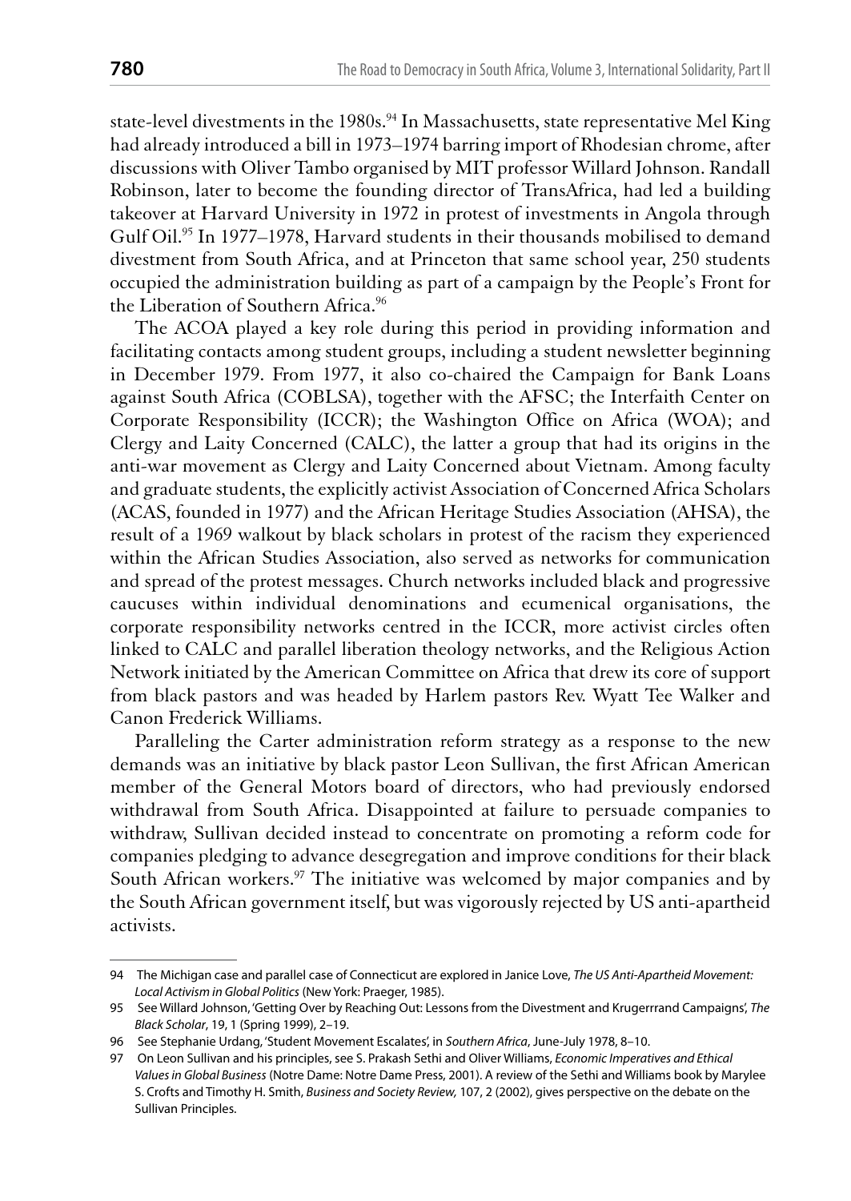state-level divestments in the 1980s.[94] In Massachusetts, state representative Mel King had already introduced a bill in 1973–1974 barring import of Rhodesian chrome, after discussions with Oliver Tambo organised by MIT professor Willard Johnson. Randall Robinson, later to become the founding director of TransAfrica, had led a building takeover at Harvard University in 1972 in protest of investments in Angola through Gulf Oil.[95] In 1977–1978, Harvard students in their thousands mobilised to demand divestment from South Africa, and at Princeton that same school year, 250 students occupied the administration building as part of a campaign by the People's Front for the Liberation of Southern Africa.[96]

The ACOA played a key role during this period in providing information and facilitating contacts among student groups, including a student newsletter beginning in December 1979. From 1977, it also co-chaired the Campaign for Bank Loans against South Africa (COBLSA), together with the AFSC; the Interfaith Center on Corporate Responsibility (ICCR); the Washington Office on Africa (WOA); and Clergy and Laity Concerned (CALC), the latter a group that had its origins in the anti-war movement as Clergy and Laity Concerned about Vietnam. Among faculty and graduate students, the explicitly activist Association of Concerned Africa Scholars (ACAS, founded in 1977) and the African Heritage Studies Association (AHSA), the result of a 1969 walkout by black scholars in protest of the racism they experienced within the African Studies Association, also served as networks for communication and spread of the protest messages. Church networks included black and progressive caucuses within individual denominations and ecumenical organisations, the corporate responsibility networks centred in the ICCR, more activist circles often linked to CALC and parallel liberation theology networks, and the Religious Action Network initiated by the American Committee on Africa that drew its core of support from black pastors and was headed by Harlem pastors Rev. Wyatt Tee Walker and Canon Frederick Williams.

Paralleling the Carter administration reform strategy as a response to the new demands was an initiative by black pastor Leon Sullivan, the first African American member of the General Motors board of directors, who had previously endorsed withdrawal from South Africa. Disappointed at failure to persuade companies to withdraw, Sullivan decided instead to concentrate on promoting a reform code for companies pledging to advance desegregation and improve conditions for their black South African workers.[97] The initiative was welcomed by major companies and by the South African government itself, but was vigorously rejected by US anti-apartheid activists.

---

94 The Michigan case and parallel case of Connecticut are explored in Janice Love, *The US Anti-Apartheid Movement: Local Activism in Global Politics* (New York: Praeger, 1985).

95 See Willard Johnson, 'Getting Over by Reaching Out: Lessons from the Divestment and Krugerrrand Campaigns', *The Black Scholar*, 19, 1 (Spring 1999), 2–19.

96 See Stephanie Urdang, 'Student Movement Escalates', in *Southern Africa*, June-July 1978, 8–10.

97 On Leon Sullivan and his principles, see S. Prakash Sethi and Oliver Williams, *Economic Imperatives and Ethical Values in Global Business* (Notre Dame: Notre Dame Press, 2001). A review of the Sethi and Williams book by Marylee S. Crofts and Timothy H. Smith, *Business and Society Review,* 107, 2 (2002), gives perspective on the debate on the Sullivan Principles.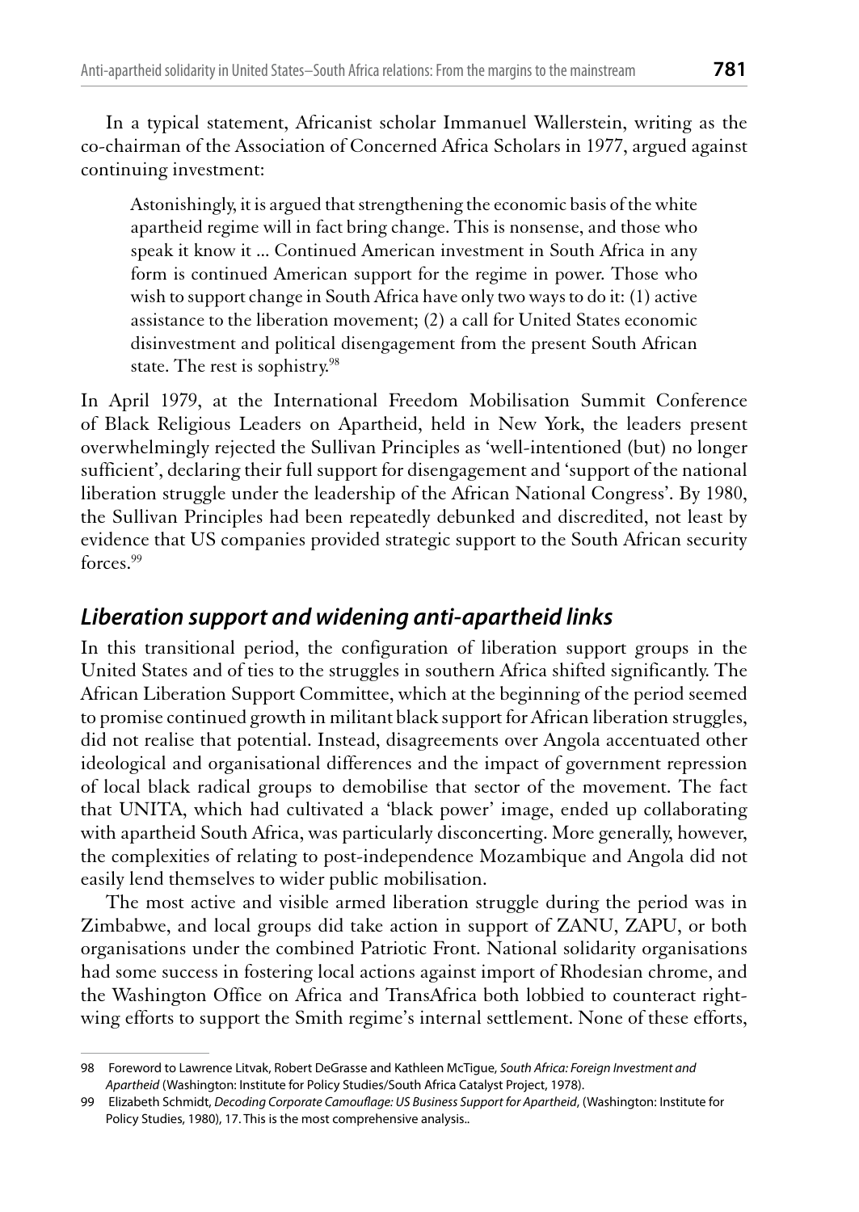In a typical statement, Africanist scholar Immanuel Wallerstein, writing as the co-chairman of the Association of Concerned Africa Scholars in 1977, argued against continuing investment:

> Astonishingly, it is argued that strengthening the economic basis of the white apartheid regime will in fact bring change. This is nonsense, and those who speak it know it ... Continued American investment in South Africa in any form is continued American support for the regime in power. Those who wish to support change in South Africa have only two ways to do it: (1) active assistance to the liberation movement; (2) a call for United States economic disinvestment and political disengagement from the present South African state. The rest is sophistry.[98]

In April 1979, at the International Freedom Mobilisation Summit Conference of Black Religious Leaders on Apartheid, held in New York, the leaders present overwhelmingly rejected the Sullivan Principles as 'well-intentioned (but) no longer sufficient', declaring their full support for disengagement and 'support of the national liberation struggle under the leadership of the African National Congress'. By 1980, the Sullivan Principles had been repeatedly debunked and discredited, not least by evidence that US companies provided strategic support to the South African security forces.[99]

## *Liberation support and widening anti-apartheid links*

In this transitional period, the configuration of liberation support groups in the United States and of ties to the struggles in southern Africa shifted significantly. The African Liberation Support Committee, which at the beginning of the period seemed to promise continued growth in militant black support for African liberation struggles, did not realise that potential. Instead, disagreements over Angola accentuated other ideological and organisational differences and the impact of government repression of local black radical groups to demobilise that sector of the movement. The fact that UNITA, which had cultivated a 'black power' image, ended up collaborating with apartheid South Africa, was particularly disconcerting. More generally, however, the complexities of relating to post-independence Mozambique and Angola did not easily lend themselves to wider public mobilisation.

The most active and visible armed liberation struggle during the period was in Zimbabwe, and local groups did take action in support of ZANU, ZAPU, or both organisations under the combined Patriotic Front. National solidarity organisations had some success in fostering local actions against import of Rhodesian chrome, and the Washington Office on Africa and TransAfrica both lobbied to counteract right-wing efforts to support the Smith regime's internal settlement. None of these efforts,

---

98 Foreword to Lawrence Litvak, Robert DeGrasse and Kathleen McTigue, *South Africa: Foreign Investment and Apartheid* (Washington: Institute for Policy Studies/South Africa Catalyst Project, 1978).

99 Elizabeth Schmidt, *Decoding Corporate Camouflage: US Business Support for Apartheid*, (Washington: Institute for Policy Studies, 1980), 17. This is the most comprehensive analysis..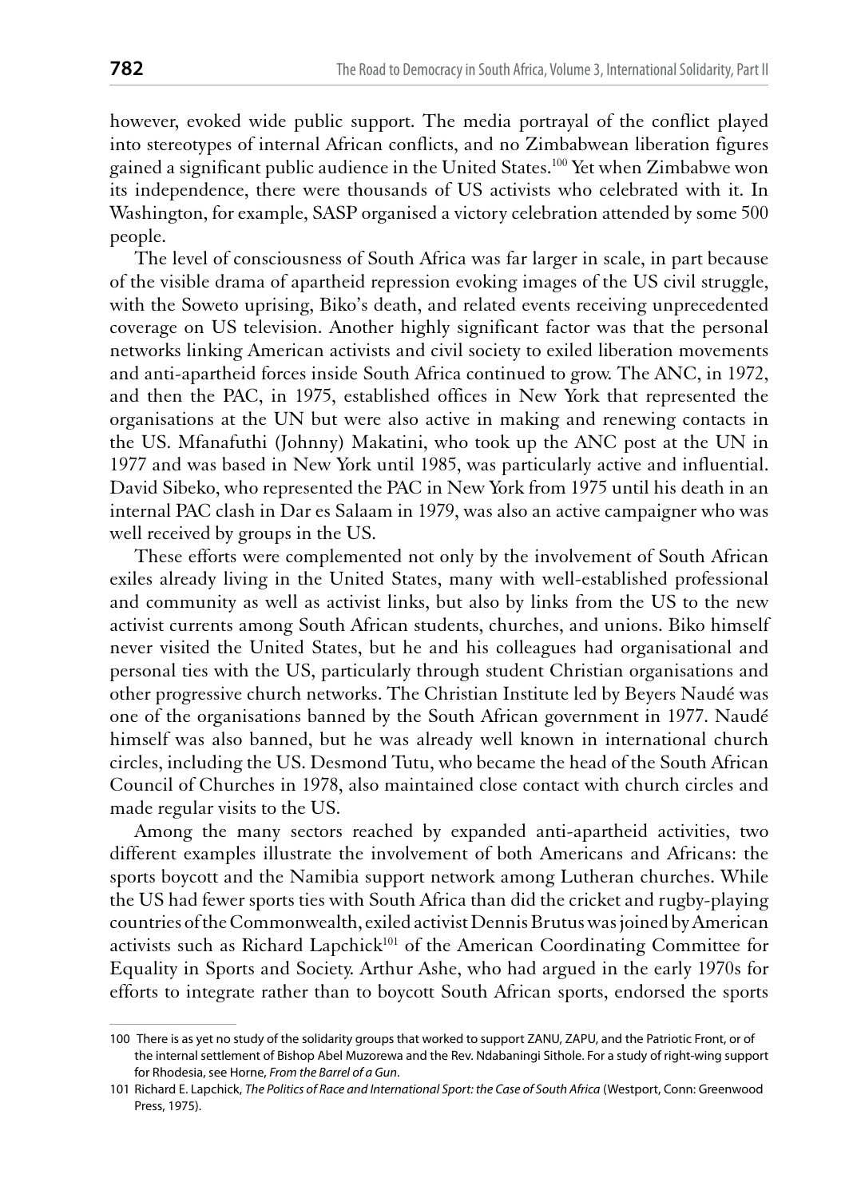however, evoked wide public support. The media portrayal of the conflict played into stereotypes of internal African conflicts, and no Zimbabwean liberation figures gained a significant public audience in the United States.[100] Yet when Zimbabwe won its independence, there were thousands of US activists who celebrated with it. In Washington, for example, SASP organised a victory celebration attended by some 500 people.

The level of consciousness of South Africa was far larger in scale, in part because of the visible drama of apartheid repression evoking images of the US civil struggle, with the Soweto uprising, Biko's death, and related events receiving unprecedented coverage on US television. Another highly significant factor was that the personal networks linking American activists and civil society to exiled liberation movements and anti-apartheid forces inside South Africa continued to grow. The ANC, in 1972, and then the PAC, in 1975, established offices in New York that represented the organisations at the UN but were also active in making and renewing contacts in the US. Mfanafuthi (Johnny) Makatini, who took up the ANC post at the UN in 1977 and was based in New York until 1985, was particularly active and influential. David Sibeko, who represented the PAC in New York from 1975 until his death in an internal PAC clash in Dar es Salaam in 1979, was also an active campaigner who was well received by groups in the US.

These efforts were complemented not only by the involvement of South African exiles already living in the United States, many with well-established professional and community as well as activist links, but also by links from the US to the new activist currents among South African students, churches, and unions. Biko himself never visited the United States, but he and his colleagues had organisational and personal ties with the US, particularly through student Christian organisations and other progressive church networks. The Christian Institute led by Beyers Naudé was one of the organisations banned by the South African government in 1977. Naudé himself was also banned, but he was already well known in international church circles, including the US. Desmond Tutu, who became the head of the South African Council of Churches in 1978, also maintained close contact with church circles and made regular visits to the US.

Among the many sectors reached by expanded anti-apartheid activities, two different examples illustrate the involvement of both Americans and Africans: the sports boycott and the Namibia support network among Lutheran churches. While the US had fewer sports ties with South Africa than did the cricket and rugby-playing countries of the Commonwealth, exiled activist Dennis Brutus was joined by American activists such as Richard Lapchick[101] of the American Coordinating Committee for Equality in Sports and Society. Arthur Ashe, who had argued in the early 1970s for efforts to integrate rather than to boycott South African sports, endorsed the sports

---

100 There is as yet no study of the solidarity groups that worked to support ZANU, ZAPU, and the Patriotic Front, or of the internal settlement of Bishop Abel Muzorewa and the Rev. Ndabaningi Sithole. For a study of right-wing support for Rhodesia, see Horne, *From the Barrel of a Gun*.

101 Richard E. Lapchick, *The Politics of Race and International Sport: the Case of South Africa* (Westport, Conn: Greenwood Press, 1975).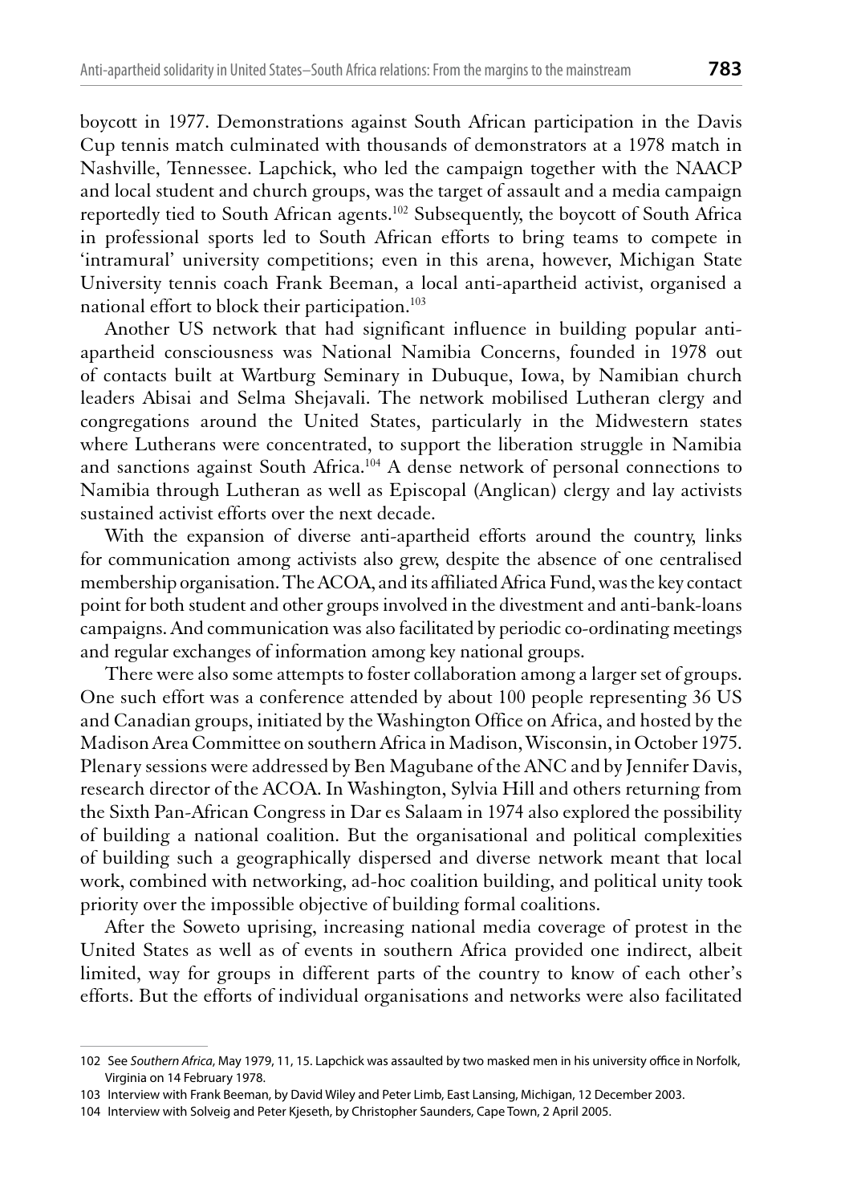boycott in 1977. Demonstrations against South African participation in the Davis Cup tennis match culminated with thousands of demonstrators at a 1978 match in Nashville, Tennessee. Lapchick, who led the campaign together with the NAACP and local student and church groups, was the target of assault and a media campaign reportedly tied to South African agents.[102] Subsequently, the boycott of South Africa in professional sports led to South African efforts to bring teams to compete in 'intramural' university competitions; even in this arena, however, Michigan State University tennis coach Frank Beeman, a local anti-apartheid activist, organised a national effort to block their participation.[103]

Another US network that had significant influence in building popular anti-apartheid consciousness was National Namibia Concerns, founded in 1978 out of contacts built at Wartburg Seminary in Dubuque, Iowa, by Namibian church leaders Abisai and Selma Shejavali. The network mobilised Lutheran clergy and congregations around the United States, particularly in the Midwestern states where Lutherans were concentrated, to support the liberation struggle in Namibia and sanctions against South Africa.[104] A dense network of personal connections to Namibia through Lutheran as well as Episcopal (Anglican) clergy and lay activists sustained activist efforts over the next decade.

With the expansion of diverse anti-apartheid efforts around the country, links for communication among activists also grew, despite the absence of one centralised membership organisation. The ACOA, and its affiliated Africa Fund, was the key contact point for both student and other groups involved in the divestment and anti-bank-loans campaigns. And communication was also facilitated by periodic co-ordinating meetings and regular exchanges of information among key national groups.

There were also some attempts to foster collaboration among a larger set of groups. One such effort was a conference attended by about 100 people representing 36 US and Canadian groups, initiated by the Washington Office on Africa, and hosted by the Madison Area Committee on southern Africa in Madison, Wisconsin, in October 1975. Plenary sessions were addressed by Ben Magubane of the ANC and by Jennifer Davis, research director of the ACOA. In Washington, Sylvia Hill and others returning from the Sixth Pan-African Congress in Dar es Salaam in 1974 also explored the possibility of building a national coalition. But the organisational and political complexities of building such a geographically dispersed and diverse network meant that local work, combined with networking, ad-hoc coalition building, and political unity took priority over the impossible objective of building formal coalitions.

After the Soweto uprising, increasing national media coverage of protest in the United States as well as of events in southern Africa provided one indirect, albeit limited, way for groups in different parts of the country to know of each other's efforts. But the efforts of individual organisations and networks were also facilitated

---

102 See *Southern Africa*, May 1979, 11, 15. Lapchick was assaulted by two masked men in his university office in Norfolk, Virginia on 14 February 1978.

103 Interview with Frank Beeman, by David Wiley and Peter Limb, East Lansing, Michigan, 12 December 2003.

104 Interview with Solveig and Peter Kjeseth, by Christopher Saunders, Cape Town, 2 April 2005.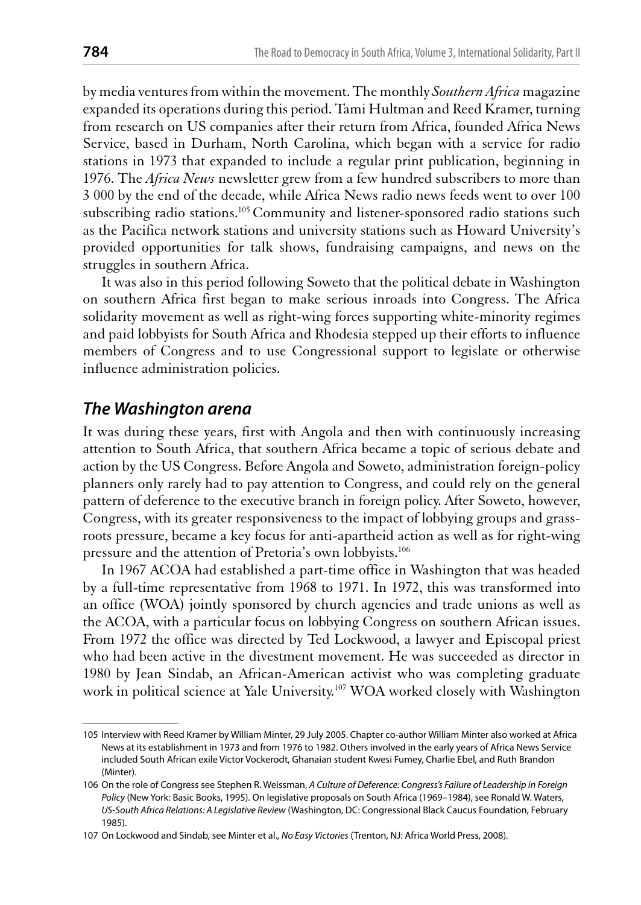by media ventures from within the movement. The monthly *Southern Africa* magazine expanded its operations during this period. Tami Hultman and Reed Kramer, turning from research on US companies after their return from Africa, founded Africa News Service, based in Durham, North Carolina, which began with a service for radio stations in 1973 that expanded to include a regular print publication, beginning in 1976. The *Africa News* newsletter grew from a few hundred subscribers to more than 3 000 by the end of the decade, while Africa News radio news feeds went to over 100 subscribing radio stations.[105] Community and listener-sponsored radio stations such as the Pacifica network stations and university stations such as Howard University's provided opportunities for talk shows, fundraising campaigns, and news on the struggles in southern Africa.

It was also in this period following Soweto that the political debate in Washington on southern Africa first began to make serious inroads into Congress. The Africa solidarity movement as well as right-wing forces supporting white-minority regimes and paid lobbyists for South Africa and Rhodesia stepped up their efforts to influence members of Congress and to use Congressional support to legislate or otherwise influence administration policies.

## *The Washington arena*

It was during these years, first with Angola and then with continuously increasing attention to South Africa, that southern Africa became a topic of serious debate and action by the US Congress. Before Angola and Soweto, administration foreign-policy planners only rarely had to pay attention to Congress, and could rely on the general pattern of deference to the executive branch in foreign policy. After Soweto, however, Congress, with its greater responsiveness to the impact of lobbying groups and grassroots pressure, became a key focus for anti-apartheid action as well as for right-wing pressure and the attention of Pretoria's own lobbyists.[106]

In 1967 ACOA had established a part-time office in Washington that was headed by a full-time representative from 1968 to 1971. In 1972, this was transformed into an office (WOA) jointly sponsored by church agencies and trade unions as well as the ACOA, with a particular focus on lobbying Congress on southern African issues. From 1972 the office was directed by Ted Lockwood, a lawyer and Episcopal priest who had been active in the divestment movement. He was succeeded as director in 1980 by Jean Sindab, an African-American activist who was completing graduate work in political science at Yale University.[107] WOA worked closely with Washington

---

105 Interview with Reed Kramer by William Minter, 29 July 2005. Chapter co-author William Minter also worked at Africa News at its establishment in 1973 and from 1976 to 1982. Others involved in the early years of Africa News Service included South African exile Victor Vockerodt, Ghanaian student Kwesi Fumey, Charlie Ebel, and Ruth Brandon (Minter).

106 On the role of Congress see Stephen R. Weissman, *A Culture of Deference: Congress's Failure of Leadership in Foreign Policy* (New York: Basic Books, 1995). On legislative proposals on South Africa (1969–1984), see Ronald W. Waters, *US-South Africa Relations: A Legislative Review* (Washington, DC: Congressional Black Caucus Foundation, February 1985).

107 On Lockwood and Sindab, see Minter et al., *No Easy Victories* (Trenton, NJ: Africa World Press, 2008).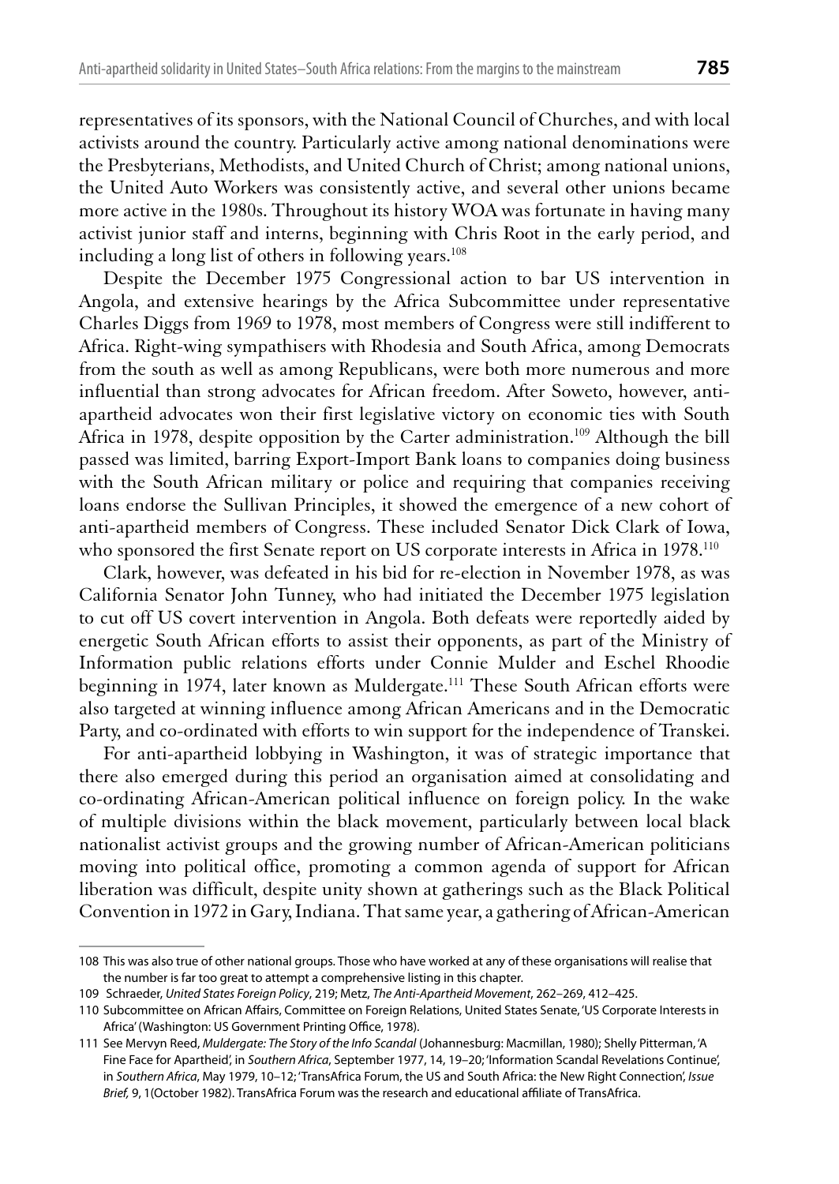representatives of its sponsors, with the National Council of Churches, and with local activists around the country. Particularly active among national denominations were the Presbyterians, Methodists, and United Church of Christ; among national unions, the United Auto Workers was consistently active, and several other unions became more active in the 1980s. Throughout its history WOA was fortunate in having many activist junior staff and interns, beginning with Chris Root in the early period, and including a long list of others in following years.[108]

Despite the December 1975 Congressional action to bar US intervention in Angola, and extensive hearings by the Africa Subcommittee under representative Charles Diggs from 1969 to 1978, most members of Congress were still indifferent to Africa. Right-wing sympathisers with Rhodesia and South Africa, among Democrats from the south as well as among Republicans, were both more numerous and more influential than strong advocates for African freedom. After Soweto, however, anti-apartheid advocates won their first legislative victory on economic ties with South Africa in 1978, despite opposition by the Carter administration.[109] Although the bill passed was limited, barring Export-Import Bank loans to companies doing business with the South African military or police and requiring that companies receiving loans endorse the Sullivan Principles, it showed the emergence of a new cohort of anti-apartheid members of Congress. These included Senator Dick Clark of Iowa, who sponsored the first Senate report on US corporate interests in Africa in 1978.[110]

Clark, however, was defeated in his bid for re-election in November 1978, as was California Senator John Tunney, who had initiated the December 1975 legislation to cut off US covert intervention in Angola. Both defeats were reportedly aided by energetic South African efforts to assist their opponents, as part of the Ministry of Information public relations efforts under Connie Mulder and Eschel Rhoodie beginning in 1974, later known as Muldergate.[111] These South African efforts were also targeted at winning influence among African Americans and in the Democratic Party, and co-ordinated with efforts to win support for the independence of Transkei.

For anti-apartheid lobbying in Washington, it was of strategic importance that there also emerged during this period an organisation aimed at consolidating and co-ordinating African-American political influence on foreign policy. In the wake of multiple divisions within the black movement, particularly between local black nationalist activist groups and the growing number of African-American politicians moving into political office, promoting a common agenda of support for African liberation was difficult, despite unity shown at gatherings such as the Black Political Convention in 1972 in Gary, Indiana. That same year, a gathering of African-American

---

108 This was also true of other national groups. Those who have worked at any of these organisations will realise that the number is far too great to attempt a comprehensive listing in this chapter.

109 Schraeder, *United States Foreign Policy*, 219; Metz, *The Anti-Apartheid Movement*, 262–269, 412–425.

110 Subcommittee on African Affairs, Committee on Foreign Relations, United States Senate, 'US Corporate Interests in Africa' (Washington: US Government Printing Office, 1978).

111 See Mervyn Reed, *Muldergate: The Story of the Info Scandal* (Johannesburg: Macmillan, 1980); Shelly Pitterman, 'A Fine Face for Apartheid', in *Southern Africa*, September 1977, 14, 19–20; 'Information Scandal Revelations Continue', in *Southern Africa*, May 1979, 10–12; 'TransAfrica Forum, the US and South Africa: the New Right Connection', *Issue Brief,* 9, 1(October 1982). TransAfrica Forum was the research and educational affiliate of TransAfrica.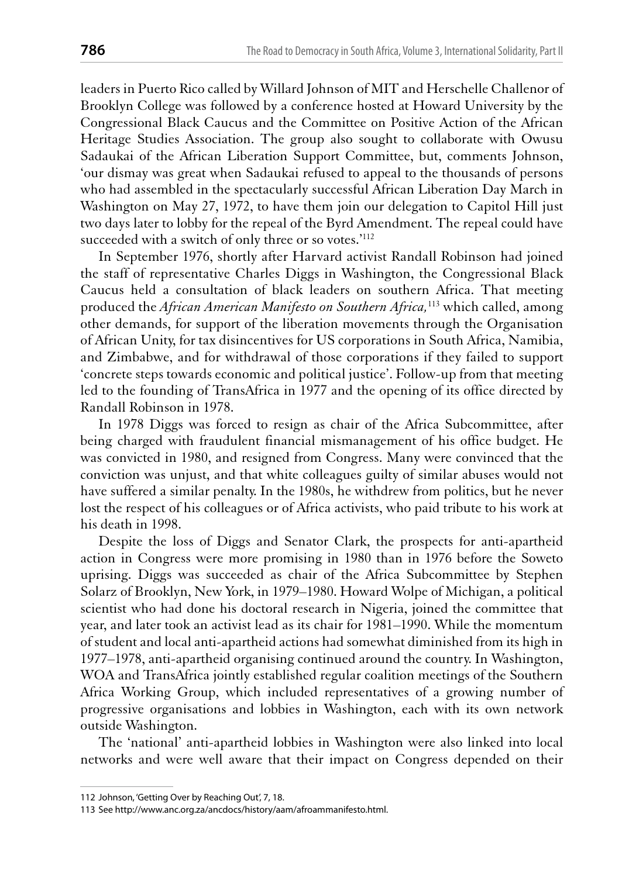leaders in Puerto Rico called by Willard Johnson of MIT and Herschelle Challenor of Brooklyn College was followed by a conference hosted at Howard University by the Congressional Black Caucus and the Committee on Positive Action of the African Heritage Studies Association. The group also sought to collaborate with Owusu Sadaukai of the African Liberation Support Committee, but, comments Johnson, 'our dismay was great when Sadaukai refused to appeal to the thousands of persons who had assembled in the spectacularly successful African Liberation Day March in Washington on May 27, 1972, to have them join our delegation to Capitol Hill just two days later to lobby for the repeal of the Byrd Amendment. The repeal could have succeeded with a switch of only three or so votes.'[112]

In September 1976, shortly after Harvard activist Randall Robinson had joined the staff of representative Charles Diggs in Washington, the Congressional Black Caucus held a consultation of black leaders on southern Africa. That meeting produced the *African American Manifesto on Southern Africa,*[113] which called, among other demands, for support of the liberation movements through the Organisation of African Unity, for tax disincentives for US corporations in South Africa, Namibia, and Zimbabwe, and for withdrawal of those corporations if they failed to support 'concrete steps towards economic and political justice'. Follow-up from that meeting led to the founding of TransAfrica in 1977 and the opening of its office directed by Randall Robinson in 1978.

In 1978 Diggs was forced to resign as chair of the Africa Subcommittee, after being charged with fraudulent financial mismanagement of his office budget. He was convicted in 1980, and resigned from Congress. Many were convinced that the conviction was unjust, and that white colleagues guilty of similar abuses would not have suffered a similar penalty. In the 1980s, he withdrew from politics, but he never lost the respect of his colleagues or of Africa activists, who paid tribute to his work at his death in 1998.

Despite the loss of Diggs and Senator Clark, the prospects for anti-apartheid action in Congress were more promising in 1980 than in 1976 before the Soweto uprising. Diggs was succeeded as chair of the Africa Subcommittee by Stephen Solarz of Brooklyn, New York, in 1979–1980. Howard Wolpe of Michigan, a political scientist who had done his doctoral research in Nigeria, joined the committee that year, and later took an activist lead as its chair for 1981–1990. While the momentum of student and local anti-apartheid actions had somewhat diminished from its high in 1977–1978, anti-apartheid organising continued around the country. In Washington, WOA and TransAfrica jointly established regular coalition meetings of the Southern Africa Working Group, which included representatives of a growing number of progressive organisations and lobbies in Washington, each with its own network outside Washington.

The 'national' anti-apartheid lobbies in Washington were also linked into local networks and were well aware that their impact on Congress depended on their

---

112 Johnson, 'Getting Over by Reaching Out', 7, 18.

113 See http://www.anc.org.za/ancdocs/history/aam/afroammanifesto.html.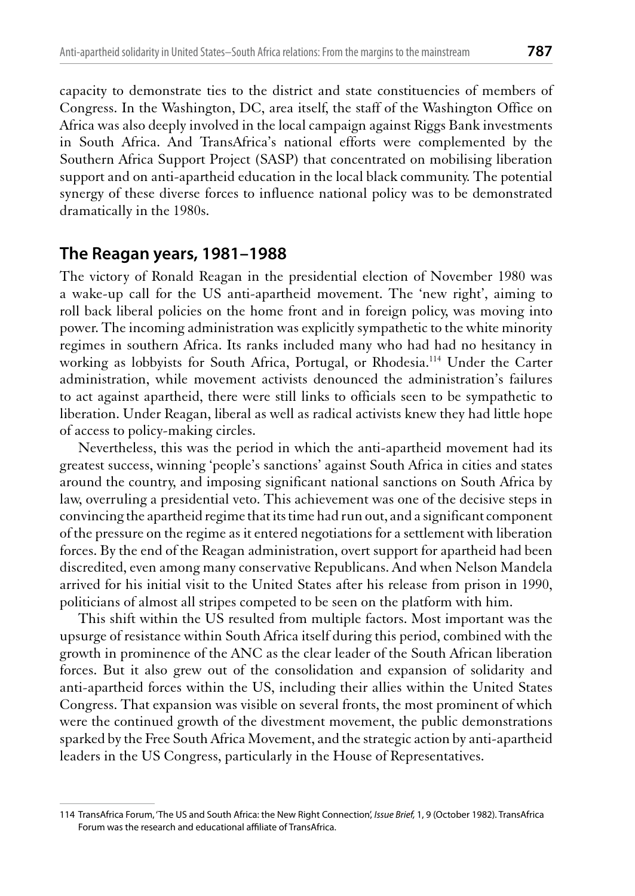capacity to demonstrate ties to the district and state constituencies of members of Congress. In the Washington, DC, area itself, the staff of the Washington Office on Africa was also deeply involved in the local campaign against Riggs Bank investments in South Africa. And TransAfrica's national efforts were complemented by the Southern Africa Support Project (SASP) that concentrated on mobilising liberation support and on anti-apartheid education in the local black community. The potential synergy of these diverse forces to influence national policy was to be demonstrated dramatically in the 1980s.

## The Reagan years, 1981–1988

The victory of Ronald Reagan in the presidential election of November 1980 was a wake-up call for the US anti-apartheid movement. The 'new right', aiming to roll back liberal policies on the home front and in foreign policy, was moving into power. The incoming administration was explicitly sympathetic to the white minority regimes in southern Africa. Its ranks included many who had had no hesitancy in working as lobbyists for South Africa, Portugal, or Rhodesia.[114] Under the Carter administration, while movement activists denounced the administration's failures to act against apartheid, there were still links to officials seen to be sympathetic to liberation. Under Reagan, liberal as well as radical activists knew they had little hope of access to policy-making circles.

Nevertheless, this was the period in which the anti-apartheid movement had its greatest success, winning 'people's sanctions' against South Africa in cities and states around the country, and imposing significant national sanctions on South Africa by law, overruling a presidential veto. This achievement was one of the decisive steps in convincing the apartheid regime that its time had run out, and a significant component of the pressure on the regime as it entered negotiations for a settlement with liberation forces. By the end of the Reagan administration, overt support for apartheid had been discredited, even among many conservative Republicans. And when Nelson Mandela arrived for his initial visit to the United States after his release from prison in 1990, politicians of almost all stripes competed to be seen on the platform with him.

This shift within the US resulted from multiple factors. Most important was the upsurge of resistance within South Africa itself during this period, combined with the growth in prominence of the ANC as the clear leader of the South African liberation forces. But it also grew out of the consolidation and expansion of solidarity and anti-apartheid forces within the US, including their allies within the United States Congress. That expansion was visible on several fronts, the most prominent of which were the continued growth of the divestment movement, the public demonstrations sparked by the Free South Africa Movement, and the strategic action by anti-apartheid leaders in the US Congress, particularly in the House of Representatives.

---

114 TransAfrica Forum, 'The US and South Africa: the New Right Connection', *Issue Brief,* 1, 9 (October 1982). TransAfrica Forum was the research and educational affiliate of TransAfrica.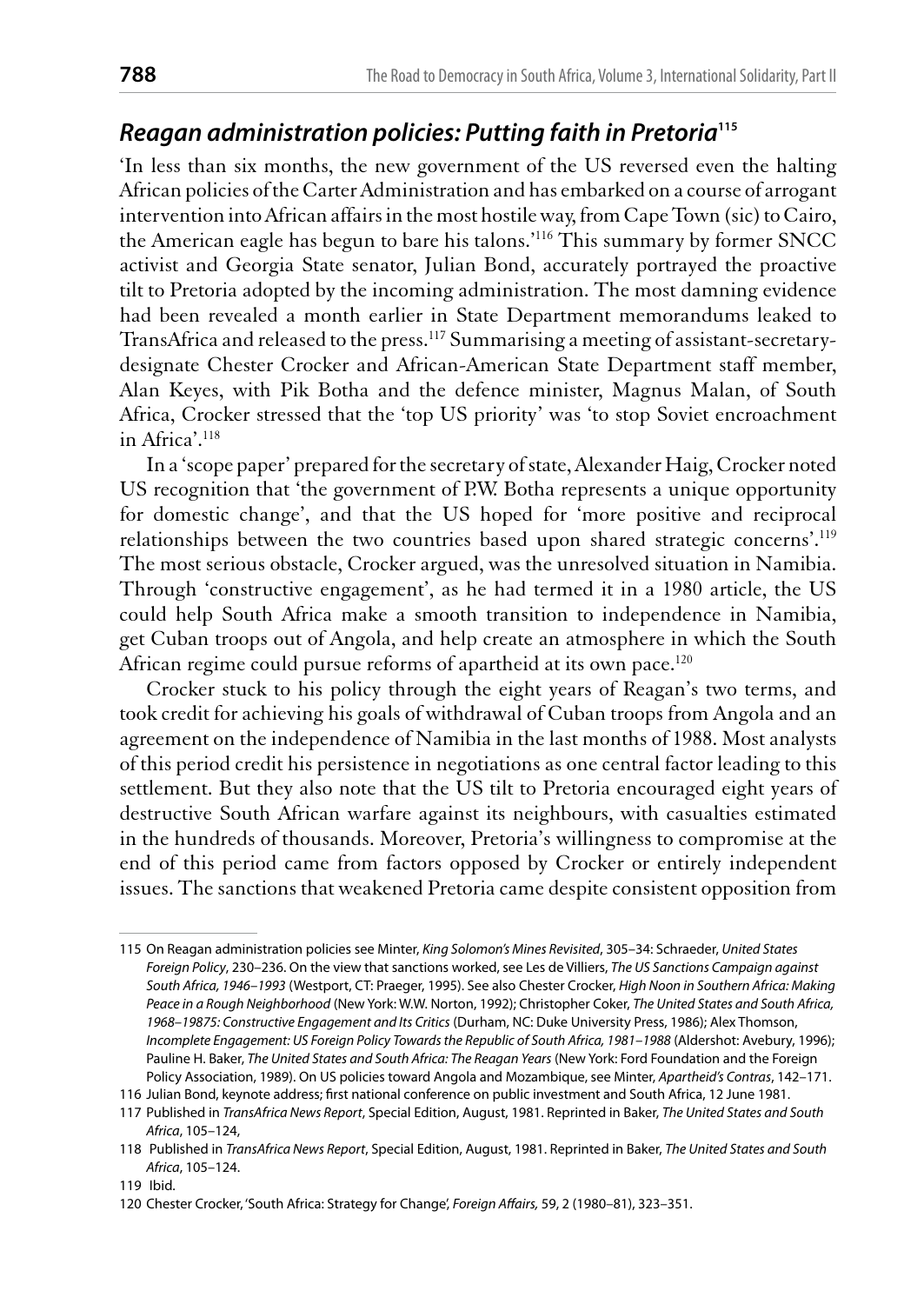## *Reagan administration policies: Putting faith in Pretoria*[115]

'In less than six months, the new government of the US reversed even the halting African policies of the Carter Administration and has embarked on a course of arrogant intervention into African affairs in the most hostile way, from Cape Town (sic) to Cairo, the American eagle has begun to bare his talons.'[116] This summary by former SNCC activist and Georgia State senator, Julian Bond, accurately portrayed the proactive tilt to Pretoria adopted by the incoming administration. The most damning evidence had been revealed a month earlier in State Department memorandums leaked to TransAfrica and released to the press.[117] Summarising a meeting of assistant-secretary-designate Chester Crocker and African-American State Department staff member, Alan Keyes, with Pik Botha and the defence minister, Magnus Malan, of South Africa, Crocker stressed that the 'top US priority' was 'to stop Soviet encroachment in Africa'.[118]

In a 'scope paper' prepared for the secretary of state, Alexander Haig, Crocker noted US recognition that 'the government of P.W. Botha represents a unique opportunity for domestic change', and that the US hoped for 'more positive and reciprocal relationships between the two countries based upon shared strategic concerns'.[119] The most serious obstacle, Crocker argued, was the unresolved situation in Namibia. Through 'constructive engagement', as he had termed it in a 1980 article, the US could help South Africa make a smooth transition to independence in Namibia, get Cuban troops out of Angola, and help create an atmosphere in which the South African regime could pursue reforms of apartheid at its own pace.[120]

Crocker stuck to his policy through the eight years of Reagan's two terms, and took credit for achieving his goals of withdrawal of Cuban troops from Angola and an agreement on the independence of Namibia in the last months of 1988. Most analysts of this period credit his persistence in negotiations as one central factor leading to this settlement. But they also note that the US tilt to Pretoria encouraged eight years of destructive South African warfare against its neighbours, with casualties estimated in the hundreds of thousands. Moreover, Pretoria's willingness to compromise at the end of this period came from factors opposed by Crocker or entirely independent issues. The sanctions that weakened Pretoria came despite consistent opposition from

---

115 On Reagan administration policies see Minter, *King Solomon's Mines Revisited*, 305–34: Schraeder, *United States Foreign Policy*, 230–236. On the view that sanctions worked, see Les de Villiers, *The US Sanctions Campaign against South Africa, 1946–1993* (Westport, CT: Praeger, 1995). See also Chester Crocker, *High Noon in Southern Africa: Making Peace in a Rough Neighborhood* (New York: W.W. Norton, 1992); Christopher Coker, *The United States and South Africa, 1968–19875: Constructive Engagement and Its Critics* (Durham, NC: Duke University Press, 1986); Alex Thomson, *Incomplete Engagement: US Foreign Policy Towards the Republic of South Africa, 1981–1988* (Aldershot: Avebury, 1996); Pauline H. Baker, *The United States and South Africa: The Reagan Years* (New York: Ford Foundation and the Foreign Policy Association, 1989). On US policies toward Angola and Mozambique, see Minter, *Apartheid's Contras*, 142–171.

116 Julian Bond, keynote address; first national conference on public investment and South Africa, 12 June 1981.

117 Published in *TransAfrica News Report*, Special Edition, August, 1981. Reprinted in Baker, *The United States and South Africa*, 105–124,

118 Published in *TransAfrica News Report*, Special Edition, August, 1981. Reprinted in Baker, *The United States and South Africa*, 105–124.

119 Ibid.

120 Chester Crocker, 'South Africa: Strategy for Change', *Foreign Affairs,* 59, 2 (1980–81), 323–351.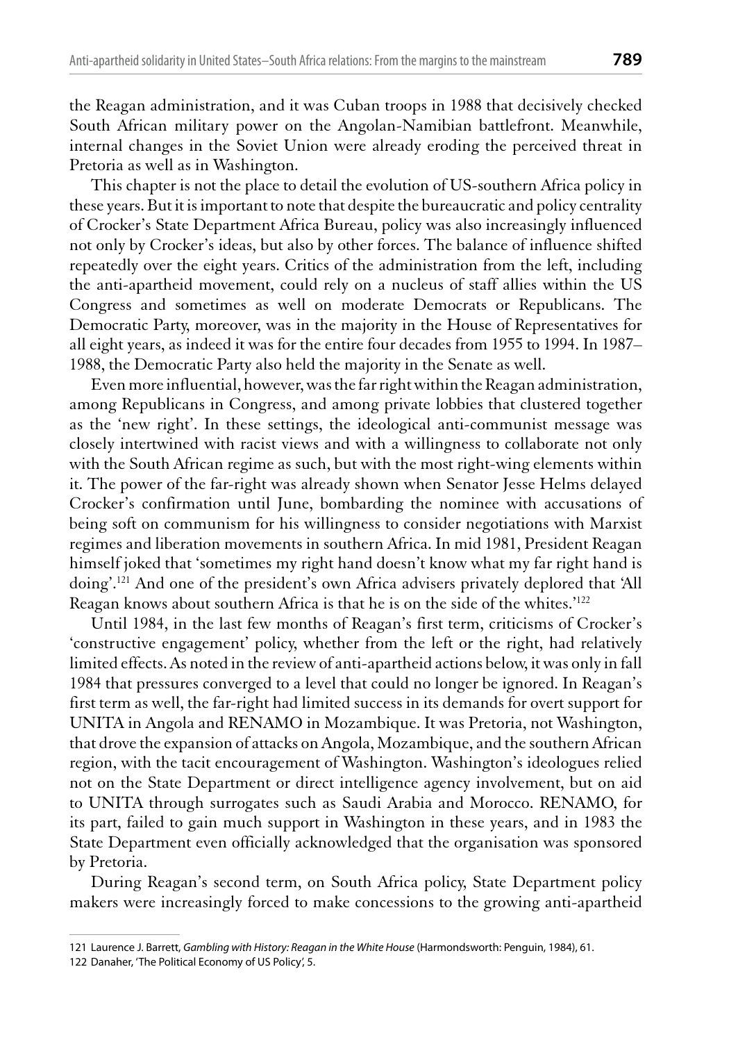the Reagan administration, and it was Cuban troops in 1988 that decisively checked South African military power on the Angolan-Namibian battlefront. Meanwhile, internal changes in the Soviet Union were already eroding the perceived threat in Pretoria as well as in Washington.

This chapter is not the place to detail the evolution of US-southern Africa policy in these years. But it is important to note that despite the bureaucratic and policy centrality of Crocker's State Department Africa Bureau, policy was also increasingly influenced not only by Crocker's ideas, but also by other forces. The balance of influence shifted repeatedly over the eight years. Critics of the administration from the left, including the anti-apartheid movement, could rely on a nucleus of staff allies within the US Congress and sometimes as well on moderate Democrats or Republicans. The Democratic Party, moreover, was in the majority in the House of Representatives for all eight years, as indeed it was for the entire four decades from 1955 to 1994. In 1987–1988, the Democratic Party also held the majority in the Senate as well.

Even more influential, however, was the far right within the Reagan administration, among Republicans in Congress, and among private lobbies that clustered together as the 'new right'. In these settings, the ideological anti-communist message was closely intertwined with racist views and with a willingness to collaborate not only with the South African regime as such, but with the most right-wing elements within it. The power of the far-right was already shown when Senator Jesse Helms delayed Crocker's confirmation until June, bombarding the nominee with accusations of being soft on communism for his willingness to consider negotiations with Marxist regimes and liberation movements in southern Africa. In mid 1981, President Reagan himself joked that 'sometimes my right hand doesn't know what my far right hand is doing'.[121] And one of the president's own Africa advisers privately deplored that 'All Reagan knows about southern Africa is that he is on the side of the whites.'[122]

Until 1984, in the last few months of Reagan's first term, criticisms of Crocker's 'constructive engagement' policy, whether from the left or the right, had relatively limited effects. As noted in the review of anti-apartheid actions below, it was only in fall 1984 that pressures converged to a level that could no longer be ignored. In Reagan's first term as well, the far-right had limited success in its demands for overt support for UNITA in Angola and RENAMO in Mozambique. It was Pretoria, not Washington, that drove the expansion of attacks on Angola, Mozambique, and the southern African region, with the tacit encouragement of Washington. Washington's ideologues relied not on the State Department or direct intelligence agency involvement, but on aid to UNITA through surrogates such as Saudi Arabia and Morocco. RENAMO, for its part, failed to gain much support in Washington in these years, and in 1983 the State Department even officially acknowledged that the organisation was sponsored by Pretoria.

During Reagan's second term, on South Africa policy, State Department policy makers were increasingly forced to make concessions to the growing anti-apartheid

---

121 Laurence J. Barrett, *Gambling with History: Reagan in the White House* (Harmondsworth: Penguin, 1984), 61.

122 Danaher, 'The Political Economy of US Policy', 5.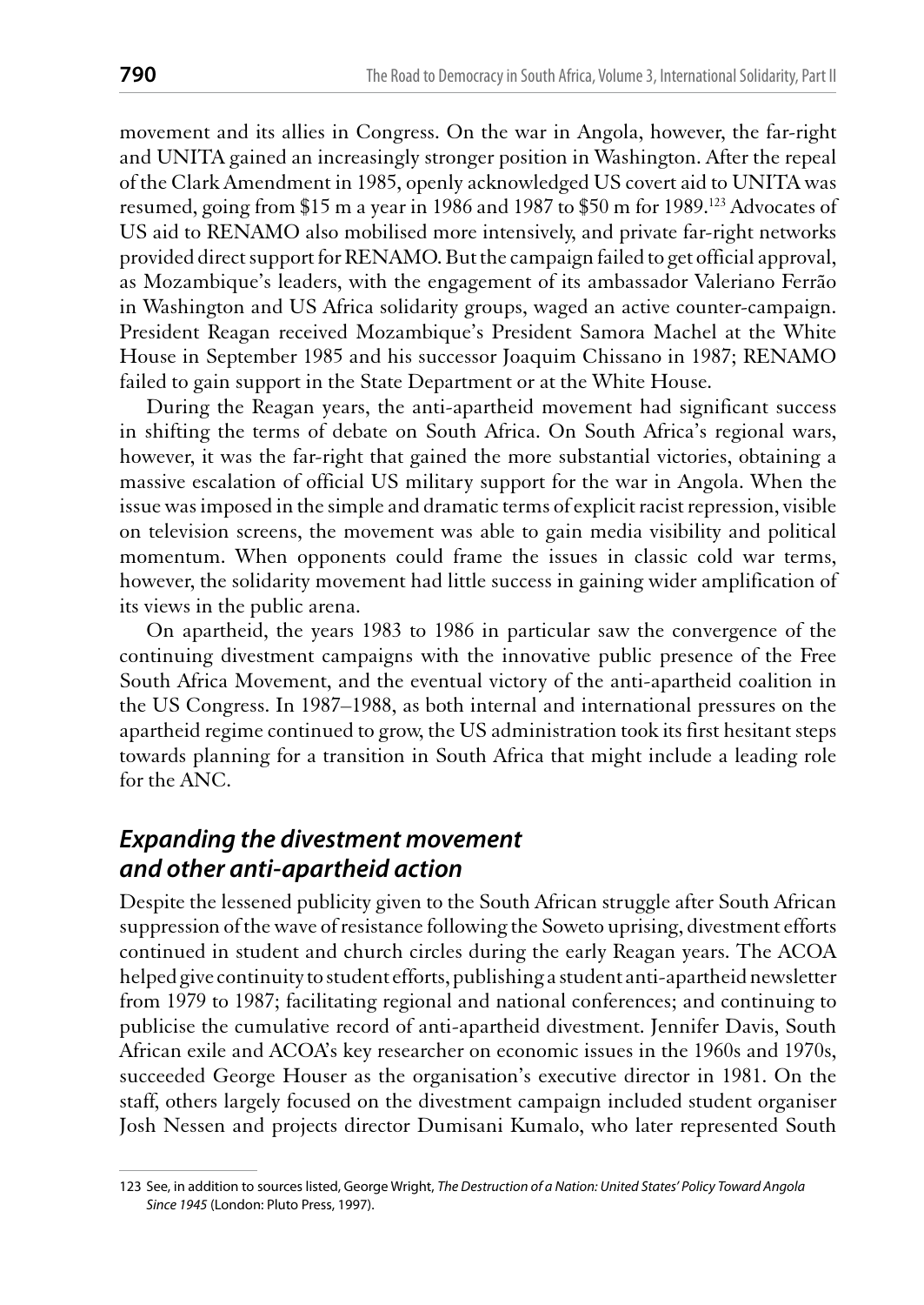movement and its allies in Congress. On the war in Angola, however, the far-right and UNITA gained an increasingly stronger position in Washington. After the repeal of the Clark Amendment in 1985, openly acknowledged US covert aid to UNITA was resumed, going from $15 m a year in 1986 and 1987 to $50 m for 1989.[123] Advocates of US aid to RENAMO also mobilised more intensively, and private far-right networks provided direct support for RENAMO. But the campaign failed to get official approval, as Mozambique's leaders, with the engagement of its ambassador Valeriano Ferrão in Washington and US Africa solidarity groups, waged an active counter-campaign. President Reagan received Mozambique's President Samora Machel at the White House in September 1985 and his successor Joaquim Chissano in 1987; RENAMO failed to gain support in the State Department or at the White House.

During the Reagan years, the anti-apartheid movement had significant success in shifting the terms of debate on South Africa. On South Africa's regional wars, however, it was the far-right that gained the more substantial victories, obtaining a massive escalation of official US military support for the war in Angola. When the issue was imposed in the simple and dramatic terms of explicit racist repression, visible on television screens, the movement was able to gain media visibility and political momentum. When opponents could frame the issues in classic cold war terms, however, the solidarity movement had little success in gaining wider amplification of its views in the public arena.

On apartheid, the years 1983 to 1986 in particular saw the convergence of the continuing divestment campaigns with the innovative public presence of the Free South Africa Movement, and the eventual victory of the anti-apartheid coalition in the US Congress. In 1987–1988, as both internal and international pressures on the apartheid regime continued to grow, the US administration took its first hesitant steps towards planning for a transition in South Africa that might include a leading role for the ANC.

## *Expanding the divestment movement and other anti-apartheid action*

Despite the lessened publicity given to the South African struggle after South African suppression of the wave of resistance following the Soweto uprising, divestment efforts continued in student and church circles during the early Reagan years. The ACOA helped give continuity to student efforts, publishing a student anti-apartheid newsletter from 1979 to 1987; facilitating regional and national conferences; and continuing to publicise the cumulative record of anti-apartheid divestment. Jennifer Davis, South African exile and ACOA's key researcher on economic issues in the 1960s and 1970s, succeeded George Houser as the organisation's executive director in 1981. On the staff, others largely focused on the divestment campaign included student organiser Josh Nessen and projects director Dumisani Kumalo, who later represented South

---

123 See, in addition to sources listed, George Wright, *The Destruction of a Nation: United States' Policy Toward Angola Since 1945* (London: Pluto Press, 1997).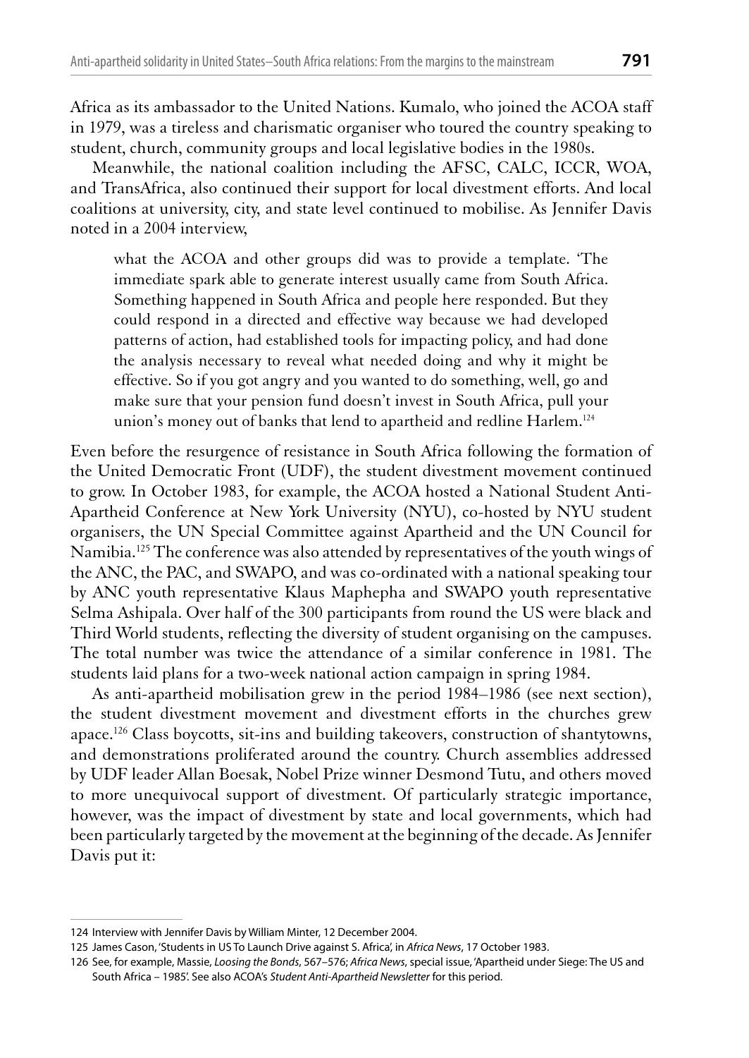Africa as its ambassador to the United Nations. Kumalo, who joined the ACOA staff in 1979, was a tireless and charismatic organiser who toured the country speaking to student, church, community groups and local legislative bodies in the 1980s.

Meanwhile, the national coalition including the AFSC, CALC, ICCR, WOA, and TransAfrica, also continued their support for local divestment efforts. And local coalitions at university, city, and state level continued to mobilise. As Jennifer Davis noted in a 2004 interview,

> what the ACOA and other groups did was to provide a template. 'The immediate spark able to generate interest usually came from South Africa. Something happened in South Africa and people here responded. But they could respond in a directed and effective way because we had developed patterns of action, had established tools for impacting policy, and had done the analysis necessary to reveal what needed doing and why it might be effective. So if you got angry and you wanted to do something, well, go and make sure that your pension fund doesn't invest in South Africa, pull your union's money out of banks that lend to apartheid and redline Harlem.[124]

Even before the resurgence of resistance in South Africa following the formation of the United Democratic Front (UDF), the student divestment movement continued to grow. In October 1983, for example, the ACOA hosted a National Student Anti-Apartheid Conference at New York University (NYU), co-hosted by NYU student organisers, the UN Special Committee against Apartheid and the UN Council for Namibia.[125] The conference was also attended by representatives of the youth wings of the ANC, the PAC, and SWAPO, and was co-ordinated with a national speaking tour by ANC youth representative Klaus Maphepha and SWAPO youth representative Selma Ashipala. Over half of the 300 participants from round the US were black and Third World students, reflecting the diversity of student organising on the campuses. The total number was twice the attendance of a similar conference in 1981. The students laid plans for a two-week national action campaign in spring 1984.

As anti-apartheid mobilisation grew in the period 1984–1986 (see next section), the student divestment movement and divestment efforts in the churches grew apace.[126] Class boycotts, sit-ins and building takeovers, construction of shantytowns, and demonstrations proliferated around the country. Church assemblies addressed by UDF leader Allan Boesak, Nobel Prize winner Desmond Tutu, and others moved to more unequivocal support of divestment. Of particularly strategic importance, however, was the impact of divestment by state and local governments, which had been particularly targeted by the movement at the beginning of the decade. As Jennifer Davis put it:

---

124 Interview with Jennifer Davis by William Minter, 12 December 2004.

125 James Cason, 'Students in US To Launch Drive against S. Africa', in *Africa News*, 17 October 1983.

126 See, for example, Massie, *Loosing the Bonds*, 567–576; *Africa News*, special issue, 'Apartheid under Siege: The US and South Africa – 1985'. See also ACOA's *Student Anti-Apartheid Newsletter* for this period.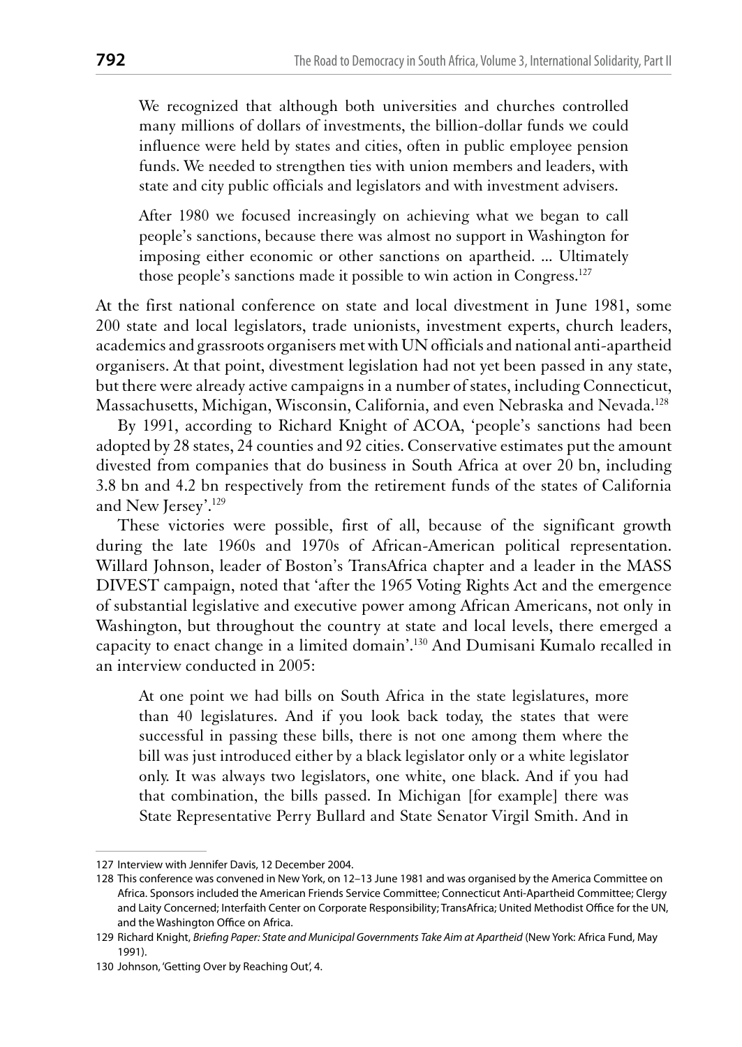> We recognized that although both universities and churches controlled many millions of dollars of investments, the billion-dollar funds we could influence were held by states and cities, often in public employee pension funds. We needed to strengthen ties with union members and leaders, with state and city public officials and legislators and with investment advisers.
>
> After 1980 we focused increasingly on achieving what we began to call people's sanctions, because there was almost no support in Washington for imposing either economic or other sanctions on apartheid. ... Ultimately those people's sanctions made it possible to win action in Congress.[127]

At the first national conference on state and local divestment in June 1981, some 200 state and local legislators, trade unionists, investment experts, church leaders, academics and grassroots organisers met with UN officials and national anti-apartheid organisers. At that point, divestment legislation had not yet been passed in any state, but there were already active campaigns in a number of states, including Connecticut, Massachusetts, Michigan, Wisconsin, California, and even Nebraska and Nevada.[128]

By 1991, according to Richard Knight of ACOA, 'people's sanctions had been adopted by 28 states, 24 counties and 92 cities. Conservative estimates put the amount divested from companies that do business in South Africa at over 20 bn, including 3.8 bn and 4.2 bn respectively from the retirement funds of the states of California and New Jersey'.[129]

These victories were possible, first of all, because of the significant growth during the late 1960s and 1970s of African-American political representation. Willard Johnson, leader of Boston's TransAfrica chapter and a leader in the MASS DIVEST campaign, noted that 'after the 1965 Voting Rights Act and the emergence of substantial legislative and executive power among African Americans, not only in Washington, but throughout the country at state and local levels, there emerged a capacity to enact change in a limited domain'.[130] And Dumisani Kumalo recalled in an interview conducted in 2005:

> At one point we had bills on South Africa in the state legislatures, more than 40 legislatures. And if you look back today, the states that were successful in passing these bills, there is not one among them where the bill was just introduced either by a black legislator only or a white legislator only. It was always two legislators, one white, one black. And if you had that combination, the bills passed. In Michigan [for example] there was State Representative Perry Bullard and State Senator Virgil Smith. And in

---

127 Interview with Jennifer Davis, 12 December 2004.

128 This conference was convened in New York, on 12–13 June 1981 and was organised by the America Committee on Africa. Sponsors included the American Friends Service Committee; Connecticut Anti-Apartheid Committee; Clergy and Laity Concerned; Interfaith Center on Corporate Responsibility; TransAfrica; United Methodist Office for the UN, and the Washington Office on Africa.

129 Richard Knight, *Briefing Paper: State and Municipal Governments Take Aim at Apartheid* (New York: Africa Fund, May 1991).

130 Johnson, 'Getting Over by Reaching Out', 4.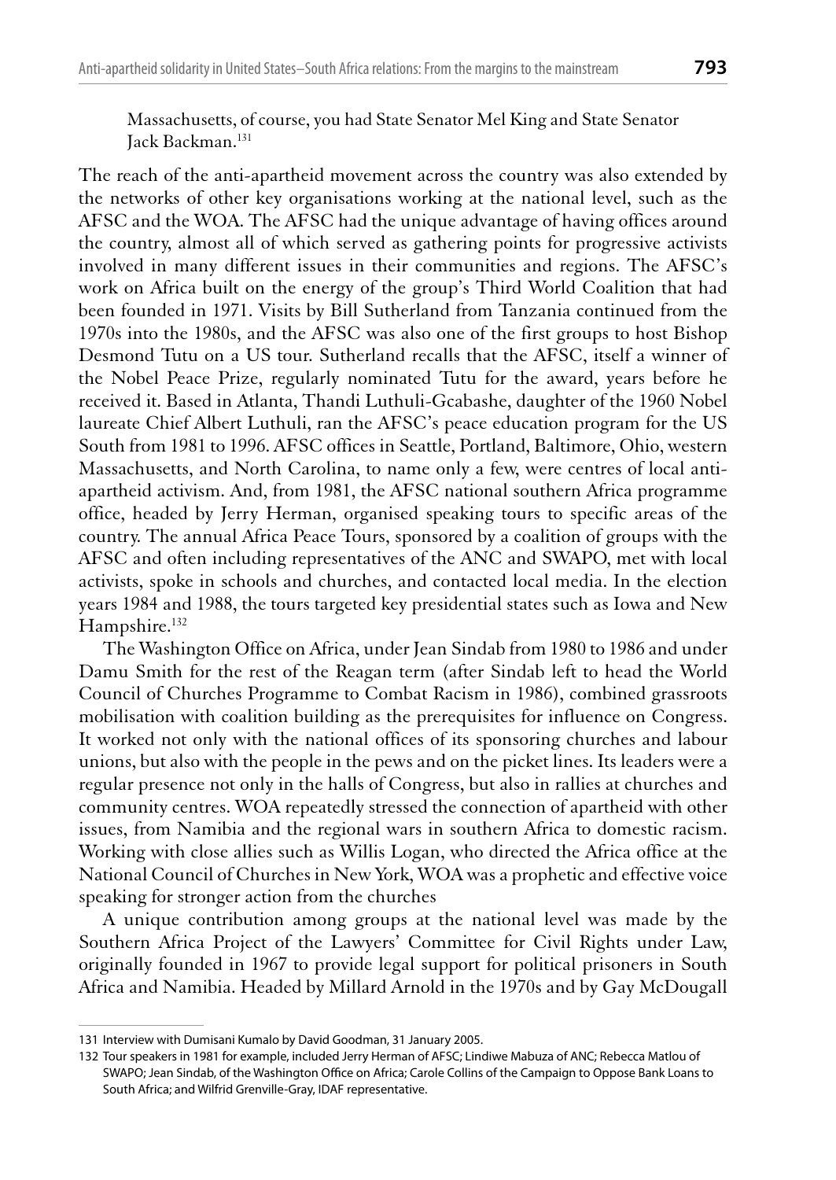Massachusetts, of course, you had State Senator Mel King and State Senator Jack Backman.[131]

The reach of the anti-apartheid movement across the country was also extended by the networks of other key organisations working at the national level, such as the AFSC and the WOA. The AFSC had the unique advantage of having offices around the country, almost all of which served as gathering points for progressive activists involved in many different issues in their communities and regions. The AFSC's work on Africa built on the energy of the group's Third World Coalition that had been founded in 1971. Visits by Bill Sutherland from Tanzania continued from the 1970s into the 1980s, and the AFSC was also one of the first groups to host Bishop Desmond Tutu on a US tour. Sutherland recalls that the AFSC, itself a winner of the Nobel Peace Prize, regularly nominated Tutu for the award, years before he received it. Based in Atlanta, Thandi Luthuli-Gcabashe, daughter of the 1960 Nobel laureate Chief Albert Luthuli, ran the AFSC's peace education program for the US South from 1981 to 1996. AFSC offices in Seattle, Portland, Baltimore, Ohio, western Massachusetts, and North Carolina, to name only a few, were centres of local anti-apartheid activism. And, from 1981, the AFSC national southern Africa programme office, headed by Jerry Herman, organised speaking tours to specific areas of the country. The annual Africa Peace Tours, sponsored by a coalition of groups with the AFSC and often including representatives of the ANC and SWAPO, met with local activists, spoke in schools and churches, and contacted local media. In the election years 1984 and 1988, the tours targeted key presidential states such as Iowa and New Hampshire.[132]

The Washington Office on Africa, under Jean Sindab from 1980 to 1986 and under Damu Smith for the rest of the Reagan term (after Sindab left to head the World Council of Churches Programme to Combat Racism in 1986), combined grassroots mobilisation with coalition building as the prerequisites for influence on Congress. It worked not only with the national offices of its sponsoring churches and labour unions, but also with the people in the pews and on the picket lines. Its leaders were a regular presence not only in the halls of Congress, but also in rallies at churches and community centres. WOA repeatedly stressed the connection of apartheid with other issues, from Namibia and the regional wars in southern Africa to domestic racism. Working with close allies such as Willis Logan, who directed the Africa office at the National Council of Churches in New York, WOA was a prophetic and effective voice speaking for stronger action from the churches

A unique contribution among groups at the national level was made by the Southern Africa Project of the Lawyers' Committee for Civil Rights under Law, originally founded in 1967 to provide legal support for political prisoners in South Africa and Namibia. Headed by Millard Arnold in the 1970s and by Gay McDougall

---

131 Interview with Dumisani Kumalo by David Goodman, 31 January 2005.

132 Tour speakers in 1981 for example, included Jerry Herman of AFSC; Lindiwe Mabuza of ANC; Rebecca Matlou of SWAPO; Jean Sindab, of the Washington Office on Africa; Carole Collins of the Campaign to Oppose Bank Loans to South Africa; and Wilfrid Grenville-Gray, IDAF representative.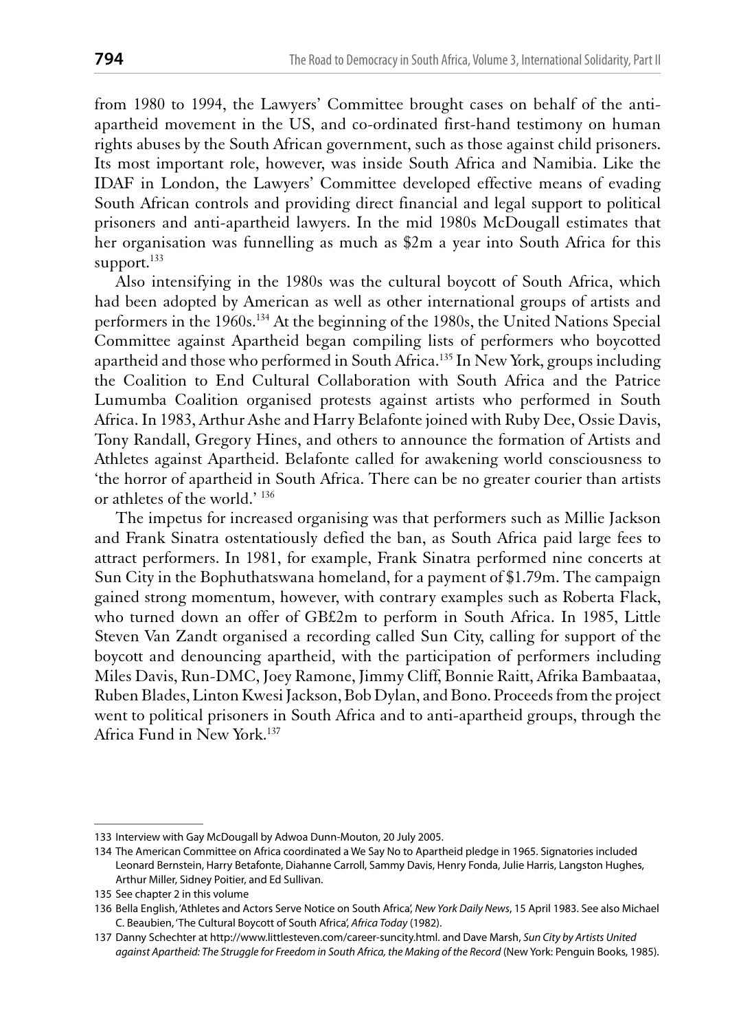from 1980 to 1994, the Lawyers' Committee brought cases on behalf of the anti-apartheid movement in the US, and co-ordinated first-hand testimony on human rights abuses by the South African government, such as those against child prisoners. Its most important role, however, was inside South Africa and Namibia. Like the IDAF in London, the Lawyers' Committee developed effective means of evading South African controls and providing direct financial and legal support to political prisoners and anti-apartheid lawyers. In the mid 1980s McDougall estimates that her organisation was funnelling as much as \$2m a year into South Africa for this support.[133]

Also intensifying in the 1980s was the cultural boycott of South Africa, which had been adopted by American as well as other international groups of artists and performers in the 1960s.[134] At the beginning of the 1980s, the United Nations Special Committee against Apartheid began compiling lists of performers who boycotted apartheid and those who performed in South Africa.[135] In New York, groups including the Coalition to End Cultural Collaboration with South Africa and the Patrice Lumumba Coalition organised protests against artists who performed in South Africa. In 1983, Arthur Ashe and Harry Belafonte joined with Ruby Dee, Ossie Davis, Tony Randall, Gregory Hines, and others to announce the formation of Artists and Athletes against Apartheid. Belafonte called for awakening world consciousness to 'the horror of apartheid in South Africa. There can be no greater courier than artists or athletes of the world.'[136]

The impetus for increased organising was that performers such as Millie Jackson and Frank Sinatra ostentatiously defied the ban, as South Africa paid large fees to attract performers. In 1981, for example, Frank Sinatra performed nine concerts at Sun City in the Bophuthatswana homeland, for a payment of \$1.79m. The campaign gained strong momentum, however, with contrary examples such as Roberta Flack, who turned down an offer of GB£2m to perform in South Africa. In 1985, Little Steven Van Zandt organised a recording called Sun City, calling for support of the boycott and denouncing apartheid, with the participation of performers including Miles Davis, Run-DMC, Joey Ramone, Jimmy Cliff, Bonnie Raitt, Afrika Bambaataa, Ruben Blades, Linton Kwesi Jackson, Bob Dylan, and Bono. Proceeds from the project went to political prisoners in South Africa and to anti-apartheid groups, through the Africa Fund in New York.[137]

---

133 Interview with Gay McDougall by Adwoa Dunn-Mouton, 20 July 2005.

134 The American Committee on Africa coordinated a We Say No to Apartheid pledge in 1965. Signatories included Leonard Bernstein, Harry Betafonte, Diahanne Carroll, Sammy Davis, Henry Fonda, Julie Harris, Langston Hughes, Arthur Miller, Sidney Poitier, and Ed Sullivan.

135 See chapter 2 in this volume

136 Bella English, 'Athletes and Actors Serve Notice on South Africa', *New York Daily News*, 15 April 1983. See also Michael C. Beaubien, 'The Cultural Boycott of South Africa', *Africa Today* (1982).

137 Danny Schechter at http://www.littlesteven.com/career-suncity.html. and Dave Marsh, *Sun City by Artists United against Apartheid: The Struggle for Freedom in South Africa, the Making of the Record* (New York: Penguin Books, 1985).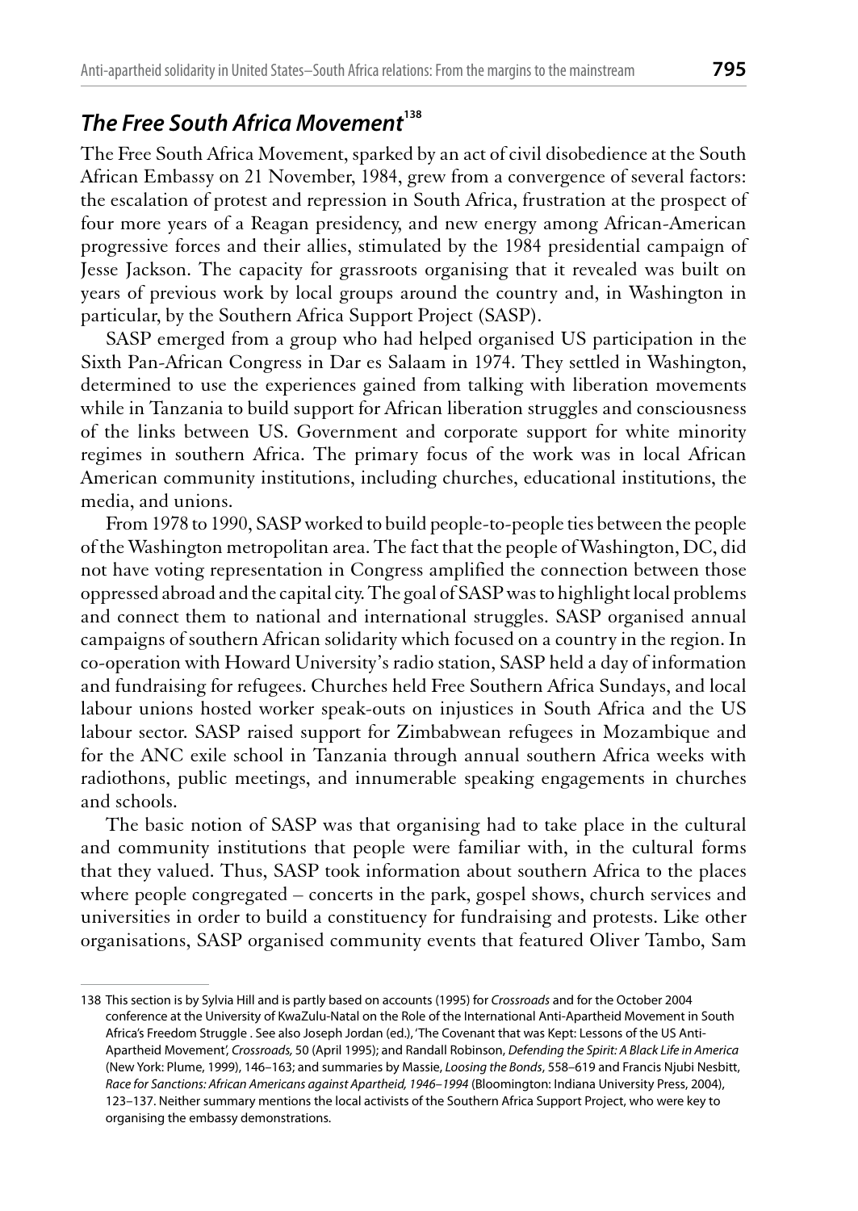## *The Free South Africa Movement*[138]

The Free South Africa Movement, sparked by an act of civil disobedience at the South African Embassy on 21 November, 1984, grew from a convergence of several factors: the escalation of protest and repression in South Africa, frustration at the prospect of four more years of a Reagan presidency, and new energy among African-American progressive forces and their allies, stimulated by the 1984 presidential campaign of Jesse Jackson. The capacity for grassroots organising that it revealed was built on years of previous work by local groups around the country and, in Washington in particular, by the Southern Africa Support Project (SASP).

SASP emerged from a group who had helped organised US participation in the Sixth Pan-African Congress in Dar es Salaam in 1974. They settled in Washington, determined to use the experiences gained from talking with liberation movements while in Tanzania to build support for African liberation struggles and consciousness of the links between US. Government and corporate support for white minority regimes in southern Africa. The primary focus of the work was in local African American community institutions, including churches, educational institutions, the media, and unions.

From 1978 to 1990, SASP worked to build people-to-people ties between the people of the Washington metropolitan area. The fact that the people of Washington, DC, did not have voting representation in Congress amplified the connection between those oppressed abroad and the capital city. The goal of SASP was to highlight local problems and connect them to national and international struggles. SASP organised annual campaigns of southern African solidarity which focused on a country in the region. In co-operation with Howard University's radio station, SASP held a day of information and fundraising for refugees. Churches held Free Southern Africa Sundays, and local labour unions hosted worker speak-outs on injustices in South Africa and the US labour sector. SASP raised support for Zimbabwean refugees in Mozambique and for the ANC exile school in Tanzania through annual southern Africa weeks with radiothons, public meetings, and innumerable speaking engagements in churches and schools.

The basic notion of SASP was that organising had to take place in the cultural and community institutions that people were familiar with, in the cultural forms that they valued. Thus, SASP took information about southern Africa to the places where people congregated – concerts in the park, gospel shows, church services and universities in order to build a constituency for fundraising and protests. Like other organisations, SASP organised community events that featured Oliver Tambo, Sam

---

138 This section is by Sylvia Hill and is partly based on accounts (1995) for *Crossroads* and for the October 2004 conference at the University of KwaZulu-Natal on the Role of the International Anti-Apartheid Movement in South Africa's Freedom Struggle . See also Joseph Jordan (ed.), 'The Covenant that was Kept: Lessons of the US Anti-Apartheid Movement', *Crossroads,* 50 (April 1995); and Randall Robinson, *Defending the Spirit: A Black Life in America* (New York: Plume, 1999), 146–163; and summaries by Massie, *Loosing the Bonds*, 558–619 and Francis Njubi Nesbitt, *Race for Sanctions: African Americans against Apartheid, 1946–1994* (Bloomington: Indiana University Press, 2004), 123–137. Neither summary mentions the local activists of the Southern Africa Support Project, who were key to organising the embassy demonstrations.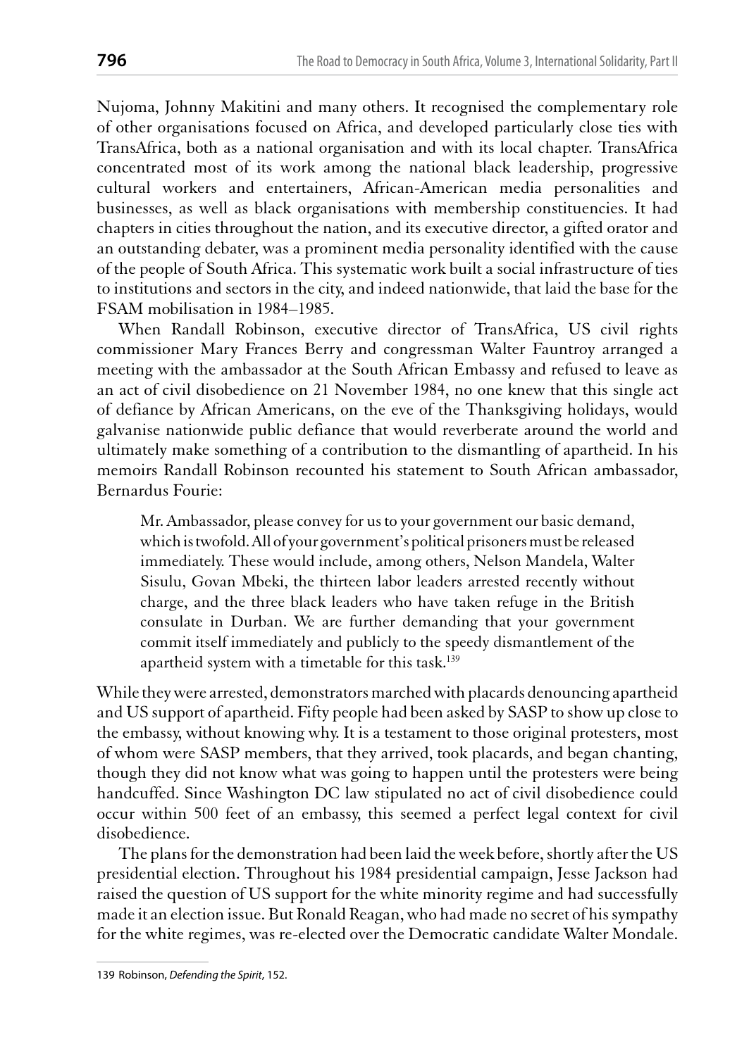Nujoma, Johnny Makitini and many others. It recognised the complementary role of other organisations focused on Africa, and developed particularly close ties with TransAfrica, both as a national organisation and with its local chapter. TransAfrica concentrated most of its work among the national black leadership, progressive cultural workers and entertainers, African-American media personalities and businesses, as well as black organisations with membership constituencies. It had chapters in cities throughout the nation, and its executive director, a gifted orator and an outstanding debater, was a prominent media personality identified with the cause of the people of South Africa. This systematic work built a social infrastructure of ties to institutions and sectors in the city, and indeed nationwide, that laid the base for the FSAM mobilisation in 1984–1985.

When Randall Robinson, executive director of TransAfrica, US civil rights commissioner Mary Frances Berry and congressman Walter Fauntroy arranged a meeting with the ambassador at the South African Embassy and refused to leave as an act of civil disobedience on 21 November 1984, no one knew that this single act of defiance by African Americans, on the eve of the Thanksgiving holidays, would galvanise nationwide public defiance that would reverberate around the world and ultimately make something of a contribution to the dismantling of apartheid. In his memoirs Randall Robinson recounted his statement to South African ambassador, Bernardus Fourie:

> Mr. Ambassador, please convey for us to your government our basic demand, which is twofold. All of your government's political prisoners must be released immediately. These would include, among others, Nelson Mandela, Walter Sisulu, Govan Mbeki, the thirteen labor leaders arrested recently without charge, and the three black leaders who have taken refuge in the British consulate in Durban. We are further demanding that your government commit itself immediately and publicly to the speedy dismantlement of the apartheid system with a timetable for this task.[139]

While they were arrested, demonstrators marched with placards denouncing apartheid and US support of apartheid. Fifty people had been asked by SASP to show up close to the embassy, without knowing why. It is a testament to those original protesters, most of whom were SASP members, that they arrived, took placards, and began chanting, though they did not know what was going to happen until the protesters were being handcuffed. Since Washington DC law stipulated no act of civil disobedience could occur within 500 feet of an embassy, this seemed a perfect legal context for civil disobedience.

The plans for the demonstration had been laid the week before, shortly after the US presidential election. Throughout his 1984 presidential campaign, Jesse Jackson had raised the question of US support for the white minority regime and had successfully made it an election issue. But Ronald Reagan, who had made no secret of his sympathy for the white regimes, was re-elected over the Democratic candidate Walter Mondale.

---

139 Robinson, *Defending the Spirit*, 152.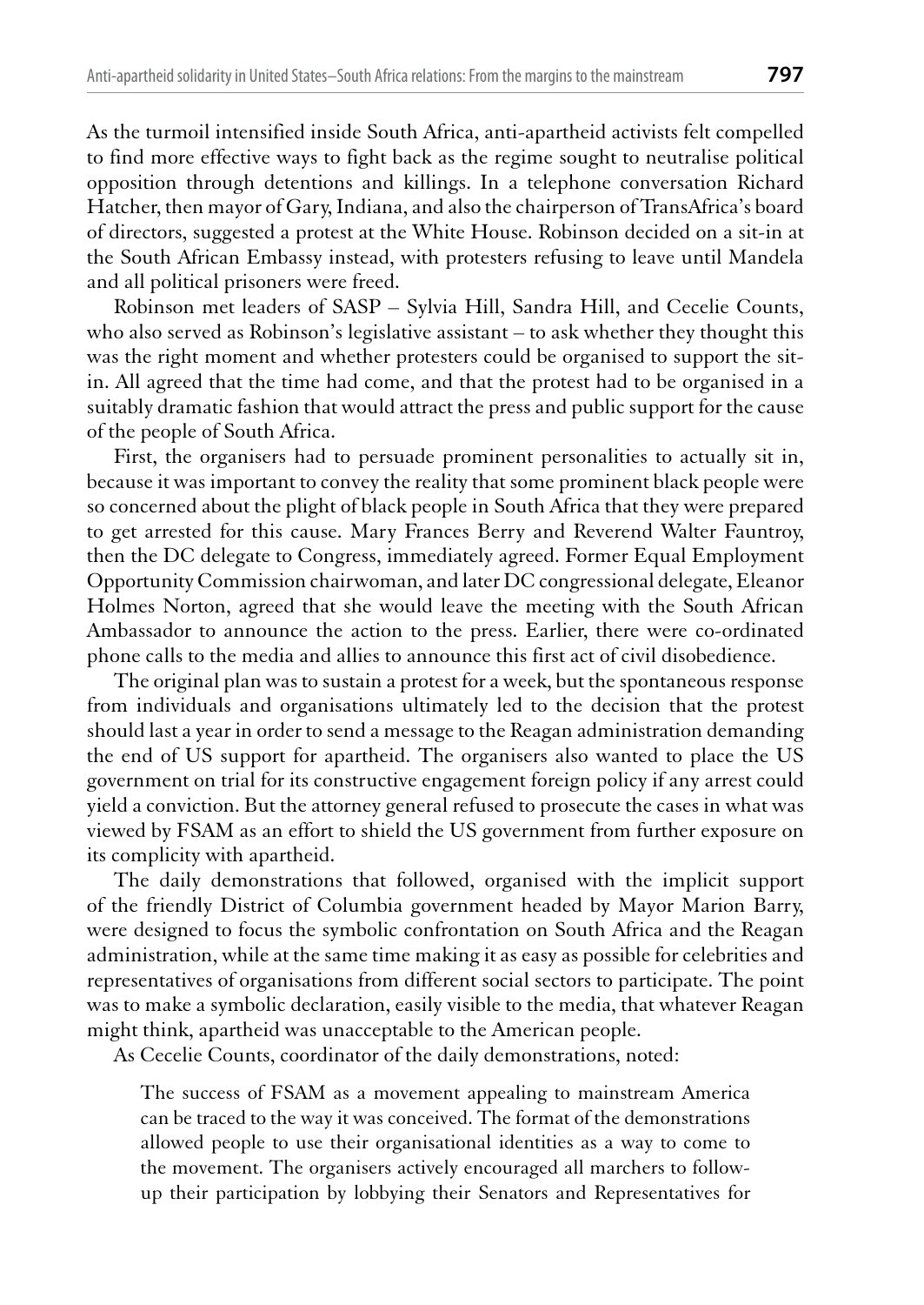As the turmoil intensified inside South Africa, anti-apartheid activists felt compelled to find more effective ways to fight back as the regime sought to neutralise political opposition through detentions and killings. In a telephone conversation Richard Hatcher, then mayor of Gary, Indiana, and also the chairperson of TransAfrica's board of directors, suggested a protest at the White House. Robinson decided on a sit-in at the South African Embassy instead, with protesters refusing to leave until Mandela and all political prisoners were freed.

Robinson met leaders of SASP – Sylvia Hill, Sandra Hill, and Cecelie Counts, who also served as Robinson's legislative assistant – to ask whether they thought this was the right moment and whether protesters could be organised to support the sit-in. All agreed that the time had come, and that the protest had to be organised in a suitably dramatic fashion that would attract the press and public support for the cause of the people of South Africa.

First, the organisers had to persuade prominent personalities to actually sit in, because it was important to convey the reality that some prominent black people were so concerned about the plight of black people in South Africa that they were prepared to get arrested for this cause. Mary Frances Berry and Reverend Walter Fauntroy, then the DC delegate to Congress, immediately agreed. Former Equal Employment Opportunity Commission chairwoman, and later DC congressional delegate, Eleanor Holmes Norton, agreed that she would leave the meeting with the South African Ambassador to announce the action to the press. Earlier, there were co-ordinated phone calls to the media and allies to announce this first act of civil disobedience.

The original plan was to sustain a protest for a week, but the spontaneous response from individuals and organisations ultimately led to the decision that the protest should last a year in order to send a message to the Reagan administration demanding the end of US support for apartheid. The organisers also wanted to place the US government on trial for its constructive engagement foreign policy if any arrest could yield a conviction. But the attorney general refused to prosecute the cases in what was viewed by FSAM as an effort to shield the US government from further exposure on its complicity with apartheid.

The daily demonstrations that followed, organised with the implicit support of the friendly District of Columbia government headed by Mayor Marion Barry, were designed to focus the symbolic confrontation on South Africa and the Reagan administration, while at the same time making it as easy as possible for celebrities and representatives of organisations from different social sectors to participate. The point was to make a symbolic declaration, easily visible to the media, that whatever Reagan might think, apartheid was unacceptable to the American people.

As Cecelie Counts, coordinator of the daily demonstrations, noted:

> The success of FSAM as a movement appealing to mainstream America can be traced to the way it was conceived. The format of the demonstrations allowed people to use their organisational identities as a way to come to the movement. The organisers actively encouraged all marchers to follow-up their participation by lobbying their Senators and Representatives for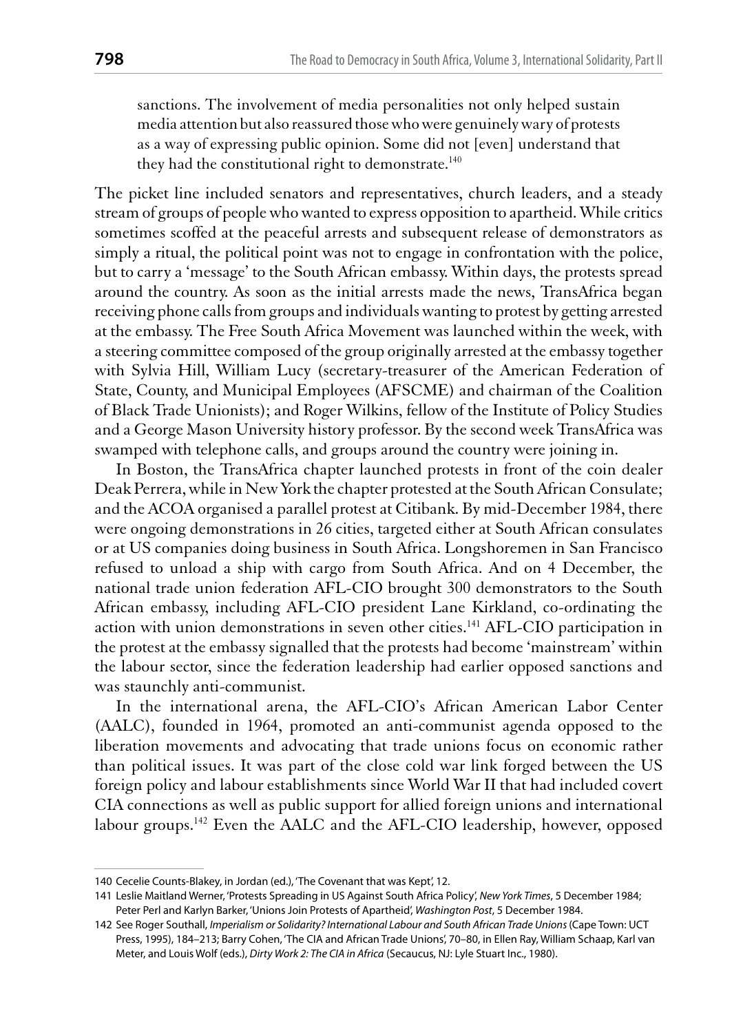> sanctions. The involvement of media personalities not only helped sustain media attention but also reassured those who were genuinely wary of protests as a way of expressing public opinion. Some did not [even] understand that they had the constitutional right to demonstrate.[140]

The picket line included senators and representatives, church leaders, and a steady stream of groups of people who wanted to express opposition to apartheid. While critics sometimes scoffed at the peaceful arrests and subsequent release of demonstrators as simply a ritual, the political point was not to engage in confrontation with the police, but to carry a 'message' to the South African embassy. Within days, the protests spread around the country. As soon as the initial arrests made the news, TransAfrica began receiving phone calls from groups and individuals wanting to protest by getting arrested at the embassy. The Free South Africa Movement was launched within the week, with a steering committee composed of the group originally arrested at the embassy together with Sylvia Hill, William Lucy (secretary-treasurer of the American Federation of State, County, and Municipal Employees (AFSCME) and chairman of the Coalition of Black Trade Unionists); and Roger Wilkins, fellow of the Institute of Policy Studies and a George Mason University history professor. By the second week TransAfrica was swamped with telephone calls, and groups around the country were joining in.

In Boston, the TransAfrica chapter launched protests in front of the coin dealer Deak Perrera, while in New York the chapter protested at the South African Consulate; and the ACOA organised a parallel protest at Citibank. By mid-December 1984, there were ongoing demonstrations in 26 cities, targeted either at South African consulates or at US companies doing business in South Africa. Longshoremen in San Francisco refused to unload a ship with cargo from South Africa. And on 4 December, the national trade union federation AFL-CIO brought 300 demonstrators to the South African embassy, including AFL-CIO president Lane Kirkland, co-ordinating the action with union demonstrations in seven other cities.[141] AFL-CIO participation in the protest at the embassy signalled that the protests had become 'mainstream' within the labour sector, since the federation leadership had earlier opposed sanctions and was staunchly anti-communist.

In the international arena, the AFL-CIO's African American Labor Center (AALC), founded in 1964, promoted an anti-communist agenda opposed to the liberation movements and advocating that trade unions focus on economic rather than political issues. It was part of the close cold war link forged between the US foreign policy and labour establishments since World War II that had included covert CIA connections as well as public support for allied foreign unions and international labour groups.[142] Even the AALC and the AFL-CIO leadership, however, opposed

---

140 Cecelie Counts-Blakey, in Jordan (ed.), 'The Covenant that was Kept', 12.

141 Leslie Maitland Werner, 'Protests Spreading in US Against South Africa Policy', *New York Times*, 5 December 1984; Peter Perl and Karlyn Barker, 'Unions Join Protests of Apartheid', *Washington Post*, 5 December 1984.

142 See Roger Southall, *Imperialism or Solidarity? International Labour and South African Trade Unions* (Cape Town: UCT Press, 1995), 184–213; Barry Cohen, 'The CIA and African Trade Unions', 70–80, in Ellen Ray, William Schaap, Karl van Meter, and Louis Wolf (eds.), *Dirty Work 2: The CIA in Africa* (Secaucus, NJ: Lyle Stuart Inc., 1980).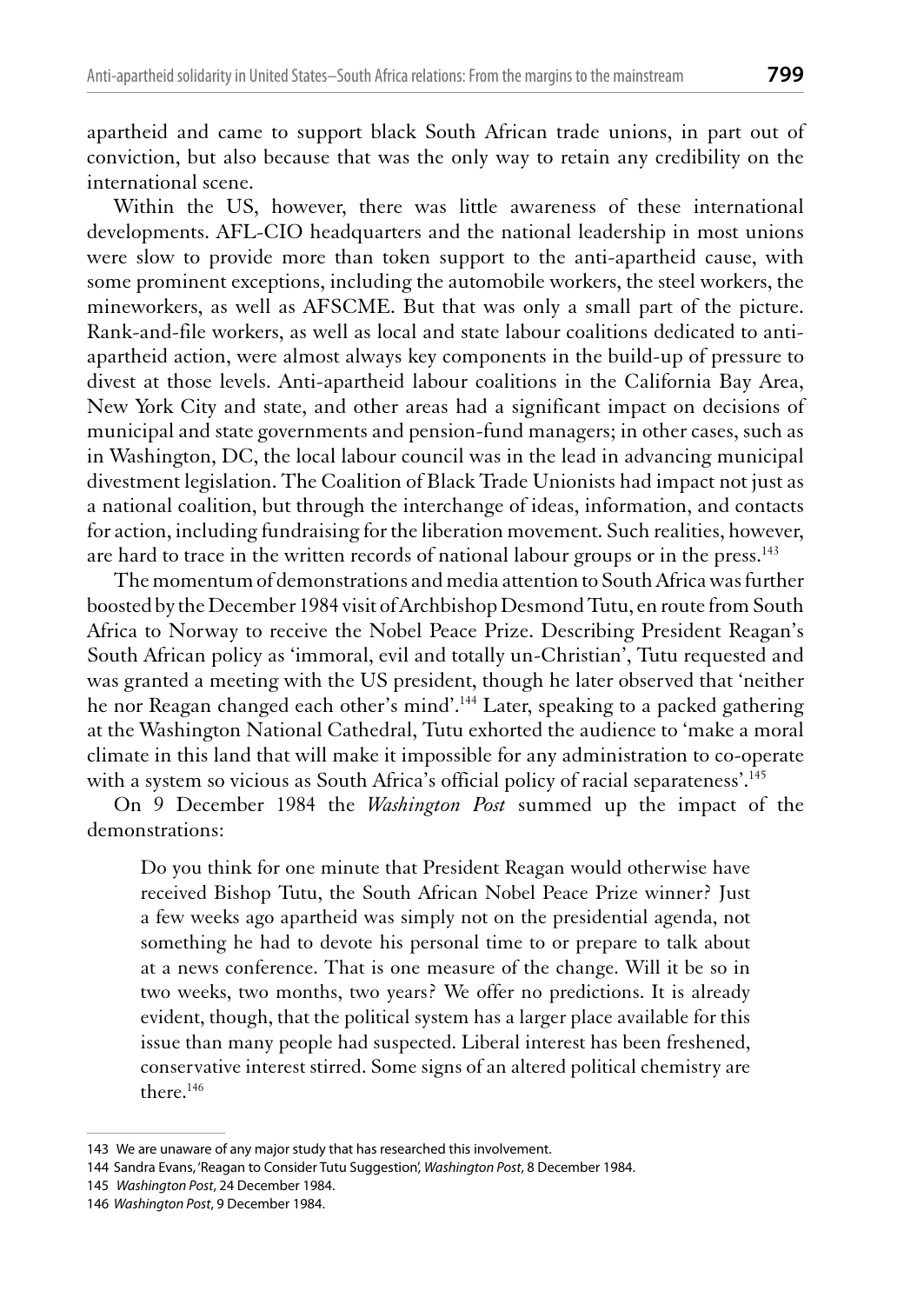apartheid and came to support black South African trade unions, in part out of conviction, but also because that was the only way to retain any credibility on the international scene.

Within the US, however, there was little awareness of these international developments. AFL-CIO headquarters and the national leadership in most unions were slow to provide more than token support to the anti-apartheid cause, with some prominent exceptions, including the automobile workers, the steel workers, the mineworkers, as well as AFSCME. But that was only a small part of the picture. Rank-and-file workers, as well as local and state labour coalitions dedicated to anti-apartheid action, were almost always key components in the build-up of pressure to divest at those levels. Anti-apartheid labour coalitions in the California Bay Area, New York City and state, and other areas had a significant impact on decisions of municipal and state governments and pension-fund managers; in other cases, such as in Washington, DC, the local labour council was in the lead in advancing municipal divestment legislation. The Coalition of Black Trade Unionists had impact not just as a national coalition, but through the interchange of ideas, information, and contacts for action, including fundraising for the liberation movement. Such realities, however, are hard to trace in the written records of national labour groups or in the press.[143]

The momentum of demonstrations and media attention to South Africa was further boosted by the December 1984 visit of Archbishop Desmond Tutu, en route from South Africa to Norway to receive the Nobel Peace Prize. Describing President Reagan's South African policy as 'immoral, evil and totally un-Christian', Tutu requested and was granted a meeting with the US president, though he later observed that 'neither he nor Reagan changed each other's mind'.[144] Later, speaking to a packed gathering at the Washington National Cathedral, Tutu exhorted the audience to 'make a moral climate in this land that will make it impossible for any administration to co-operate with a system so vicious as South Africa's official policy of racial separateness'.[145]

On 9 December 1984 the *Washington Post* summed up the impact of the demonstrations:

> Do you think for one minute that President Reagan would otherwise have received Bishop Tutu, the South African Nobel Peace Prize winner? Just a few weeks ago apartheid was simply not on the presidential agenda, not something he had to devote his personal time to or prepare to talk about at a news conference. That is one measure of the change. Will it be so in two weeks, two months, two years? We offer no predictions. It is already evident, though, that the political system has a larger place available for this issue than many people had suspected. Liberal interest has been freshened, conservative interest stirred. Some signs of an altered political chemistry are there.[146]

---

143 We are unaware of any major study that has researched this involvement.

144 Sandra Evans, 'Reagan to Consider Tutu Suggestion', *Washington Post*, 8 December 1984.

145 *Washington Post*, 24 December 1984.

146 *Washington Post*, 9 December 1984.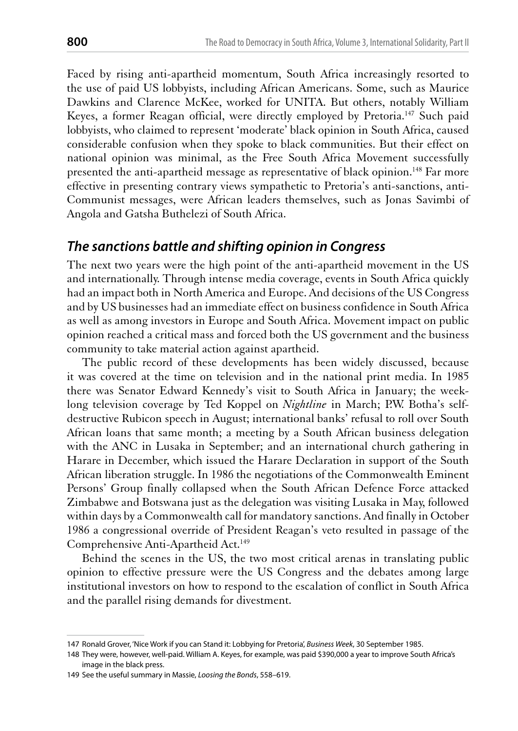Faced by rising anti-apartheid momentum, South Africa increasingly resorted to the use of paid US lobbyists, including African Americans. Some, such as Maurice Dawkins and Clarence McKee, worked for UNITA. But others, notably William Keyes, a former Reagan official, were directly employed by Pretoria.[147] Such paid lobbyists, who claimed to represent 'moderate' black opinion in South Africa, caused considerable confusion when they spoke to black communities. But their effect on national opinion was minimal, as the Free South Africa Movement successfully presented the anti-apartheid message as representative of black opinion.[148] Far more effective in presenting contrary views sympathetic to Pretoria's anti-sanctions, anti-Communist messages, were African leaders themselves, such as Jonas Savimbi of Angola and Gatsha Buthelezi of South Africa.

## *The sanctions battle and shifting opinion in Congress*

The next two years were the high point of the anti-apartheid movement in the US and internationally. Through intense media coverage, events in South Africa quickly had an impact both in North America and Europe. And decisions of the US Congress and by US businesses had an immediate effect on business confidence in South Africa as well as among investors in Europe and South Africa. Movement impact on public opinion reached a critical mass and forced both the US government and the business community to take material action against apartheid.

The public record of these developments has been widely discussed, because it was covered at the time on television and in the national print media. In 1985 there was Senator Edward Kennedy's visit to South Africa in January; the week-long television coverage by Ted Koppel on *Nightline* in March; P.W. Botha's self-destructive Rubicon speech in August; international banks' refusal to roll over South African loans that same month; a meeting by a South African business delegation with the ANC in Lusaka in September; and an international church gathering in Harare in December, which issued the Harare Declaration in support of the South African liberation struggle. In 1986 the negotiations of the Commonwealth Eminent Persons' Group finally collapsed when the South African Defence Force attacked Zimbabwe and Botswana just as the delegation was visiting Lusaka in May, followed within days by a Commonwealth call for mandatory sanctions. And finally in October 1986 a congressional override of President Reagan's veto resulted in passage of the Comprehensive Anti-Apartheid Act.[149]

Behind the scenes in the US, the two most critical arenas in translating public opinion to effective pressure were the US Congress and the debates among large institutional investors on how to respond to the escalation of conflict in South Africa and the parallel rising demands for divestment.

---

147 Ronald Grover, 'Nice Work if you can Stand it: Lobbying for Pretoria', *Business Week*, 30 September 1985.

148 They were, however, well-paid. William A. Keyes, for example, was paid $390,000 a year to improve South Africa's image in the black press.

149 See the useful summary in Massie, *Loosing the Bonds*, 558–619.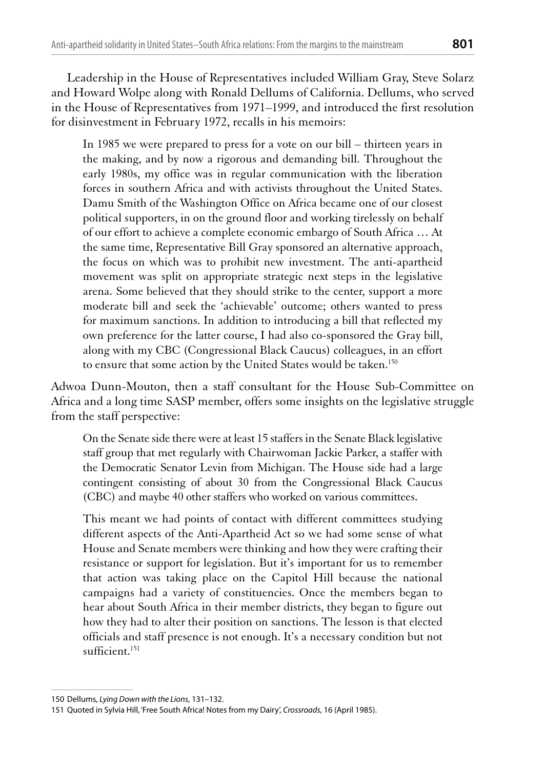Leadership in the House of Representatives included William Gray, Steve Solarz and Howard Wolpe along with Ronald Dellums of California. Dellums, who served in the House of Representatives from 1971–1999, and introduced the first resolution for disinvestment in February 1972, recalls in his memoirs:

> In 1985 we were prepared to press for a vote on our bill – thirteen years in the making, and by now a rigorous and demanding bill. Throughout the early 1980s, my office was in regular communication with the liberation forces in southern Africa and with activists throughout the United States. Damu Smith of the Washington Office on Africa became one of our closest political supporters, in on the ground floor and working tirelessly on behalf of our effort to achieve a complete economic embargo of South Africa … At the same time, Representative Bill Gray sponsored an alternative approach, the focus on which was to prohibit new investment. The anti-apartheid movement was split on appropriate strategic next steps in the legislative arena. Some believed that they should strike to the center, support a more moderate bill and seek the 'achievable' outcome; others wanted to press for maximum sanctions. In addition to introducing a bill that reflected my own preference for the latter course, I had also co-sponsored the Gray bill, along with my CBC (Congressional Black Caucus) colleagues, in an effort to ensure that some action by the United States would be taken.[150]

Adwoa Dunn-Mouton, then a staff consultant for the House Sub-Committee on Africa and a long time SASP member, offers some insights on the legislative struggle from the staff perspective:

> On the Senate side there were at least 15 staffers in the Senate Black legislative staff group that met regularly with Chairwoman Jackie Parker, a staffer with the Democratic Senator Levin from Michigan. The House side had a large contingent consisting of about 30 from the Congressional Black Caucus (CBC) and maybe 40 other staffers who worked on various committees.
>
> This meant we had points of contact with different committees studying different aspects of the Anti-Apartheid Act so we had some sense of what House and Senate members were thinking and how they were crafting their resistance or support for legislation. But it's important for us to remember that action was taking place on the Capitol Hill because the national campaigns had a variety of constituencies. Once the members began to hear about South Africa in their member districts, they began to figure out how they had to alter their position on sanctions. The lesson is that elected officials and staff presence is not enough. It's a necessary condition but not sufficient.[151]

---

150 Dellums, *Lying Down with the Lions*, 131–132.

151 Quoted in Sylvia Hill, 'Free South Africa! Notes from my Dairy', *Crossroads*, 16 (April 1985).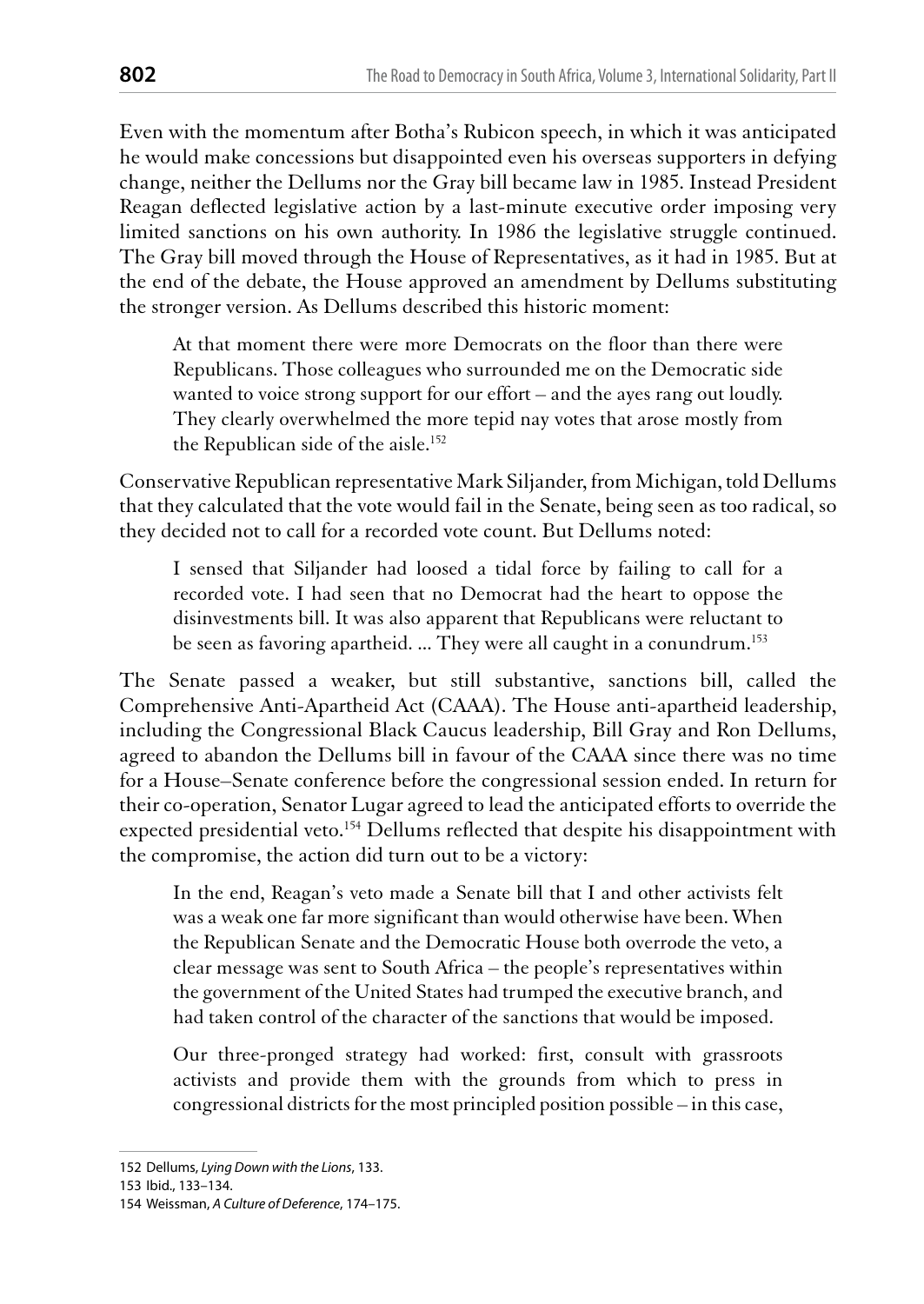Even with the momentum after Botha's Rubicon speech, in which it was anticipated he would make concessions but disappointed even his overseas supporters in defying change, neither the Dellums nor the Gray bill became law in 1985. Instead President Reagan deflected legislative action by a last-minute executive order imposing very limited sanctions on his own authority. In 1986 the legislative struggle continued. The Gray bill moved through the House of Representatives, as it had in 1985. But at the end of the debate, the House approved an amendment by Dellums substituting the stronger version. As Dellums described this historic moment:

> At that moment there were more Democrats on the floor than there were Republicans. Those colleagues who surrounded me on the Democratic side wanted to voice strong support for our effort – and the ayes rang out loudly. They clearly overwhelmed the more tepid nay votes that arose mostly from the Republican side of the aisle.[152]

Conservative Republican representative Mark Siljander, from Michigan, told Dellums that they calculated that the vote would fail in the Senate, being seen as too radical, so they decided not to call for a recorded vote count. But Dellums noted:

> I sensed that Siljander had loosed a tidal force by failing to call for a recorded vote. I had seen that no Democrat had the heart to oppose the disinvestments bill. It was also apparent that Republicans were reluctant to be seen as favoring apartheid. ... They were all caught in a conundrum.[153]

The Senate passed a weaker, but still substantive, sanctions bill, called the Comprehensive Anti-Apartheid Act (CAAA). The House anti-apartheid leadership, including the Congressional Black Caucus leadership, Bill Gray and Ron Dellums, agreed to abandon the Dellums bill in favour of the CAAA since there was no time for a House–Senate conference before the congressional session ended. In return for their co-operation, Senator Lugar agreed to lead the anticipated efforts to override the expected presidential veto.[154] Dellums reflected that despite his disappointment with the compromise, the action did turn out to be a victory:

> In the end, Reagan's veto made a Senate bill that I and other activists felt was a weak one far more significant than would otherwise have been. When the Republican Senate and the Democratic House both overrode the veto, a clear message was sent to South Africa – the people's representatives within the government of the United States had trumped the executive branch, and had taken control of the character of the sanctions that would be imposed.
>
> Our three-pronged strategy had worked: first, consult with grassroots activists and provide them with the grounds from which to press in congressional districts for the most principled position possible – in this case,

---

152 Dellums, *Lying Down with the Lions*, 133.

153 Ibid., 133–134.

154 Weissman, *A Culture of Deference*, 174–175.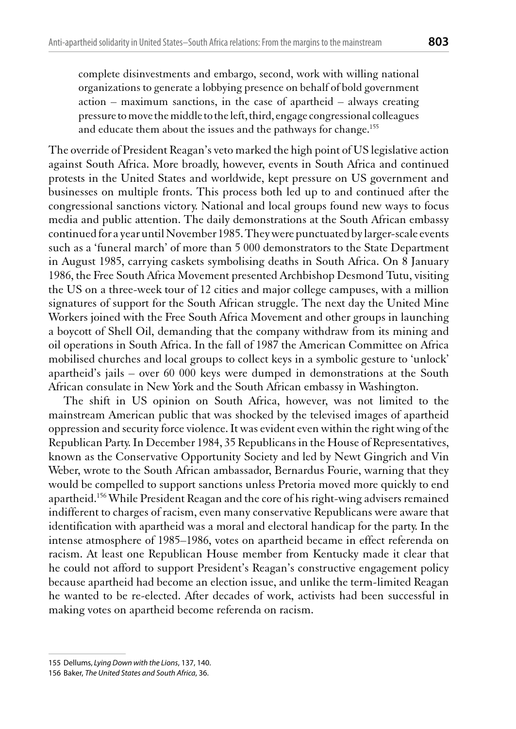> complete disinvestments and embargo, second, work with willing national organizations to generate a lobbying presence on behalf of bold government action – maximum sanctions, in the case of apartheid – always creating pressure to move the middle to the left, third, engage congressional colleagues and educate them about the issues and the pathways for change.[155]

The override of President Reagan's veto marked the high point of US legislative action against South Africa. More broadly, however, events in South Africa and continued protests in the United States and worldwide, kept pressure on US government and businesses on multiple fronts. This process both led up to and continued after the congressional sanctions victory. National and local groups found new ways to focus media and public attention. The daily demonstrations at the South African embassy continued for a year until November 1985. They were punctuated by larger-scale events such as a 'funeral march' of more than 5 000 demonstrators to the State Department in August 1985, carrying caskets symbolising deaths in South Africa. On 8 January 1986, the Free South Africa Movement presented Archbishop Desmond Tutu, visiting the US on a three-week tour of 12 cities and major college campuses, with a million signatures of support for the South African struggle. The next day the United Mine Workers joined with the Free South Africa Movement and other groups in launching a boycott of Shell Oil, demanding that the company withdraw from its mining and oil operations in South Africa. In the fall of 1987 the American Committee on Africa mobilised churches and local groups to collect keys in a symbolic gesture to 'unlock' apartheid's jails – over 60 000 keys were dumped in demonstrations at the South African consulate in New York and the South African embassy in Washington.

The shift in US opinion on South Africa, however, was not limited to the mainstream American public that was shocked by the televised images of apartheid oppression and security force violence. It was evident even within the right wing of the Republican Party. In December 1984, 35 Republicans in the House of Representatives, known as the Conservative Opportunity Society and led by Newt Gingrich and Vin Weber, wrote to the South African ambassador, Bernardus Fourie, warning that they would be compelled to support sanctions unless Pretoria moved more quickly to end apartheid.[156] While President Reagan and the core of his right-wing advisers remained indifferent to charges of racism, even many conservative Republicans were aware that identification with apartheid was a moral and electoral handicap for the party. In the intense atmosphere of 1985–1986, votes on apartheid became in effect referenda on racism. At least one Republican House member from Kentucky made it clear that he could not afford to support President's Reagan's constructive engagement policy because apartheid had become an election issue, and unlike the term-limited Reagan he wanted to be re-elected. After decades of work, activists had been successful in making votes on apartheid become referenda on racism.

---

155 Dellums, *Lying Down with the Lions*, 137, 140.

156 Baker, *The United States and South Africa*, 36.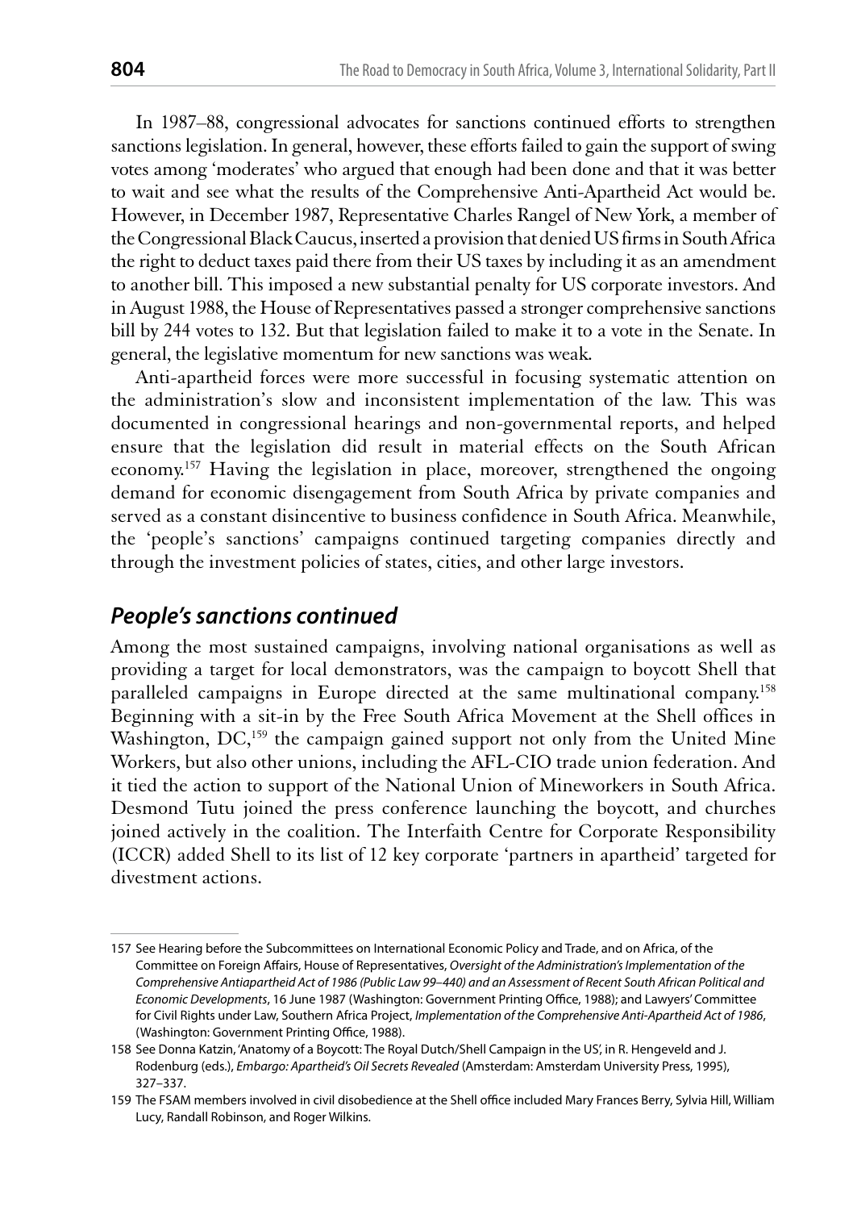In 1987–88, congressional advocates for sanctions continued efforts to strengthen sanctions legislation. In general, however, these efforts failed to gain the support of swing votes among 'moderates' who argued that enough had been done and that it was better to wait and see what the results of the Comprehensive Anti-Apartheid Act would be. However, in December 1987, Representative Charles Rangel of New York, a member of the Congressional Black Caucus, inserted a provision that denied US firms in South Africa the right to deduct taxes paid there from their US taxes by including it as an amendment to another bill. This imposed a new substantial penalty for US corporate investors. And in August 1988, the House of Representatives passed a stronger comprehensive sanctions bill by 244 votes to 132. But that legislation failed to make it to a vote in the Senate. In general, the legislative momentum for new sanctions was weak.

Anti-apartheid forces were more successful in focusing systematic attention on the administration's slow and inconsistent implementation of the law. This was documented in congressional hearings and non-governmental reports, and helped ensure that the legislation did result in material effects on the South African economy.[157] Having the legislation in place, moreover, strengthened the ongoing demand for economic disengagement from South Africa by private companies and served as a constant disincentive to business confidence in South Africa. Meanwhile, the 'people's sanctions' campaigns continued targeting companies directly and through the investment policies of states, cities, and other large investors.

## *People's sanctions continued*

Among the most sustained campaigns, involving national organisations as well as providing a target for local demonstrators, was the campaign to boycott Shell that paralleled campaigns in Europe directed at the same multinational company.[158] Beginning with a sit-in by the Free South Africa Movement at the Shell offices in Washington, DC,[159] the campaign gained support not only from the United Mine Workers, but also other unions, including the AFL-CIO trade union federation. And it tied the action to support of the National Union of Mineworkers in South Africa. Desmond Tutu joined the press conference launching the boycott, and churches joined actively in the coalition. The Interfaith Centre for Corporate Responsibility (ICCR) added Shell to its list of 12 key corporate 'partners in apartheid' targeted for divestment actions.

---

157 See Hearing before the Subcommittees on International Economic Policy and Trade, and on Africa, of the Committee on Foreign Affairs, House of Representatives, *Oversight of the Administration's Implementation of the Comprehensive Antiapartheid Act of 1986 (Public Law 99–440) and an Assessment of Recent South African Political and Economic Developments*, 16 June 1987 (Washington: Government Printing Office, 1988); and Lawyers' Committee for Civil Rights under Law, Southern Africa Project, *Implementation of the Comprehensive Anti-Apartheid Act of 1986*, (Washington: Government Printing Office, 1988).

158 See Donna Katzin, 'Anatomy of a Boycott: The Royal Dutch/Shell Campaign in the US', in R. Hengeveld and J. Rodenburg (eds.), *Embargo: Apartheid's Oil Secrets Revealed* (Amsterdam: Amsterdam University Press, 1995), 327–337.

159 The FSAM members involved in civil disobedience at the Shell office included Mary Frances Berry, Sylvia Hill, William Lucy, Randall Robinson, and Roger Wilkins.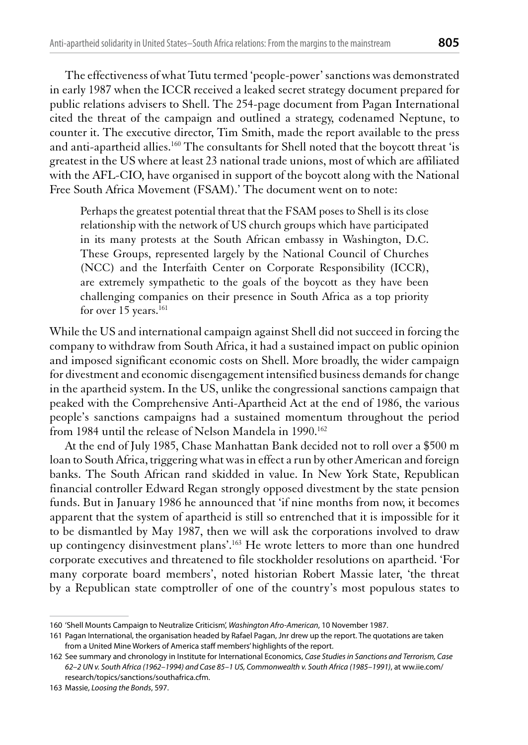The effectiveness of what Tutu termed 'people-power' sanctions was demonstrated in early 1987 when the ICCR received a leaked secret strategy document prepared for public relations advisers to Shell. The 254-page document from Pagan International cited the threat of the campaign and outlined a strategy, codenamed Neptune, to counter it. The executive director, Tim Smith, made the report available to the press and anti-apartheid allies.[160] The consultants for Shell noted that the boycott threat 'is greatest in the US where at least 23 national trade unions, most of which are affiliated with the AFL-CIO, have organised in support of the boycott along with the National Free South Africa Movement (FSAM).' The document went on to note:

> Perhaps the greatest potential threat that the FSAM poses to Shell is its close relationship with the network of US church groups which have participated in its many protests at the South African embassy in Washington, D.C. These Groups, represented largely by the National Council of Churches (NCC) and the Interfaith Center on Corporate Responsibility (ICCR), are extremely sympathetic to the goals of the boycott as they have been challenging companies on their presence in South Africa as a top priority for over 15 years.[161]

While the US and international campaign against Shell did not succeed in forcing the company to withdraw from South Africa, it had a sustained impact on public opinion and imposed significant economic costs on Shell. More broadly, the wider campaign for divestment and economic disengagement intensified business demands for change in the apartheid system. In the US, unlike the congressional sanctions campaign that peaked with the Comprehensive Anti-Apartheid Act at the end of 1986, the various people's sanctions campaigns had a sustained momentum throughout the period from 1984 until the release of Nelson Mandela in 1990.[162]

At the end of July 1985, Chase Manhattan Bank decided not to roll over a $500 m loan to South Africa, triggering what was in effect a run by other American and foreign banks. The South African rand skidded in value. In New York State, Republican financial controller Edward Regan strongly opposed divestment by the state pension funds. But in January 1986 he announced that 'if nine months from now, it becomes apparent that the system of apartheid is still so entrenched that it is impossible for it to be dismantled by May 1987, then we will ask the corporations involved to draw up contingency disinvestment plans'.[163] He wrote letters to more than one hundred corporate executives and threatened to file stockholder resolutions on apartheid. 'For many corporate board members', noted historian Robert Massie later, 'the threat by a Republican state comptroller of one of the country's most populous states to

---

160 'Shell Mounts Campaign to Neutralize Criticism', *Washington Afro-American*, 10 November 1987.

161 Pagan International, the organisation headed by Rafael Pagan, Jnr drew up the report. The quotations are taken from a United Mine Workers of America staff members' highlights of the report.

162 See summary and chronology in Institute for International Economics, *Case Studies in Sanctions and Terrorism, Case 62–2 UN v. South Africa (1962–1994) and Case 85–1 US, Commonwealth v. South Africa (1985–1991)*, at ww.iie.com/research/topics/sanctions/southafrica.cfm.

163 Massie, *Loosing the Bonds*, 597.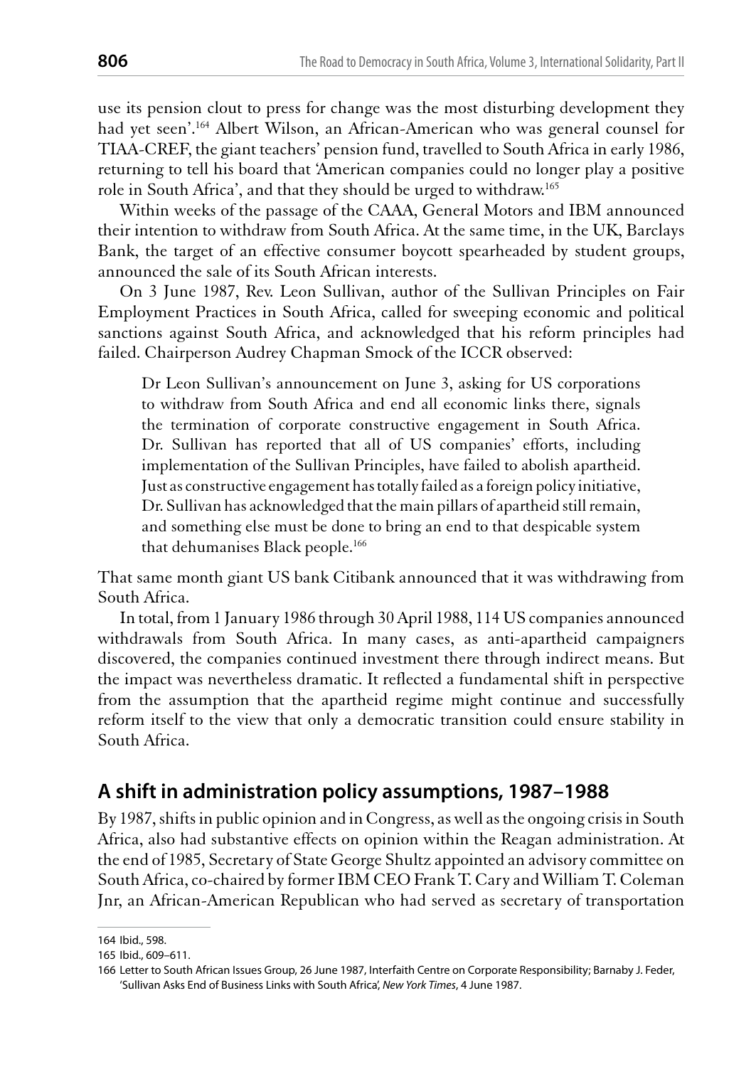use its pension clout to press for change was the most disturbing development they had yet seen'.[164] Albert Wilson, an African-American who was general counsel for TIAA-CREF, the giant teachers' pension fund, travelled to South Africa in early 1986, returning to tell his board that 'American companies could no longer play a positive role in South Africa', and that they should be urged to withdraw.[165]

Within weeks of the passage of the CAAA, General Motors and IBM announced their intention to withdraw from South Africa. At the same time, in the UK, Barclays Bank, the target of an effective consumer boycott spearheaded by student groups, announced the sale of its South African interests.

On 3 June 1987, Rev. Leon Sullivan, author of the Sullivan Principles on Fair Employment Practices in South Africa, called for sweeping economic and political sanctions against South Africa, and acknowledged that his reform principles had failed. Chairperson Audrey Chapman Smock of the ICCR observed:

> Dr Leon Sullivan's announcement on June 3, asking for US corporations to withdraw from South Africa and end all economic links there, signals the termination of corporate constructive engagement in South Africa. Dr. Sullivan has reported that all of US companies' efforts, including implementation of the Sullivan Principles, have failed to abolish apartheid. Just as constructive engagement has totally failed as a foreign policy initiative, Dr. Sullivan has acknowledged that the main pillars of apartheid still remain, and something else must be done to bring an end to that despicable system that dehumanises Black people.[166]

That same month giant US bank Citibank announced that it was withdrawing from South Africa.

In total, from 1 January 1986 through 30 April 1988, 114 US companies announced withdrawals from South Africa. In many cases, as anti-apartheid campaigners discovered, the companies continued investment there through indirect means. But the impact was nevertheless dramatic. It reflected a fundamental shift in perspective from the assumption that the apartheid regime might continue and successfully reform itself to the view that only a democratic transition could ensure stability in South Africa.

## A shift in administration policy assumptions, 1987–1988

By 1987, shifts in public opinion and in Congress, as well as the ongoing crisis in South Africa, also had substantive effects on opinion within the Reagan administration. At the end of 1985, Secretary of State George Shultz appointed an advisory committee on South Africa, co-chaired by former IBM CEO Frank T. Cary and William T. Coleman Jnr, an African-American Republican who had served as secretary of transportation

---

164 Ibid., 598.

165 Ibid., 609–611.

166 Letter to South African Issues Group, 26 June 1987, Interfaith Centre on Corporate Responsibility; Barnaby J. Feder, 'Sullivan Asks End of Business Links with South Africa', *New York Times*, 4 June 1987.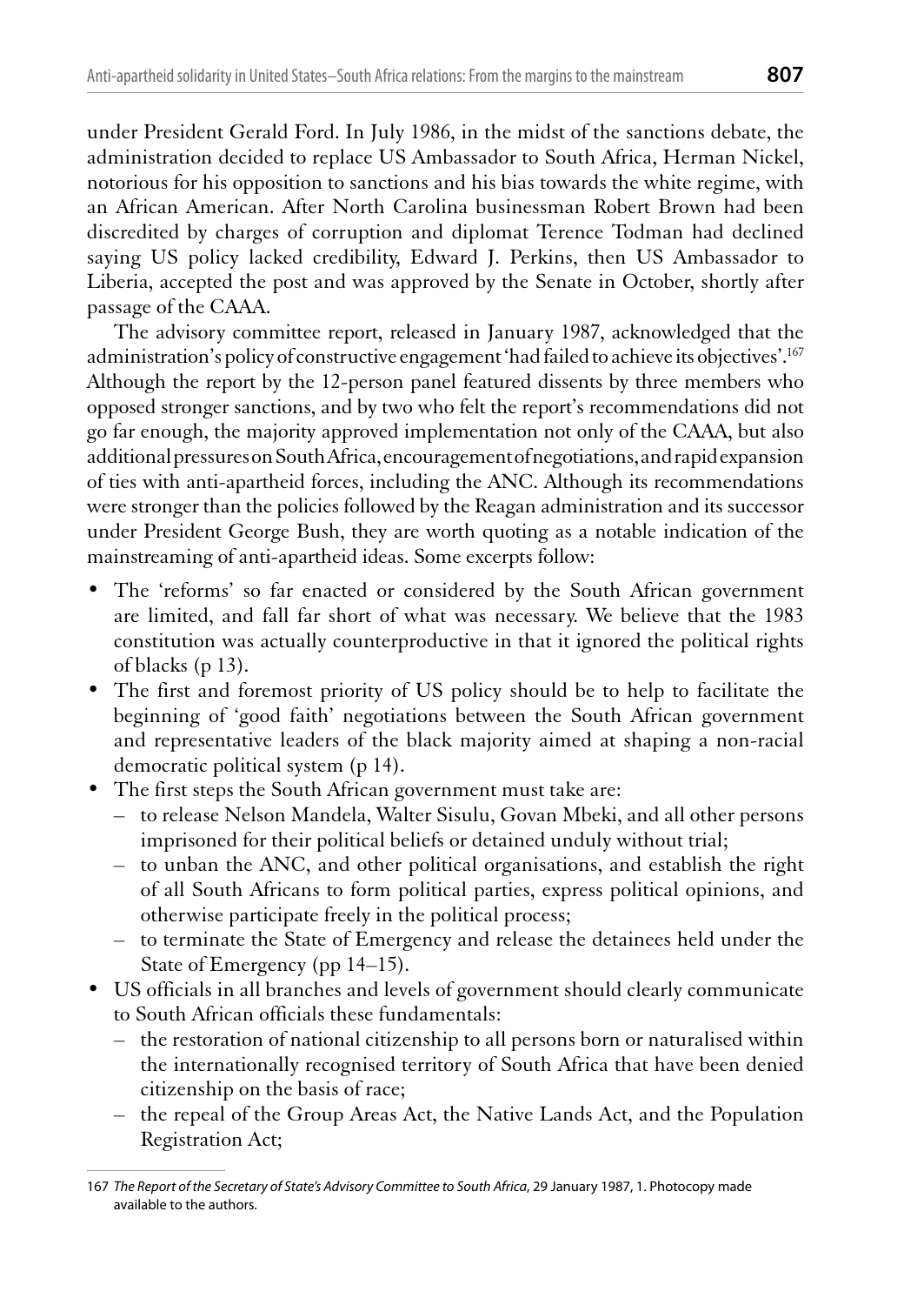under President Gerald Ford. In July 1986, in the midst of the sanctions debate, the administration decided to replace US Ambassador to South Africa, Herman Nickel, notorious for his opposition to sanctions and his bias towards the white regime, with an African American. After North Carolina businessman Robert Brown had been discredited by charges of corruption and diplomat Terence Todman had declined saying US policy lacked credibility, Edward J. Perkins, then US Ambassador to Liberia, accepted the post and was approved by the Senate in October, shortly after passage of the CAAA.

The advisory committee report, released in January 1987, acknowledged that the administration's policy of constructive engagement 'had failed to achieve its objectives'.[167] Although the report by the 12-person panel featured dissents by three members who opposed stronger sanctions, and by two who felt the report's recommendations did not go far enough, the majority approved implementation not only of the CAAA, but also additional pressures on South Africa, encouragement of negotiations, and rapid expansion of ties with anti-apartheid forces, including the ANC. Although its recommendations were stronger than the policies followed by the Reagan administration and its successor under President George Bush, they are worth quoting as a notable indication of the mainstreaming of anti-apartheid ideas. Some excerpts follow:

- The 'reforms' so far enacted or considered by the South African government are limited, and fall far short of what was necessary. We believe that the 1983 constitution was actually counterproductive in that it ignored the political rights of blacks (p 13).
- The first and foremost priority of US policy should be to help to facilitate the beginning of 'good faith' negotiations between the South African government and representative leaders of the black majority aimed at shaping a non-racial democratic political system (p 14).
- The first steps the South African government must take are:
  - to release Nelson Mandela, Walter Sisulu, Govan Mbeki, and all other persons imprisoned for their political beliefs or detained unduly without trial;
  - to unban the ANC, and other political organisations, and establish the right of all South Africans to form political parties, express political opinions, and otherwise participate freely in the political process;
  - to terminate the State of Emergency and release the detainees held under the State of Emergency (pp 14–15).
- US officials in all branches and levels of government should clearly communicate to South African officials these fundamentals:
  - the restoration of national citizenship to all persons born or naturalised within the internationally recognised territory of South Africa that have been denied citizenship on the basis of race;
  - the repeal of the Group Areas Act, the Native Lands Act, and the Population Registration Act;

---

167 *The Report of the Secretary of State's Advisory Committee to South Africa*, 29 January 1987, 1. Photocopy made available to the authors.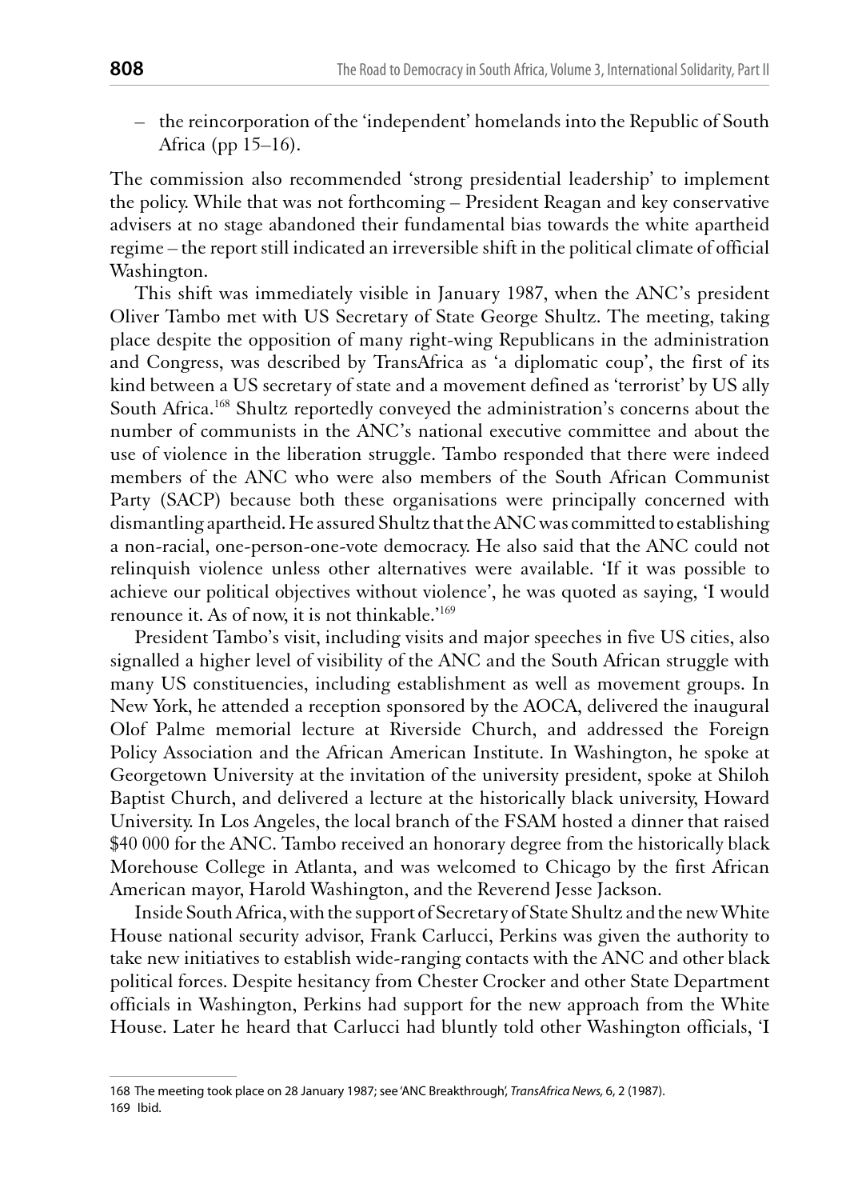– the reincorporation of the 'independent' homelands into the Republic of South Africa (pp 15–16).

The commission also recommended 'strong presidential leadership' to implement the policy. While that was not forthcoming – President Reagan and key conservative advisers at no stage abandoned their fundamental bias towards the white apartheid regime – the report still indicated an irreversible shift in the political climate of official Washington.

This shift was immediately visible in January 1987, when the ANC's president Oliver Tambo met with US Secretary of State George Shultz. The meeting, taking place despite the opposition of many right-wing Republicans in the administration and Congress, was described by TransAfrica as 'a diplomatic coup', the first of its kind between a US secretary of state and a movement defined as 'terrorist' by US ally South Africa.[168] Shultz reportedly conveyed the administration's concerns about the number of communists in the ANC's national executive committee and about the use of violence in the liberation struggle. Tambo responded that there were indeed members of the ANC who were also members of the South African Communist Party (SACP) because both these organisations were principally concerned with dismantling apartheid. He assured Shultz that the ANC was committed to establishing a non-racial, one-person-one-vote democracy. He also said that the ANC could not relinquish violence unless other alternatives were available. 'If it was possible to achieve our political objectives without violence', he was quoted as saying, 'I would renounce it. As of now, it is not thinkable.'[169]

President Tambo's visit, including visits and major speeches in five US cities, also signalled a higher level of visibility of the ANC and the South African struggle with many US constituencies, including establishment as well as movement groups. In New York, he attended a reception sponsored by the AOCA, delivered the inaugural Olof Palme memorial lecture at Riverside Church, and addressed the Foreign Policy Association and the African American Institute. In Washington, he spoke at Georgetown University at the invitation of the university president, spoke at Shiloh Baptist Church, and delivered a lecture at the historically black university, Howard University. In Los Angeles, the local branch of the FSAM hosted a dinner that raised \$40 000 for the ANC. Tambo received an honorary degree from the historically black Morehouse College in Atlanta, and was welcomed to Chicago by the first African American mayor, Harold Washington, and the Reverend Jesse Jackson.

Inside South Africa, with the support of Secretary of State Shultz and the new White House national security advisor, Frank Carlucci, Perkins was given the authority to take new initiatives to establish wide-ranging contacts with the ANC and other black political forces. Despite hesitancy from Chester Crocker and other State Department officials in Washington, Perkins had support for the new approach from the White House. Later he heard that Carlucci had bluntly told other Washington officials, 'I

---

168 The meeting took place on 28 January 1987; see 'ANC Breakthrough', *TransAfrica News*, 6, 2 (1987).
169 Ibid.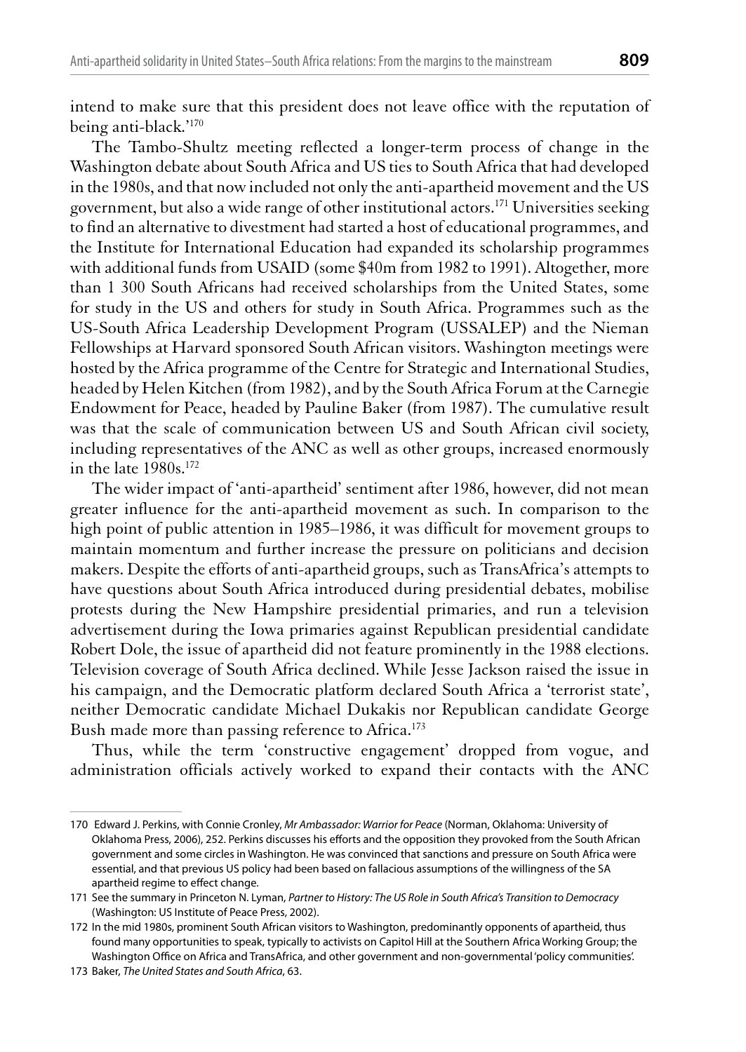intend to make sure that this president does not leave office with the reputation of being anti-black.'[170]

The Tambo-Shultz meeting reflected a longer-term process of change in the Washington debate about South Africa and US ties to South Africa that had developed in the 1980s, and that now included not only the anti-apartheid movement and the US government, but also a wide range of other institutional actors.[171] Universities seeking to find an alternative to divestment had started a host of educational programmes, and the Institute for International Education had expanded its scholarship programmes with additional funds from USAID (some $40m from 1982 to 1991). Altogether, more than 1 300 South Africans had received scholarships from the United States, some for study in the US and others for study in South Africa. Programmes such as the US-South Africa Leadership Development Program (USSALEP) and the Nieman Fellowships at Harvard sponsored South African visitors. Washington meetings were hosted by the Africa programme of the Centre for Strategic and International Studies, headed by Helen Kitchen (from 1982), and by the South Africa Forum at the Carnegie Endowment for Peace, headed by Pauline Baker (from 1987). The cumulative result was that the scale of communication between US and South African civil society, including representatives of the ANC as well as other groups, increased enormously in the late 1980s.[172]

The wider impact of 'anti-apartheid' sentiment after 1986, however, did not mean greater influence for the anti-apartheid movement as such. In comparison to the high point of public attention in 1985–1986, it was difficult for movement groups to maintain momentum and further increase the pressure on politicians and decision makers. Despite the efforts of anti-apartheid groups, such as TransAfrica's attempts to have questions about South Africa introduced during presidential debates, mobilise protests during the New Hampshire presidential primaries, and run a television advertisement during the Iowa primaries against Republican presidential candidate Robert Dole, the issue of apartheid did not feature prominently in the 1988 elections. Television coverage of South Africa declined. While Jesse Jackson raised the issue in his campaign, and the Democratic platform declared South Africa a 'terrorist state', neither Democratic candidate Michael Dukakis nor Republican candidate George Bush made more than passing reference to Africa.[173]

Thus, while the term 'constructive engagement' dropped from vogue, and administration officials actively worked to expand their contacts with the ANC

---

170 Edward J. Perkins, with Connie Cronley, *Mr Ambassador: Warrior for Peace* (Norman, Oklahoma: University of Oklahoma Press, 2006), 252. Perkins discusses his efforts and the opposition they provoked from the South African government and some circles in Washington. He was convinced that sanctions and pressure on South Africa were essential, and that previous US policy had been based on fallacious assumptions of the willingness of the SA apartheid regime to effect change.

171 See the summary in Princeton N. Lyman, *Partner to History: The US Role in South Africa's Transition to Democracy* (Washington: US Institute of Peace Press, 2002).

172 In the mid 1980s, prominent South African visitors to Washington, predominantly opponents of apartheid, thus found many opportunities to speak, typically to activists on Capitol Hill at the Southern Africa Working Group; the Washington Office on Africa and TransAfrica, and other government and non-governmental 'policy communities'.

173 Baker, *The United States and South Africa*, 63.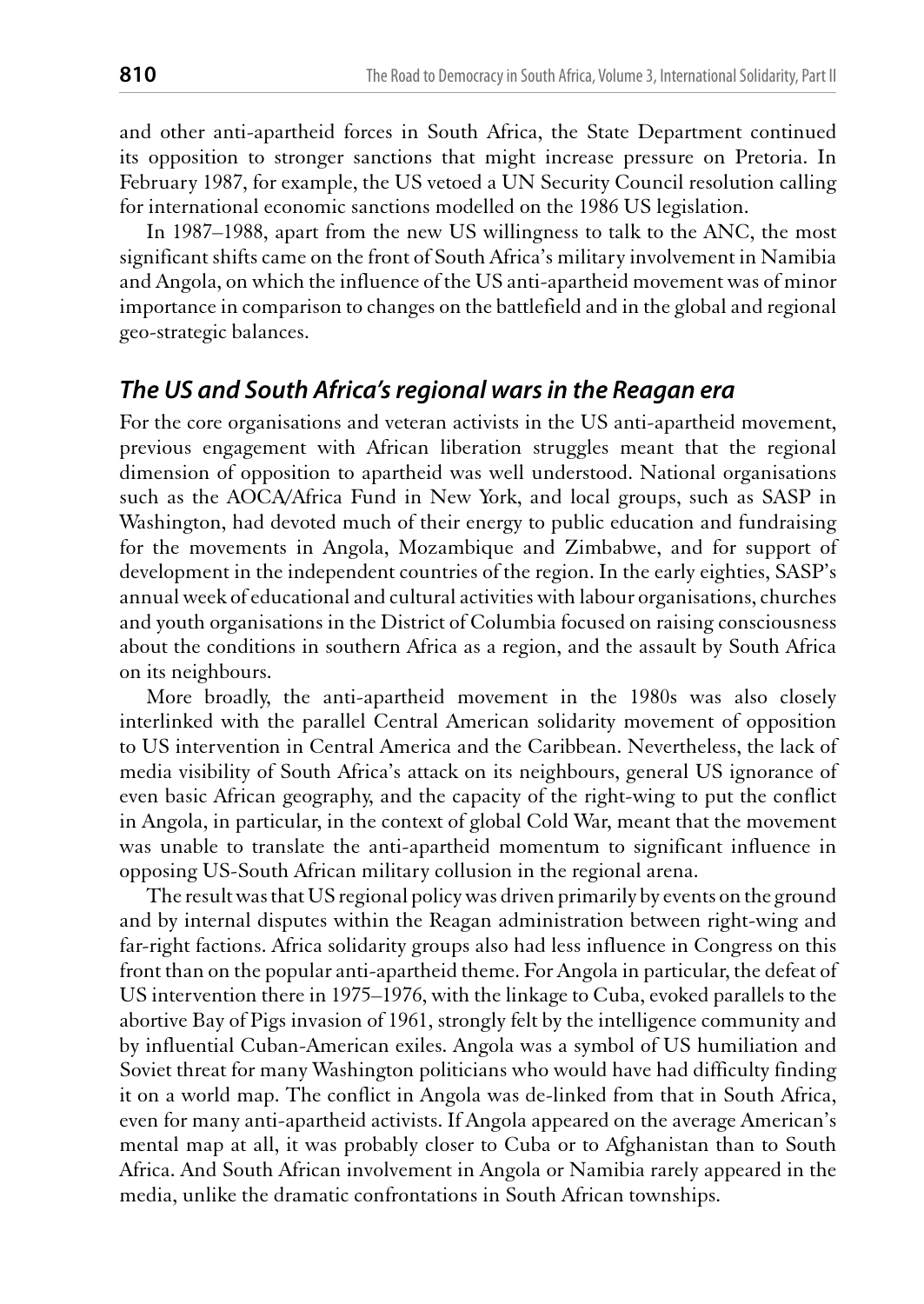and other anti-apartheid forces in South Africa, the State Department continued its opposition to stronger sanctions that might increase pressure on Pretoria. In February 1987, for example, the US vetoed a UN Security Council resolution calling for international economic sanctions modelled on the 1986 US legislation.

In 1987–1988, apart from the new US willingness to talk to the ANC, the most significant shifts came on the front of South Africa's military involvement in Namibia and Angola, on which the influence of the US anti-apartheid movement was of minor importance in comparison to changes on the battlefield and in the global and regional geo-strategic balances.

## *The US and South Africa's regional wars in the Reagan era*

For the core organisations and veteran activists in the US anti-apartheid movement, previous engagement with African liberation struggles meant that the regional dimension of opposition to apartheid was well understood. National organisations such as the AOCA/Africa Fund in New York, and local groups, such as SASP in Washington, had devoted much of their energy to public education and fundraising for the movements in Angola, Mozambique and Zimbabwe, and for support of development in the independent countries of the region. In the early eighties, SASP's annual week of educational and cultural activities with labour organisations, churches and youth organisations in the District of Columbia focused on raising consciousness about the conditions in southern Africa as a region, and the assault by South Africa on its neighbours.

More broadly, the anti-apartheid movement in the 1980s was also closely interlinked with the parallel Central American solidarity movement of opposition to US intervention in Central America and the Caribbean. Nevertheless, the lack of media visibility of South Africa's attack on its neighbours, general US ignorance of even basic African geography, and the capacity of the right-wing to put the conflict in Angola, in particular, in the context of global Cold War, meant that the movement was unable to translate the anti-apartheid momentum to significant influence in opposing US-South African military collusion in the regional arena.

The result was that US regional policy was driven primarily by events on the ground and by internal disputes within the Reagan administration between right-wing and far-right factions. Africa solidarity groups also had less influence in Congress on this front than on the popular anti-apartheid theme. For Angola in particular, the defeat of US intervention there in 1975–1976, with the linkage to Cuba, evoked parallels to the abortive Bay of Pigs invasion of 1961, strongly felt by the intelligence community and by influential Cuban-American exiles. Angola was a symbol of US humiliation and Soviet threat for many Washington politicians who would have had difficulty finding it on a world map. The conflict in Angola was de-linked from that in South Africa, even for many anti-apartheid activists. If Angola appeared on the average American's mental map at all, it was probably closer to Cuba or to Afghanistan than to South Africa. And South African involvement in Angola or Namibia rarely appeared in the media, unlike the dramatic confrontations in South African townships.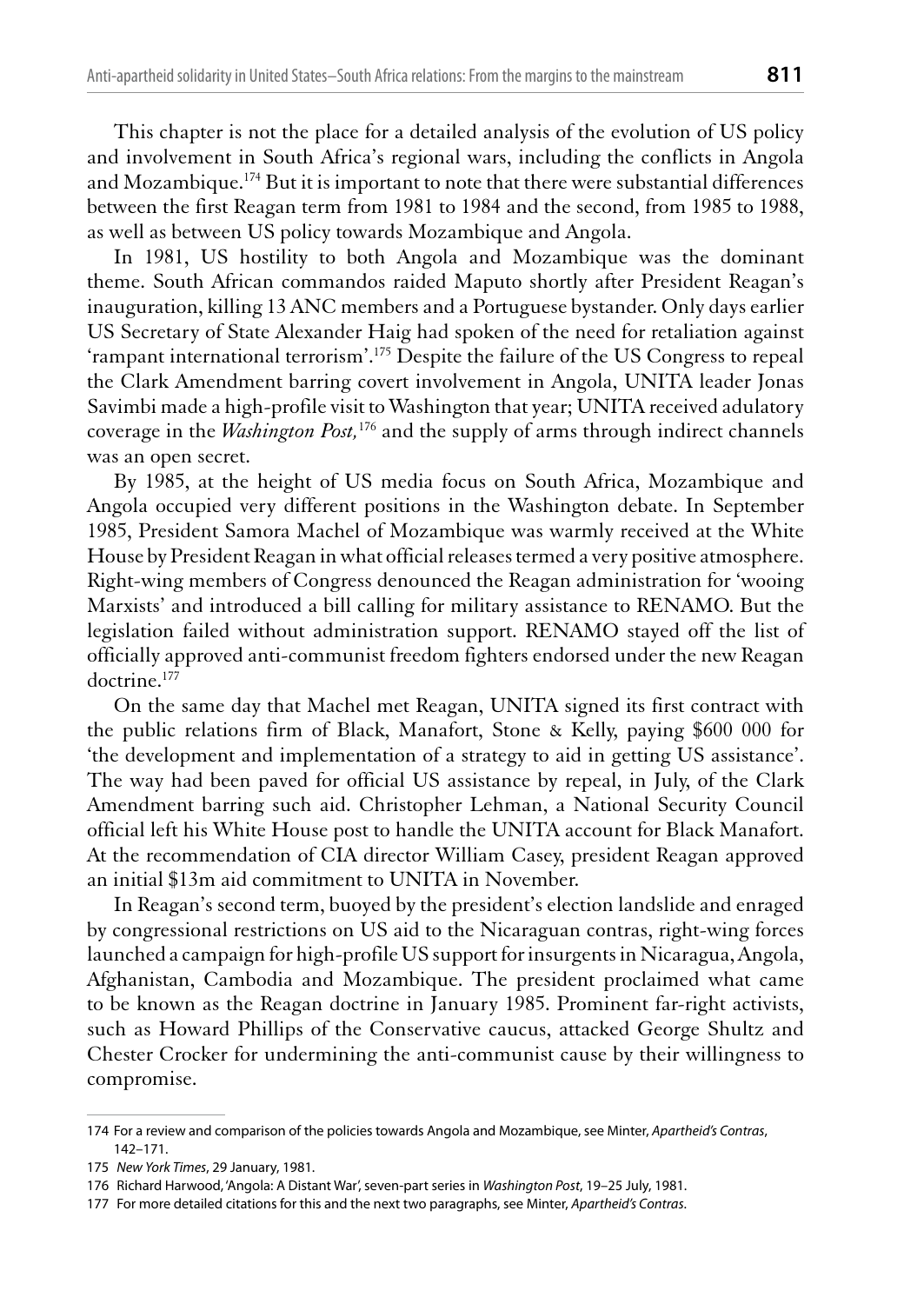This chapter is not the place for a detailed analysis of the evolution of US policy and involvement in South Africa's regional wars, including the conflicts in Angola and Mozambique.[174] But it is important to note that there were substantial differences between the first Reagan term from 1981 to 1984 and the second, from 1985 to 1988, as well as between US policy towards Mozambique and Angola.

In 1981, US hostility to both Angola and Mozambique was the dominant theme. South African commandos raided Maputo shortly after President Reagan's inauguration, killing 13 ANC members and a Portuguese bystander. Only days earlier US Secretary of State Alexander Haig had spoken of the need for retaliation against 'rampant international terrorism'.[175] Despite the failure of the US Congress to repeal the Clark Amendment barring covert involvement in Angola, UNITA leader Jonas Savimbi made a high-profile visit to Washington that year; UNITA received adulatory coverage in the *Washington Post*,[176] and the supply of arms through indirect channels was an open secret.

By 1985, at the height of US media focus on South Africa, Mozambique and Angola occupied very different positions in the Washington debate. In September 1985, President Samora Machel of Mozambique was warmly received at the White House by President Reagan in what official releases termed a very positive atmosphere. Right-wing members of Congress denounced the Reagan administration for 'wooing Marxists' and introduced a bill calling for military assistance to RENAMO. But the legislation failed without administration support. RENAMO stayed off the list of officially approved anti-communist freedom fighters endorsed under the new Reagan doctrine.[177]

On the same day that Machel met Reagan, UNITA signed its first contract with the public relations firm of Black, Manafort, Stone & Kelly, paying $600 000 for 'the development and implementation of a strategy to aid in getting US assistance'. The way had been paved for official US assistance by repeal, in July, of the Clark Amendment barring such aid. Christopher Lehman, a National Security Council official left his White House post to handle the UNITA account for Black Manafort. At the recommendation of CIA director William Casey, president Reagan approved an initial $13m aid commitment to UNITA in November.

In Reagan's second term, buoyed by the president's election landslide and enraged by congressional restrictions on US aid to the Nicaraguan contras, right-wing forces launched a campaign for high-profile US support for insurgents in Nicaragua, Angola, Afghanistan, Cambodia and Mozambique. The president proclaimed what came to be known as the Reagan doctrine in January 1985. Prominent far-right activists, such as Howard Phillips of the Conservative caucus, attacked George Shultz and Chester Crocker for undermining the anti-communist cause by their willingness to compromise.

---

174 For a review and comparison of the policies towards Angola and Mozambique, see Minter, *Apartheid's Contras*, 142–171.

175 *New York Times*, 29 January, 1981.

176 Richard Harwood, 'Angola: A Distant War', seven-part series in *Washington Post*, 19–25 July, 1981.

177 For more detailed citations for this and the next two paragraphs, see Minter, *Apartheid's Contras*.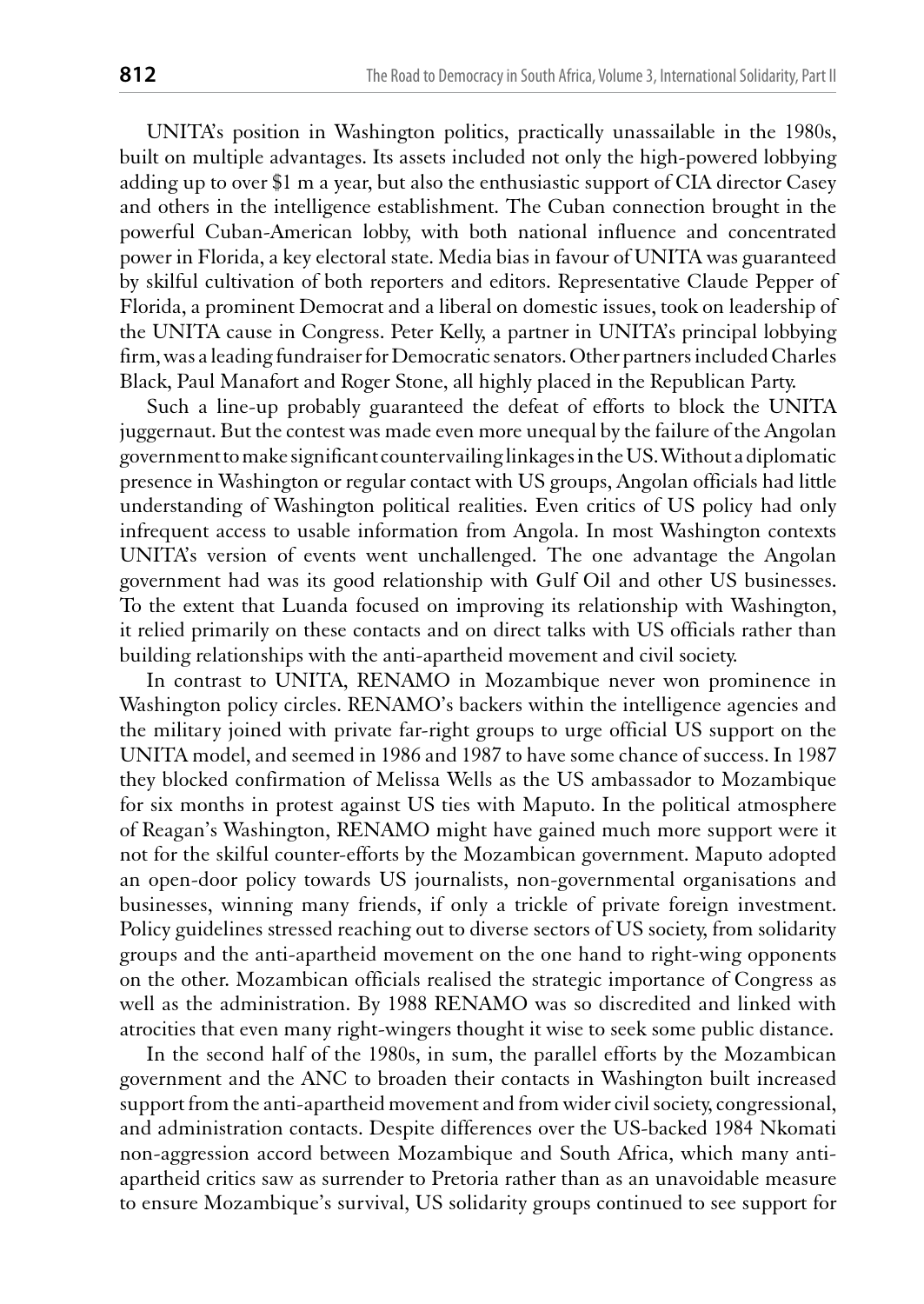UNITA's position in Washington politics, practically unassailable in the 1980s, built on multiple advantages. Its assets included not only the high-powered lobbying adding up to over $1 m a year, but also the enthusiastic support of CIA director Casey and others in the intelligence establishment. The Cuban connection brought in the powerful Cuban-American lobby, with both national influence and concentrated power in Florida, a key electoral state. Media bias in favour of UNITA was guaranteed by skilful cultivation of both reporters and editors. Representative Claude Pepper of Florida, a prominent Democrat and a liberal on domestic issues, took on leadership of the UNITA cause in Congress. Peter Kelly, a partner in UNITA's principal lobbying firm, was a leading fundraiser for Democratic senators. Other partners included Charles Black, Paul Manafort and Roger Stone, all highly placed in the Republican Party.

Such a line-up probably guaranteed the defeat of efforts to block the UNITA juggernaut. But the contest was made even more unequal by the failure of the Angolan government to make significant countervailing linkages in the US. Without a diplomatic presence in Washington or regular contact with US groups, Angolan officials had little understanding of Washington political realities. Even critics of US policy had only infrequent access to usable information from Angola. In most Washington contexts UNITA's version of events went unchallenged. The one advantage the Angolan government had was its good relationship with Gulf Oil and other US businesses. To the extent that Luanda focused on improving its relationship with Washington, it relied primarily on these contacts and on direct talks with US officials rather than building relationships with the anti-apartheid movement and civil society.

In contrast to UNITA, RENAMO in Mozambique never won prominence in Washington policy circles. RENAMO's backers within the intelligence agencies and the military joined with private far-right groups to urge official US support on the UNITA model, and seemed in 1986 and 1987 to have some chance of success. In 1987 they blocked confirmation of Melissa Wells as the US ambassador to Mozambique for six months in protest against US ties with Maputo. In the political atmosphere of Reagan's Washington, RENAMO might have gained much more support were it not for the skilful counter-efforts by the Mozambican government. Maputo adopted an open-door policy towards US journalists, non-governmental organisations and businesses, winning many friends, if only a trickle of private foreign investment. Policy guidelines stressed reaching out to diverse sectors of US society, from solidarity groups and the anti-apartheid movement on the one hand to right-wing opponents on the other. Mozambican officials realised the strategic importance of Congress as well as the administration. By 1988 RENAMO was so discredited and linked with atrocities that even many right-wingers thought it wise to seek some public distance.

In the second half of the 1980s, in sum, the parallel efforts by the Mozambican government and the ANC to broaden their contacts in Washington built increased support from the anti-apartheid movement and from wider civil society, congressional, and administration contacts. Despite differences over the US-backed 1984 Nkomati non-aggression accord between Mozambique and South Africa, which many anti-apartheid critics saw as surrender to Pretoria rather than as an unavoidable measure to ensure Mozambique's survival, US solidarity groups continued to see support for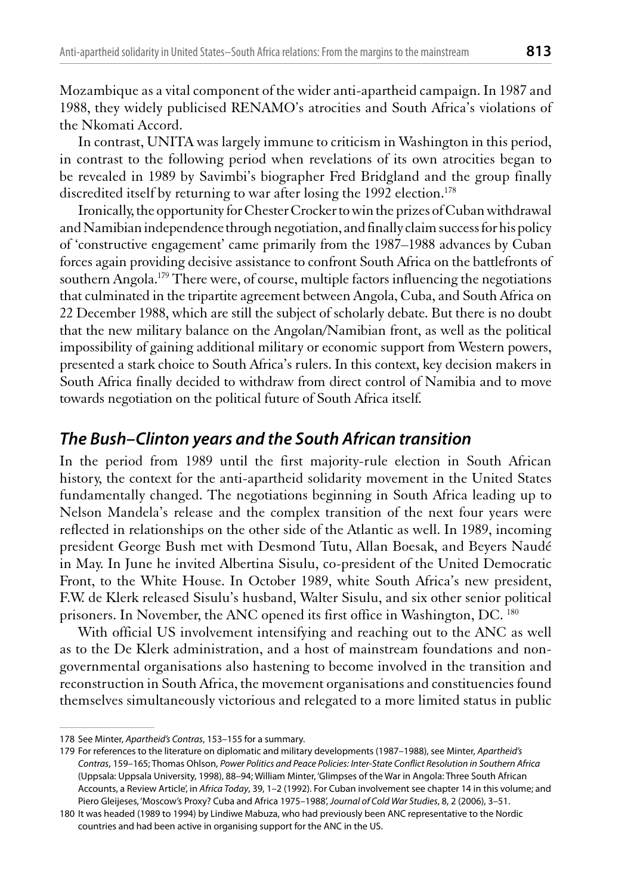Mozambique as a vital component of the wider anti-apartheid campaign. In 1987 and 1988, they widely publicised RENAMO's atrocities and South Africa's violations of the Nkomati Accord.

In contrast, UNITA was largely immune to criticism in Washington in this period, in contrast to the following period when revelations of its own atrocities began to be revealed in 1989 by Savimbi's biographer Fred Bridgland and the group finally discredited itself by returning to war after losing the 1992 election.[178]

Ironically, the opportunity for Chester Crocker to win the prizes of Cuban withdrawal and Namibian independence through negotiation, and finally claim success for his policy of 'constructive engagement' came primarily from the 1987–1988 advances by Cuban forces again providing decisive assistance to confront South Africa on the battlefronts of southern Angola.[179] There were, of course, multiple factors influencing the negotiations that culminated in the tripartite agreement between Angola, Cuba, and South Africa on 22 December 1988, which are still the subject of scholarly debate. But there is no doubt that the new military balance on the Angolan/Namibian front, as well as the political impossibility of gaining additional military or economic support from Western powers, presented a stark choice to South Africa's rulers. In this context, key decision makers in South Africa finally decided to withdraw from direct control of Namibia and to move towards negotiation on the political future of South Africa itself.

## *The Bush–Clinton years and the South African transition*

In the period from 1989 until the first majority-rule election in South African history, the context for the anti-apartheid solidarity movement in the United States fundamentally changed. The negotiations beginning in South Africa leading up to Nelson Mandela's release and the complex transition of the next four years were reflected in relationships on the other side of the Atlantic as well. In 1989, incoming president George Bush met with Desmond Tutu, Allan Boesak, and Beyers Naudé in May. In June he invited Albertina Sisulu, co-president of the United Democratic Front, to the White House. In October 1989, white South Africa's new president, F.W. de Klerk released Sisulu's husband, Walter Sisulu, and six other senior political prisoners. In November, the ANC opened its first office in Washington, DC. [180]

With official US involvement intensifying and reaching out to the ANC as well as to the De Klerk administration, and a host of mainstream foundations and non-governmental organisations also hastening to become involved in the transition and reconstruction in South Africa, the movement organisations and constituencies found themselves simultaneously victorious and relegated to a more limited status in public

---

178 See Minter, *Apartheid's Contras*, 153–155 for a summary.

179 For references to the literature on diplomatic and military developments (1987–1988), see Minter, *Apartheid's Contras*, 159–165; Thomas Ohlson, *Power Politics and Peace Policies: Inter-State Conflict Resolution in Southern Africa* (Uppsala: Uppsala University, 1998), 88–94; William Minter, 'Glimpses of the War in Angola: Three South African Accounts, a Review Article', in *Africa Today*, 39, 1–2 (1992). For Cuban involvement see chapter 14 in this volume; and Piero Gleijeses, 'Moscow's Proxy? Cuba and Africa 1975–1988', *Journal of Cold War Studies*, 8, 2 (2006), 3–51.

180 It was headed (1989 to 1994) by Lindiwe Mabuza, who had previously been ANC representative to the Nordic countries and had been active in organising support for the ANC in the US.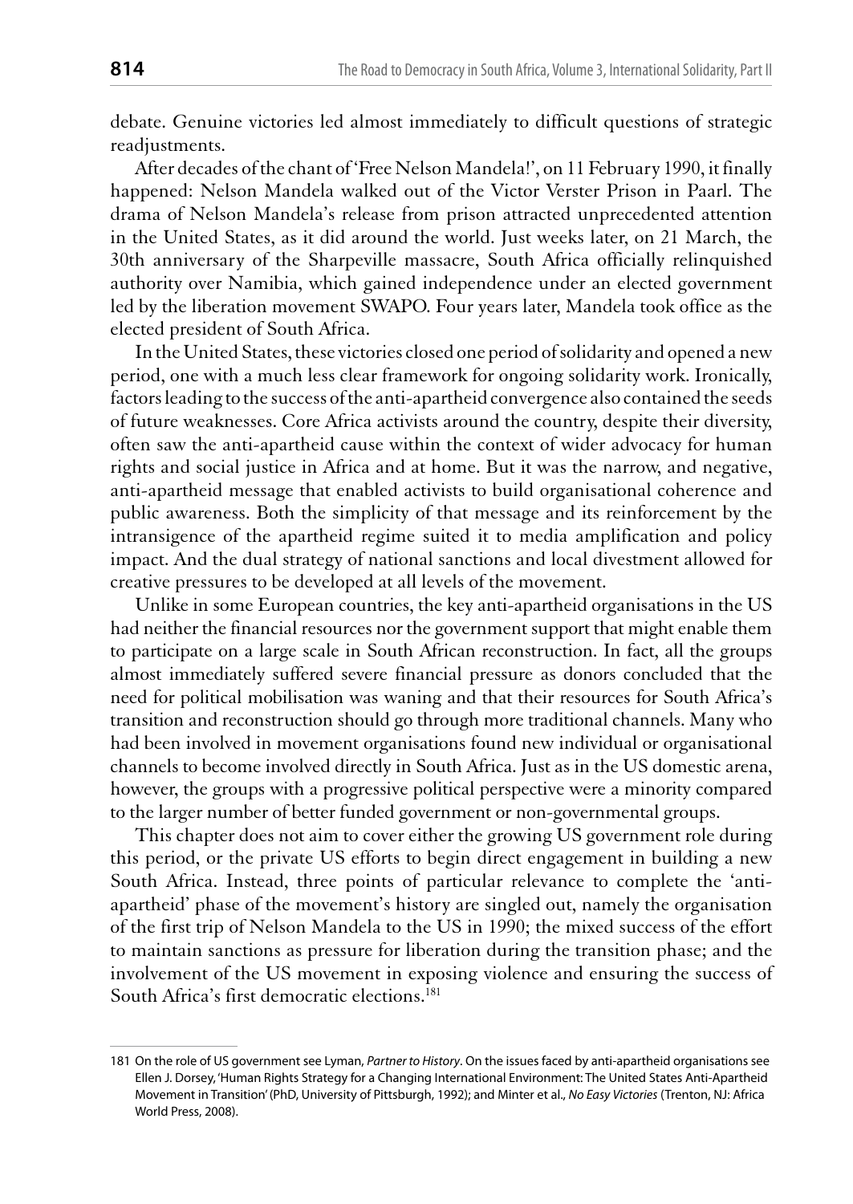debate. Genuine victories led almost immediately to difficult questions of strategic readjustments.

After decades of the chant of 'Free Nelson Mandela!', on 11 February 1990, it finally happened: Nelson Mandela walked out of the Victor Verster Prison in Paarl. The drama of Nelson Mandela's release from prison attracted unprecedented attention in the United States, as it did around the world. Just weeks later, on 21 March, the 30th anniversary of the Sharpeville massacre, South Africa officially relinquished authority over Namibia, which gained independence under an elected government led by the liberation movement SWAPO. Four years later, Mandela took office as the elected president of South Africa.

In the United States, these victories closed one period of solidarity and opened a new period, one with a much less clear framework for ongoing solidarity work. Ironically, factors leading to the success of the anti-apartheid convergence also contained the seeds of future weaknesses. Core Africa activists around the country, despite their diversity, often saw the anti-apartheid cause within the context of wider advocacy for human rights and social justice in Africa and at home. But it was the narrow, and negative, anti-apartheid message that enabled activists to build organisational coherence and public awareness. Both the simplicity of that message and its reinforcement by the intransigence of the apartheid regime suited it to media amplification and policy impact. And the dual strategy of national sanctions and local divestment allowed for creative pressures to be developed at all levels of the movement.

Unlike in some European countries, the key anti-apartheid organisations in the US had neither the financial resources nor the government support that might enable them to participate on a large scale in South African reconstruction. In fact, all the groups almost immediately suffered severe financial pressure as donors concluded that the need for political mobilisation was waning and that their resources for South Africa's transition and reconstruction should go through more traditional channels. Many who had been involved in movement organisations found new individual or organisational channels to become involved directly in South Africa. Just as in the US domestic arena, however, the groups with a progressive political perspective were a minority compared to the larger number of better funded government or non-governmental groups.

This chapter does not aim to cover either the growing US government role during this period, or the private US efforts to begin direct engagement in building a new South Africa. Instead, three points of particular relevance to complete the 'anti-apartheid' phase of the movement's history are singled out, namely the organisation of the first trip of Nelson Mandela to the US in 1990; the mixed success of the effort to maintain sanctions as pressure for liberation during the transition phase; and the involvement of the US movement in exposing violence and ensuring the success of South Africa's first democratic elections.[181]

---

181 On the role of US government see Lyman, *Partner to History*. On the issues faced by anti-apartheid organisations see Ellen J. Dorsey, 'Human Rights Strategy for a Changing International Environment: The United States Anti-Apartheid Movement in Transition' (PhD, University of Pittsburgh, 1992); and Minter et al., *No Easy Victories* (Trenton, NJ: Africa World Press, 2008).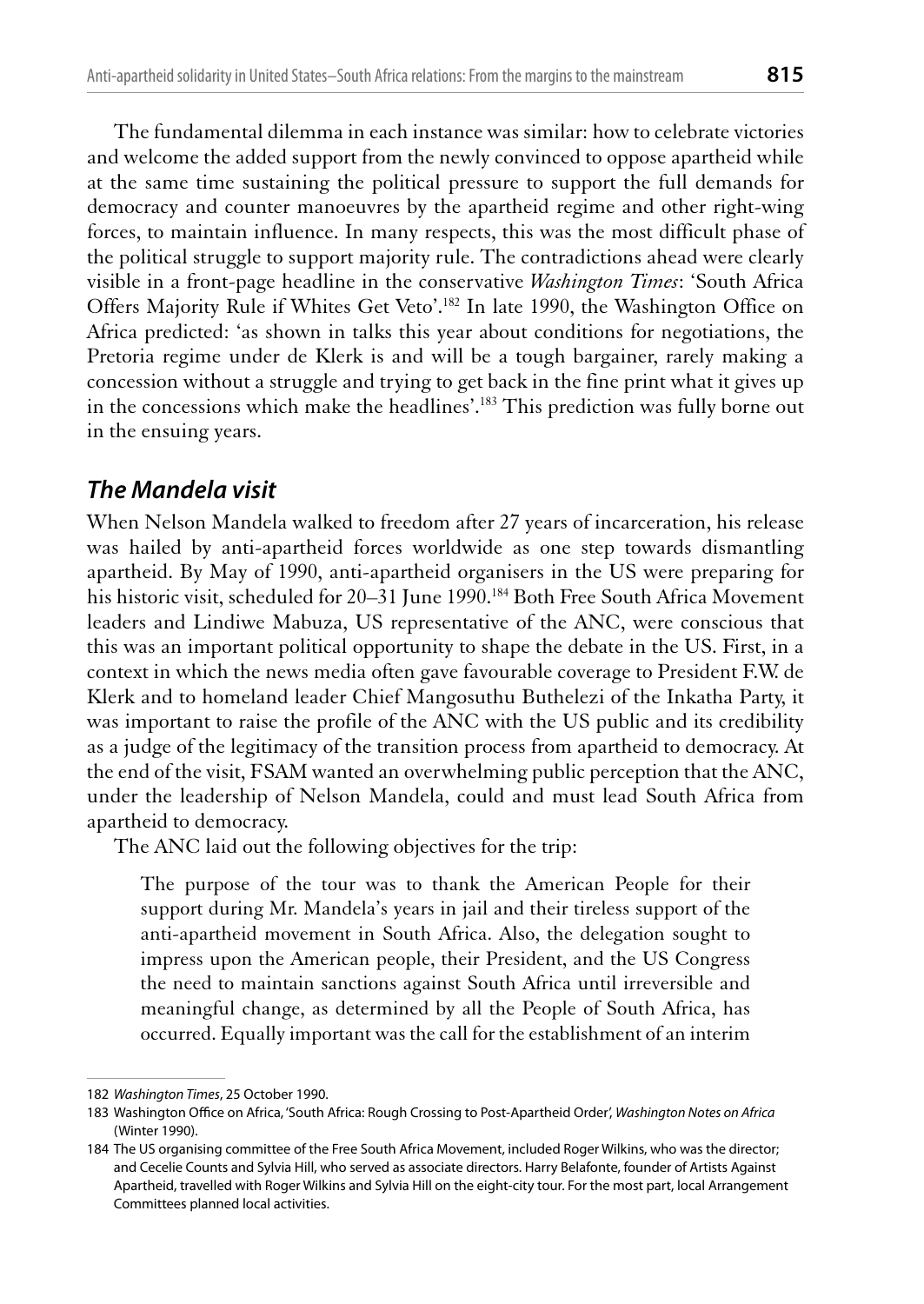The fundamental dilemma in each instance was similar: how to celebrate victories and welcome the added support from the newly convinced to oppose apartheid while at the same time sustaining the political pressure to support the full demands for democracy and counter manoeuvres by the apartheid regime and other right-wing forces, to maintain influence. In many respects, this was the most difficult phase of the political struggle to support majority rule. The contradictions ahead were clearly visible in a front-page headline in the conservative *Washington Times*: 'South Africa Offers Majority Rule if Whites Get Veto'.[182] In late 1990, the Washington Office on Africa predicted: 'as shown in talks this year about conditions for negotiations, the Pretoria regime under de Klerk is and will be a tough bargainer, rarely making a concession without a struggle and trying to get back in the fine print what it gives up in the concessions which make the headlines'.[183] This prediction was fully borne out in the ensuing years.

## *The Mandela visit*

When Nelson Mandela walked to freedom after 27 years of incarceration, his release was hailed by anti-apartheid forces worldwide as one step towards dismantling apartheid. By May of 1990, anti-apartheid organisers in the US were preparing for his historic visit, scheduled for 20–31 June 1990.[184] Both Free South Africa Movement leaders and Lindiwe Mabuza, US representative of the ANC, were conscious that this was an important political opportunity to shape the debate in the US. First, in a context in which the news media often gave favourable coverage to President F.W. de Klerk and to homeland leader Chief Mangosuthu Buthelezi of the Inkatha Party, it was important to raise the profile of the ANC with the US public and its credibility as a judge of the legitimacy of the transition process from apartheid to democracy. At the end of the visit, FSAM wanted an overwhelming public perception that the ANC, under the leadership of Nelson Mandela, could and must lead South Africa from apartheid to democracy.

The ANC laid out the following objectives for the trip:

> The purpose of the tour was to thank the American People for their support during Mr. Mandela's years in jail and their tireless support of the anti-apartheid movement in South Africa. Also, the delegation sought to impress upon the American people, their President, and the US Congress the need to maintain sanctions against South Africa until irreversible and meaningful change, as determined by all the People of South Africa, has occurred. Equally important was the call for the establishment of an interim

---

182 *Washington Times*, 25 October 1990.

183 Washington Office on Africa, 'South Africa: Rough Crossing to Post-Apartheid Order', *Washington Notes on Africa* (Winter 1990).

184 The US organising committee of the Free South Africa Movement, included Roger Wilkins, who was the director; and Cecelie Counts and Sylvia Hill, who served as associate directors. Harry Belafonte, founder of Artists Against Apartheid, travelled with Roger Wilkins and Sylvia Hill on the eight-city tour. For the most part, local Arrangement Committees planned local activities.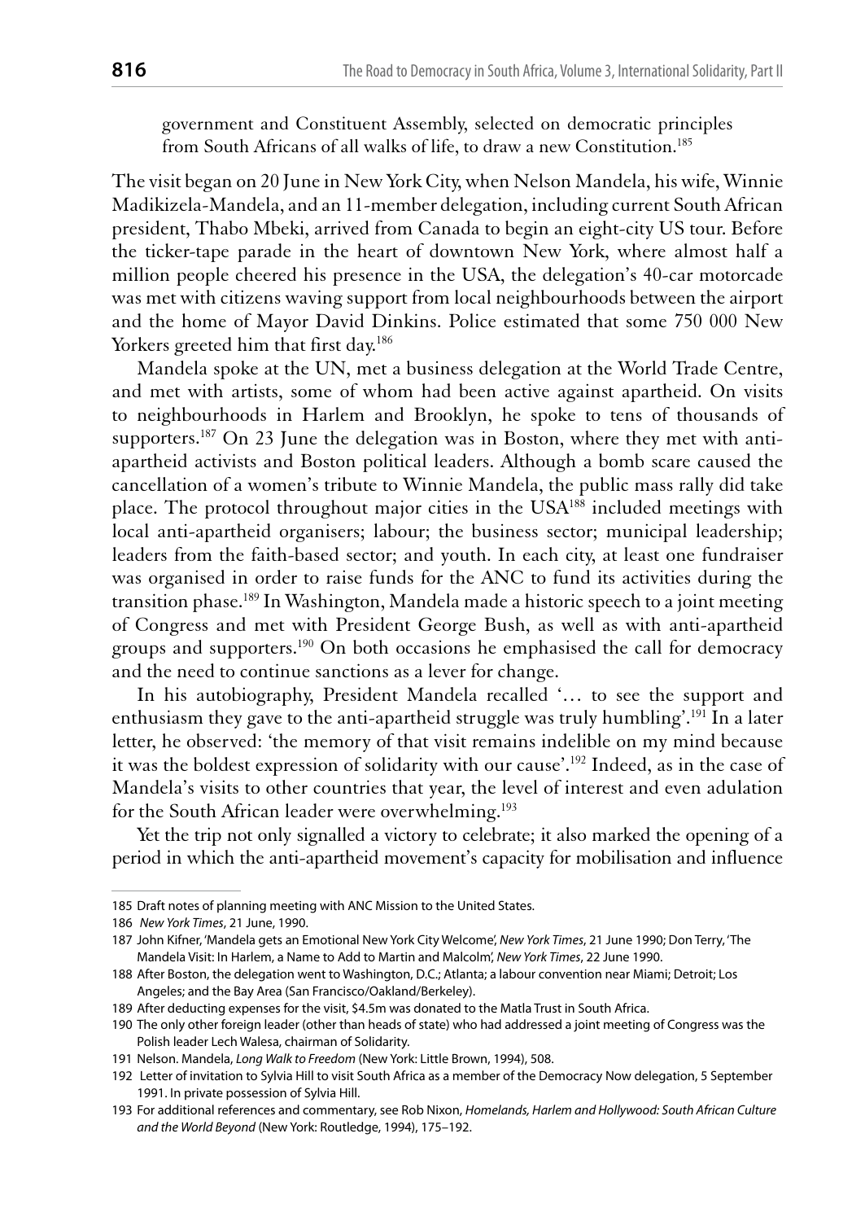government and Constituent Assembly, selected on democratic principles from South Africans of all walks of life, to draw a new Constitution.[185]

The visit began on 20 June in New York City, when Nelson Mandela, his wife, Winnie Madikizela-Mandela, and an 11-member delegation, including current South African president, Thabo Mbeki, arrived from Canada to begin an eight-city US tour. Before the ticker-tape parade in the heart of downtown New York, where almost half a million people cheered his presence in the USA, the delegation's 40-car motorcade was met with citizens waving support from local neighbourhoods between the airport and the home of Mayor David Dinkins. Police estimated that some 750 000 New Yorkers greeted him that first day.[186]

Mandela spoke at the UN, met a business delegation at the World Trade Centre, and met with artists, some of whom had been active against apartheid. On visits to neighbourhoods in Harlem and Brooklyn, he spoke to tens of thousands of supporters.[187] On 23 June the delegation was in Boston, where they met with anti-apartheid activists and Boston political leaders. Although a bomb scare caused the cancellation of a women's tribute to Winnie Mandela, the public mass rally did take place. The protocol throughout major cities in the USA[188] included meetings with local anti-apartheid organisers; labour; the business sector; municipal leadership; leaders from the faith-based sector; and youth. In each city, at least one fundraiser was organised in order to raise funds for the ANC to fund its activities during the transition phase.[189] In Washington, Mandela made a historic speech to a joint meeting of Congress and met with President George Bush, as well as with anti-apartheid groups and supporters.[190] On both occasions he emphasised the call for democracy and the need to continue sanctions as a lever for change.

In his autobiography, President Mandela recalled '… to see the support and enthusiasm they gave to the anti-apartheid struggle was truly humbling'.[191] In a later letter, he observed: 'the memory of that visit remains indelible on my mind because it was the boldest expression of solidarity with our cause'.[192] Indeed, as in the case of Mandela's visits to other countries that year, the level of interest and even adulation for the South African leader were overwhelming.[193]

Yet the trip not only signalled a victory to celebrate; it also marked the opening of a period in which the anti-apartheid movement's capacity for mobilisation and influence

---

185 Draft notes of planning meeting with ANC Mission to the United States.

186 *New York Times*, 21 June, 1990.

187 John Kifner, 'Mandela gets an Emotional New York City Welcome', *New York Times*, 21 June 1990; Don Terry, 'The Mandela Visit: In Harlem, a Name to Add to Martin and Malcolm', *New York Times*, 22 June 1990.

188 After Boston, the delegation went to Washington, D.C.; Atlanta; a labour convention near Miami; Detroit; Los Angeles; and the Bay Area (San Francisco/Oakland/Berkeley).

189 After deducting expenses for the visit, $4.5m was donated to the Matla Trust in South Africa.

190 The only other foreign leader (other than heads of state) who had addressed a joint meeting of Congress was the Polish leader Lech Walesa, chairman of Solidarity.

191 Nelson. Mandela, *Long Walk to Freedom* (New York: Little Brown, 1994), 508.

192 Letter of invitation to Sylvia Hill to visit South Africa as a member of the Democracy Now delegation, 5 September 1991. In private possession of Sylvia Hill.

193 For additional references and commentary, see Rob Nixon, *Homelands, Harlem and Hollywood: South African Culture and the World Beyond* (New York: Routledge, 1994), 175–192.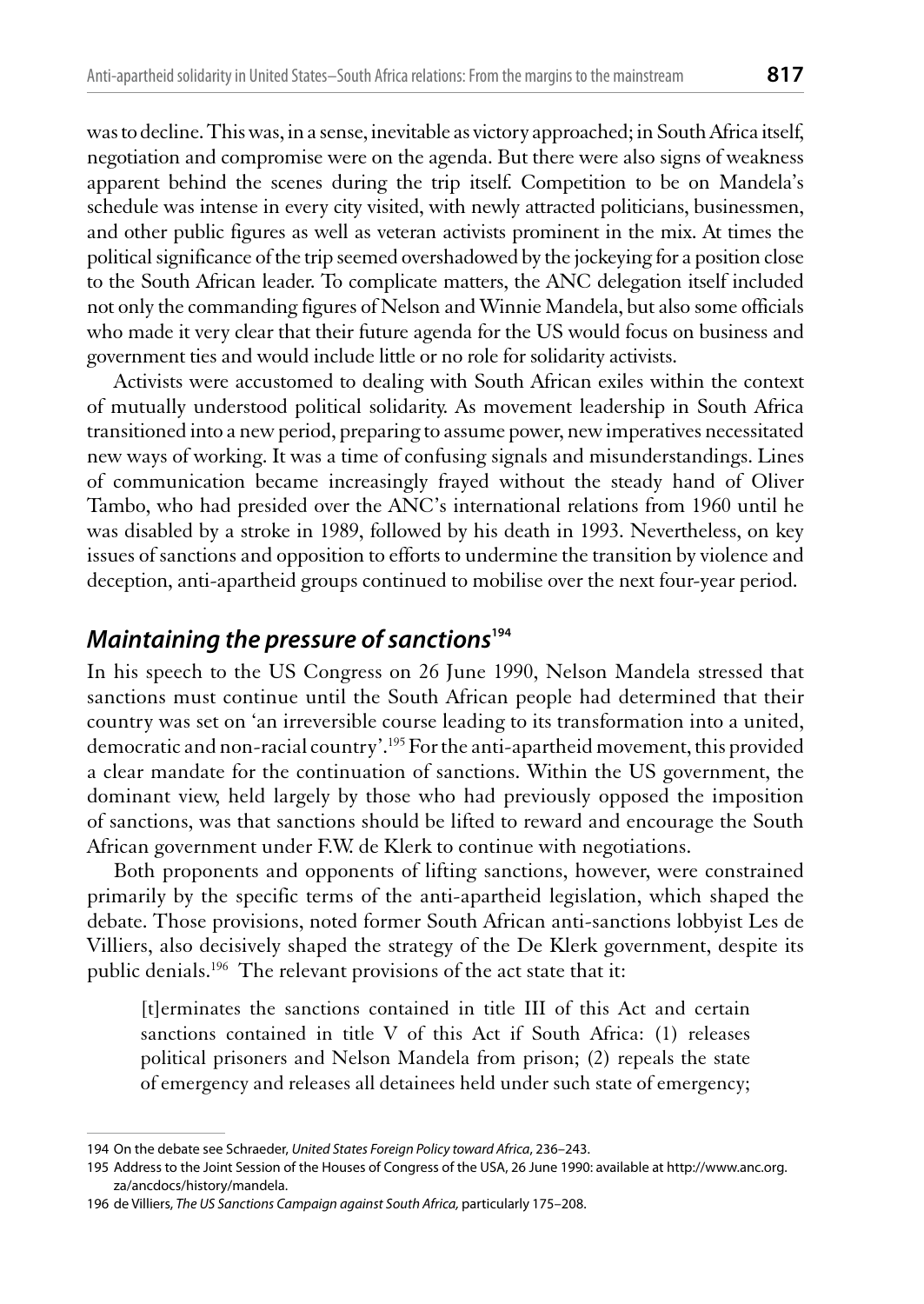was to decline. This was, in a sense, inevitable as victory approached; in South Africa itself, negotiation and compromise were on the agenda. But there were also signs of weakness apparent behind the scenes during the trip itself. Competition to be on Mandela's schedule was intense in every city visited, with newly attracted politicians, businessmen, and other public figures as well as veteran activists prominent in the mix. At times the political significance of the trip seemed overshadowed by the jockeying for a position close to the South African leader. To complicate matters, the ANC delegation itself included not only the commanding figures of Nelson and Winnie Mandela, but also some officials who made it very clear that their future agenda for the US would focus on business and government ties and would include little or no role for solidarity activists.

Activists were accustomed to dealing with South African exiles within the context of mutually understood political solidarity. As movement leadership in South Africa transitioned into a new period, preparing to assume power, new imperatives necessitated new ways of working. It was a time of confusing signals and misunderstandings. Lines of communication became increasingly frayed without the steady hand of Oliver Tambo, who had presided over the ANC's international relations from 1960 until he was disabled by a stroke in 1989, followed by his death in 1993. Nevertheless, on key issues of sanctions and opposition to efforts to undermine the transition by violence and deception, anti-apartheid groups continued to mobilise over the next four-year period.

## *Maintaining the pressure of sanctions*[194]

In his speech to the US Congress on 26 June 1990, Nelson Mandela stressed that sanctions must continue until the South African people had determined that their country was set on 'an irreversible course leading to its transformation into a united, democratic and non-racial country'.[195] For the anti-apartheid movement, this provided a clear mandate for the continuation of sanctions. Within the US government, the dominant view, held largely by those who had previously opposed the imposition of sanctions, was that sanctions should be lifted to reward and encourage the South African government under F.W. de Klerk to continue with negotiations.

Both proponents and opponents of lifting sanctions, however, were constrained primarily by the specific terms of the anti-apartheid legislation, which shaped the debate. Those provisions, noted former South African anti-sanctions lobbyist Les de Villiers, also decisively shaped the strategy of the De Klerk government, despite its public denials.[196] The relevant provisions of the act state that it:

> [t]erminates the sanctions contained in title III of this Act and certain sanctions contained in title V of this Act if South Africa: (1) releases political prisoners and Nelson Mandela from prison; (2) repeals the state of emergency and releases all detainees held under such state of emergency;

---

194 On the debate see Schraeder, *United States Foreign Policy toward Africa*, 236–243.

195 Address to the Joint Session of the Houses of Congress of the USA, 26 June 1990: available at http://www.anc.org.za/ancdocs/history/mandela.

196 de Villiers, *The US Sanctions Campaign against South Africa,* particularly 175–208.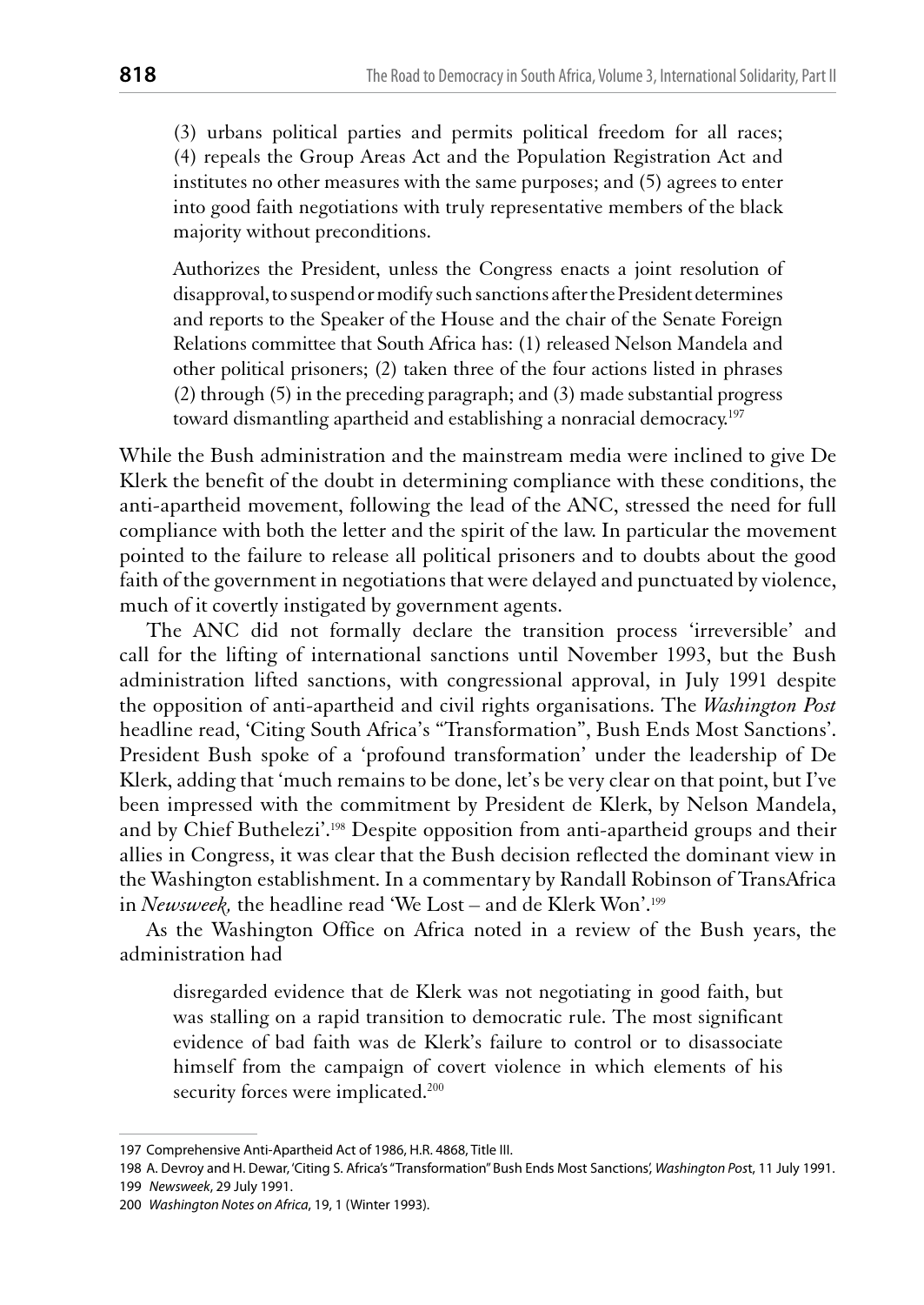(3) urbans political parties and permits political freedom for all races; (4) repeals the Group Areas Act and the Population Registration Act and institutes no other measures with the same purposes; and (5) agrees to enter into good faith negotiations with truly representative members of the black majority without preconditions.

> Authorizes the President, unless the Congress enacts a joint resolution of disapproval, to suspend or modify such sanctions after the President determines and reports to the Speaker of the House and the chair of the Senate Foreign Relations committee that South Africa has: (1) released Nelson Mandela and other political prisoners; (2) taken three of the four actions listed in phrases (2) through (5) in the preceding paragraph; and (3) made substantial progress toward dismantling apartheid and establishing a nonracial democracy.[197]

While the Bush administration and the mainstream media were inclined to give De Klerk the benefit of the doubt in determining compliance with these conditions, the anti-apartheid movement, following the lead of the ANC, stressed the need for full compliance with both the letter and the spirit of the law. In particular the movement pointed to the failure to release all political prisoners and to doubts about the good faith of the government in negotiations that were delayed and punctuated by violence, much of it covertly instigated by government agents.

The ANC did not formally declare the transition process 'irreversible' and call for the lifting of international sanctions until November 1993, but the Bush administration lifted sanctions, with congressional approval, in July 1991 despite the opposition of anti-apartheid and civil rights organisations. The *Washington Post* headline read, 'Citing South Africa's "Transformation", Bush Ends Most Sanctions'. President Bush spoke of a 'profound transformation' under the leadership of De Klerk, adding that 'much remains to be done, let's be very clear on that point, but I've been impressed with the commitment by President de Klerk, by Nelson Mandela, and by Chief Buthelezi'.[198] Despite opposition from anti-apartheid groups and their allies in Congress, it was clear that the Bush decision reflected the dominant view in the Washington establishment. In a commentary by Randall Robinson of TransAfrica in *Newsweek,* the headline read 'We Lost – and de Klerk Won'.[199]

As the Washington Office on Africa noted in a review of the Bush years, the administration had

> disregarded evidence that de Klerk was not negotiating in good faith, but was stalling on a rapid transition to democratic rule. The most significant evidence of bad faith was de Klerk's failure to control or to disassociate himself from the campaign of covert violence in which elements of his security forces were implicated.[200]

---

197 Comprehensive Anti-Apartheid Act of 1986, H.R. 4868, Title III.

198 A. Devroy and H. Dewar, 'Citing S. Africa's "Transformation" Bush Ends Most Sanctions', *Washington Post*, 11 July 1991.

199 *Newsweek*, 29 July 1991.

200 *Washington Notes on Africa*, 19, 1 (Winter 1993).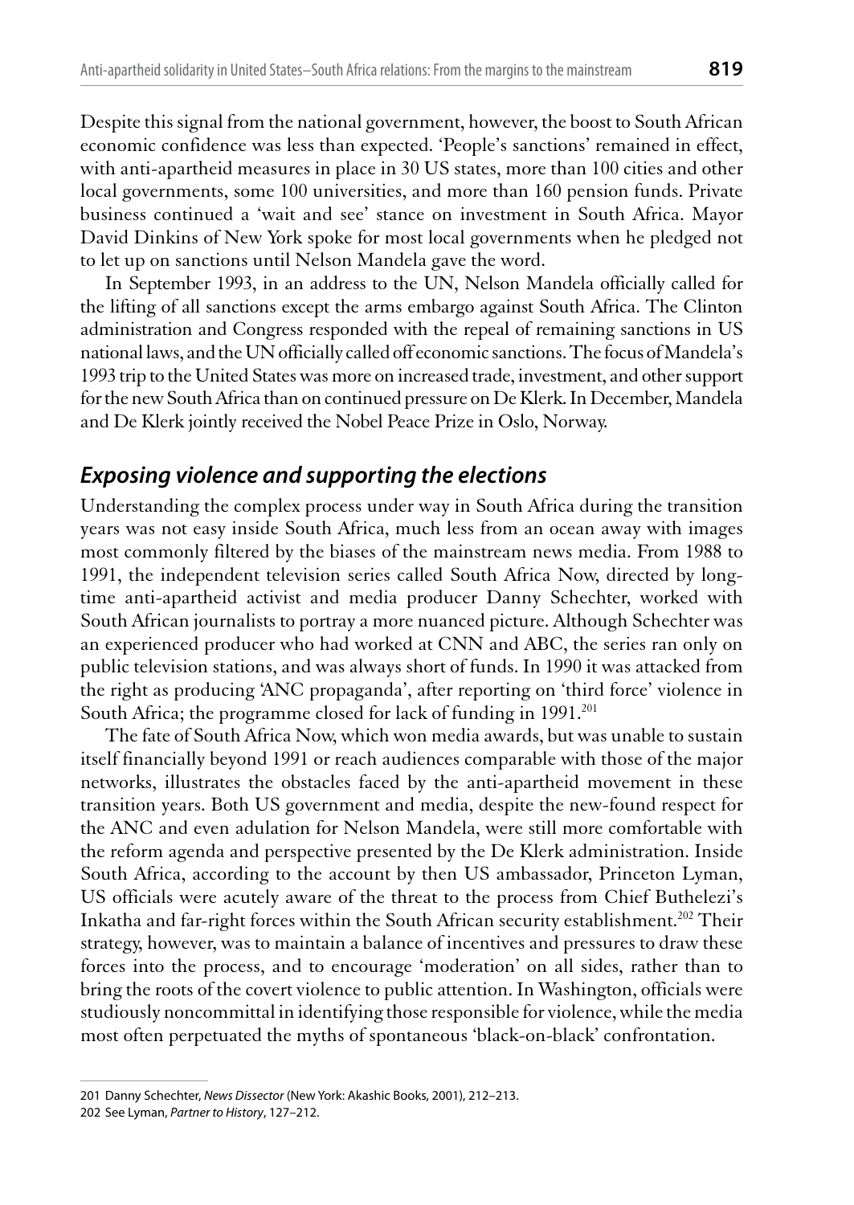Despite this signal from the national government, however, the boost to South African economic confidence was less than expected. 'People's sanctions' remained in effect, with anti-apartheid measures in place in 30 US states, more than 100 cities and other local governments, some 100 universities, and more than 160 pension funds. Private business continued a 'wait and see' stance on investment in South Africa. Mayor David Dinkins of New York spoke for most local governments when he pledged not to let up on sanctions until Nelson Mandela gave the word.

In September 1993, in an address to the UN, Nelson Mandela officially called for the lifting of all sanctions except the arms embargo against South Africa. The Clinton administration and Congress responded with the repeal of remaining sanctions in US national laws, and the UN officially called off economic sanctions. The focus of Mandela's 1993 trip to the United States was more on increased trade, investment, and other support for the new South Africa than on continued pressure on De Klerk. In December, Mandela and De Klerk jointly received the Nobel Peace Prize in Oslo, Norway.

## *Exposing violence and supporting the elections*

Understanding the complex process under way in South Africa during the transition years was not easy inside South Africa, much less from an ocean away with images most commonly filtered by the biases of the mainstream news media. From 1988 to 1991, the independent television series called South Africa Now, directed by long-time anti-apartheid activist and media producer Danny Schechter, worked with South African journalists to portray a more nuanced picture. Although Schechter was an experienced producer who had worked at CNN and ABC, the series ran only on public television stations, and was always short of funds. In 1990 it was attacked from the right as producing 'ANC propaganda', after reporting on 'third force' violence in South Africa; the programme closed for lack of funding in 1991.[201]

The fate of South Africa Now, which won media awards, but was unable to sustain itself financially beyond 1991 or reach audiences comparable with those of the major networks, illustrates the obstacles faced by the anti-apartheid movement in these transition years. Both US government and media, despite the new-found respect for the ANC and even adulation for Nelson Mandela, were still more comfortable with the reform agenda and perspective presented by the De Klerk administration. Inside South Africa, according to the account by then US ambassador, Princeton Lyman, US officials were acutely aware of the threat to the process from Chief Buthelezi's Inkatha and far-right forces within the South African security establishment.[202] Their strategy, however, was to maintain a balance of incentives and pressures to draw these forces into the process, and to encourage 'moderation' on all sides, rather than to bring the roots of the covert violence to public attention. In Washington, officials were studiously noncommittal in identifying those responsible for violence, while the media most often perpetuated the myths of spontaneous 'black-on-black' confrontation.

---

201 Danny Schechter, *News Dissector* (New York: Akashic Books, 2001), 212–213.

202 See Lyman, *Partner to History*, 127–212.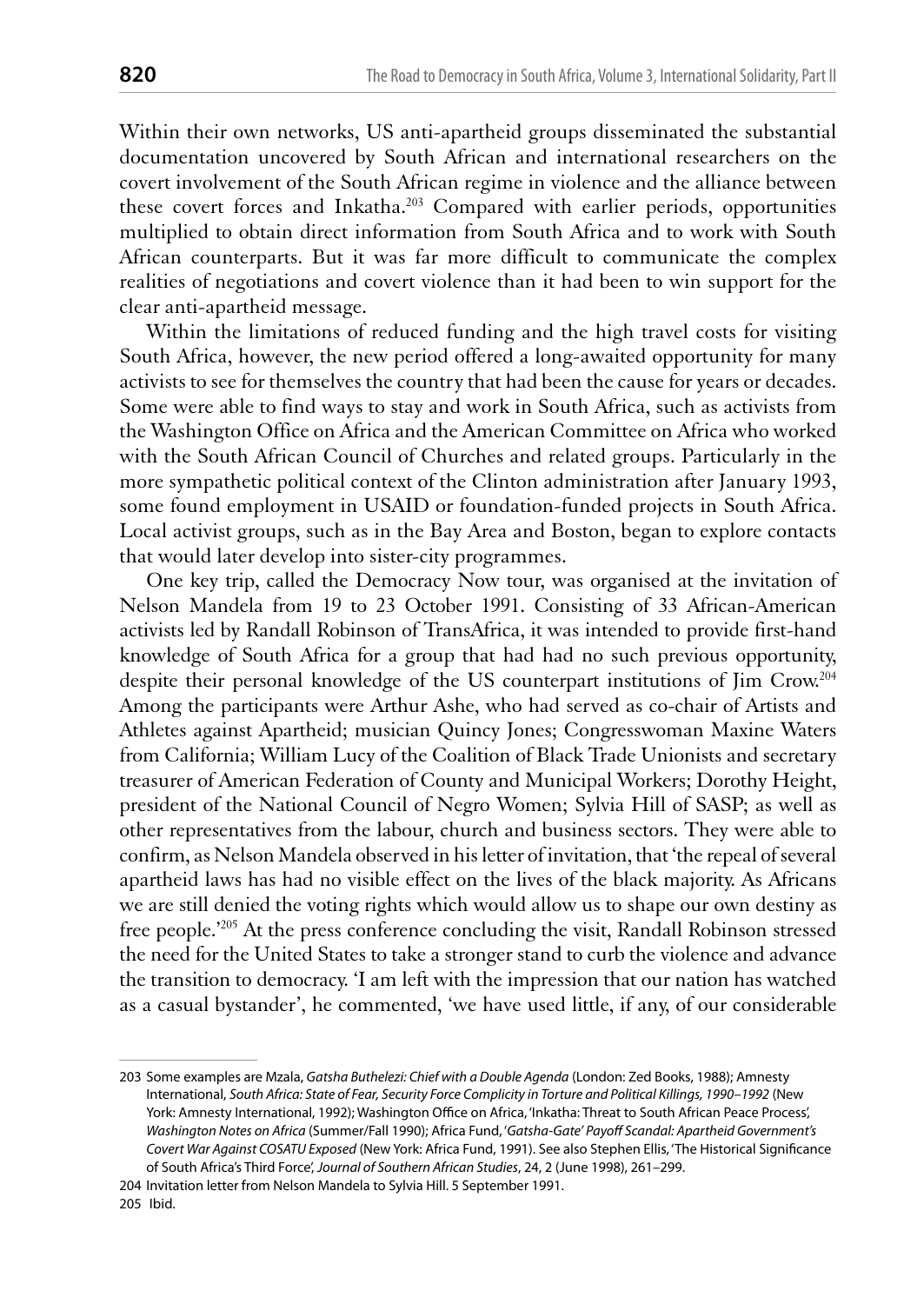Within their own networks, US anti-apartheid groups disseminated the substantial documentation uncovered by South African and international researchers on the covert involvement of the South African regime in violence and the alliance between these covert forces and Inkatha.[203] Compared with earlier periods, opportunities multiplied to obtain direct information from South Africa and to work with South African counterparts. But it was far more difficult to communicate the complex realities of negotiations and covert violence than it had been to win support for the clear anti-apartheid message.

Within the limitations of reduced funding and the high travel costs for visiting South Africa, however, the new period offered a long-awaited opportunity for many activists to see for themselves the country that had been the cause for years or decades. Some were able to find ways to stay and work in South Africa, such as activists from the Washington Office on Africa and the American Committee on Africa who worked with the South African Council of Churches and related groups. Particularly in the more sympathetic political context of the Clinton administration after January 1993, some found employment in USAID or foundation-funded projects in South Africa. Local activist groups, such as in the Bay Area and Boston, began to explore contacts that would later develop into sister-city programmes.

One key trip, called the Democracy Now tour, was organised at the invitation of Nelson Mandela from 19 to 23 October 1991. Consisting of 33 African-American activists led by Randall Robinson of TransAfrica, it was intended to provide first-hand knowledge of South Africa for a group that had had no such previous opportunity, despite their personal knowledge of the US counterpart institutions of Jim Crow.[204] Among the participants were Arthur Ashe, who had served as co-chair of Artists and Athletes against Apartheid; musician Quincy Jones; Congresswoman Maxine Waters from California; William Lucy of the Coalition of Black Trade Unionists and secretary treasurer of American Federation of County and Municipal Workers; Dorothy Height, president of the National Council of Negro Women; Sylvia Hill of SASP; as well as other representatives from the labour, church and business sectors. They were able to confirm, as Nelson Mandela observed in his letter of invitation, that 'the repeal of several apartheid laws has had no visible effect on the lives of the black majority. As Africans we are still denied the voting rights which would allow us to shape our own destiny as free people.'[205] At the press conference concluding the visit, Randall Robinson stressed the need for the United States to take a stronger stand to curb the violence and advance the transition to democracy. 'I am left with the impression that our nation has watched as a casual bystander', he commented, 'we have used little, if any, of our considerable

---

203 Some examples are Mzala, *Gatsha Buthelezi: Chief with a Double Agenda* (London: Zed Books, 1988); Amnesty International, *South Africa: State of Fear, Security Force Complicity in Torture and Political Killings, 1990–1992* (New York: Amnesty International, 1992); Washington Office on Africa, 'Inkatha: Threat to South African Peace Process', *Washington Notes on Africa* (Summer/Fall 1990); Africa Fund, '*Gatsha-Gate' Payoff Scandal: Apartheid Government's Covert War Against COSATU Exposed* (New York: Africa Fund, 1991). See also Stephen Ellis, 'The Historical Significance of South Africa's Third Force', *Journal of Southern African Studies*, 24, 2 (June 1998), 261–299.

204 Invitation letter from Nelson Mandela to Sylvia Hill. 5 September 1991.

205 Ibid.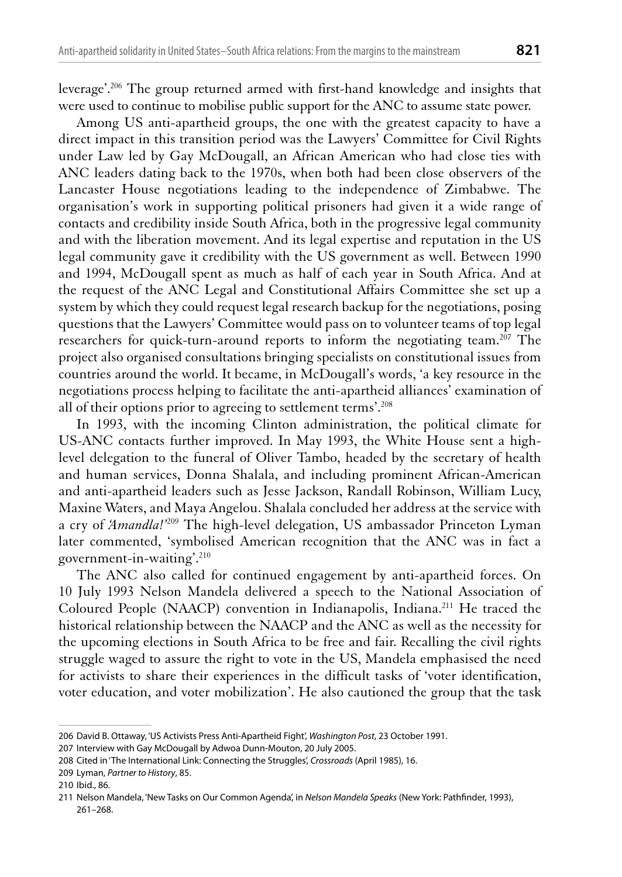leverage'.[206] The group returned armed with first-hand knowledge and insights that were used to continue to mobilise public support for the ANC to assume state power.

Among US anti-apartheid groups, the one with the greatest capacity to have a direct impact in this transition period was the Lawyers' Committee for Civil Rights under Law led by Gay McDougall, an African American who had close ties with ANC leaders dating back to the 1970s, when both had been close observers of the Lancaster House negotiations leading to the independence of Zimbabwe. The organisation's work in supporting political prisoners had given it a wide range of contacts and credibility inside South Africa, both in the progressive legal community and with the liberation movement. And its legal expertise and reputation in the US legal community gave it credibility with the US government as well. Between 1990 and 1994, McDougall spent as much as half of each year in South Africa. And at the request of the ANC Legal and Constitutional Affairs Committee she set up a system by which they could request legal research backup for the negotiations, posing questions that the Lawyers' Committee would pass on to volunteer teams of top legal researchers for quick-turn-around reports to inform the negotiating team.[207] The project also organised consultations bringing specialists on constitutional issues from countries around the world. It became, in McDougall's words, 'a key resource in the negotiations process helping to facilitate the anti-apartheid alliances' examination of all of their options prior to agreeing to settlement terms'.[208]

In 1993, with the incoming Clinton administration, the political climate for US-ANC contacts further improved. In May 1993, the White House sent a high-level delegation to the funeral of Oliver Tambo, headed by the secretary of health and human services, Donna Shalala, and including prominent African-American and anti-apartheid leaders such as Jesse Jackson, Randall Robinson, William Lucy, Maxine Waters, and Maya Angelou. Shalala concluded her address at the service with a cry of '*Amandla!*'[209] The high-level delegation, US ambassador Princeton Lyman later commented, 'symbolised American recognition that the ANC was in fact a government-in-waiting'.[210]

The ANC also called for continued engagement by anti-apartheid forces. On 10 July 1993 Nelson Mandela delivered a speech to the National Association of Coloured People (NAACP) convention in Indianapolis, Indiana.[211] He traced the historical relationship between the NAACP and the ANC as well as the necessity for the upcoming elections in South Africa to be free and fair. Recalling the civil rights struggle waged to assure the right to vote in the US, Mandela emphasised the need for activists to share their experiences in the difficult tasks of 'voter identification, voter education, and voter mobilization'. He also cautioned the group that the task

---

206 David B. Ottaway, 'US Activists Press Anti-Apartheid Fight', *Washington Post*, 23 October 1991.

207 Interview with Gay McDougall by Adwoa Dunn-Mouton, 20 July 2005.

208 Cited in 'The International Link: Connecting the Struggles', *Crossroads* (April 1985), 16.

209 Lyman, *Partner to History*, 85.

210 Ibid., 86.

211 Nelson Mandela, 'New Tasks on Our Common Agenda', in *Nelson Mandela Speaks* (New York: Pathfinder, 1993), 261–268.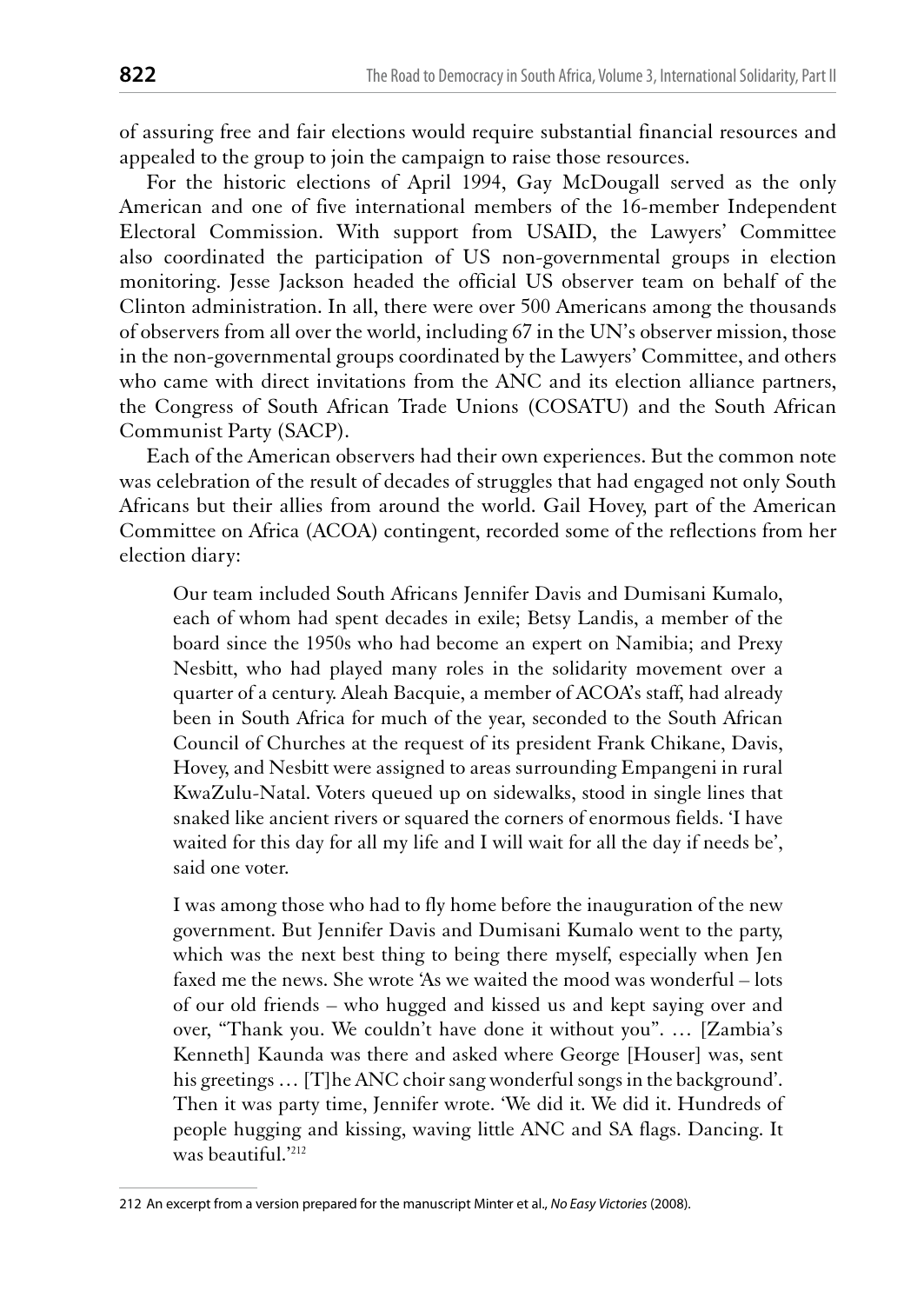of assuring free and fair elections would require substantial financial resources and appealed to the group to join the campaign to raise those resources.

For the historic elections of April 1994, Gay McDougall served as the only American and one of five international members of the 16-member Independent Electoral Commission. With support from USAID, the Lawyers' Committee also coordinated the participation of US non-governmental groups in election monitoring. Jesse Jackson headed the official US observer team on behalf of the Clinton administration. In all, there were over 500 Americans among the thousands of observers from all over the world, including 67 in the UN's observer mission, those in the non-governmental groups coordinated by the Lawyers' Committee, and others who came with direct invitations from the ANC and its election alliance partners, the Congress of South African Trade Unions (COSATU) and the South African Communist Party (SACP).

Each of the American observers had their own experiences. But the common note was celebration of the result of decades of struggles that had engaged not only South Africans but their allies from around the world. Gail Hovey, part of the American Committee on Africa (ACOA) contingent, recorded some of the reflections from her election diary:

> Our team included South Africans Jennifer Davis and Dumisani Kumalo, each of whom had spent decades in exile; Betsy Landis, a member of the board since the 1950s who had become an expert on Namibia; and Prexy Nesbitt, who had played many roles in the solidarity movement over a quarter of a century. Aleah Bacquie, a member of ACOA's staff, had already been in South Africa for much of the year, seconded to the South African Council of Churches at the request of its president Frank Chikane, Davis, Hovey, and Nesbitt were assigned to areas surrounding Empangeni in rural KwaZulu-Natal. Voters queued up on sidewalks, stood in single lines that snaked like ancient rivers or squared the corners of enormous fields. 'I have waited for this day for all my life and I will wait for all the day if needs be', said one voter.
>
> I was among those who had to fly home before the inauguration of the new government. But Jennifer Davis and Dumisani Kumalo went to the party, which was the next best thing to being there myself, especially when Jen faxed me the news. She wrote 'As we waited the mood was wonderful – lots of our old friends – who hugged and kissed us and kept saying over and over, "Thank you. We couldn't have done it without you". … [Zambia's Kenneth] Kaunda was there and asked where George [Houser] was, sent his greetings … [T]he ANC choir sang wonderful songs in the background'. Then it was party time, Jennifer wrote. 'We did it. We did it. Hundreds of people hugging and kissing, waving little ANC and SA flags. Dancing. It was beautiful.'[212]

---

212 An excerpt from a version prepared for the manuscript Minter et al., *No Easy Victories* (2008).